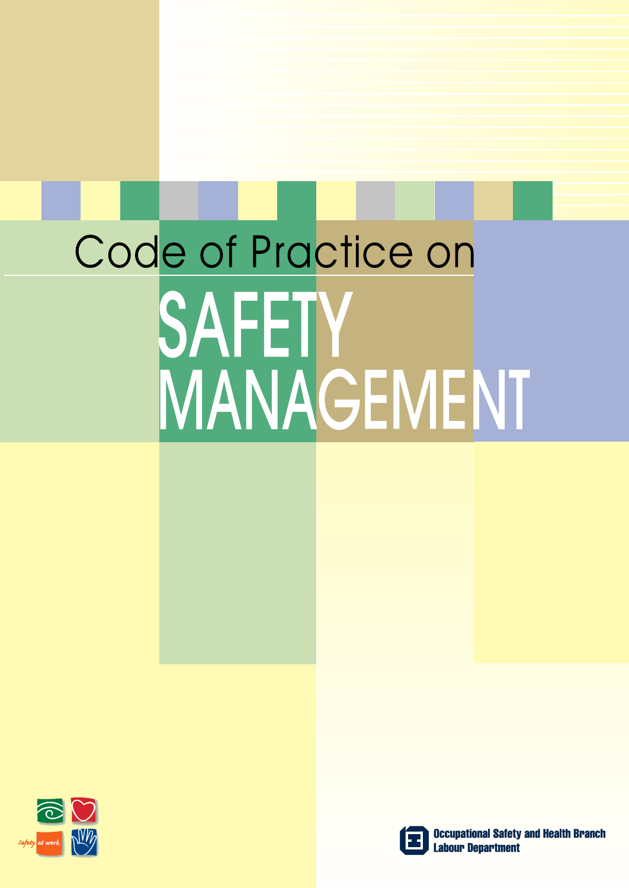# Code of Practice on SAFETY MANAGEMENT

Safety at work

Occupational Safety and Health Branch
Labour Department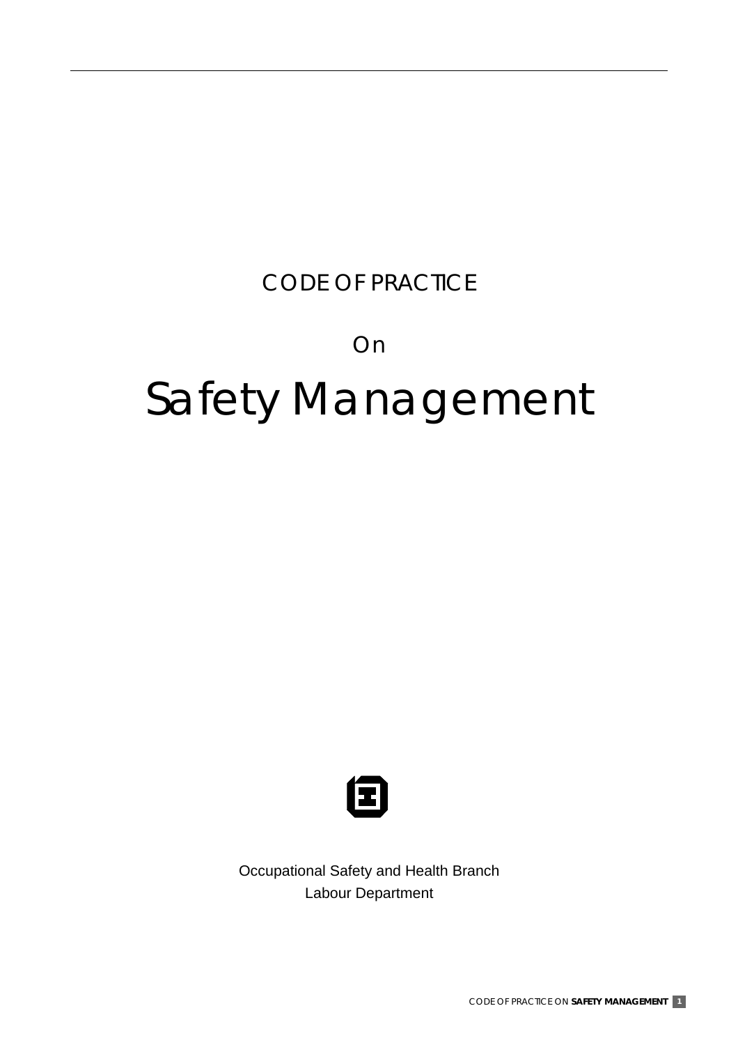CODE OF PRACTICE

On

# Safety Management

Occupational Safety and Health Branch
Labour Department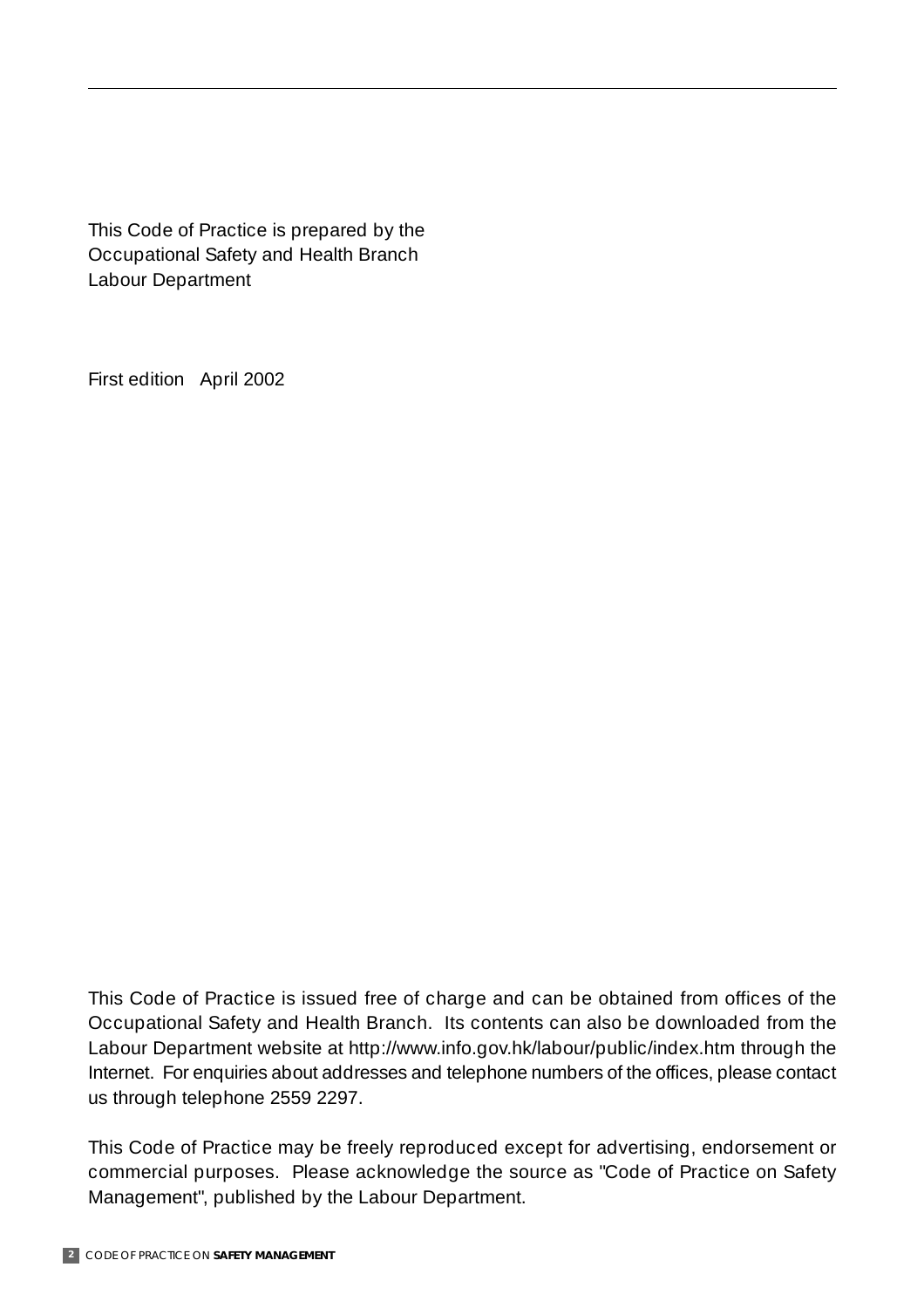This Code of Practice is prepared by the
Occupational Safety and Health Branch
Labour Department

First edition April 2002

This Code of Practice is issued free of charge and can be obtained from offices of the Occupational Safety and Health Branch. Its contents can also be downloaded from the Labour Department website at http://www.info.gov.hk/labour/public/index.htm through the Internet. For enquiries about addresses and telephone numbers of the offices, please contact us through telephone 2559 2297.

This Code of Practice may be freely reproduced except for advertising, endorsement or commercial purposes. Please acknowledge the source as "Code of Practice on Safety Management", published by the Labour Department.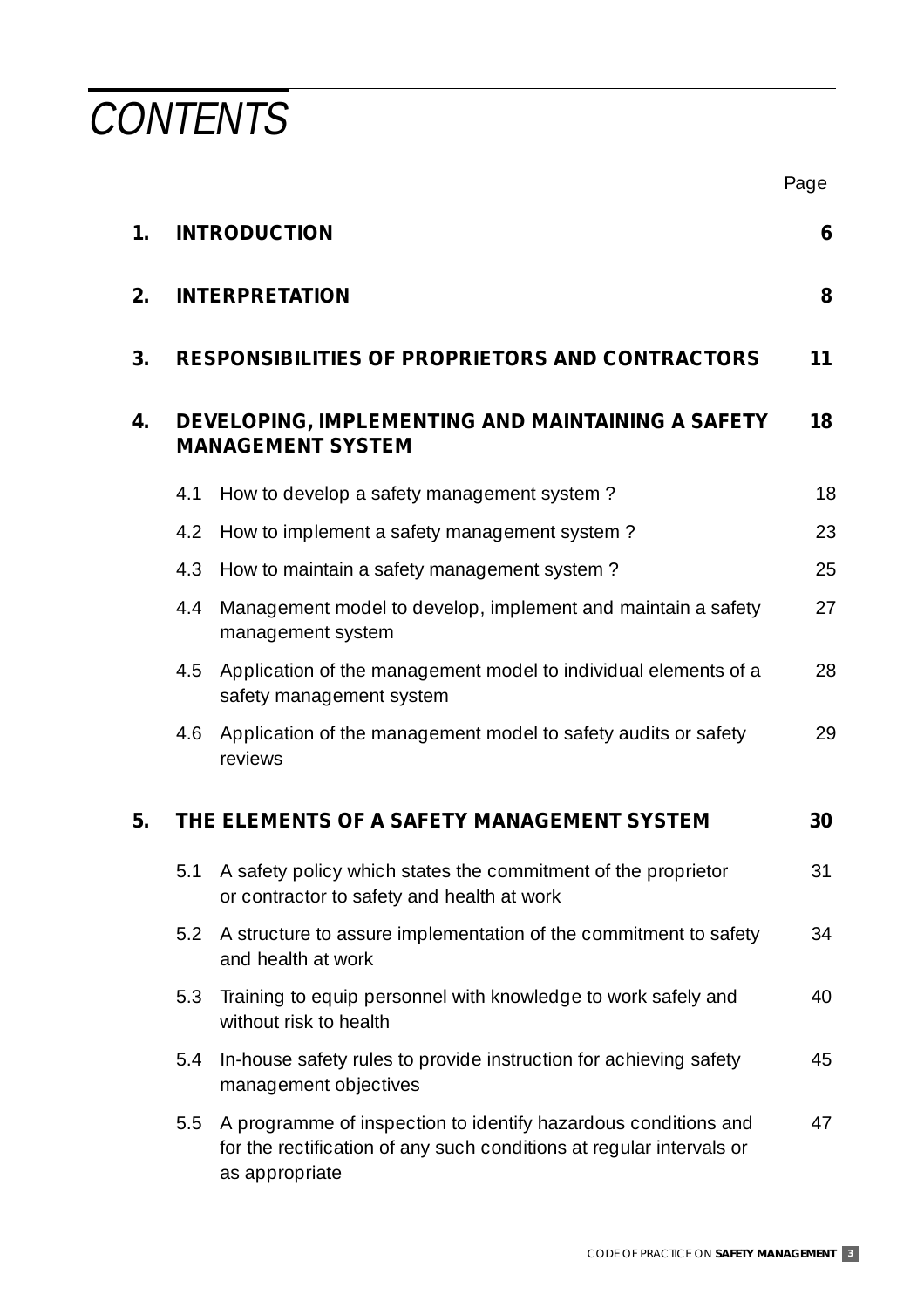# CONTENTS

| | | Page |
|---|---|---|
| **1.** | **INTRODUCTION** | **6** |
| **2.** | **INTERPRETATION** | **8** |
| **3.** | **RESPONSIBILITIES OF PROPRIETORS AND CONTRACTORS** | **11** |
| **4.** | **DEVELOPING, IMPLEMENTING AND MAINTAINING A SAFETY MANAGEMENT SYSTEM** | **18** |
| 4.1 | How to develop a safety management system ? | 18 |
| 4.2 | How to implement a safety management system ? | 23 |
| 4.3 | How to maintain a safety management system ? | 25 |
| 4.4 | Management model to develop, implement and maintain a safety management system | 27 |
| 4.5 | Application of the management model to individual elements of a safety management system | 28 |
| 4.6 | Application of the management model to safety audits or safety reviews | 29 |
| **5.** | **THE ELEMENTS OF A SAFETY MANAGEMENT SYSTEM** | **30** |
| 5.1 | A safety policy which states the commitment of the proprietor or contractor to safety and health at work | 31 |
| 5.2 | A structure to assure implementation of the commitment to safety and health at work | 34 |
| 5.3 | Training to equip personnel with knowledge to work safely and without risk to health | 40 |
| 5.4 | In-house safety rules to provide instruction for achieving safety management objectives | 45 |
| 5.5 | A programme of inspection to identify hazardous conditions and for the rectification of any such conditions at regular intervals or as appropriate | 47 |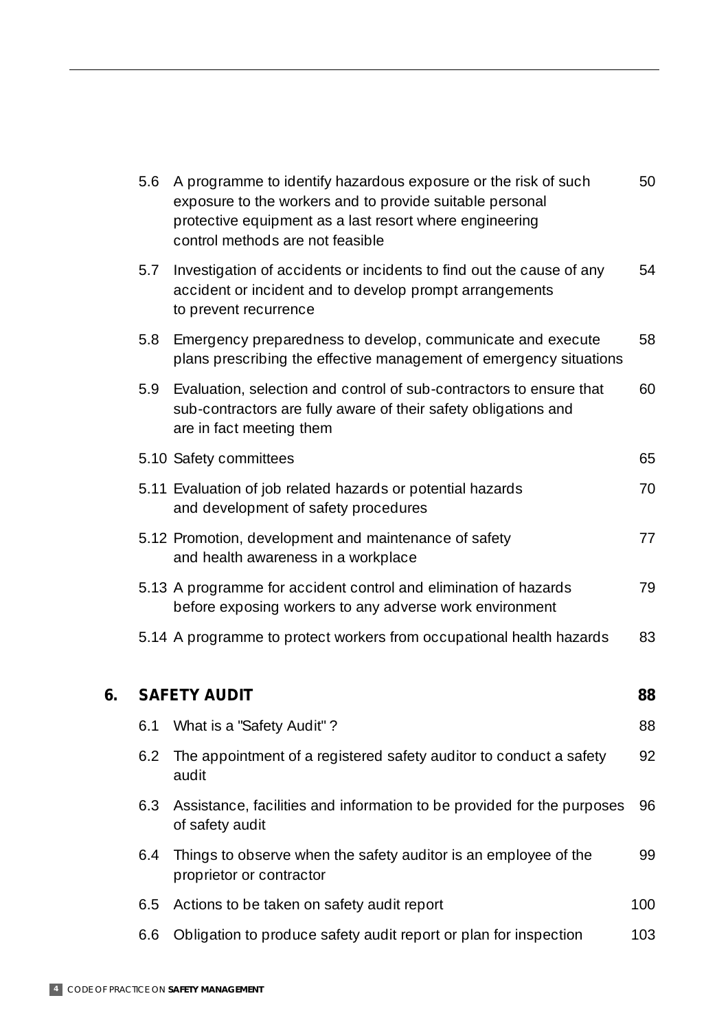| | | |
|---|---|---|
| 5.6 | A programme to identify hazardous exposure or the risk of such exposure to the workers and to provide suitable personal protective equipment as a last resort where engineering control methods are not feasible | 50 |
| 5.7 | Investigation of accidents or incidents to find out the cause of any accident or incident and to develop prompt arrangements to prevent recurrence | 54 |
| 5.8 | Emergency preparedness to develop, communicate and execute plans prescribing the effective management of emergency situations | 58 |
| 5.9 | Evaluation, selection and control of sub-contractors to ensure that sub-contractors are fully aware of their safety obligations and are in fact meeting them | 60 |
| 5.10 | Safety committees | 65 |
| 5.11 | Evaluation of job related hazards or potential hazards and development of safety procedures | 70 |
| 5.12 | Promotion, development and maintenance of safety and health awareness in a workplace | 77 |
| 5.13 | A programme for accident control and elimination of hazards before exposing workers to any adverse work environment | 79 |
| 5.14 | A programme to protect workers from occupational health hazards | 83 |

**6. SAFETY AUDIT** **88**

| | | |
|---|---|---|
| 6.1 | What is a "Safety Audit" ? | 88 |
| 6.2 | The appointment of a registered safety auditor to conduct a safety audit | 92 |
| 6.3 | Assistance, facilities and information to be provided for the purposes of safety audit | 96 |
| 6.4 | Things to observe when the safety auditor is an employee of the proprietor or contractor | 99 |
| 6.5 | Actions to be taken on safety audit report | 100 |
| 6.6 | Obligation to produce safety audit report or plan for inspection | 103 |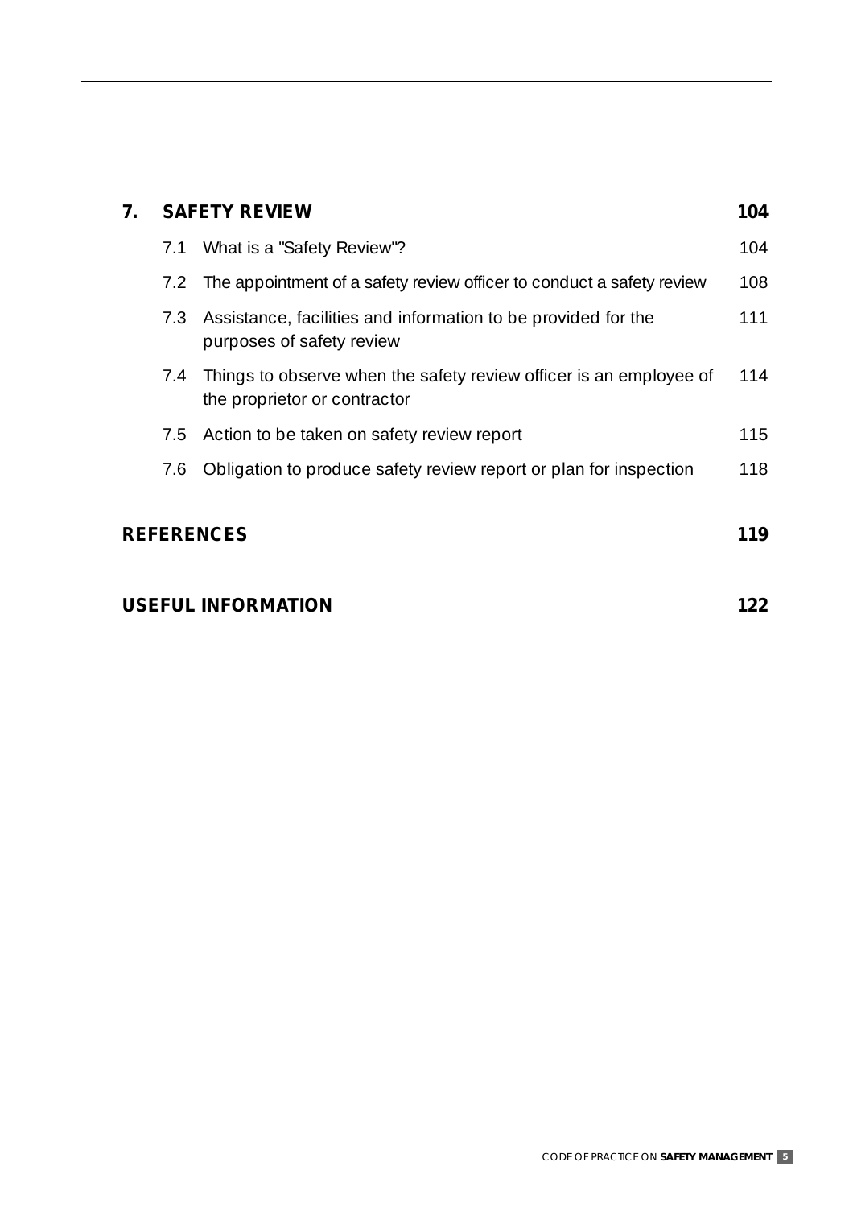| | | |
|---|---|---|
| **7.** | **SAFETY REVIEW** | **104** |
| 7.1 | What is a "Safety Review"? | 104 |
| 7.2 | The appointment of a safety review officer to conduct a safety review | 108 |
| 7.3 | Assistance, facilities and information to be provided for the purposes of safety review | 111 |
| 7.4 | Things to observe when the safety review officer is an employee of the proprietor or contractor | 114 |
| 7.5 | Action to be taken on safety review report | 115 |
| 7.6 | Obligation to produce safety review report or plan for inspection | 118 |
| | **REFERENCES** | **119** |
| | **USEFUL INFORMATION** | **122** |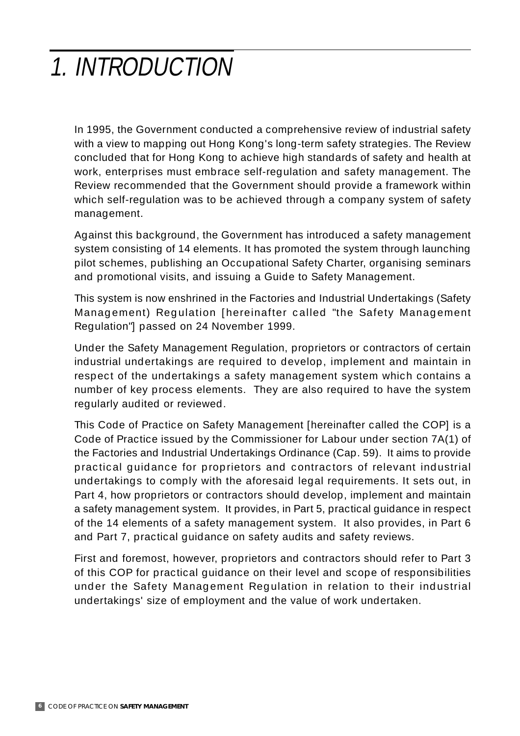# *1. INTRODUCTION*

In 1995, the Government conducted a comprehensive review of industrial safety with a view to mapping out Hong Kong's long-term safety strategies. The Review concluded that for Hong Kong to achieve high standards of safety and health at work, enterprises must embrace self-regulation and safety management. The Review recommended that the Government should provide a framework within which self-regulation was to be achieved through a company system of safety management.

Against this background, the Government has introduced a safety management system consisting of 14 elements. It has promoted the system through launching pilot schemes, publishing an Occupational Safety Charter, organising seminars and promotional visits, and issuing a Guide to Safety Management.

This system is now enshrined in the Factories and Industrial Undertakings (Safety Management) Regulation [hereinafter called "the Safety Management Regulation"] passed on 24 November 1999.

Under the Safety Management Regulation, proprietors or contractors of certain industrial undertakings are required to develop, implement and maintain in respect of the undertakings a safety management system which contains a number of key process elements. They are also required to have the system regularly audited or reviewed.

This Code of Practice on Safety Management [hereinafter called the COP] is a Code of Practice issued by the Commissioner for Labour under section 7A(1) of the Factories and Industrial Undertakings Ordinance (Cap. 59). It aims to provide practical guidance for proprietors and contractors of relevant industrial undertakings to comply with the aforesaid legal requirements. It sets out, in Part 4, how proprietors or contractors should develop, implement and maintain a safety management system. It provides, in Part 5, practical guidance in respect of the 14 elements of a safety management system. It also provides, in Part 6 and Part 7, practical guidance on safety audits and safety reviews.

First and foremost, however, proprietors and contractors should refer to Part 3 of this COP for practical guidance on their level and scope of responsibilities under the Safety Management Regulation in relation to their industrial undertakings' size of employment and the value of work undertaken.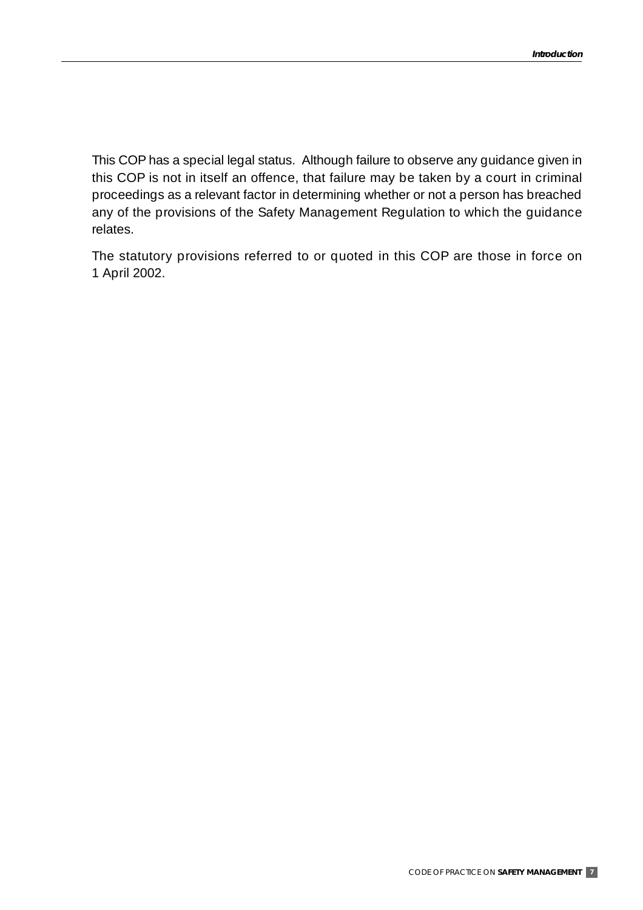This COP has a special legal status. Although failure to observe any guidance given in this COP is not in itself an offence, that failure may be taken by a court in criminal proceedings as a relevant factor in determining whether or not a person has breached any of the provisions of the Safety Management Regulation to which the guidance relates.

The statutory provisions referred to or quoted in this COP are those in force on 1 April 2002.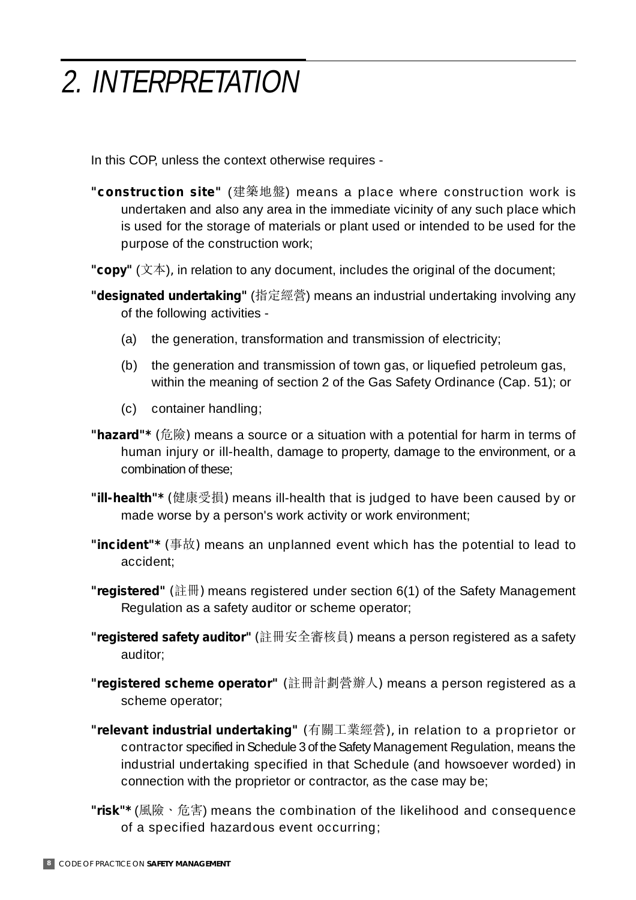# 2. INTERPRETATION

In this COP, unless the context otherwise requires -

**"construction site"** (建築地盤) means a place where construction work is undertaken and also any area in the immediate vicinity of any such place which is used for the storage of materials or plant used or intended to be used for the purpose of the construction work;

**"copy"** (文本), in relation to any document, includes the original of the document;

**"designated undertaking"** (指定經營) means an industrial undertaking involving any of the following activities -

- (a) the generation, transformation and transmission of electricity;
- (b) the generation and transmission of town gas, or liquefied petroleum gas, within the meaning of section 2 of the Gas Safety Ordinance (Cap. 51); or
- (c) container handling;

**"hazard"*** (危險) means a source or a situation with a potential for harm in terms of human injury or ill-health, damage to property, damage to the environment, or a combination of these;

**"ill-health"*** (健康受損) means ill-health that is judged to have been caused by or made worse by a person's work activity or work environment;

**"incident"*** (事故) means an unplanned event which has the potential to lead to accident;

**"registered"** (註冊) means registered under section 6(1) of the Safety Management Regulation as a safety auditor or scheme operator;

**"registered safety auditor"** (註冊安全審核員) means a person registered as a safety auditor;

**"registered scheme operator"** (註冊計劃營辦人) means a person registered as a scheme operator;

**"relevant industrial undertaking"** (有關工業經營), in relation to a proprietor or contractor specified in Schedule 3 of the Safety Management Regulation, means the industrial undertaking specified in that Schedule (and howsoever worded) in connection with the proprietor or contractor, as the case may be;

**"risk"*** (風險、危害) means the combination of the likelihood and consequence of a specified hazardous event occurring;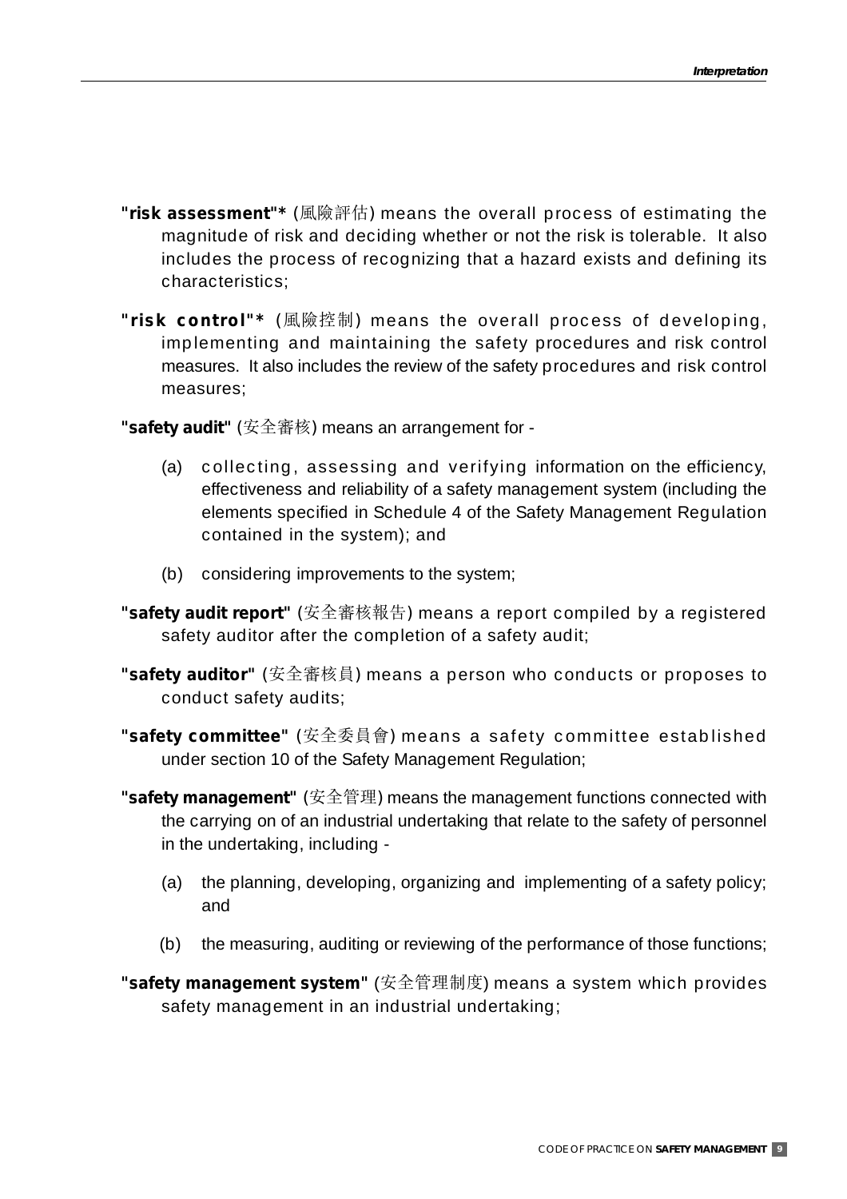**"risk assessment"*** (風險評估) means the overall process of estimating the magnitude of risk and deciding whether or not the risk is tolerable. It also includes the process of recognizing that a hazard exists and defining its characteristics;

**"risk control"*** (風險控制) means the overall process of developing, implementing and maintaining the safety procedures and risk control measures. It also includes the review of the safety procedures and risk control measures;

**"safety audit"** (安全審核) means an arrangement for -

(a) collecting, assessing and verifying information on the efficiency, effectiveness and reliability of a safety management system (including the elements specified in Schedule 4 of the Safety Management Regulation contained in the system); and

(b) considering improvements to the system;

**"safety audit report"** (安全審核報告) means a report compiled by a registered safety auditor after the completion of a safety audit;

**"safety auditor"** (安全審核員) means a person who conducts or proposes to conduct safety audits;

**"safety committee"** (安全委員會) means a safety committee established under section 10 of the Safety Management Regulation;

**"safety management"** (安全管理) means the management functions connected with the carrying on of an industrial undertaking that relate to the safety of personnel in the undertaking, including -

(a) the planning, developing, organizing and implementing of a safety policy; and

(b) the measuring, auditing or reviewing of the performance of those functions;

**"safety management system"** (安全管理制度) means a system which provides safety management in an industrial undertaking;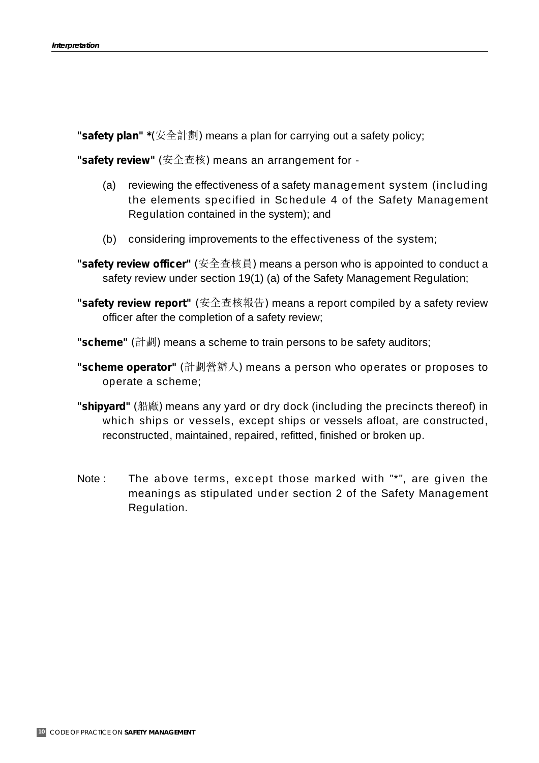**"safety plan" \***(安全計劃) means a plan for carrying out a safety policy;

**"safety review"** (安全查核) means an arrangement for -

(a) reviewing the effectiveness of a safety management system (including the elements specified in Schedule 4 of the Safety Management Regulation contained in the system); and

(b) considering improvements to the effectiveness of the system;

**"safety review officer"** (安全查核員) means a person who is appointed to conduct a safety review under section 19(1) (a) of the Safety Management Regulation;

**"safety review report"** (安全查核報告) means a report compiled by a safety review officer after the completion of a safety review;

**"scheme"** (計劃) means a scheme to train persons to be safety auditors;

**"scheme operator"** (計劃營辦人) means a person who operates or proposes to operate a scheme;

**"shipyard"** (船廠) means any yard or dry dock (including the precincts thereof) in which ships or vessels, except ships or vessels afloat, are constructed, reconstructed, maintained, repaired, refitted, finished or broken up.

Note : The above terms, except those marked with "*", are given the meanings as stipulated under section 2 of the Safety Management Regulation.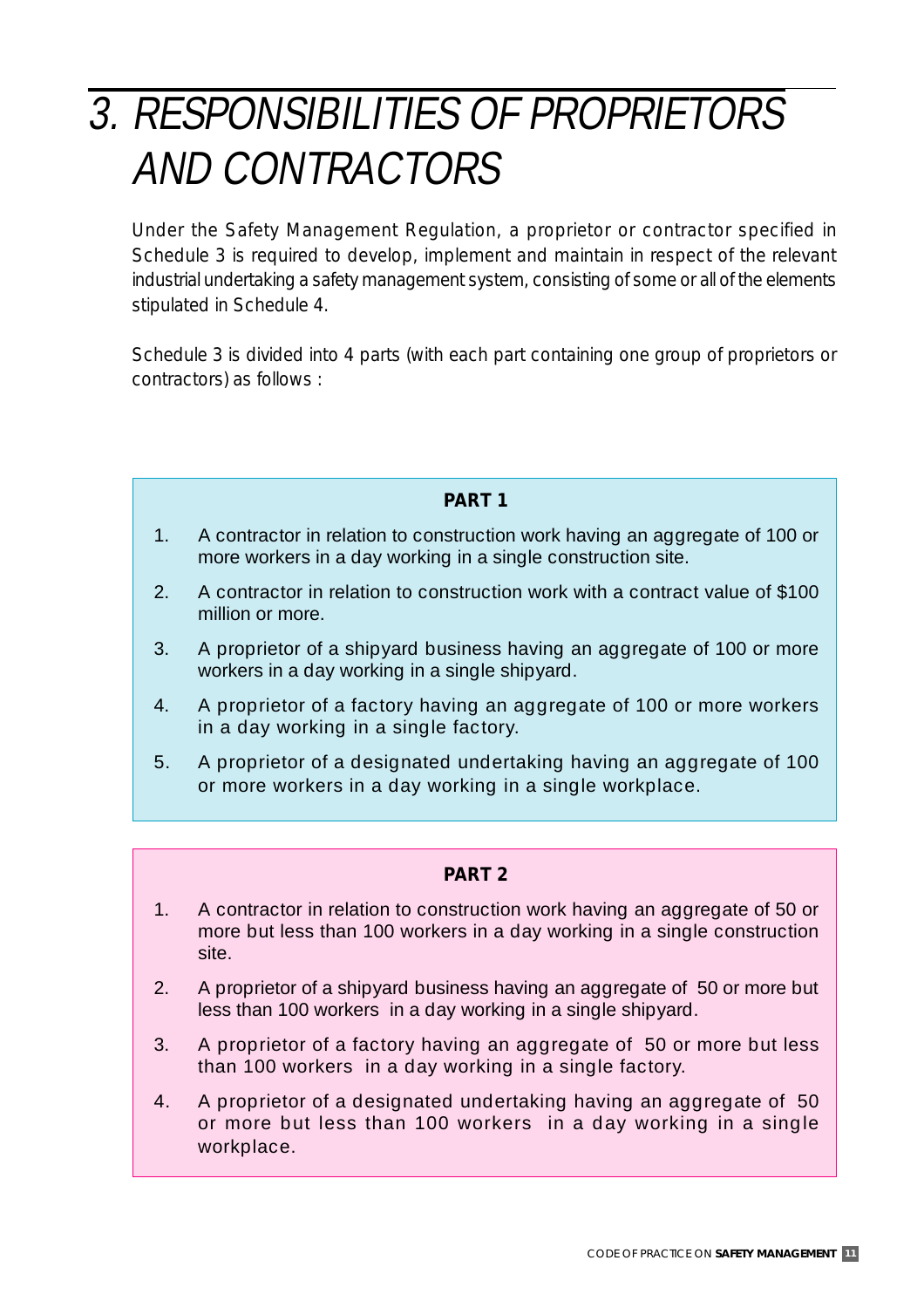# 3. RESPONSIBILITIES OF PROPRIETORS AND CONTRACTORS

Under the Safety Management Regulation, a proprietor or contractor specified in Schedule 3 is required to develop, implement and maintain in respect of the relevant industrial undertaking a safety management system, consisting of some or all of the elements stipulated in Schedule 4.

Schedule 3 is divided into 4 parts (with each part containing one group of proprietors or contractors) as follows :

**PART 1**

1. A contractor in relation to construction work having an aggregate of 100 or more workers in a day working in a single construction site.
2. A contractor in relation to construction work with a contract value of $100 million or more.
3. A proprietor of a shipyard business having an aggregate of 100 or more workers in a day working in a single shipyard.
4. A proprietor of a factory having an aggregate of 100 or more workers in a day working in a single factory.
5. A proprietor of a designated undertaking having an aggregate of 100 or more workers in a day working in a single workplace.

**PART 2**

1. A contractor in relation to construction work having an aggregate of 50 or more but less than 100 workers in a day working in a single construction site.
2. A proprietor of a shipyard business having an aggregate of 50 or more but less than 100 workers in a day working in a single shipyard.
3. A proprietor of a factory having an aggregate of 50 or more but less than 100 workers in a day working in a single factory.
4. A proprietor of a designated undertaking having an aggregate of 50 or more but less than 100 workers in a day working in a single workplace.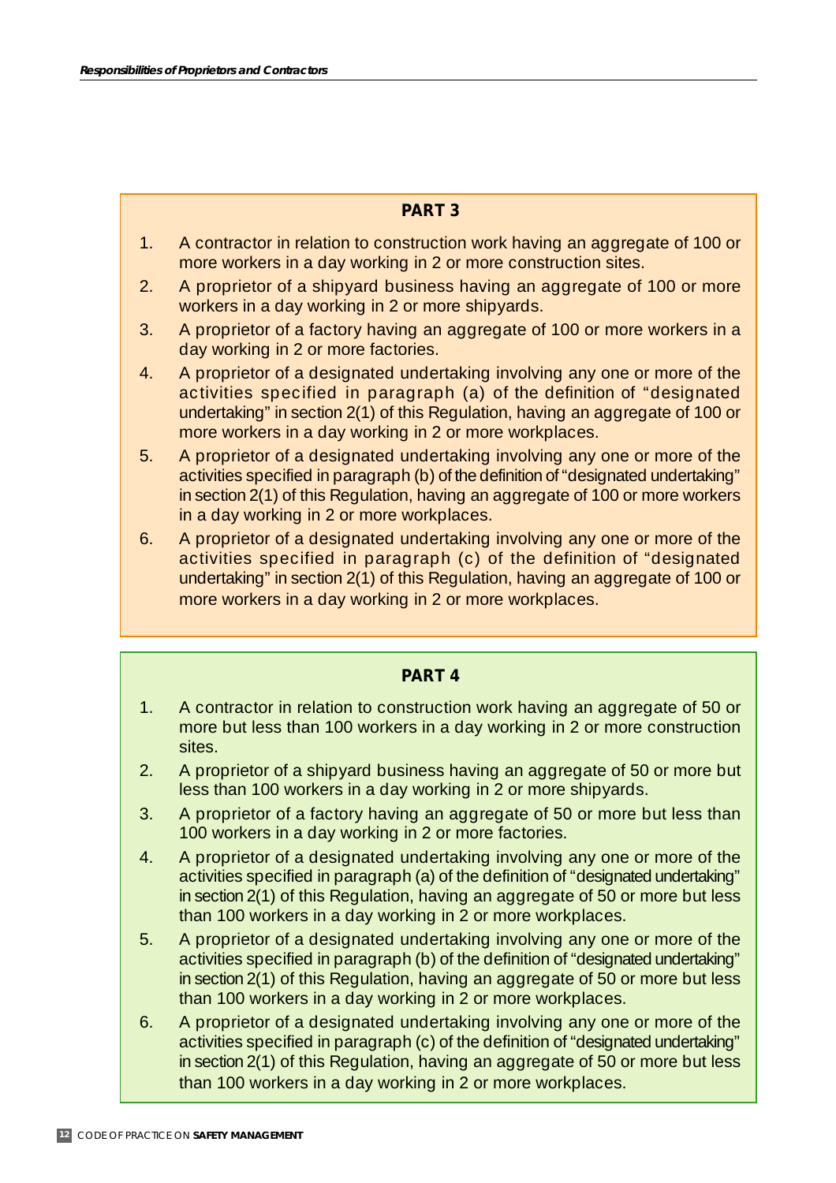## PART 3

1. A contractor in relation to construction work having an aggregate of 100 or more workers in a day working in 2 or more construction sites.
2. A proprietor of a shipyard business having an aggregate of 100 or more workers in a day working in 2 or more shipyards.
3. A proprietor of a factory having an aggregate of 100 or more workers in a day working in 2 or more factories.
4. A proprietor of a designated undertaking involving any one or more of the activities specified in paragraph (a) of the definition of "designated undertaking" in section 2(1) of this Regulation, having an aggregate of 100 or more workers in a day working in 2 or more workplaces.
5. A proprietor of a designated undertaking involving any one or more of the activities specified in paragraph (b) of the definition of "designated undertaking" in section 2(1) of this Regulation, having an aggregate of 100 or more workers in a day working in 2 or more workplaces.
6. A proprietor of a designated undertaking involving any one or more of the activities specified in paragraph (c) of the definition of "designated undertaking" in section 2(1) of this Regulation, having an aggregate of 100 or more workers in a day working in 2 or more workplaces.

## PART 4

1. A contractor in relation to construction work having an aggregate of 50 or more but less than 100 workers in a day working in 2 or more construction sites.
2. A proprietor of a shipyard business having an aggregate of 50 or more but less than 100 workers in a day working in 2 or more shipyards.
3. A proprietor of a factory having an aggregate of 50 or more but less than 100 workers in a day working in 2 or more factories.
4. A proprietor of a designated undertaking involving any one or more of the activities specified in paragraph (a) of the definition of "designated undertaking" in section 2(1) of this Regulation, having an aggregate of 50 or more but less than 100 workers in a day working in 2 or more workplaces.
5. A proprietor of a designated undertaking involving any one or more of the activities specified in paragraph (b) of the definition of "designated undertaking" in section 2(1) of this Regulation, having an aggregate of 50 or more but less than 100 workers in a day working in 2 or more workplaces.
6. A proprietor of a designated undertaking involving any one or more of the activities specified in paragraph (c) of the definition of "designated undertaking" in section 2(1) of this Regulation, having an aggregate of 50 or more but less than 100 workers in a day working in 2 or more workplaces.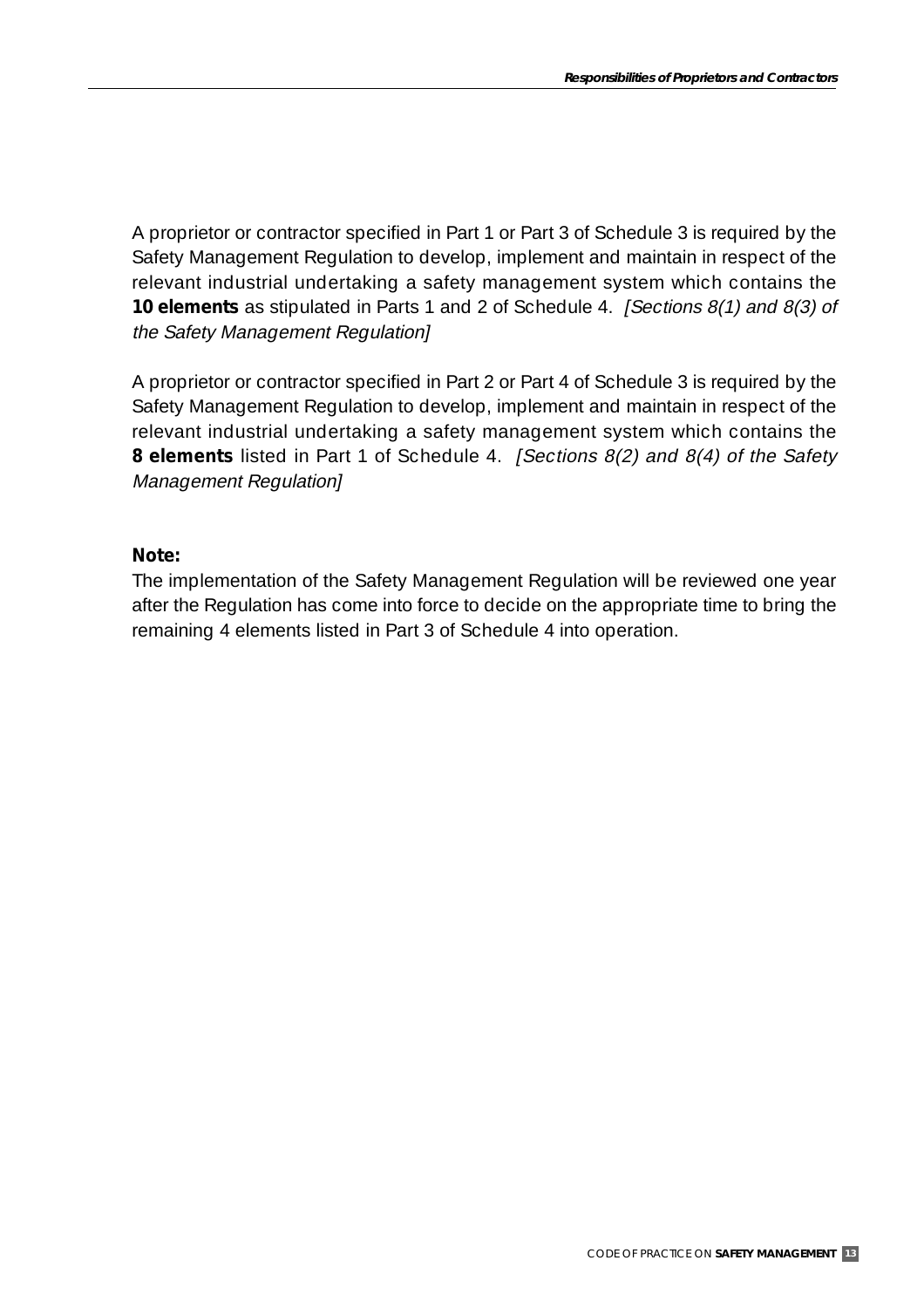A proprietor or contractor specified in Part 1 or Part 3 of Schedule 3 is required by the Safety Management Regulation to develop, implement and maintain in respect of the relevant industrial undertaking a safety management system which contains the **10 elements** as stipulated in Parts 1 and 2 of Schedule 4. *[Sections 8(1) and 8(3) of the Safety Management Regulation]*

A proprietor or contractor specified in Part 2 or Part 4 of Schedule 3 is required by the Safety Management Regulation to develop, implement and maintain in respect of the relevant industrial undertaking a safety management system which contains the **8 elements** listed in Part 1 of Schedule 4. *[Sections 8(2) and 8(4) of the Safety Management Regulation]*

**Note:**

The implementation of the Safety Management Regulation will be reviewed one year after the Regulation has come into force to decide on the appropriate time to bring the remaining 4 elements listed in Part 3 of Schedule 4 into operation.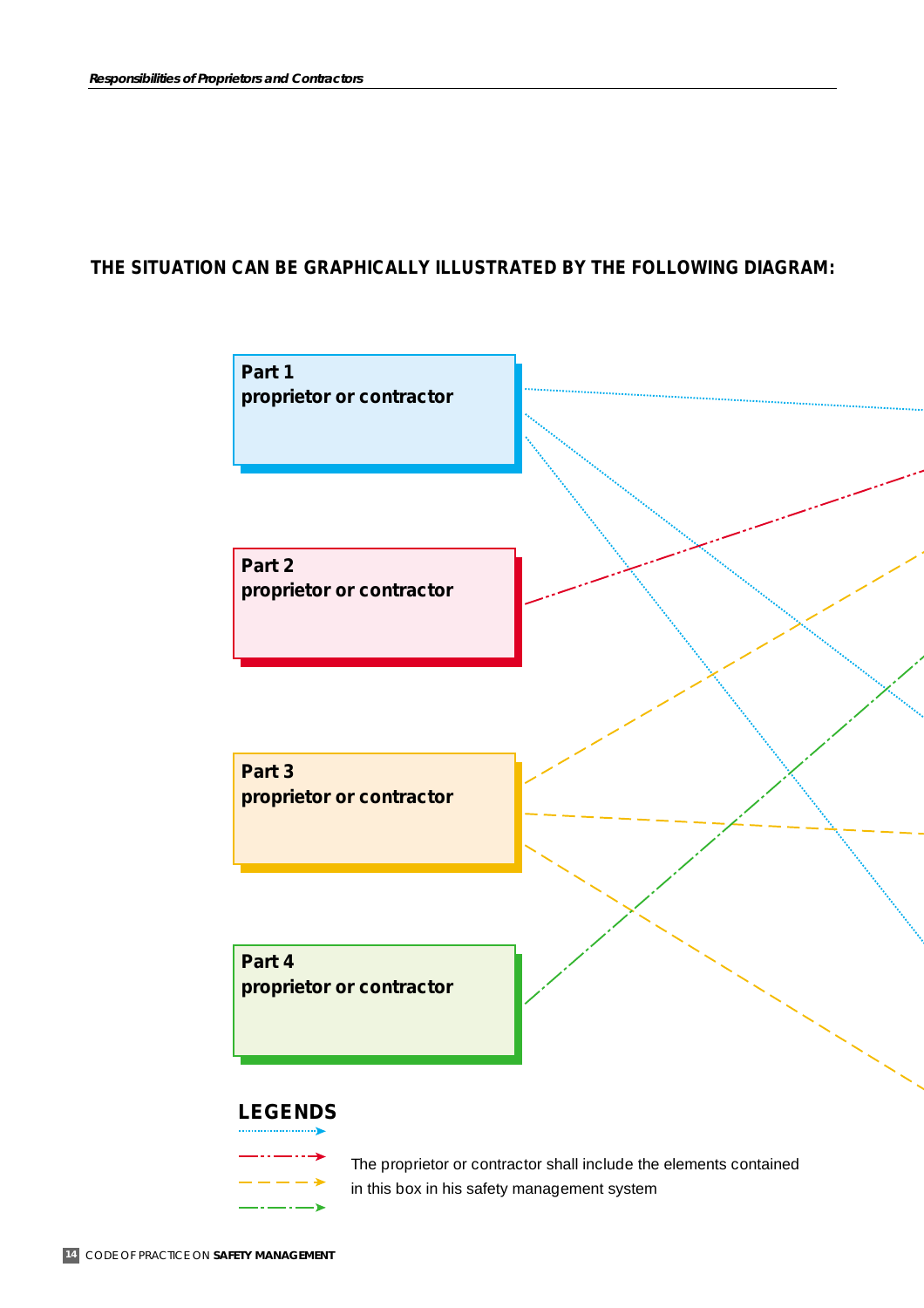**THE SITUATION CAN BE GRAPHICALLY ILLUSTRATED BY THE FOLLOWING DIAGRAM:**

**Part 1**
**proprietor or contractor**

**Part 2**
**proprietor or contractor**

**Part 3**
**proprietor or contractor**

**Part 4**
**proprietor or contractor**

**LEGENDS**

The proprietor or contractor shall include the elements contained in this box in his safety management system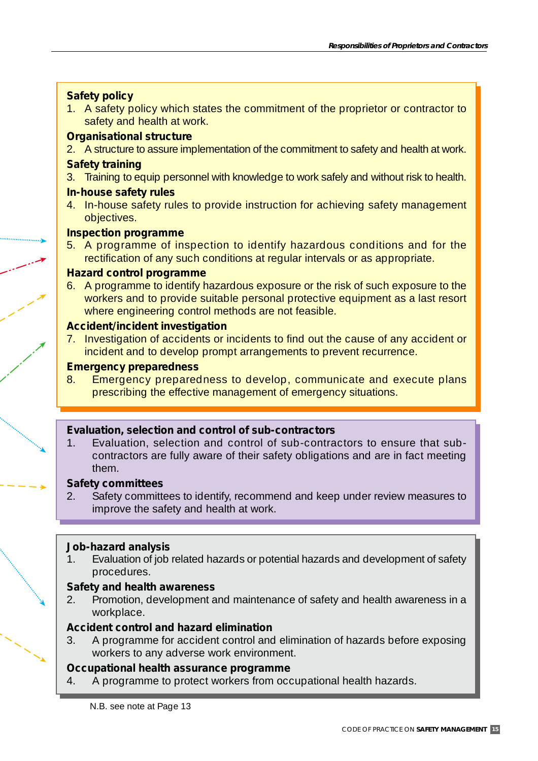**Safety policy**

1. A safety policy which states the commitment of the proprietor or contractor to safety and health at work.

**Organisational structure**

2. A structure to assure implementation of the commitment to safety and health at work.

**Safety training**

3. Training to equip personnel with knowledge to work safely and without risk to health.

**In-house safety rules**

4. In-house safety rules to provide instruction for achieving safety management objectives.

**Inspection programme**

5. A programme of inspection to identify hazardous conditions and for the rectification of any such conditions at regular intervals or as appropriate.

**Hazard control programme**

6. A programme to identify hazardous exposure or the risk of such exposure to the workers and to provide suitable personal protective equipment as a last resort where engineering control methods are not feasible.

**Accident/incident investigation**

7. Investigation of accidents or incidents to find out the cause of any accident or incident and to develop prompt arrangements to prevent recurrence.

**Emergency preparedness**

8. Emergency preparedness to develop, communicate and execute plans prescribing the effective management of emergency situations.

---

**Evaluation, selection and control of sub-contractors**

1. Evaluation, selection and control of sub-contractors to ensure that sub-contractors are fully aware of their safety obligations and are in fact meeting them.

**Safety committees**

2. Safety committees to identify, recommend and keep under review measures to improve the safety and health at work.

---

**Job-hazard analysis**

1. Evaluation of job related hazards or potential hazards and development of safety procedures.

**Safety and health awareness**

2. Promotion, development and maintenance of safety and health awareness in a workplace.

**Accident control and hazard elimination**

3. A programme for accident control and elimination of hazards before exposing workers to any adverse work environment.

**Occupational health assurance programme**

4. A programme to protect workers from occupational health hazards.

N.B. see note at Page 13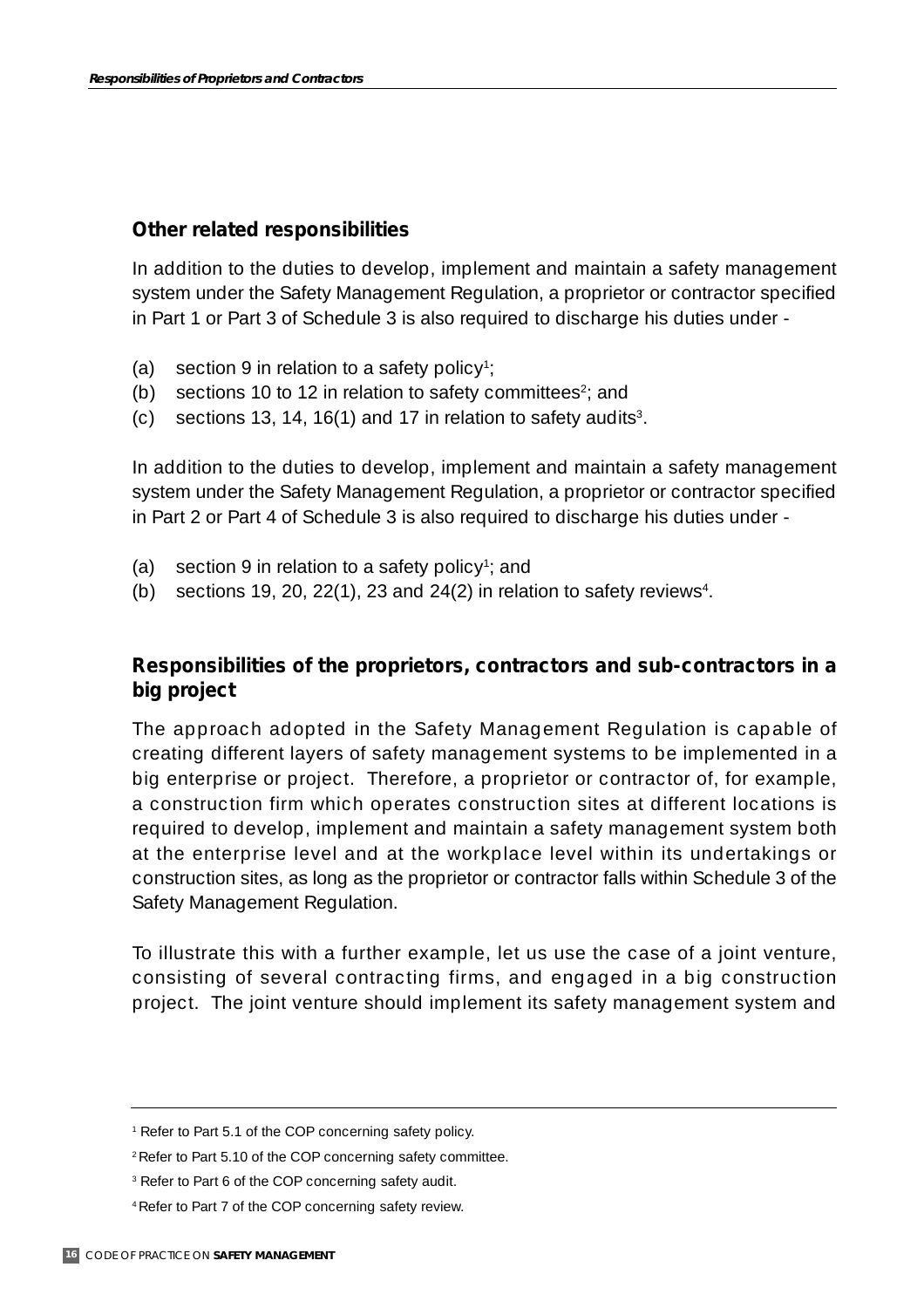## Other related responsibilities

In addition to the duties to develop, implement and maintain a safety management system under the Safety Management Regulation, a proprietor or contractor specified in Part 1 or Part 3 of Schedule 3 is also required to discharge his duties under -

(a) section 9 in relation to a safety policy[1];
(b) sections 10 to 12 in relation to safety committees[2]; and
(c) sections 13, 14, 16(1) and 17 in relation to safety audits[3].

In addition to the duties to develop, implement and maintain a safety management system under the Safety Management Regulation, a proprietor or contractor specified in Part 2 or Part 4 of Schedule 3 is also required to discharge his duties under -

(a) section 9 in relation to a safety policy[1]; and
(b) sections 19, 20, 22(1), 23 and 24(2) in relation to safety reviews[4].

## Responsibilities of the proprietors, contractors and sub-contractors in a big project

The approach adopted in the Safety Management Regulation is capable of creating different layers of safety management systems to be implemented in a big enterprise or project. Therefore, a proprietor or contractor of, for example, a construction firm which operates construction sites at different locations is required to develop, implement and maintain a safety management system both at the enterprise level and at the workplace level within its undertakings or construction sites, as long as the proprietor or contractor falls within Schedule 3 of the Safety Management Regulation.

To illustrate this with a further example, let us use the case of a joint venture, consisting of several contracting firms, and engaged in a big construction project. The joint venture should implement its safety management system and

---

[1] Refer to Part 5.1 of the COP concerning safety policy.

[2] Refer to Part 5.10 of the COP concerning safety committee.

[3] Refer to Part 6 of the COP concerning safety audit.

[4] Refer to Part 7 of the COP concerning safety review.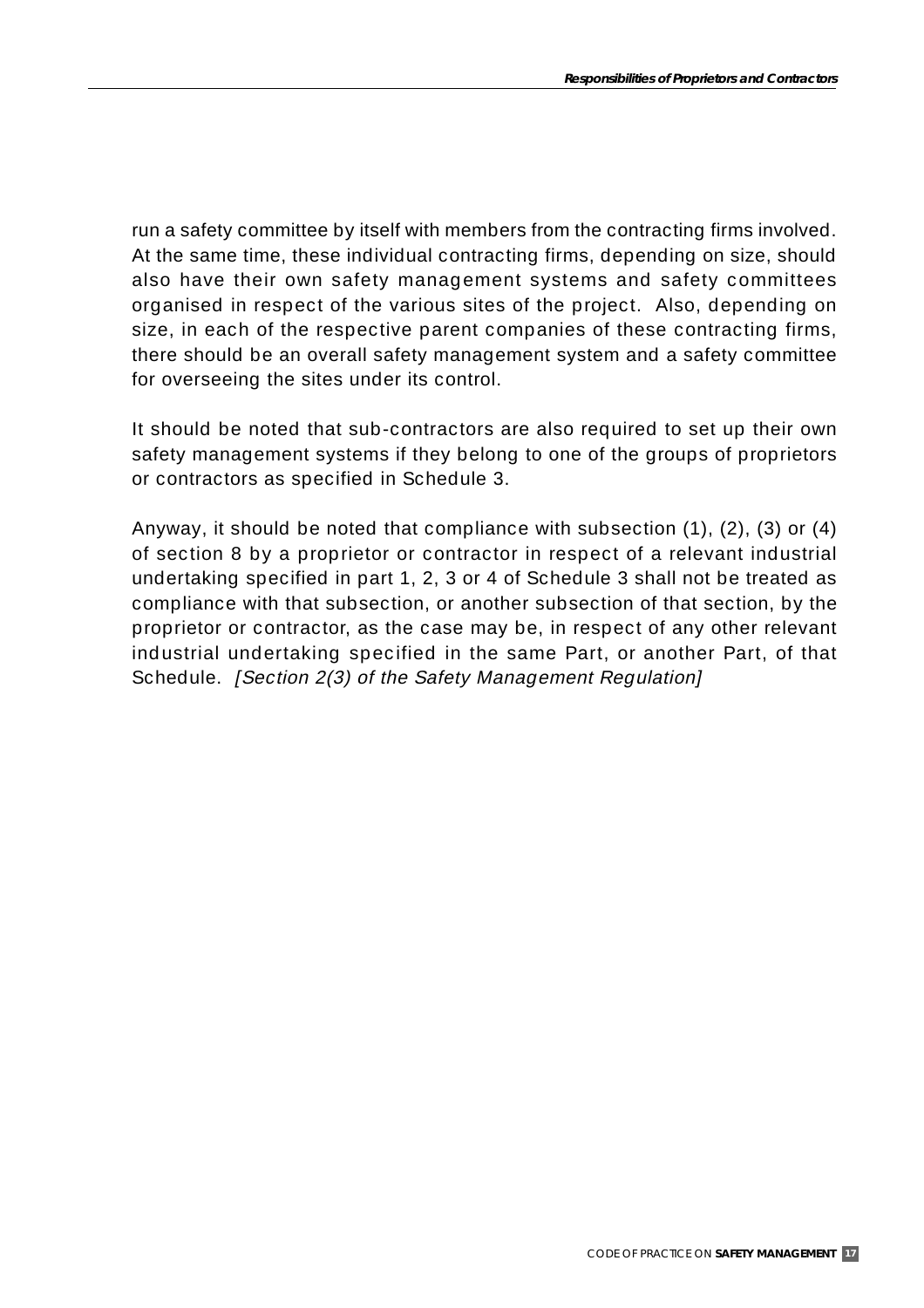run a safety committee by itself with members from the contracting firms involved. At the same time, these individual contracting firms, depending on size, should also have their own safety management systems and safety committees organised in respect of the various sites of the project. Also, depending on size, in each of the respective parent companies of these contracting firms, there should be an overall safety management system and a safety committee for overseeing the sites under its control.

It should be noted that sub-contractors are also required to set up their own safety management systems if they belong to one of the groups of proprietors or contractors as specified in Schedule 3.

Anyway, it should be noted that compliance with subsection (1), (2), (3) or (4) of section 8 by a proprietor or contractor in respect of a relevant industrial undertaking specified in part 1, 2, 3 or 4 of Schedule 3 shall not be treated as compliance with that subsection, or another subsection of that section, by the proprietor or contractor, as the case may be, in respect of any other relevant industrial undertaking specified in the same Part, or another Part, of that Schedule. *[Section 2(3) of the Safety Management Regulation]*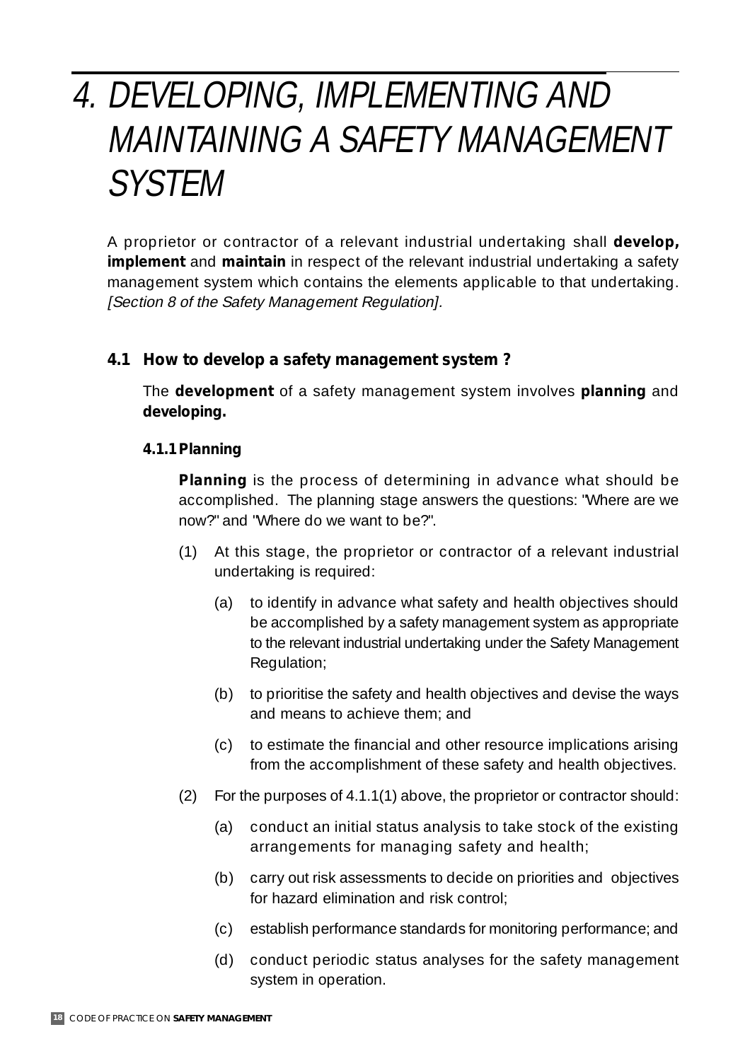# 4. DEVELOPING, IMPLEMENTING AND MAINTAINING A SAFETY MANAGEMENT SYSTEM

A proprietor or contractor of a relevant industrial undertaking shall **develop, implement** and **maintain** in respect of the relevant industrial undertaking a safety management system which contains the elements applicable to that undertaking. *[Section 8 of the Safety Management Regulation].*

## 4.1 How to develop a safety management system ?

The **development** of a safety management system involves **planning** and **developing.**

### 4.1.1 Planning

**Planning** is the process of determining in advance what should be accomplished. The planning stage answers the questions: "Where are we now?" and "Where do we want to be?".

(1) At this stage, the proprietor or contractor of a relevant industrial undertaking is required:

  (a) to identify in advance what safety and health objectives should be accomplished by a safety management system as appropriate to the relevant industrial undertaking under the Safety Management Regulation;

  (b) to prioritise the safety and health objectives and devise the ways and means to achieve them; and

  (c) to estimate the financial and other resource implications arising from the accomplishment of these safety and health objectives.

(2) For the purposes of 4.1.1(1) above, the proprietor or contractor should:

  (a) conduct an initial status analysis to take stock of the existing arrangements for managing safety and health;

  (b) carry out risk assessments to decide on priorities and objectives for hazard elimination and risk control;

  (c) establish performance standards for monitoring performance; and

  (d) conduct periodic status analyses for the safety management system in operation.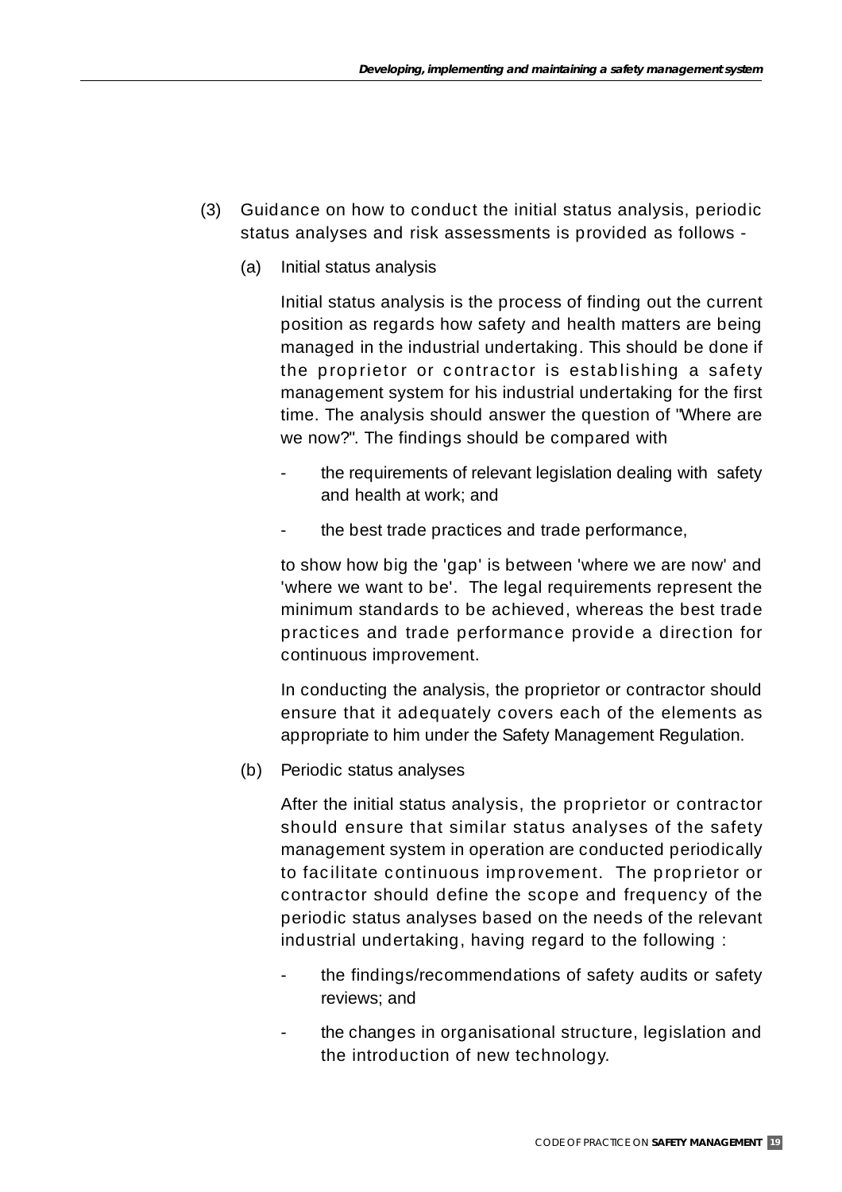(3) Guidance on how to conduct the initial status analysis, periodic status analyses and risk assessments is provided as follows -

(a) Initial status analysis

Initial status analysis is the process of finding out the current position as regards how safety and health matters are being managed in the industrial undertaking. This should be done if the proprietor or contractor is establishing a safety management system for his industrial undertaking for the first time. The analysis should answer the question of "Where are we now?". The findings should be compared with

- the requirements of relevant legislation dealing with safety and health at work; and
- the best trade practices and trade performance,

to show how big the 'gap' is between 'where we are now' and 'where we want to be'. The legal requirements represent the minimum standards to be achieved, whereas the best trade practices and trade performance provide a direction for continuous improvement.

In conducting the analysis, the proprietor or contractor should ensure that it adequately covers each of the elements as appropriate to him under the Safety Management Regulation.

(b) Periodic status analyses

After the initial status analysis, the proprietor or contractor should ensure that similar status analyses of the safety management system in operation are conducted periodically to facilitate continuous improvement. The proprietor or contractor should define the scope and frequency of the periodic status analyses based on the needs of the relevant industrial undertaking, having regard to the following :

- the findings/recommendations of safety audits or safety reviews; and
- the changes in organisational structure, legislation and the introduction of new technology.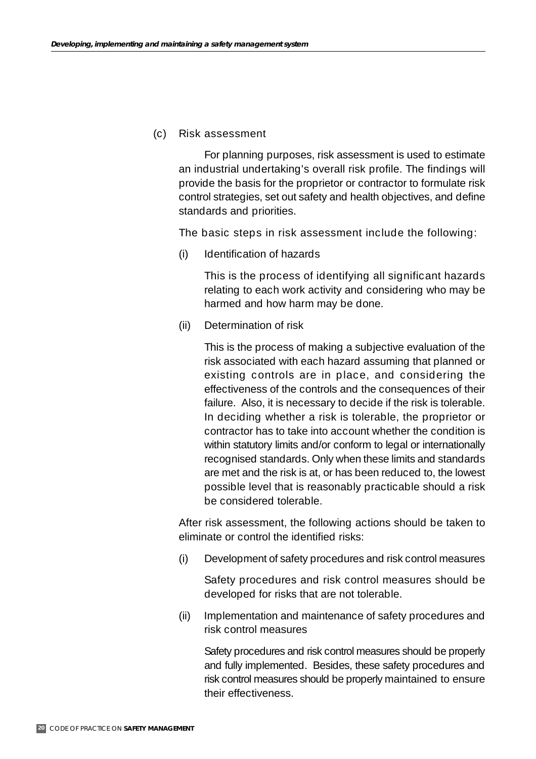(c) Risk assessment

For planning purposes, risk assessment is used to estimate an industrial undertaking's overall risk profile. The findings will provide the basis for the proprietor or contractor to formulate risk control strategies, set out safety and health objectives, and define standards and priorities.

The basic steps in risk assessment include the following:

(i) Identification of hazards

This is the process of identifying all significant hazards relating to each work activity and considering who may be harmed and how harm may be done.

(ii) Determination of risk

This is the process of making a subjective evaluation of the risk associated with each hazard assuming that planned or existing controls are in place, and considering the effectiveness of the controls and the consequences of their failure. Also, it is necessary to decide if the risk is tolerable. In deciding whether a risk is tolerable, the proprietor or contractor has to take into account whether the condition is within statutory limits and/or conform to legal or internationally recognised standards. Only when these limits and standards are met and the risk is at, or has been reduced to, the lowest possible level that is reasonably practicable should a risk be considered tolerable.

After risk assessment, the following actions should be taken to eliminate or control the identified risks:

(i) Development of safety procedures and risk control measures

Safety procedures and risk control measures should be developed for risks that are not tolerable.

(ii) Implementation and maintenance of safety procedures and risk control measures

Safety procedures and risk control measures should be properly and fully implemented. Besides, these safety procedures and risk control measures should be properly maintained to ensure their effectiveness.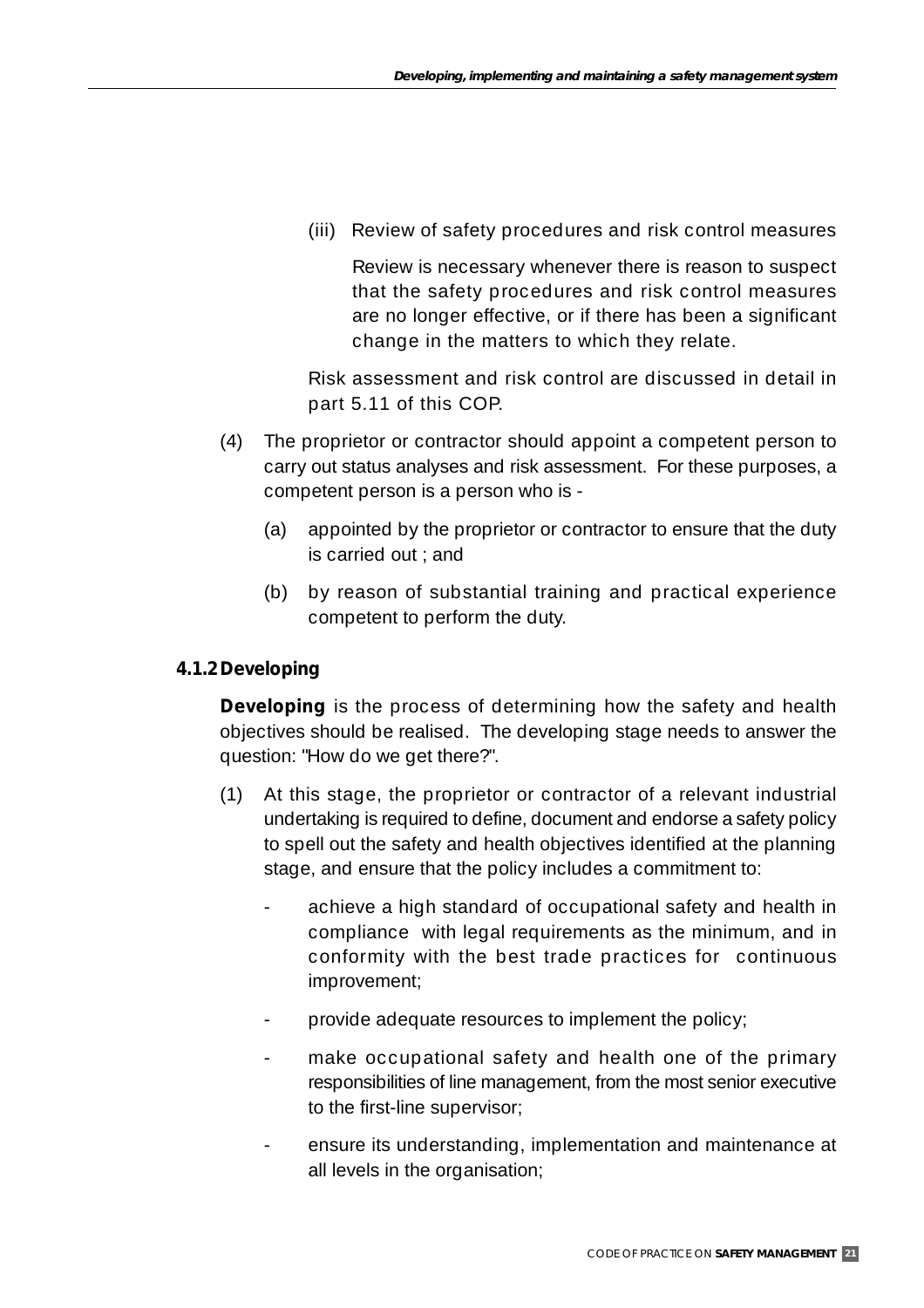(iii) Review of safety procedures and risk control measures

Review is necessary whenever there is reason to suspect that the safety procedures and risk control measures are no longer effective, or if there has been a significant change in the matters to which they relate.

Risk assessment and risk control are discussed in detail in part 5.11 of this COP.

(4) The proprietor or contractor should appoint a competent person to carry out status analyses and risk assessment. For these purposes, a competent person is a person who is -

(a) appointed by the proprietor or contractor to ensure that the duty is carried out ; and

(b) by reason of substantial training and practical experience competent to perform the duty.

### 4.1.2 Developing

**Developing** is the process of determining how the safety and health objectives should be realised. The developing stage needs to answer the question: "How do we get there?".

(1) At this stage, the proprietor or contractor of a relevant industrial undertaking is required to define, document and endorse a safety policy to spell out the safety and health objectives identified at the planning stage, and ensure that the policy includes a commitment to:

- achieve a high standard of occupational safety and health in compliance with legal requirements as the minimum, and in conformity with the best trade practices for continuous improvement;
- provide adequate resources to implement the policy;
- make occupational safety and health one of the primary responsibilities of line management, from the most senior executive to the first-line supervisor;
- ensure its understanding, implementation and maintenance at all levels in the organisation;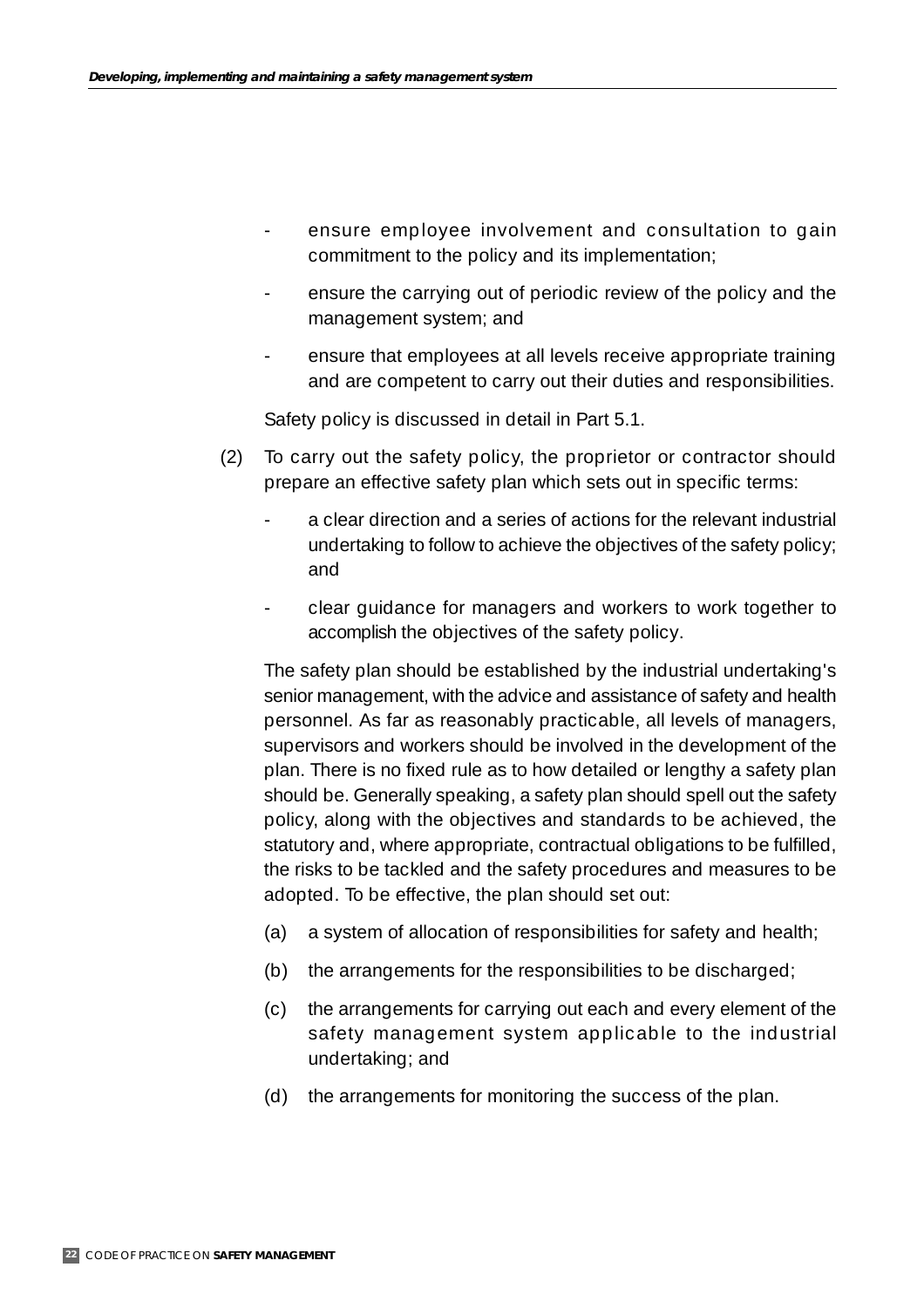- ensure employee involvement and consultation to gain commitment to the policy and its implementation;
- ensure the carrying out of periodic review of the policy and the management system; and
- ensure that employees at all levels receive appropriate training and are competent to carry out their duties and responsibilities.

Safety policy is discussed in detail in Part 5.1.

(2) To carry out the safety policy, the proprietor or contractor should prepare an effective safety plan which sets out in specific terms:

- a clear direction and a series of actions for the relevant industrial undertaking to follow to achieve the objectives of the safety policy; and
- clear guidance for managers and workers to work together to accomplish the objectives of the safety policy.

The safety plan should be established by the industrial undertaking's senior management, with the advice and assistance of safety and health personnel. As far as reasonably practicable, all levels of managers, supervisors and workers should be involved in the development of the plan. There is no fixed rule as to how detailed or lengthy a safety plan should be. Generally speaking, a safety plan should spell out the safety policy, along with the objectives and standards to be achieved, the statutory and, where appropriate, contractual obligations to be fulfilled, the risks to be tackled and the safety procedures and measures to be adopted. To be effective, the plan should set out:

(a) a system of allocation of responsibilities for safety and health;

(b) the arrangements for the responsibilities to be discharged;

(c) the arrangements for carrying out each and every element of the safety management system applicable to the industrial undertaking; and

(d) the arrangements for monitoring the success of the plan.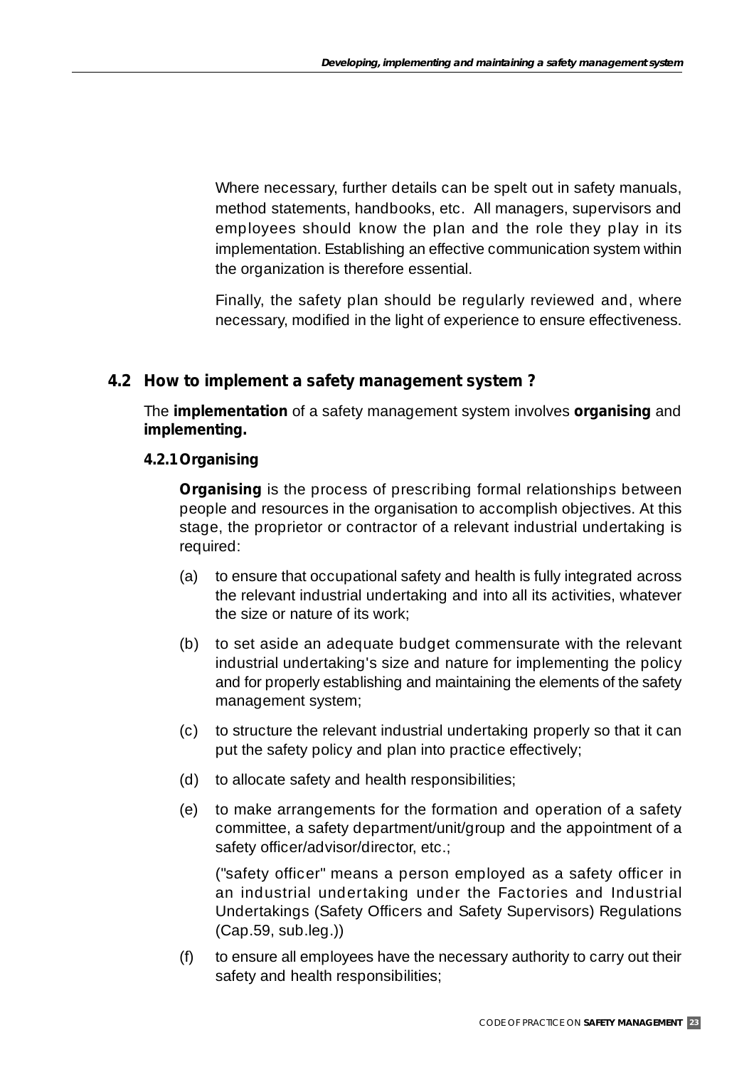Where necessary, further details can be spelt out in safety manuals, method statements, handbooks, etc. All managers, supervisors and employees should know the plan and the role they play in its implementation. Establishing an effective communication system within the organization is therefore essential.

Finally, the safety plan should be regularly reviewed and, where necessary, modified in the light of experience to ensure effectiveness.

## 4.2 How to implement a safety management system ?

The **implementation** of a safety management system involves **organising** and **implementing.**

### 4.2.1 Organising

**Organising** is the process of prescribing formal relationships between people and resources in the organisation to accomplish objectives. At this stage, the proprietor or contractor of a relevant industrial undertaking is required:

(a) to ensure that occupational safety and health is fully integrated across the relevant industrial undertaking and into all its activities, whatever the size or nature of its work;

(b) to set aside an adequate budget commensurate with the relevant industrial undertaking's size and nature for implementing the policy and for properly establishing and maintaining the elements of the safety management system;

(c) to structure the relevant industrial undertaking properly so that it can put the safety policy and plan into practice effectively;

(d) to allocate safety and health responsibilities;

(e) to make arrangements for the formation and operation of a safety committee, a safety department/unit/group and the appointment of a safety officer/advisor/director, etc.;

("safety officer" means a person employed as a safety officer in an industrial undertaking under the Factories and Industrial Undertakings (Safety Officers and Safety Supervisors) Regulations (Cap.59, sub.leg.))

(f) to ensure all employees have the necessary authority to carry out their safety and health responsibilities;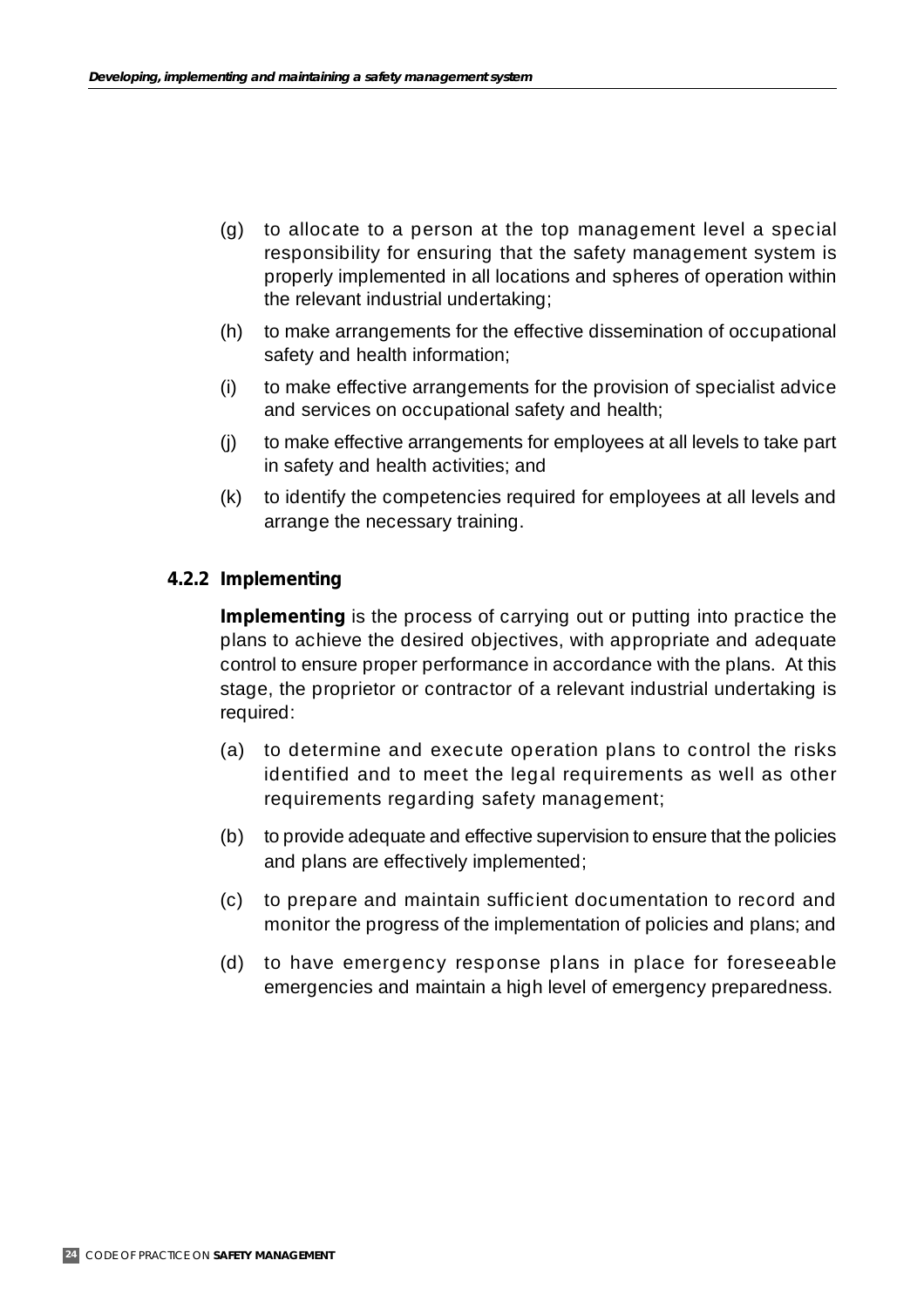(g) to allocate to a person at the top management level a special responsibility for ensuring that the safety management system is properly implemented in all locations and spheres of operation within the relevant industrial undertaking;

(h) to make arrangements for the effective dissemination of occupational safety and health information;

(i) to make effective arrangements for the provision of specialist advice and services on occupational safety and health;

(j) to make effective arrangements for employees at all levels to take part in safety and health activities; and

(k) to identify the competencies required for employees at all levels and arrange the necessary training.

### 4.2.2 Implementing

**Implementing** is the process of carrying out or putting into practice the plans to achieve the desired objectives, with appropriate and adequate control to ensure proper performance in accordance with the plans. At this stage, the proprietor or contractor of a relevant industrial undertaking is required:

(a) to determine and execute operation plans to control the risks identified and to meet the legal requirements as well as other requirements regarding safety management;

(b) to provide adequate and effective supervision to ensure that the policies and plans are effectively implemented;

(c) to prepare and maintain sufficient documentation to record and monitor the progress of the implementation of policies and plans; and

(d) to have emergency response plans in place for foreseeable emergencies and maintain a high level of emergency preparedness.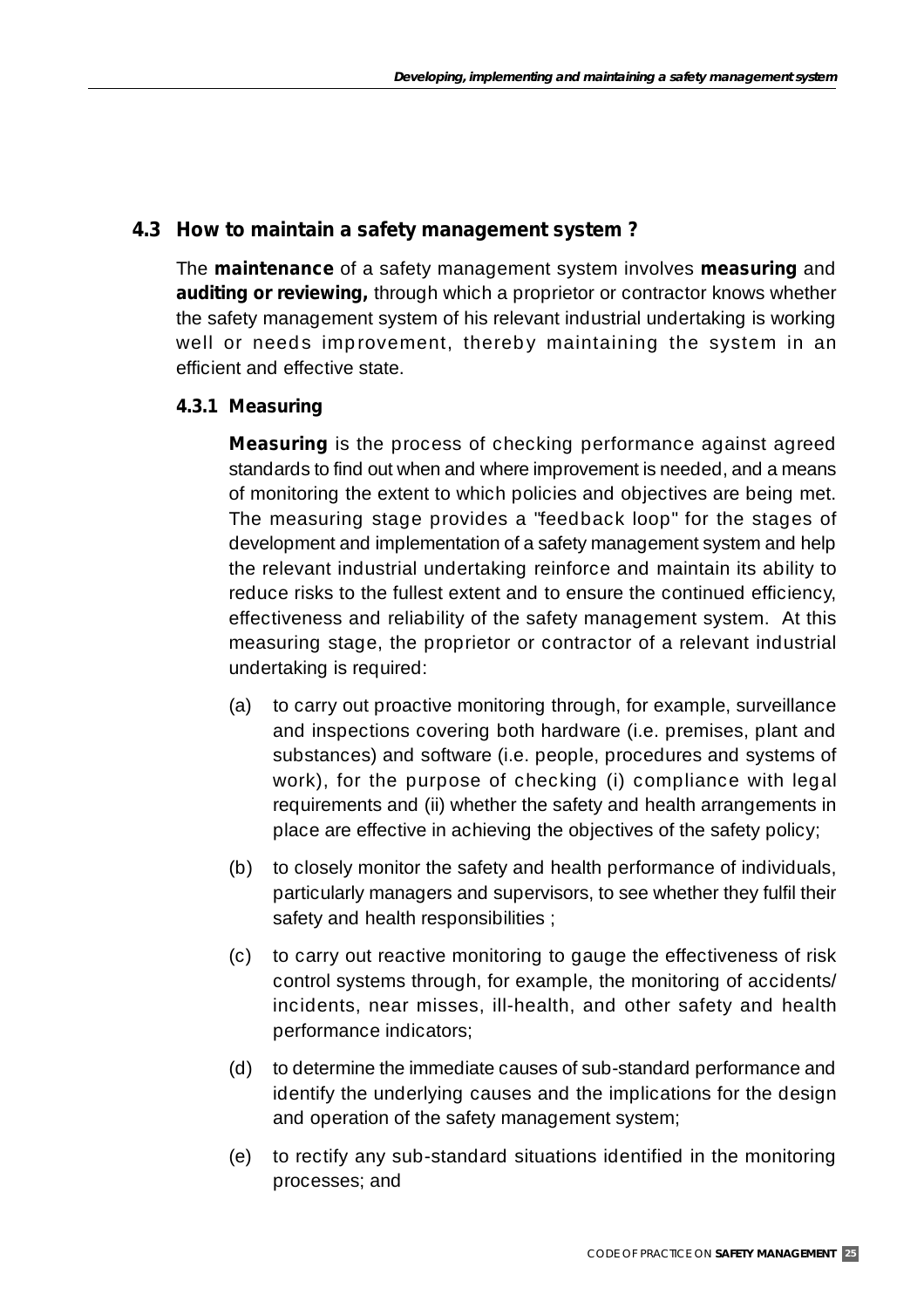## 4.3 How to maintain a safety management system ?

The **maintenance** of a safety management system involves **measuring** and **auditing or reviewing,** through which a proprietor or contractor knows whether the safety management system of his relevant industrial undertaking is working well or needs improvement, thereby maintaining the system in an efficient and effective state.

### 4.3.1 Measuring

**Measuring** is the process of checking performance against agreed standards to find out when and where improvement is needed, and a means of monitoring the extent to which policies and objectives are being met. The measuring stage provides a "feedback loop" for the stages of development and implementation of a safety management system and help the relevant industrial undertaking reinforce and maintain its ability to reduce risks to the fullest extent and to ensure the continued efficiency, effectiveness and reliability of the safety management system. At this measuring stage, the proprietor or contractor of a relevant industrial undertaking is required:

(a) to carry out proactive monitoring through, for example, surveillance and inspections covering both hardware (i.e. premises, plant and substances) and software (i.e. people, procedures and systems of work), for the purpose of checking (i) compliance with legal requirements and (ii) whether the safety and health arrangements in place are effective in achieving the objectives of the safety policy;

(b) to closely monitor the safety and health performance of individuals, particularly managers and supervisors, to see whether they fulfil their safety and health responsibilities ;

(c) to carry out reactive monitoring to gauge the effectiveness of risk control systems through, for example, the monitoring of accidents/ incidents, near misses, ill-health, and other safety and health performance indicators;

(d) to determine the immediate causes of sub-standard performance and identify the underlying causes and the implications for the design and operation of the safety management system;

(e) to rectify any sub-standard situations identified in the monitoring processes; and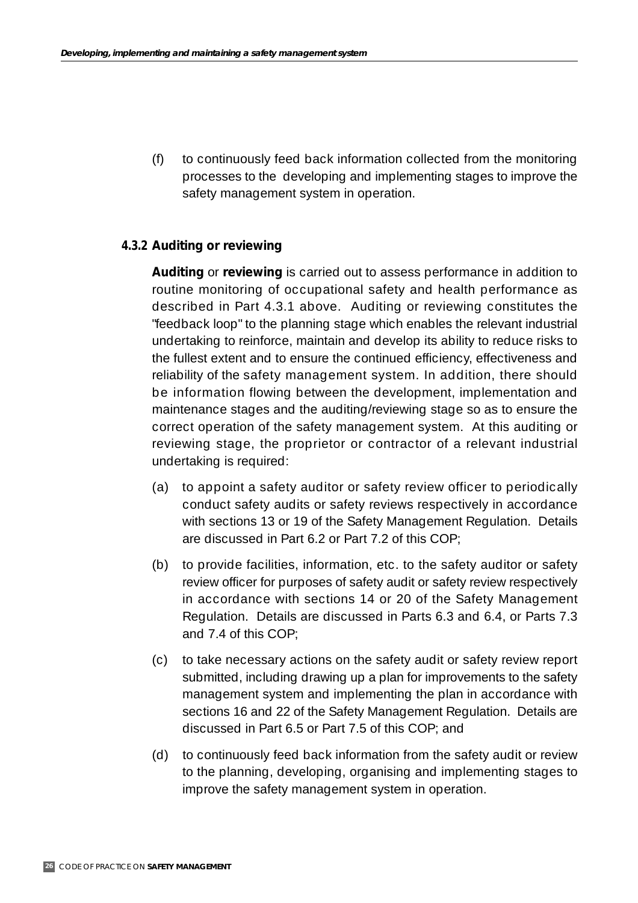(f) to continuously feed back information collected from the monitoring processes to the developing and implementing stages to improve the safety management system in operation.

### 4.3.2 Auditing or reviewing

**Auditing** or **reviewing** is carried out to assess performance in addition to routine monitoring of occupational safety and health performance as described in Part 4.3.1 above. Auditing or reviewing constitutes the "feedback loop" to the planning stage which enables the relevant industrial undertaking to reinforce, maintain and develop its ability to reduce risks to the fullest extent and to ensure the continued efficiency, effectiveness and reliability of the safety management system. In addition, there should be information flowing between the development, implementation and maintenance stages and the auditing/reviewing stage so as to ensure the correct operation of the safety management system. At this auditing or reviewing stage, the proprietor or contractor of a relevant industrial undertaking is required:

(a) to appoint a safety auditor or safety review officer to periodically conduct safety audits or safety reviews respectively in accordance with sections 13 or 19 of the Safety Management Regulation. Details are discussed in Part 6.2 or Part 7.2 of this COP;

(b) to provide facilities, information, etc. to the safety auditor or safety review officer for purposes of safety audit or safety review respectively in accordance with sections 14 or 20 of the Safety Management Regulation. Details are discussed in Parts 6.3 and 6.4, or Parts 7.3 and 7.4 of this COP;

(c) to take necessary actions on the safety audit or safety review report submitted, including drawing up a plan for improvements to the safety management system and implementing the plan in accordance with sections 16 and 22 of the Safety Management Regulation. Details are discussed in Part 6.5 or Part 7.5 of this COP; and

(d) to continuously feed back information from the safety audit or review to the planning, developing, organising and implementing stages to improve the safety management system in operation.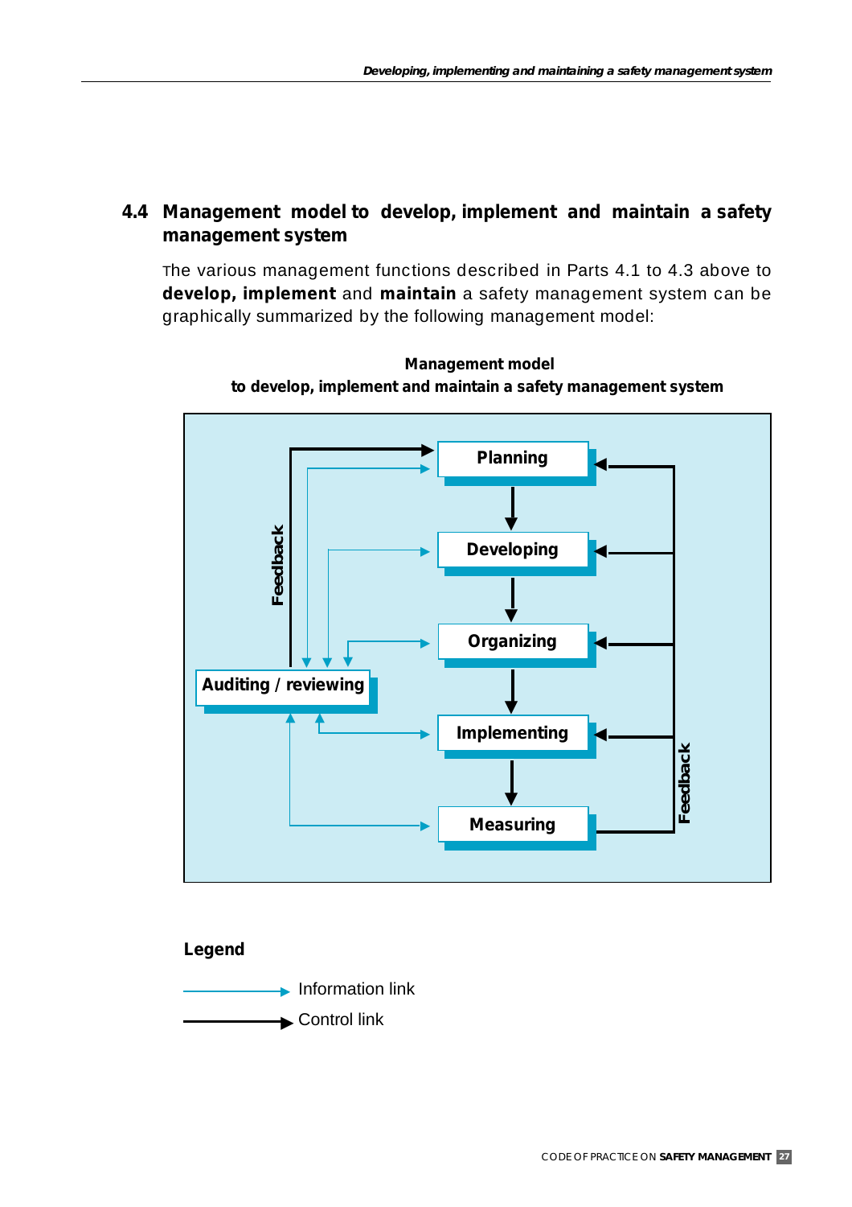## 4.4 Management model to develop, implement and maintain a safety management system

The various management functions described in Parts 4.1 to 4.3 above to **develop, implement** and **maintain** a safety management system can be graphically summarized by the following management model:

**Management model to develop, implement and maintain a safety management system**

Planning

Developing

Organizing

Implementing

Measuring

Auditing / reviewing

Feedback

Feedback

**Legend**

Information link

Control link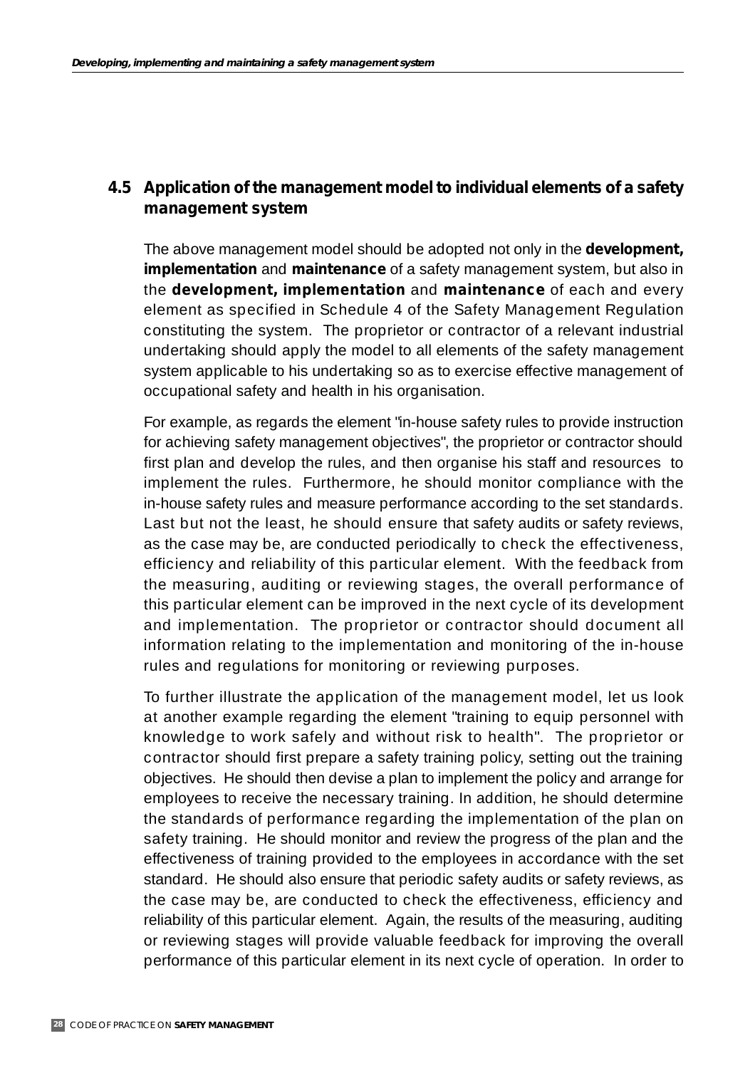## 4.5 Application of the management model to individual elements of a safety management system

The above management model should be adopted not only in the **development, implementation** and **maintenance** of a safety management system, but also in the **development, implementation** and **maintenance** of each and every element as specified in Schedule 4 of the Safety Management Regulation constituting the system. The proprietor or contractor of a relevant industrial undertaking should apply the model to all elements of the safety management system applicable to his undertaking so as to exercise effective management of occupational safety and health in his organisation.

For example, as regards the element "in-house safety rules to provide instruction for achieving safety management objectives", the proprietor or contractor should first plan and develop the rules, and then organise his staff and resources to implement the rules. Furthermore, he should monitor compliance with the in-house safety rules and measure performance according to the set standards. Last but not the least, he should ensure that safety audits or safety reviews, as the case may be, are conducted periodically to check the effectiveness, efficiency and reliability of this particular element. With the feedback from the measuring, auditing or reviewing stages, the overall performance of this particular element can be improved in the next cycle of its development and implementation. The proprietor or contractor should document all information relating to the implementation and monitoring of the in-house rules and regulations for monitoring or reviewing purposes.

To further illustrate the application of the management model, let us look at another example regarding the element "training to equip personnel with knowledge to work safely and without risk to health". The proprietor or contractor should first prepare a safety training policy, setting out the training objectives. He should then devise a plan to implement the policy and arrange for employees to receive the necessary training. In addition, he should determine the standards of performance regarding the implementation of the plan on safety training. He should monitor and review the progress of the plan and the effectiveness of training provided to the employees in accordance with the set standard. He should also ensure that periodic safety audits or safety reviews, as the case may be, are conducted to check the effectiveness, efficiency and reliability of this particular element. Again, the results of the measuring, auditing or reviewing stages will provide valuable feedback for improving the overall performance of this particular element in its next cycle of operation. In order to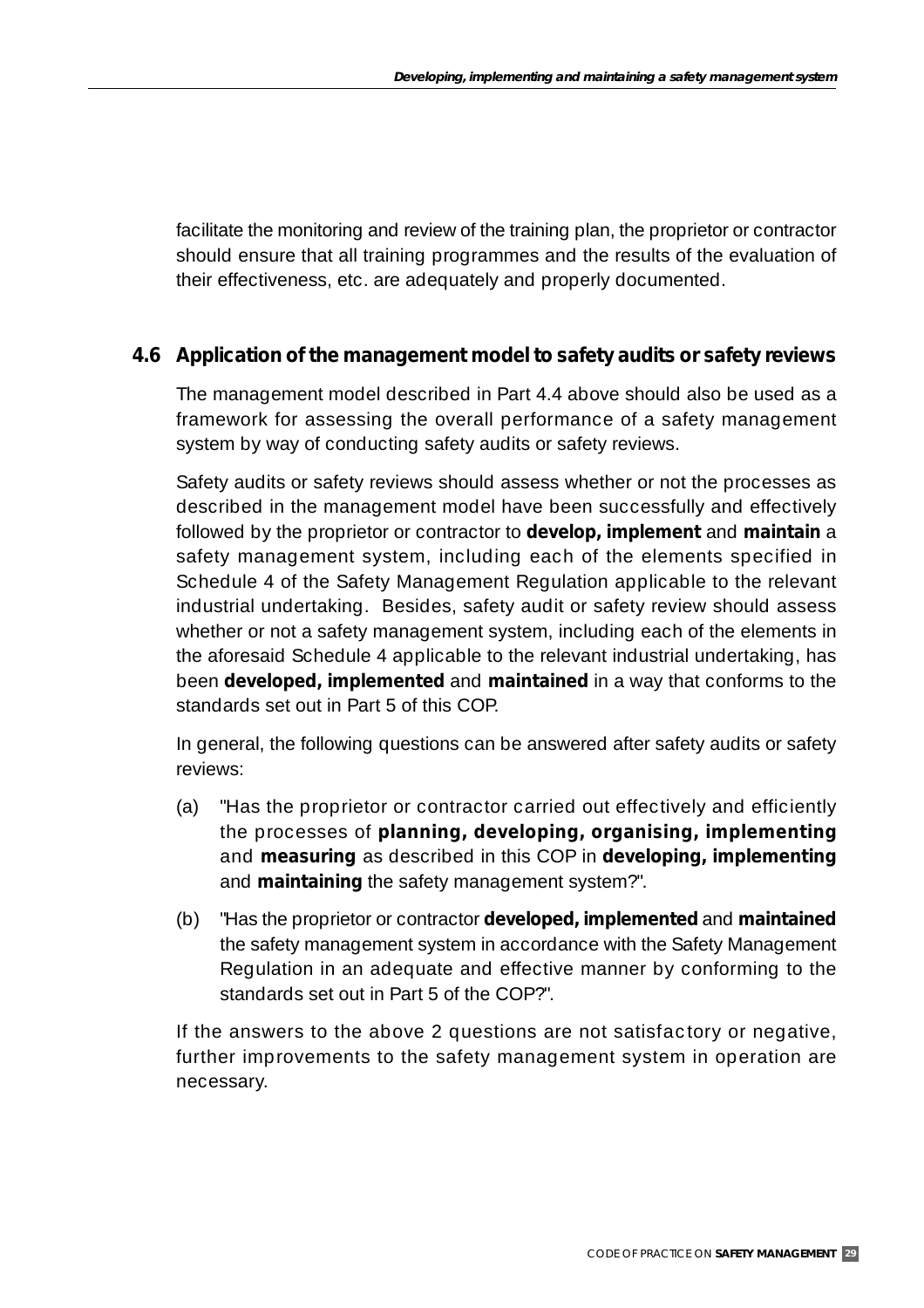facilitate the monitoring and review of the training plan, the proprietor or contractor should ensure that all training programmes and the results of the evaluation of their effectiveness, etc. are adequately and properly documented.

## 4.6 Application of the management model to safety audits or safety reviews

The management model described in Part 4.4 above should also be used as a framework for assessing the overall performance of a safety management system by way of conducting safety audits or safety reviews.

Safety audits or safety reviews should assess whether or not the processes as described in the management model have been successfully and effectively followed by the proprietor or contractor to **develop, implement** and **maintain** a safety management system, including each of the elements specified in Schedule 4 of the Safety Management Regulation applicable to the relevant industrial undertaking. Besides, safety audit or safety review should assess whether or not a safety management system, including each of the elements in the aforesaid Schedule 4 applicable to the relevant industrial undertaking, has been **developed, implemented** and **maintained** in a way that conforms to the standards set out in Part 5 of this COP.

In general, the following questions can be answered after safety audits or safety reviews:

(a) "Has the proprietor or contractor carried out effectively and efficiently the processes of **planning, developing, organising, implementing** and **measuring** as described in this COP in **developing, implementing** and **maintaining** the safety management system?".

(b) "Has the proprietor or contractor **developed, implemented** and **maintained** the safety management system in accordance with the Safety Management Regulation in an adequate and effective manner by conforming to the standards set out in Part 5 of the COP?".

If the answers to the above 2 questions are not satisfactory or negative, further improvements to the safety management system in operation are necessary.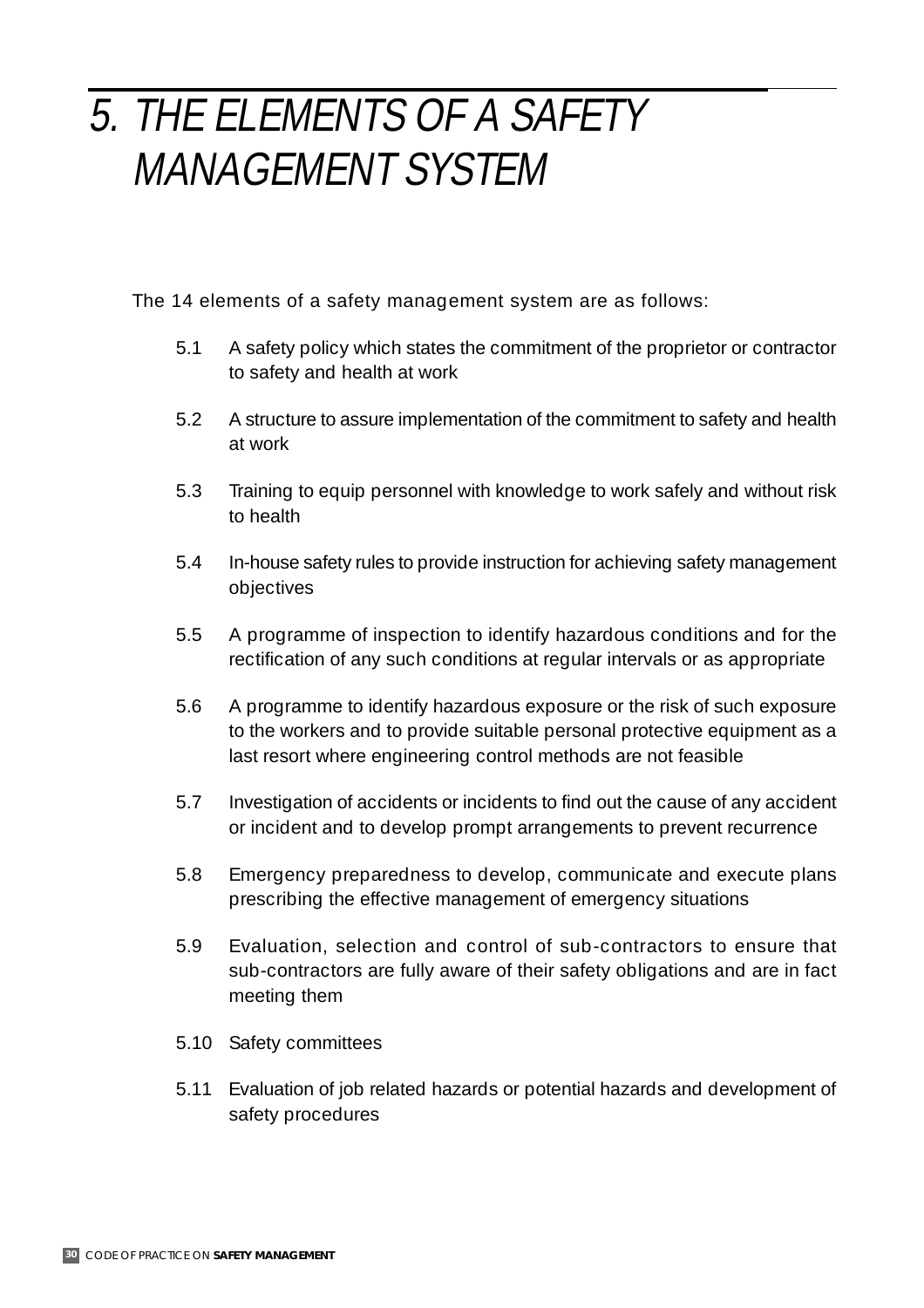# 5. THE ELEMENTS OF A SAFETY MANAGEMENT SYSTEM

The 14 elements of a safety management system are as follows:

5.1 A safety policy which states the commitment of the proprietor or contractor to safety and health at work

5.2 A structure to assure implementation of the commitment to safety and health at work

5.3 Training to equip personnel with knowledge to work safely and without risk to health

5.4 In-house safety rules to provide instruction for achieving safety management objectives

5.5 A programme of inspection to identify hazardous conditions and for the rectification of any such conditions at regular intervals or as appropriate

5.6 A programme to identify hazardous exposure or the risk of such exposure to the workers and to provide suitable personal protective equipment as a last resort where engineering control methods are not feasible

5.7 Investigation of accidents or incidents to find out the cause of any accident or incident and to develop prompt arrangements to prevent recurrence

5.8 Emergency preparedness to develop, communicate and execute plans prescribing the effective management of emergency situations

5.9 Evaluation, selection and control of sub-contractors to ensure that sub-contractors are fully aware of their safety obligations and are in fact meeting them

5.10 Safety committees

5.11 Evaluation of job related hazards or potential hazards and development of safety procedures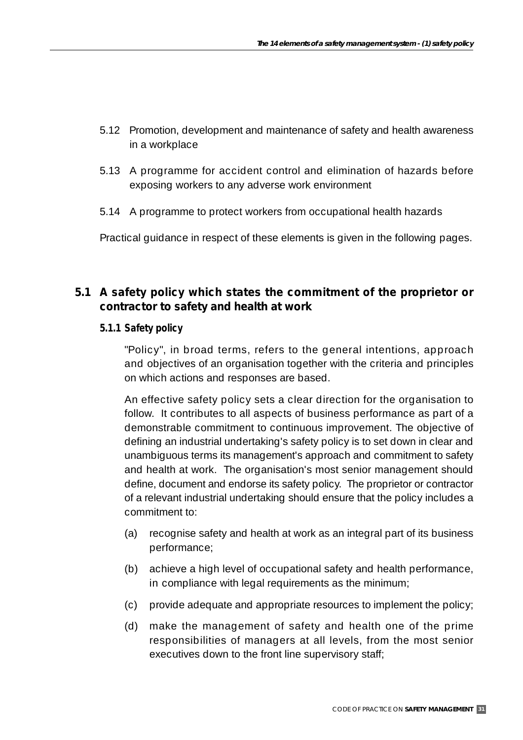5.12 Promotion, development and maintenance of safety and health awareness in a workplace

5.13 A programme for accident control and elimination of hazards before exposing workers to any adverse work environment

5.14 A programme to protect workers from occupational health hazards

Practical guidance in respect of these elements is given in the following pages.

## 5.1 A safety policy which states the commitment of the proprietor or contractor to safety and health at work

### 5.1.1 Safety policy

"Policy", in broad terms, refers to the general intentions, approach and objectives of an organisation together with the criteria and principles on which actions and responses are based.

An effective safety policy sets a clear direction for the organisation to follow. It contributes to all aspects of business performance as part of a demonstrable commitment to continuous improvement. The objective of defining an industrial undertaking's safety policy is to set down in clear and unambiguous terms its management's approach and commitment to safety and health at work. The organisation's most senior management should define, document and endorse its safety policy. The proprietor or contractor of a relevant industrial undertaking should ensure that the policy includes a commitment to:

(a) recognise safety and health at work as an integral part of its business performance;

(b) achieve a high level of occupational safety and health performance, in compliance with legal requirements as the minimum;

(c) provide adequate and appropriate resources to implement the policy;

(d) make the management of safety and health one of the prime responsibilities of managers at all levels, from the most senior executives down to the front line supervisory staff;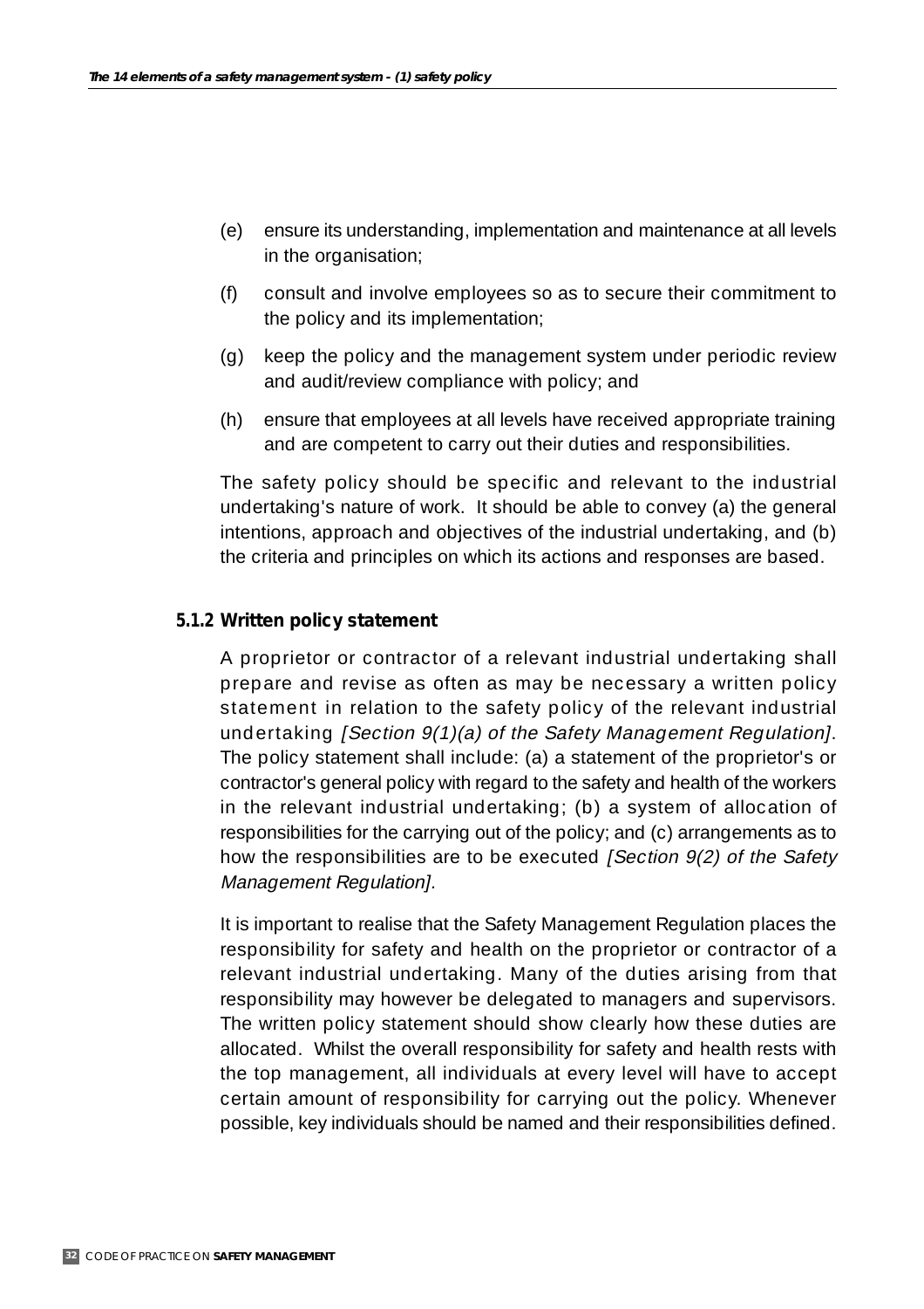(e) ensure its understanding, implementation and maintenance at all levels in the organisation;

(f) consult and involve employees so as to secure their commitment to the policy and its implementation;

(g) keep the policy and the management system under periodic review and audit/review compliance with policy; and

(h) ensure that employees at all levels have received appropriate training and are competent to carry out their duties and responsibilities.

The safety policy should be specific and relevant to the industrial undertaking's nature of work. It should be able to convey (a) the general intentions, approach and objectives of the industrial undertaking, and (b) the criteria and principles on which its actions and responses are based.

#### 5.1.2 Written policy statement

A proprietor or contractor of a relevant industrial undertaking shall prepare and revise as often as may be necessary a written policy statement in relation to the safety policy of the relevant industrial undertaking *[Section 9(1)(a) of the Safety Management Regulation]*. The policy statement shall include: (a) a statement of the proprietor's or contractor's general policy with regard to the safety and health of the workers in the relevant industrial undertaking; (b) a system of allocation of responsibilities for the carrying out of the policy; and (c) arrangements as to how the responsibilities are to be executed *[Section 9(2) of the Safety Management Regulation]*.

It is important to realise that the Safety Management Regulation places the responsibility for safety and health on the proprietor or contractor of a relevant industrial undertaking. Many of the duties arising from that responsibility may however be delegated to managers and supervisors. The written policy statement should show clearly how these duties are allocated. Whilst the overall responsibility for safety and health rests with the top management, all individuals at every level will have to accept certain amount of responsibility for carrying out the policy. Whenever possible, key individuals should be named and their responsibilities defined.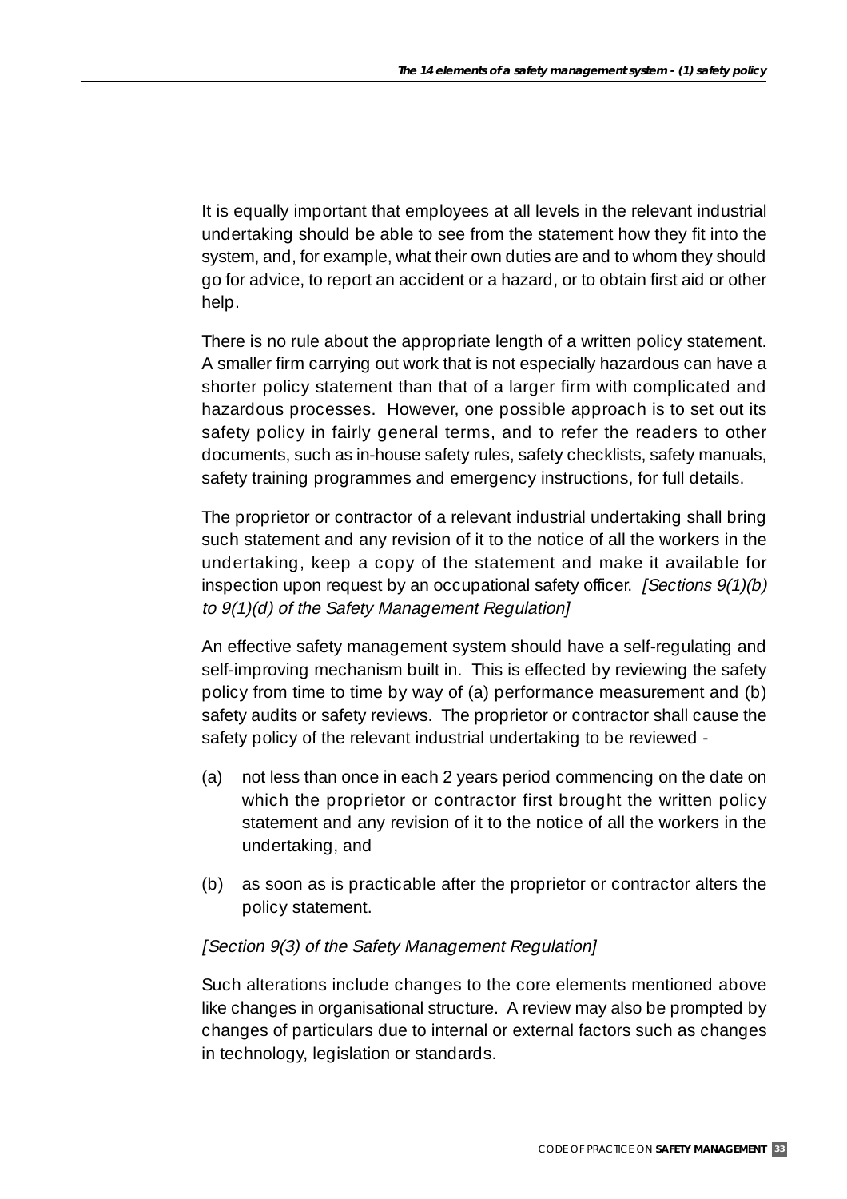It is equally important that employees at all levels in the relevant industrial undertaking should be able to see from the statement how they fit into the system, and, for example, what their own duties are and to whom they should go for advice, to report an accident or a hazard, or to obtain first aid or other help.

There is no rule about the appropriate length of a written policy statement. A smaller firm carrying out work that is not especially hazardous can have a shorter policy statement than that of a larger firm with complicated and hazardous processes. However, one possible approach is to set out its safety policy in fairly general terms, and to refer the readers to other documents, such as in-house safety rules, safety checklists, safety manuals, safety training programmes and emergency instructions, for full details.

The proprietor or contractor of a relevant industrial undertaking shall bring such statement and any revision of it to the notice of all the workers in the undertaking, keep a copy of the statement and make it available for inspection upon request by an occupational safety officer. *[Sections 9(1)(b) to 9(1)(d) of the Safety Management Regulation]*

An effective safety management system should have a self-regulating and self-improving mechanism built in. This is effected by reviewing the safety policy from time to time by way of (a) performance measurement and (b) safety audits or safety reviews. The proprietor or contractor shall cause the safety policy of the relevant industrial undertaking to be reviewed -

(a) not less than once in each 2 years period commencing on the date on which the proprietor or contractor first brought the written policy statement and any revision of it to the notice of all the workers in the undertaking, and

(b) as soon as is practicable after the proprietor or contractor alters the policy statement.

*[Section 9(3) of the Safety Management Regulation]*

Such alterations include changes to the core elements mentioned above like changes in organisational structure. A review may also be prompted by changes of particulars due to internal or external factors such as changes in technology, legislation or standards.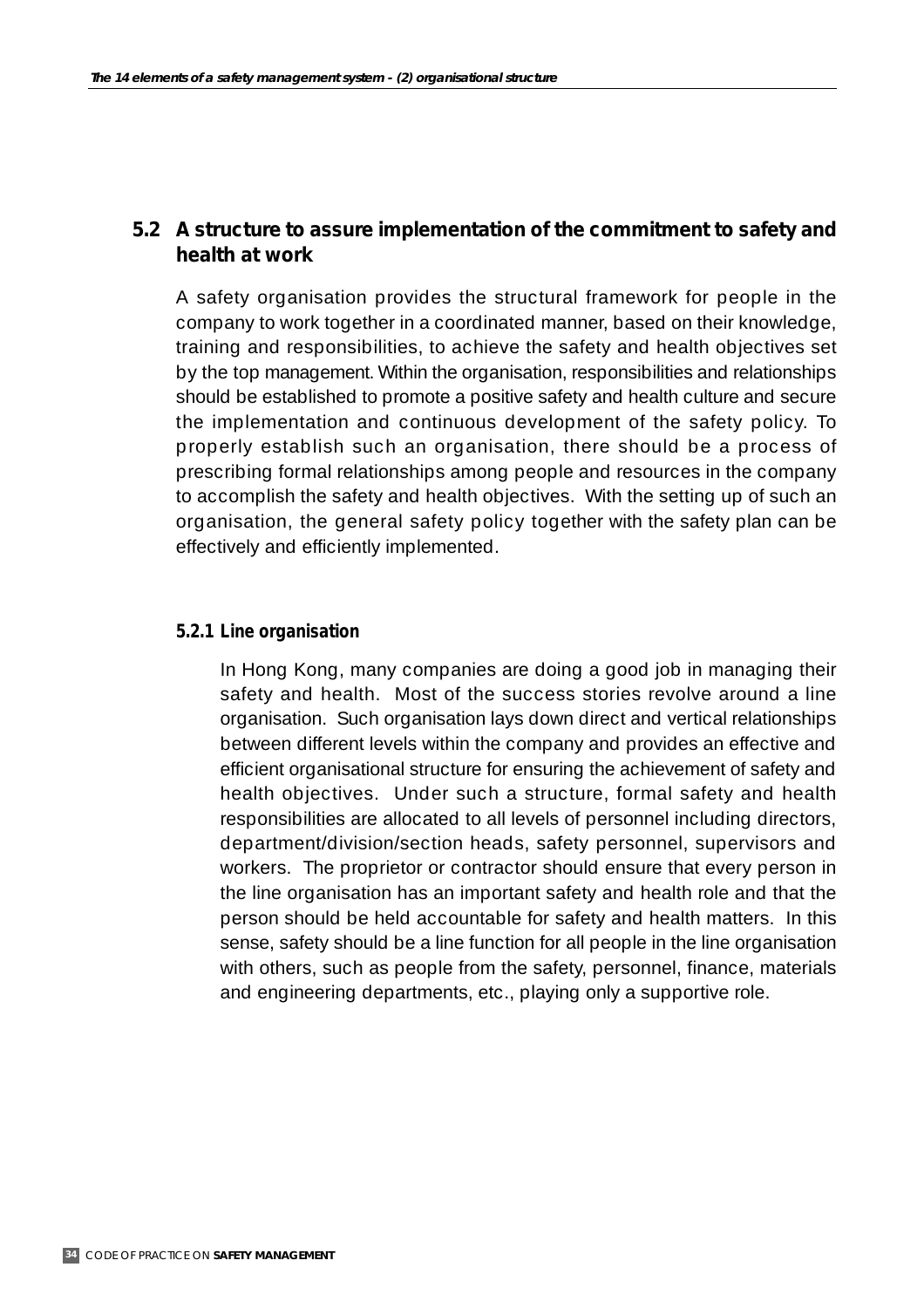## 5.2 A structure to assure implementation of the commitment to safety and health at work

A safety organisation provides the structural framework for people in the company to work together in a coordinated manner, based on their knowledge, training and responsibilities, to achieve the safety and health objectives set by the top management. Within the organisation, responsibilities and relationships should be established to promote a positive safety and health culture and secure the implementation and continuous development of the safety policy. To properly establish such an organisation, there should be a process of prescribing formal relationships among people and resources in the company to accomplish the safety and health objectives. With the setting up of such an organisation, the general safety policy together with the safety plan can be effectively and efficiently implemented.

### 5.2.1 Line organisation

In Hong Kong, many companies are doing a good job in managing their safety and health. Most of the success stories revolve around a line organisation. Such organisation lays down direct and vertical relationships between different levels within the company and provides an effective and efficient organisational structure for ensuring the achievement of safety and health objectives. Under such a structure, formal safety and health responsibilities are allocated to all levels of personnel including directors, department/division/section heads, safety personnel, supervisors and workers. The proprietor or contractor should ensure that every person in the line organisation has an important safety and health role and that the person should be held accountable for safety and health matters. In this sense, safety should be a line function for all people in the line organisation with others, such as people from the safety, personnel, finance, materials and engineering departments, etc., playing only a supportive role.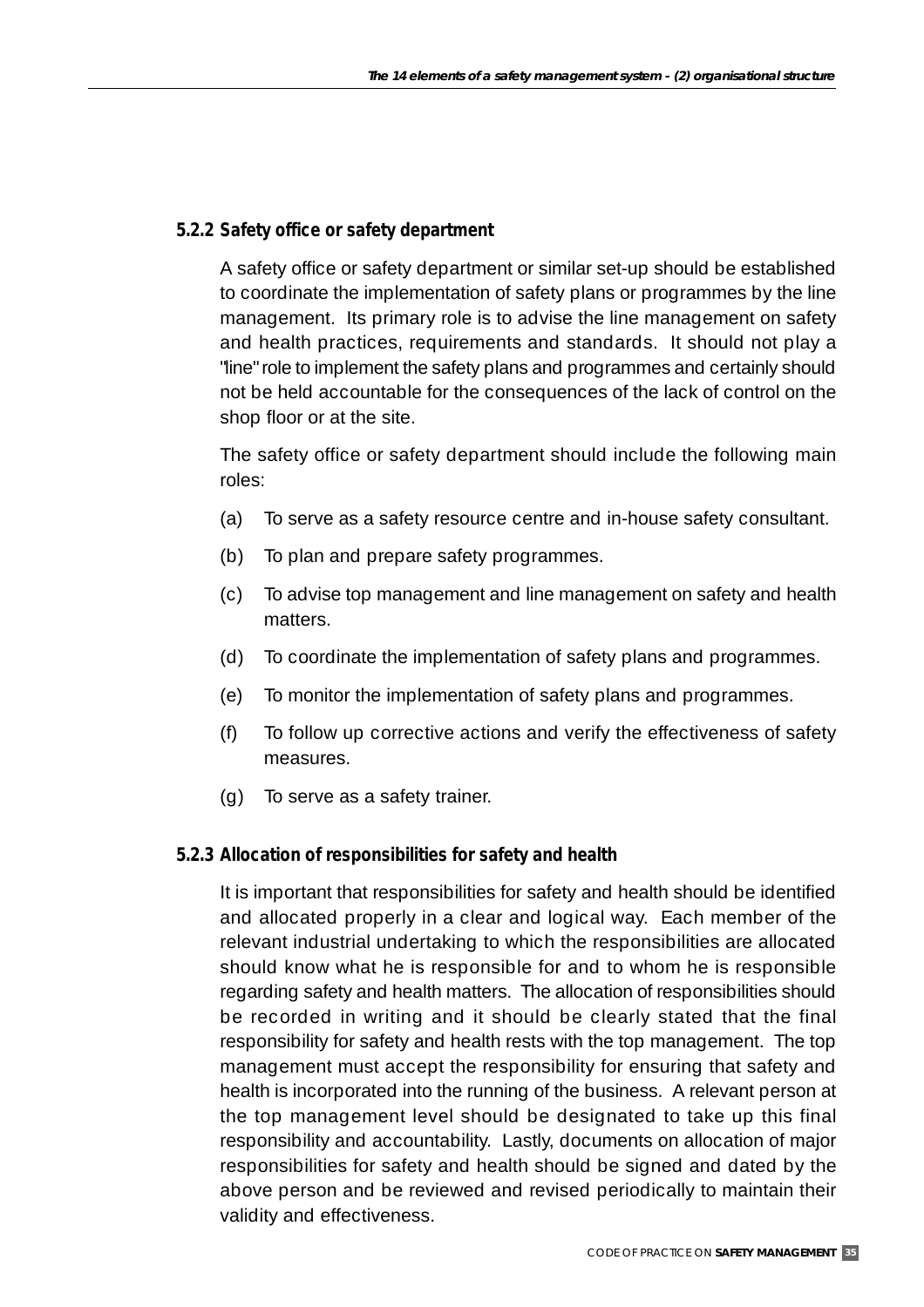### 5.2.2 Safety office or safety department

A safety office or safety department or similar set-up should be established to coordinate the implementation of safety plans or programmes by the line management. Its primary role is to advise the line management on safety and health practices, requirements and standards. It should not play a "line" role to implement the safety plans and programmes and certainly should not be held accountable for the consequences of the lack of control on the shop floor or at the site.

The safety office or safety department should include the following main roles:

(a) To serve as a safety resource centre and in-house safety consultant.

(b) To plan and prepare safety programmes.

(c) To advise top management and line management on safety and health matters.

(d) To coordinate the implementation of safety plans and programmes.

(e) To monitor the implementation of safety plans and programmes.

(f) To follow up corrective actions and verify the effectiveness of safety measures.

(g) To serve as a safety trainer.

### 5.2.3 Allocation of responsibilities for safety and health

It is important that responsibilities for safety and health should be identified and allocated properly in a clear and logical way. Each member of the relevant industrial undertaking to which the responsibilities are allocated should know what he is responsible for and to whom he is responsible regarding safety and health matters. The allocation of responsibilities should be recorded in writing and it should be clearly stated that the final responsibility for safety and health rests with the top management. The top management must accept the responsibility for ensuring that safety and health is incorporated into the running of the business. A relevant person at the top management level should be designated to take up this final responsibility and accountability. Lastly, documents on allocation of major responsibilities for safety and health should be signed and dated by the above person and be reviewed and revised periodically to maintain their validity and effectiveness.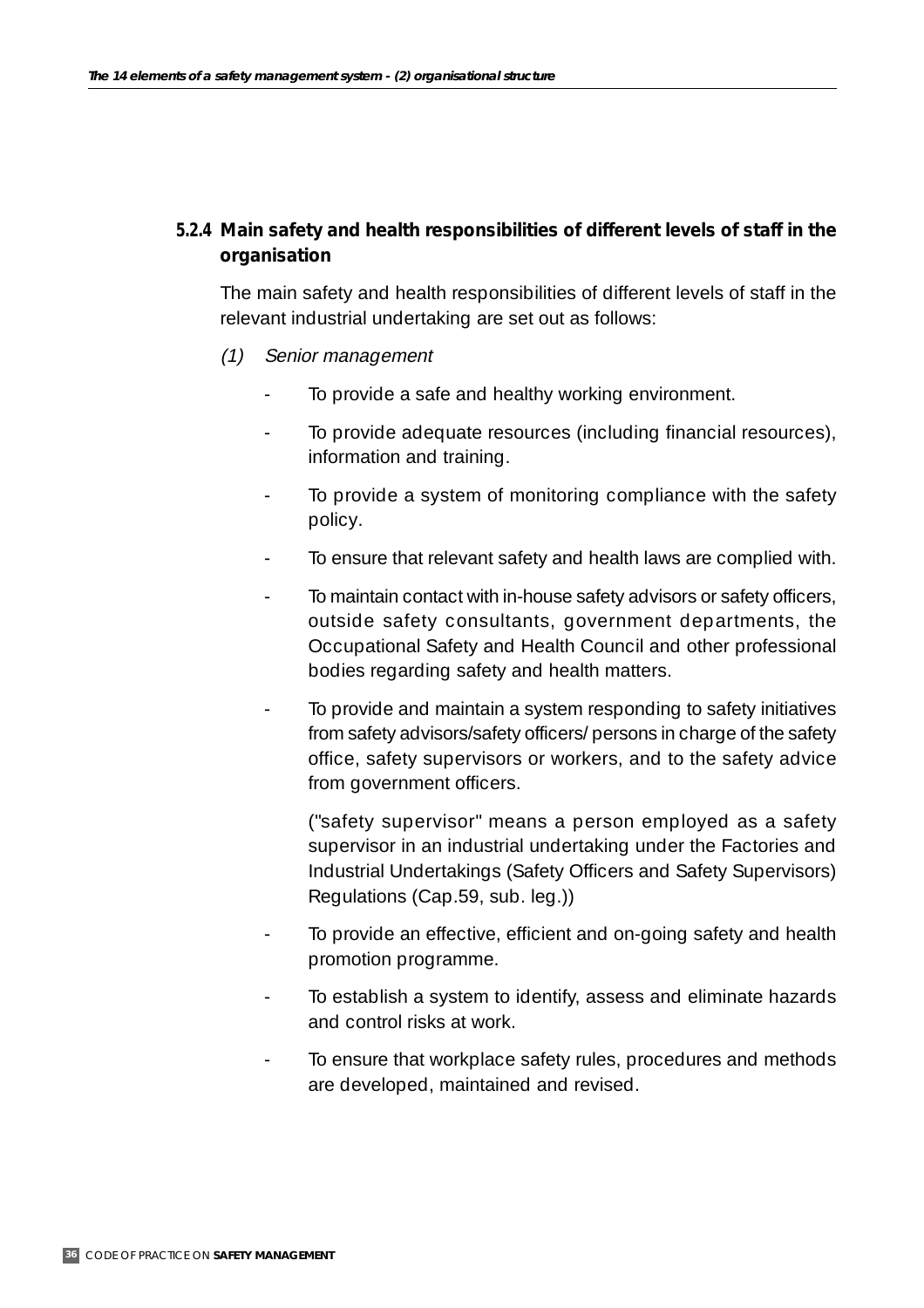### 5.2.4 Main safety and health responsibilities of different levels of staff in the organisation

The main safety and health responsibilities of different levels of staff in the relevant industrial undertaking are set out as follows:

(1) *Senior management*

- To provide a safe and healthy working environment.
- To provide adequate resources (including financial resources), information and training.
- To provide a system of monitoring compliance with the safety policy.
- To ensure that relevant safety and health laws are complied with.
- To maintain contact with in-house safety advisors or safety officers, outside safety consultants, government departments, the Occupational Safety and Health Council and other professional bodies regarding safety and health matters.
- To provide and maintain a system responding to safety initiatives from safety advisors/safety officers/ persons in charge of the safety office, safety supervisors or workers, and to the safety advice from government officers.

  ("safety supervisor" means a person employed as a safety supervisor in an industrial undertaking under the Factories and Industrial Undertakings (Safety Officers and Safety Supervisors) Regulations (Cap.59, sub. leg.))

- To provide an effective, efficient and on-going safety and health promotion programme.
- To establish a system to identify, assess and eliminate hazards and control risks at work.
- To ensure that workplace safety rules, procedures and methods are developed, maintained and revised.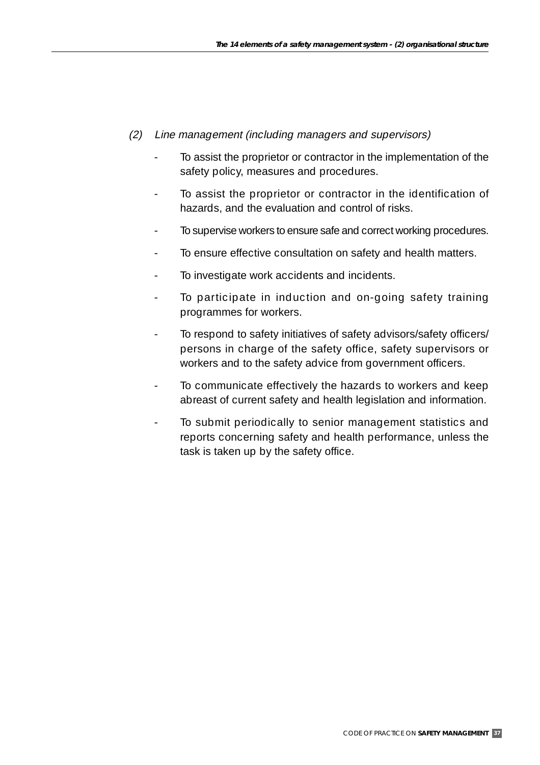*(2) Line management (including managers and supervisors)*

- To assist the proprietor or contractor in the implementation of the safety policy, measures and procedures.
- To assist the proprietor or contractor in the identification of hazards, and the evaluation and control of risks.
- To supervise workers to ensure safe and correct working procedures.
- To ensure effective consultation on safety and health matters.
- To investigate work accidents and incidents.
- To participate in induction and on-going safety training programmes for workers.
- To respond to safety initiatives of safety advisors/safety officers/ persons in charge of the safety office, safety supervisors or workers and to the safety advice from government officers.
- To communicate effectively the hazards to workers and keep abreast of current safety and health legislation and information.
- To submit periodically to senior management statistics and reports concerning safety and health performance, unless the task is taken up by the safety office.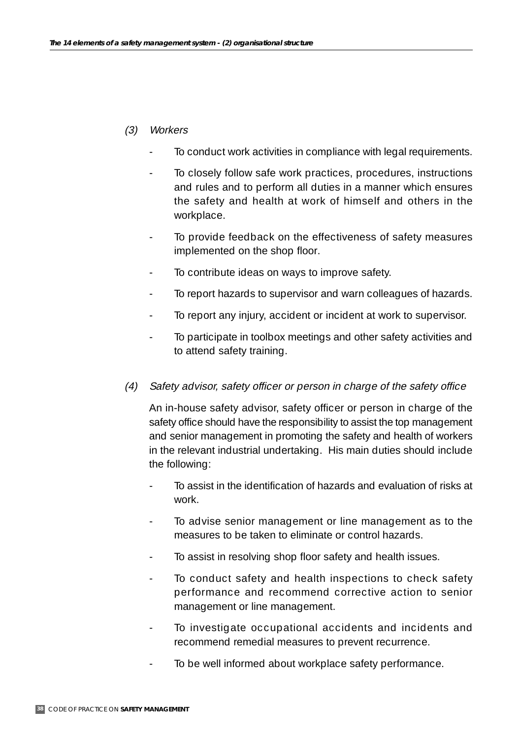*(3) Workers*

- To conduct work activities in compliance with legal requirements.
- To closely follow safe work practices, procedures, instructions and rules and to perform all duties in a manner which ensures the safety and health at work of himself and others in the workplace.
- To provide feedback on the effectiveness of safety measures implemented on the shop floor.
- To contribute ideas on ways to improve safety.
- To report hazards to supervisor and warn colleagues of hazards.
- To report any injury, accident or incident at work to supervisor.
- To participate in toolbox meetings and other safety activities and to attend safety training.

*(4) Safety advisor, safety officer or person in charge of the safety office*

An in-house safety advisor, safety officer or person in charge of the safety office should have the responsibility to assist the top management and senior management in promoting the safety and health of workers in the relevant industrial undertaking. His main duties should include the following:

- To assist in the identification of hazards and evaluation of risks at work.
- To advise senior management or line management as to the measures to be taken to eliminate or control hazards.
- To assist in resolving shop floor safety and health issues.
- To conduct safety and health inspections to check safety performance and recommend corrective action to senior management or line management.
- To investigate occupational accidents and incidents and recommend remedial measures to prevent recurrence.
- To be well informed about workplace safety performance.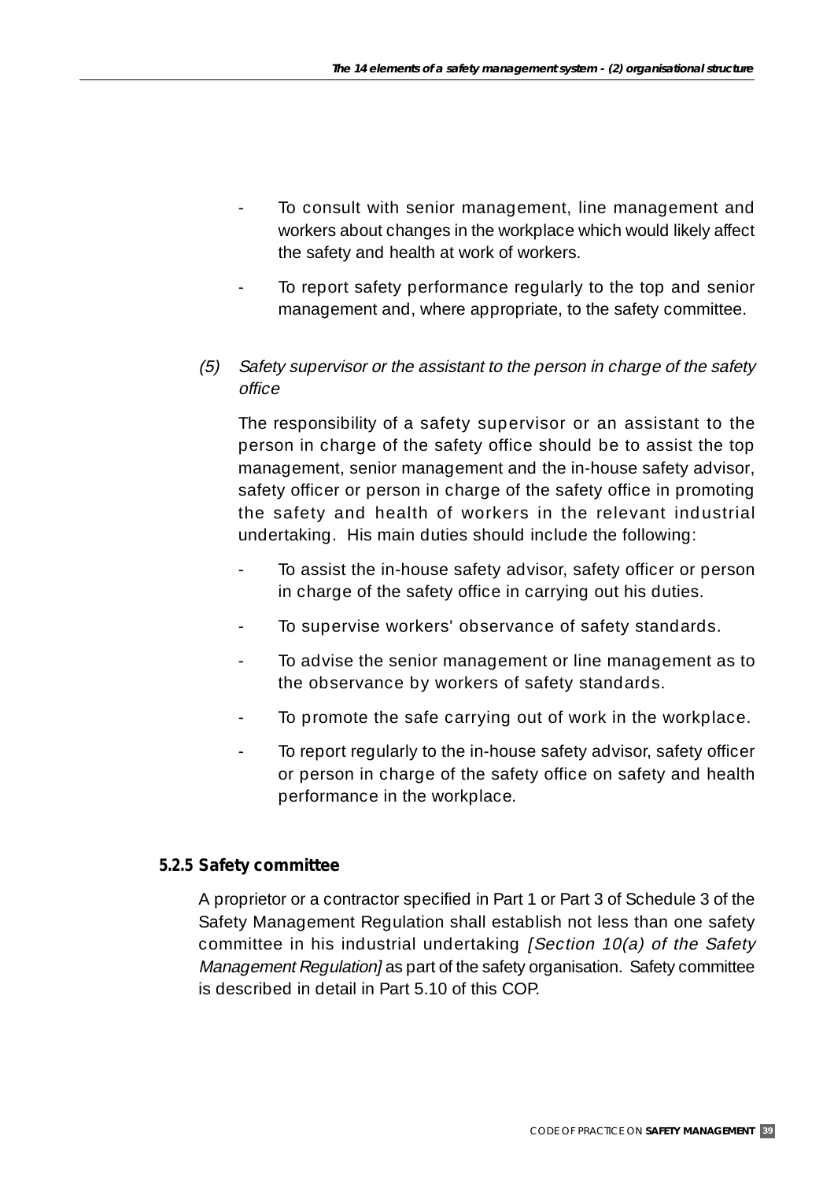- To consult with senior management, line management and workers about changes in the workplace which would likely affect the safety and health at work of workers.
- To report safety performance regularly to the top and senior management and, where appropriate, to the safety committee.

(5) *Safety supervisor or the assistant to the person in charge of the safety office*

The responsibility of a safety supervisor or an assistant to the person in charge of the safety office should be to assist the top management, senior management and the in-house safety advisor, safety officer or person in charge of the safety office in promoting the safety and health of workers in the relevant industrial undertaking. His main duties should include the following:

- To assist the in-house safety advisor, safety officer or person in charge of the safety office in carrying out his duties.
- To supervise workers' observance of safety standards.
- To advise the senior management or line management as to the observance by workers of safety standards.
- To promote the safe carrying out of work in the workplace.
- To report regularly to the in-house safety advisor, safety officer or person in charge of the safety office on safety and health performance in the workplace.

### 5.2.5 Safety committee

A proprietor or a contractor specified in Part 1 or Part 3 of Schedule 3 of the Safety Management Regulation shall establish not less than one safety committee in his industrial undertaking *[Section 10(a) of the Safety Management Regulation]* as part of the safety organisation. Safety committee is described in detail in Part 5.10 of this COP.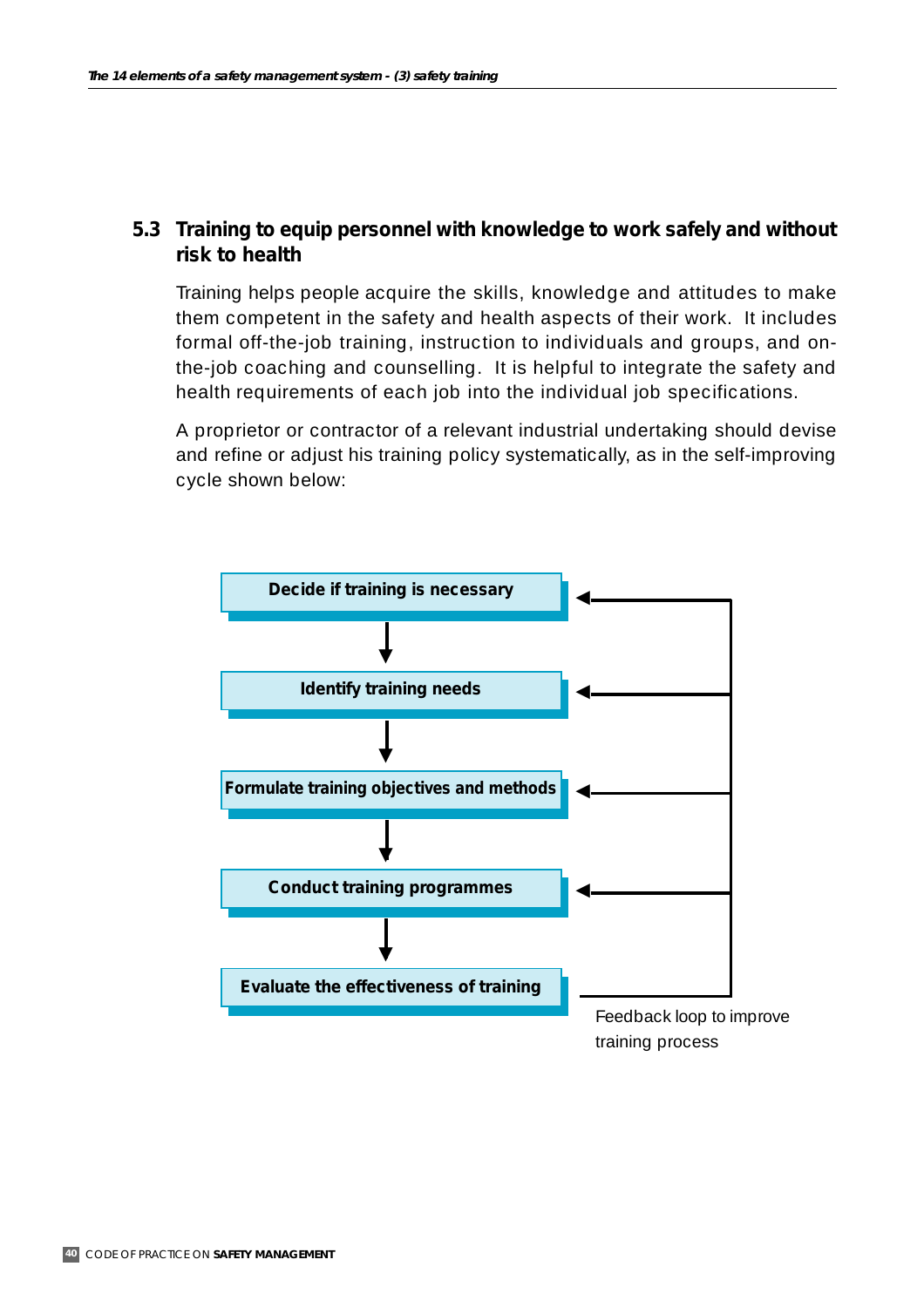## 5.3 Training to equip personnel with knowledge to work safely and without risk to health

Training helps people acquire the skills, knowledge and attitudes to make them competent in the safety and health aspects of their work. It includes formal off-the-job training, instruction to individuals and groups, and on-the-job coaching and counselling. It is helpful to integrate the safety and health requirements of each job into the individual job specifications.

A proprietor or contractor of a relevant industrial undertaking should devise and refine or adjust his training policy systematically, as in the self-improving cycle shown below:

**Decide if training is necessary**

↓

**Identify training needs**

↓

**Formulate training objectives and methods**

↓

**Conduct training programmes**

↓

**Evaluate the effectiveness of training**

Feedback loop to improve training process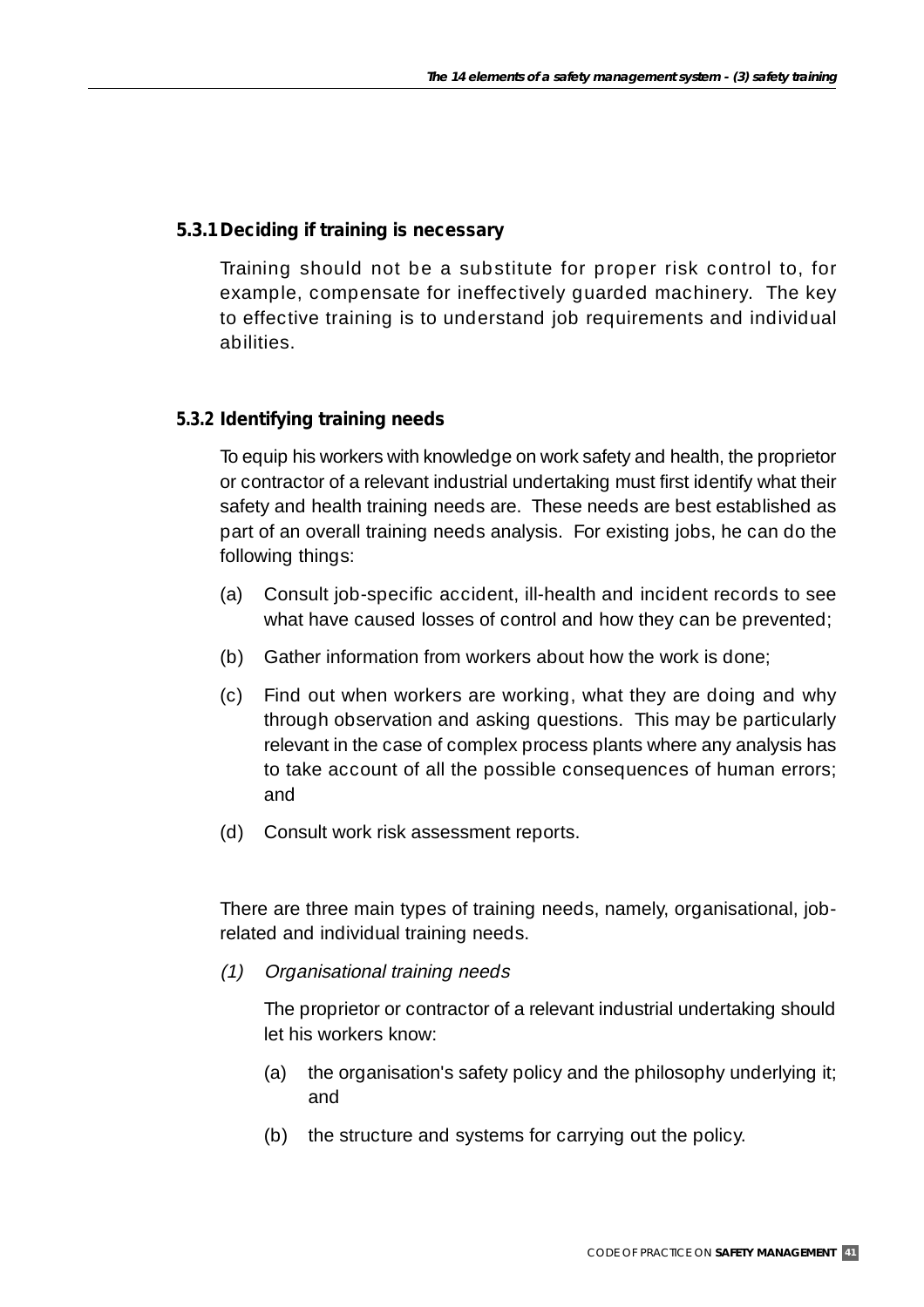### 5.3.1 Deciding if training is necessary

Training should not be a substitute for proper risk control to, for example, compensate for ineffectively guarded machinery. The key to effective training is to understand job requirements and individual abilities.

### 5.3.2 Identifying training needs

To equip his workers with knowledge on work safety and health, the proprietor or contractor of a relevant industrial undertaking must first identify what their safety and health training needs are. These needs are best established as part of an overall training needs analysis. For existing jobs, he can do the following things:

(a) Consult job-specific accident, ill-health and incident records to see what have caused losses of control and how they can be prevented;

(b) Gather information from workers about how the work is done;

(c) Find out when workers are working, what they are doing and why through observation and asking questions. This may be particularly relevant in the case of complex process plants where any analysis has to take account of all the possible consequences of human errors; and

(d) Consult work risk assessment reports.

There are three main types of training needs, namely, organisational, job-related and individual training needs.

*(1) Organisational training needs*

The proprietor or contractor of a relevant industrial undertaking should let his workers know:

(a) the organisation's safety policy and the philosophy underlying it; and

(b) the structure and systems for carrying out the policy.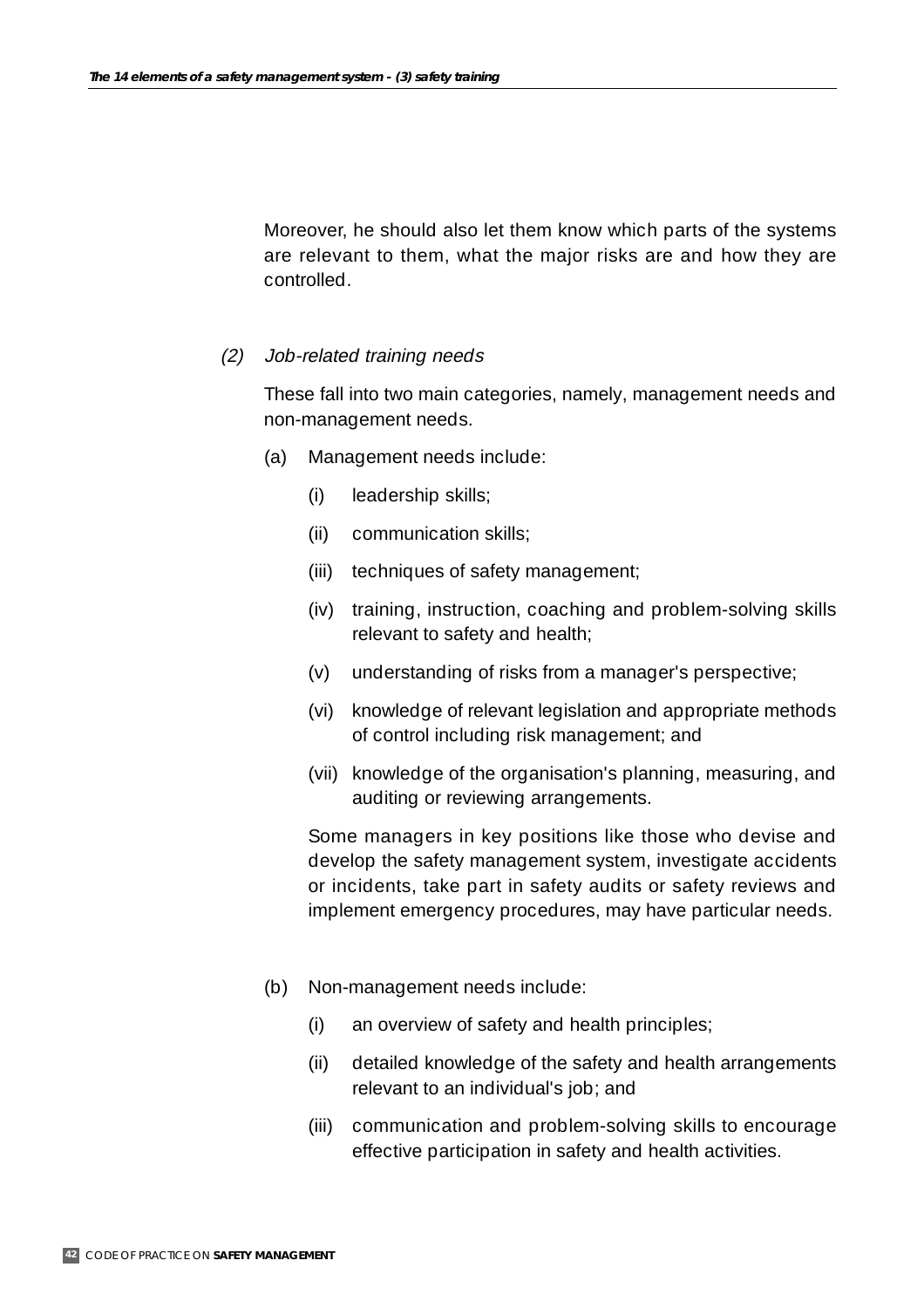Moreover, he should also let them know which parts of the systems are relevant to them, what the major risks are and how they are controlled.

*(2) Job-related training needs*

These fall into two main categories, namely, management needs and non-management needs.

(a) Management needs include:

- (i) leadership skills;
- (ii) communication skills;
- (iii) techniques of safety management;
- (iv) training, instruction, coaching and problem-solving skills relevant to safety and health;
- (v) understanding of risks from a manager's perspective;
- (vi) knowledge of relevant legislation and appropriate methods of control including risk management; and
- (vii) knowledge of the organisation's planning, measuring, and auditing or reviewing arrangements.

Some managers in key positions like those who devise and develop the safety management system, investigate accidents or incidents, take part in safety audits or safety reviews and implement emergency procedures, may have particular needs.

(b) Non-management needs include:

- (i) an overview of safety and health principles;
- (ii) detailed knowledge of the safety and health arrangements relevant to an individual's job; and
- (iii) communication and problem-solving skills to encourage effective participation in safety and health activities.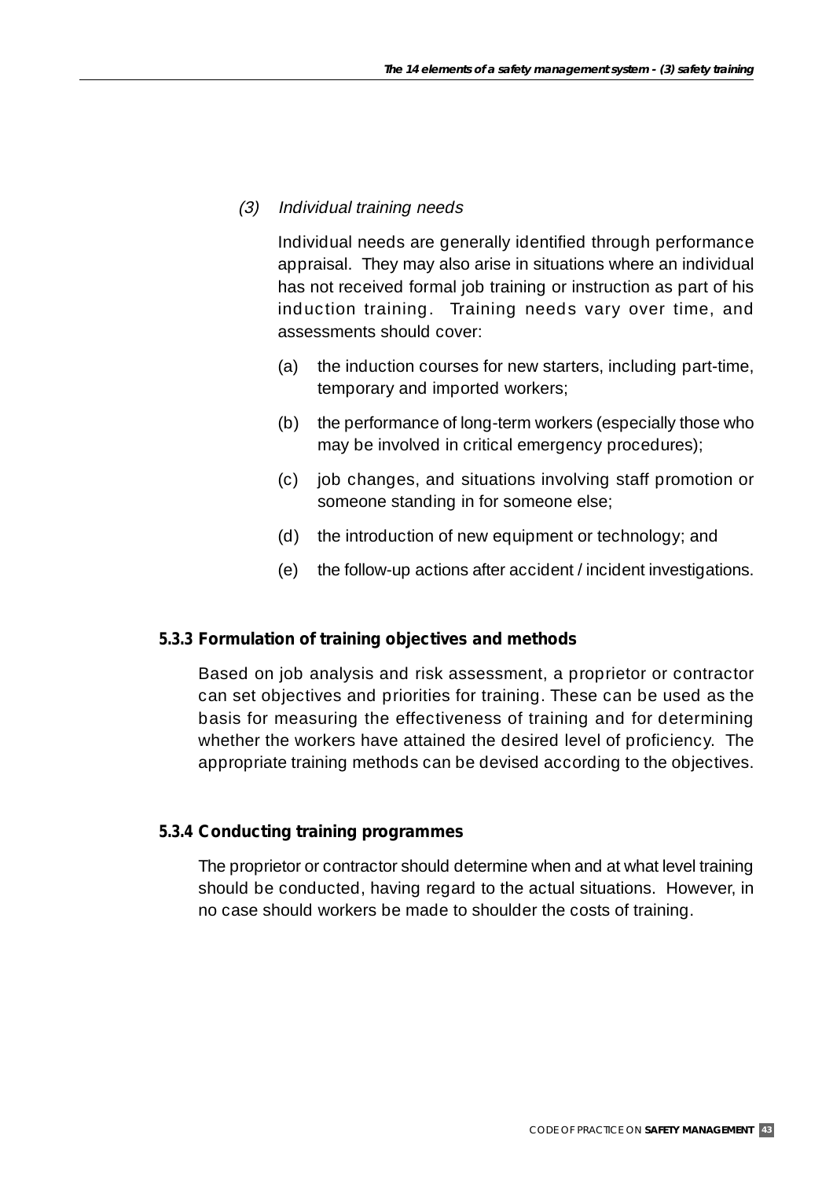*(3) Individual training needs*

Individual needs are generally identified through performance appraisal. They may also arise in situations where an individual has not received formal job training or instruction as part of his induction training. Training needs vary over time, and assessments should cover:

(a) the induction courses for new starters, including part-time, temporary and imported workers;

(b) the performance of long-term workers (especially those who may be involved in critical emergency procedures);

(c) job changes, and situations involving staff promotion or someone standing in for someone else;

(d) the introduction of new equipment or technology; and

(e) the follow-up actions after accident / incident investigations.

### 5.3.3 Formulation of training objectives and methods

Based on job analysis and risk assessment, a proprietor or contractor can set objectives and priorities for training. These can be used as the basis for measuring the effectiveness of training and for determining whether the workers have attained the desired level of proficiency. The appropriate training methods can be devised according to the objectives.

### 5.3.4 Conducting training programmes

The proprietor or contractor should determine when and at what level training should be conducted, having regard to the actual situations. However, in no case should workers be made to shoulder the costs of training.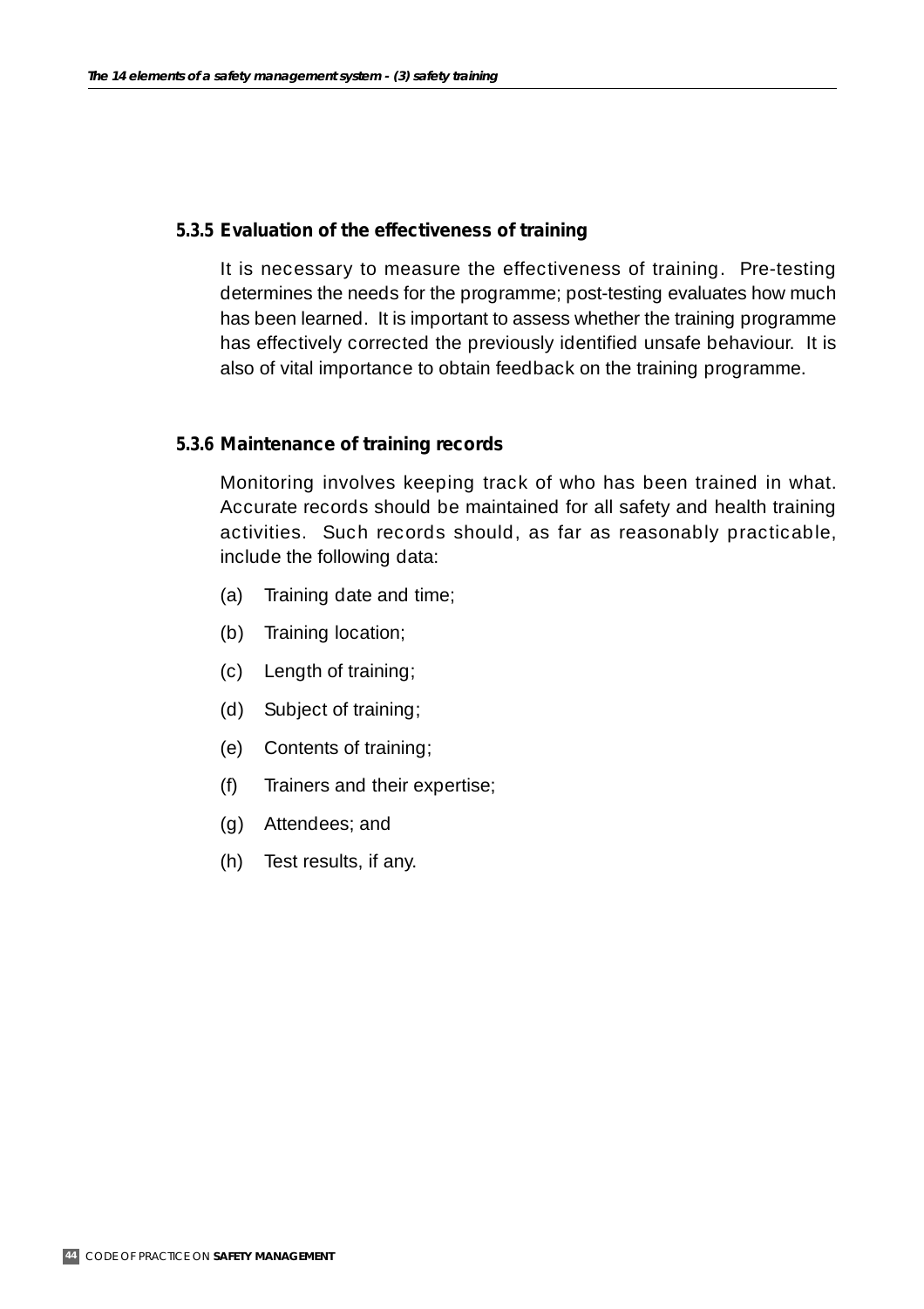### 5.3.5 Evaluation of the effectiveness of training

It is necessary to measure the effectiveness of training. Pre-testing determines the needs for the programme; post-testing evaluates how much has been learned. It is important to assess whether the training programme has effectively corrected the previously identified unsafe behaviour. It is also of vital importance to obtain feedback on the training programme.

### 5.3.6 Maintenance of training records

Monitoring involves keeping track of who has been trained in what. Accurate records should be maintained for all safety and health training activities. Such records should, as far as reasonably practicable, include the following data:

(a) Training date and time;

(b) Training location;

(c) Length of training;

(d) Subject of training;

(e) Contents of training;

(f) Trainers and their expertise;

(g) Attendees; and

(h) Test results, if any.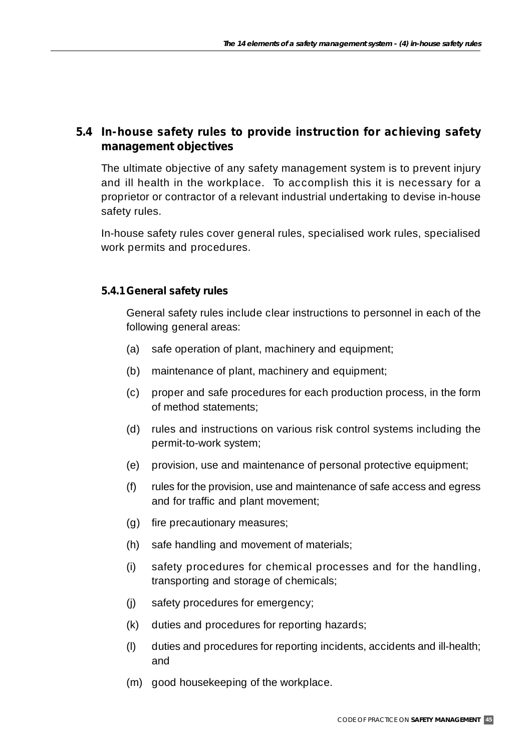## 5.4 In-house safety rules to provide instruction for achieving safety management objectives

The ultimate objective of any safety management system is to prevent injury and ill health in the workplace. To accomplish this it is necessary for a proprietor or contractor of a relevant industrial undertaking to devise in-house safety rules.

In-house safety rules cover general rules, specialised work rules, specialised work permits and procedures.

### 5.4.1 General safety rules

General safety rules include clear instructions to personnel in each of the following general areas:

(a) safe operation of plant, machinery and equipment;

(b) maintenance of plant, machinery and equipment;

(c) proper and safe procedures for each production process, in the form of method statements;

(d) rules and instructions on various risk control systems including the permit-to-work system;

(e) provision, use and maintenance of personal protective equipment;

(f) rules for the provision, use and maintenance of safe access and egress and for traffic and plant movement;

(g) fire precautionary measures;

(h) safe handling and movement of materials;

(i) safety procedures for chemical processes and for the handling, transporting and storage of chemicals;

(j) safety procedures for emergency;

(k) duties and procedures for reporting hazards;

(l) duties and procedures for reporting incidents, accidents and ill-health; and

(m) good housekeeping of the workplace.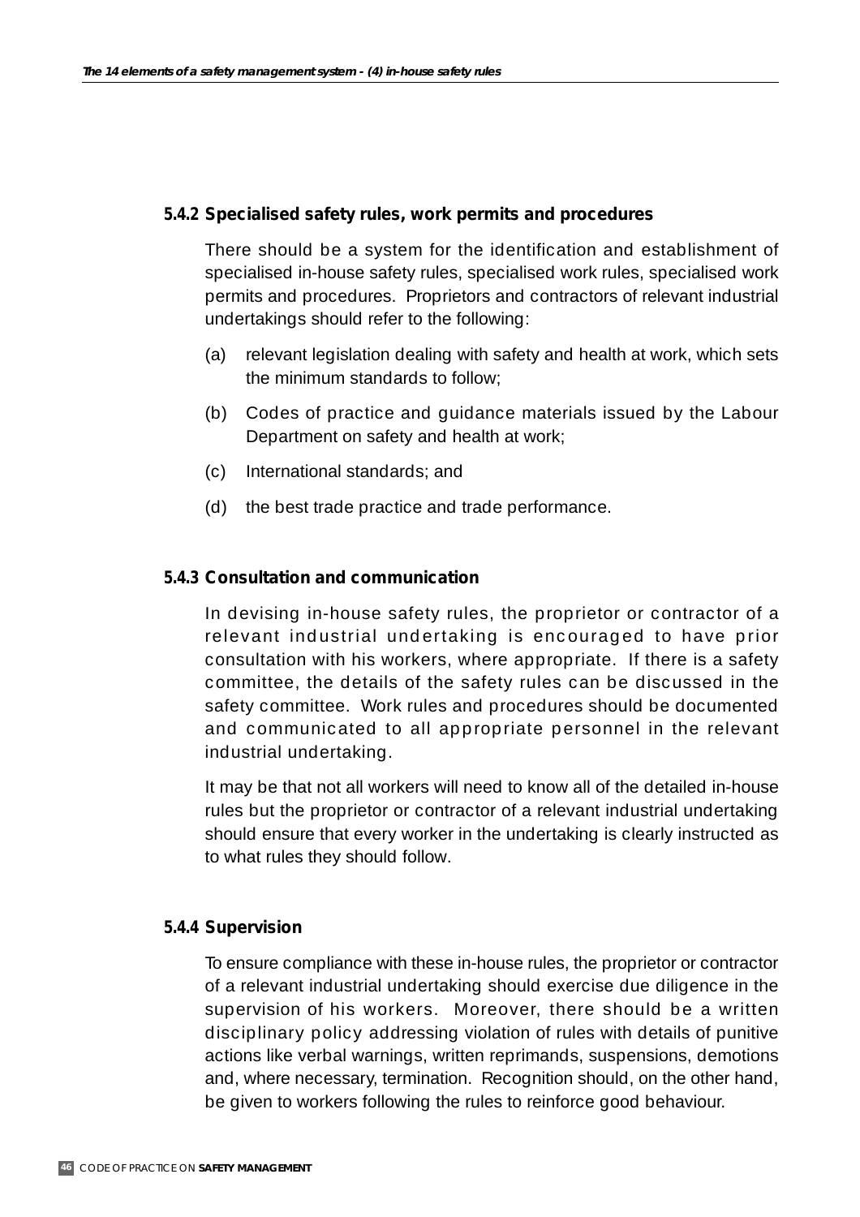### 5.4.2 Specialised safety rules, work permits and procedures

There should be a system for the identification and establishment of specialised in-house safety rules, specialised work rules, specialised work permits and procedures. Proprietors and contractors of relevant industrial undertakings should refer to the following:

(a) relevant legislation dealing with safety and health at work, which sets the minimum standards to follow;

(b) Codes of practice and guidance materials issued by the Labour Department on safety and health at work;

(c) International standards; and

(d) the best trade practice and trade performance.

### 5.4.3 Consultation and communication

In devising in-house safety rules, the proprietor or contractor of a relevant industrial undertaking is encouraged to have prior consultation with his workers, where appropriate. If there is a safety committee, the details of the safety rules can be discussed in the safety committee. Work rules and procedures should be documented and communicated to all appropriate personnel in the relevant industrial undertaking.

It may be that not all workers will need to know all of the detailed in-house rules but the proprietor or contractor of a relevant industrial undertaking should ensure that every worker in the undertaking is clearly instructed as to what rules they should follow.

### 5.4.4 Supervision

To ensure compliance with these in-house rules, the proprietor or contractor of a relevant industrial undertaking should exercise due diligence in the supervision of his workers. Moreover, there should be a written disciplinary policy addressing violation of rules with details of punitive actions like verbal warnings, written reprimands, suspensions, demotions and, where necessary, termination. Recognition should, on the other hand, be given to workers following the rules to reinforce good behaviour.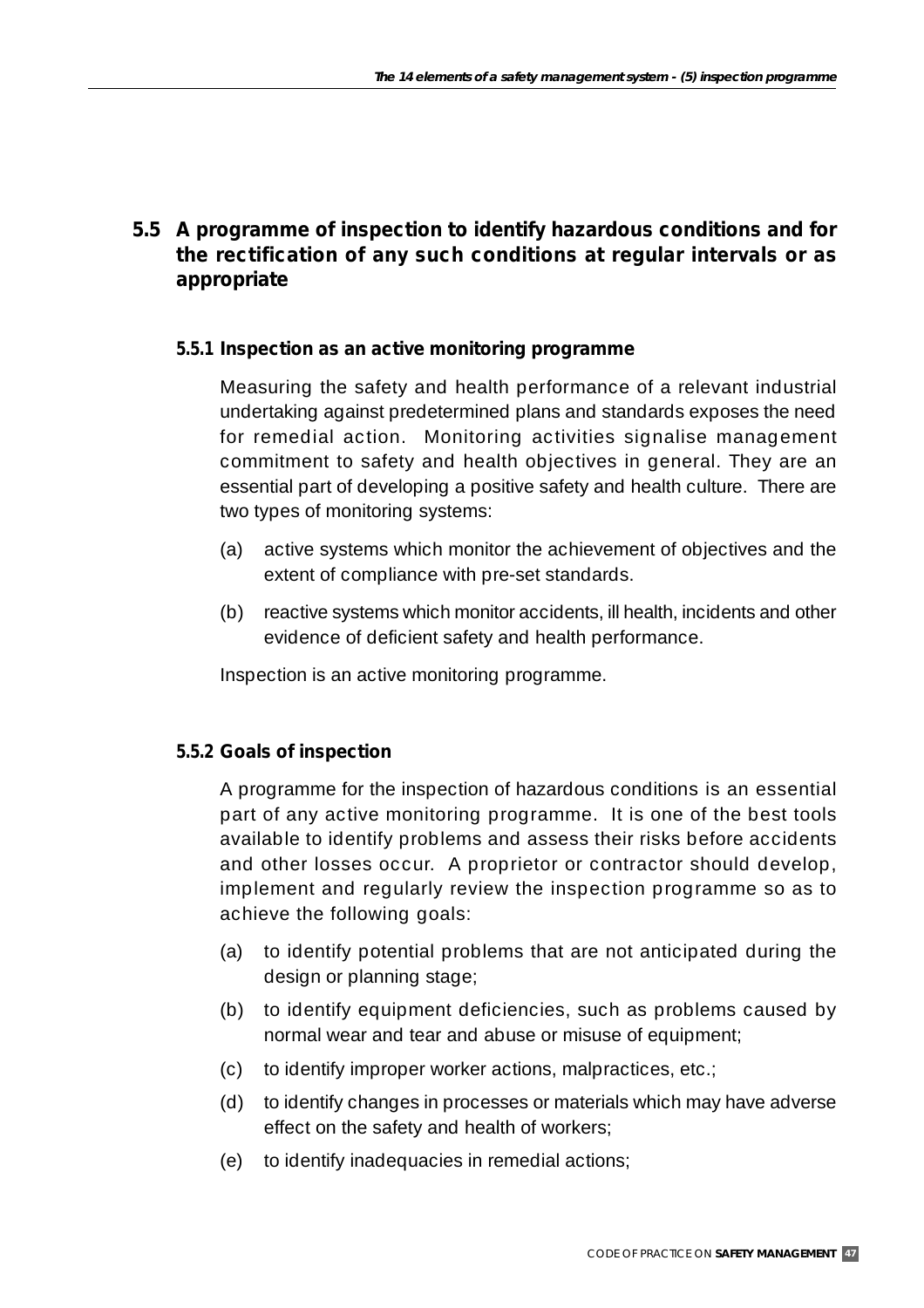## 5.5 A programme of inspection to identify hazardous conditions and for the rectification of any such conditions at regular intervals or as appropriate

### 5.5.1 Inspection as an active monitoring programme

Measuring the safety and health performance of a relevant industrial undertaking against predetermined plans and standards exposes the need for remedial action. Monitoring activities signalise management commitment to safety and health objectives in general. They are an essential part of developing a positive safety and health culture. There are two types of monitoring systems:

(a) active systems which monitor the achievement of objectives and the extent of compliance with pre-set standards.

(b) reactive systems which monitor accidents, ill health, incidents and other evidence of deficient safety and health performance.

Inspection is an active monitoring programme.

### 5.5.2 Goals of inspection

A programme for the inspection of hazardous conditions is an essential part of any active monitoring programme. It is one of the best tools available to identify problems and assess their risks before accidents and other losses occur. A proprietor or contractor should develop, implement and regularly review the inspection programme so as to achieve the following goals:

(a) to identify potential problems that are not anticipated during the design or planning stage;

(b) to identify equipment deficiencies, such as problems caused by normal wear and tear and abuse or misuse of equipment;

(c) to identify improper worker actions, malpractices, etc.;

(d) to identify changes in processes or materials which may have adverse effect on the safety and health of workers;

(e) to identify inadequacies in remedial actions;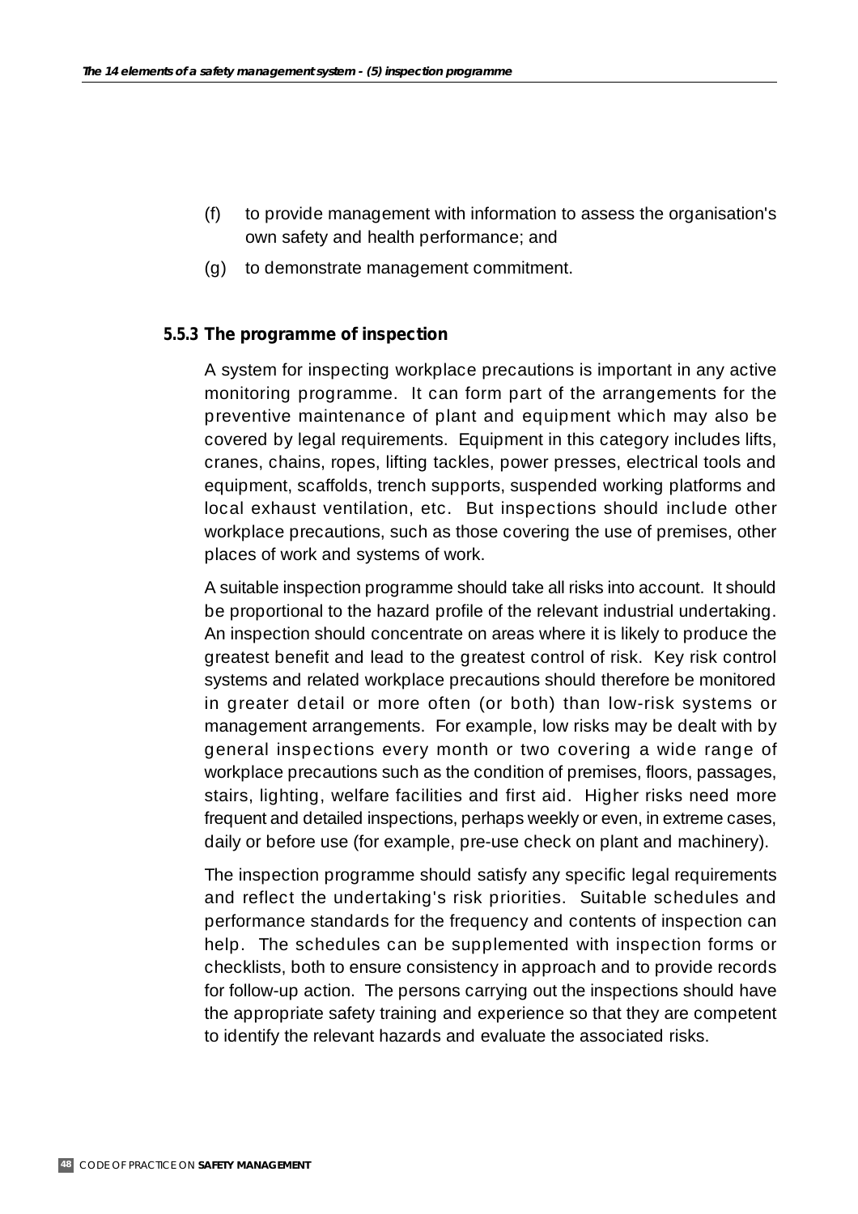(f) to provide management with information to assess the organisation's own safety and health performance; and

(g) to demonstrate management commitment.

### 5.5.3 The programme of inspection

A system for inspecting workplace precautions is important in any active monitoring programme. It can form part of the arrangements for the preventive maintenance of plant and equipment which may also be covered by legal requirements. Equipment in this category includes lifts, cranes, chains, ropes, lifting tackles, power presses, electrical tools and equipment, scaffolds, trench supports, suspended working platforms and local exhaust ventilation, etc. But inspections should include other workplace precautions, such as those covering the use of premises, other places of work and systems of work.

A suitable inspection programme should take all risks into account. It should be proportional to the hazard profile of the relevant industrial undertaking. An inspection should concentrate on areas where it is likely to produce the greatest benefit and lead to the greatest control of risk. Key risk control systems and related workplace precautions should therefore be monitored in greater detail or more often (or both) than low-risk systems or management arrangements. For example, low risks may be dealt with by general inspections every month or two covering a wide range of workplace precautions such as the condition of premises, floors, passages, stairs, lighting, welfare facilities and first aid. Higher risks need more frequent and detailed inspections, perhaps weekly or even, in extreme cases, daily or before use (for example, pre-use check on plant and machinery).

The inspection programme should satisfy any specific legal requirements and reflect the undertaking's risk priorities. Suitable schedules and performance standards for the frequency and contents of inspection can help. The schedules can be supplemented with inspection forms or checklists, both to ensure consistency in approach and to provide records for follow-up action. The persons carrying out the inspections should have the appropriate safety training and experience so that they are competent to identify the relevant hazards and evaluate the associated risks.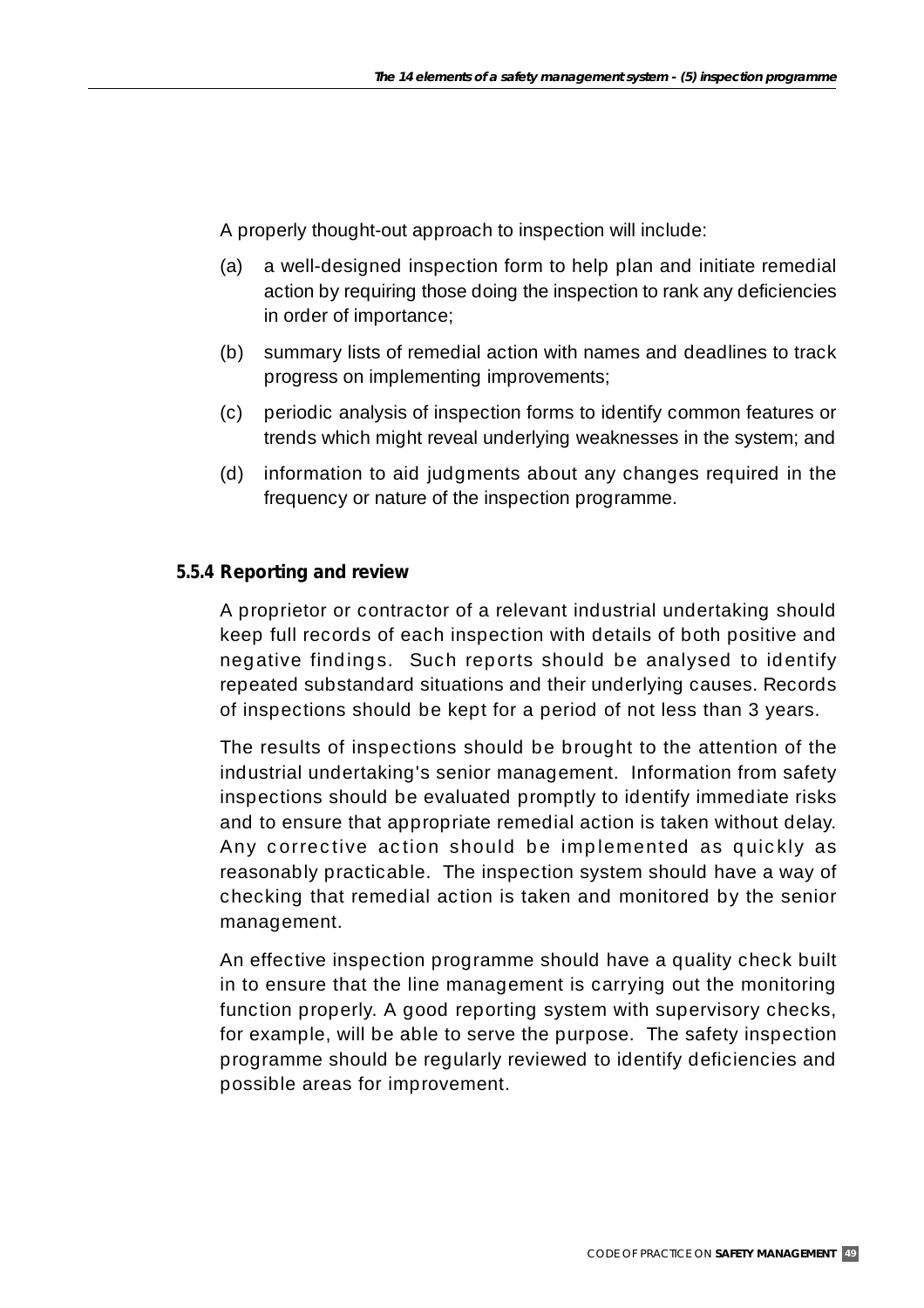A properly thought-out approach to inspection will include:

(a) a well-designed inspection form to help plan and initiate remedial action by requiring those doing the inspection to rank any deficiencies in order of importance;

(b) summary lists of remedial action with names and deadlines to track progress on implementing improvements;

(c) periodic analysis of inspection forms to identify common features or trends which might reveal underlying weaknesses in the system; and

(d) information to aid judgments about any changes required in the frequency or nature of the inspection programme.

### 5.5.4 Reporting and review

A proprietor or contractor of a relevant industrial undertaking should keep full records of each inspection with details of both positive and negative findings. Such reports should be analysed to identify repeated substandard situations and their underlying causes. Records of inspections should be kept for a period of not less than 3 years.

The results of inspections should be brought to the attention of the industrial undertaking's senior management. Information from safety inspections should be evaluated promptly to identify immediate risks and to ensure that appropriate remedial action is taken without delay. Any corrective action should be implemented as quickly as reasonably practicable. The inspection system should have a way of checking that remedial action is taken and monitored by the senior management.

An effective inspection programme should have a quality check built in to ensure that the line management is carrying out the monitoring function properly. A good reporting system with supervisory checks, for example, will be able to serve the purpose. The safety inspection programme should be regularly reviewed to identify deficiencies and possible areas for improvement.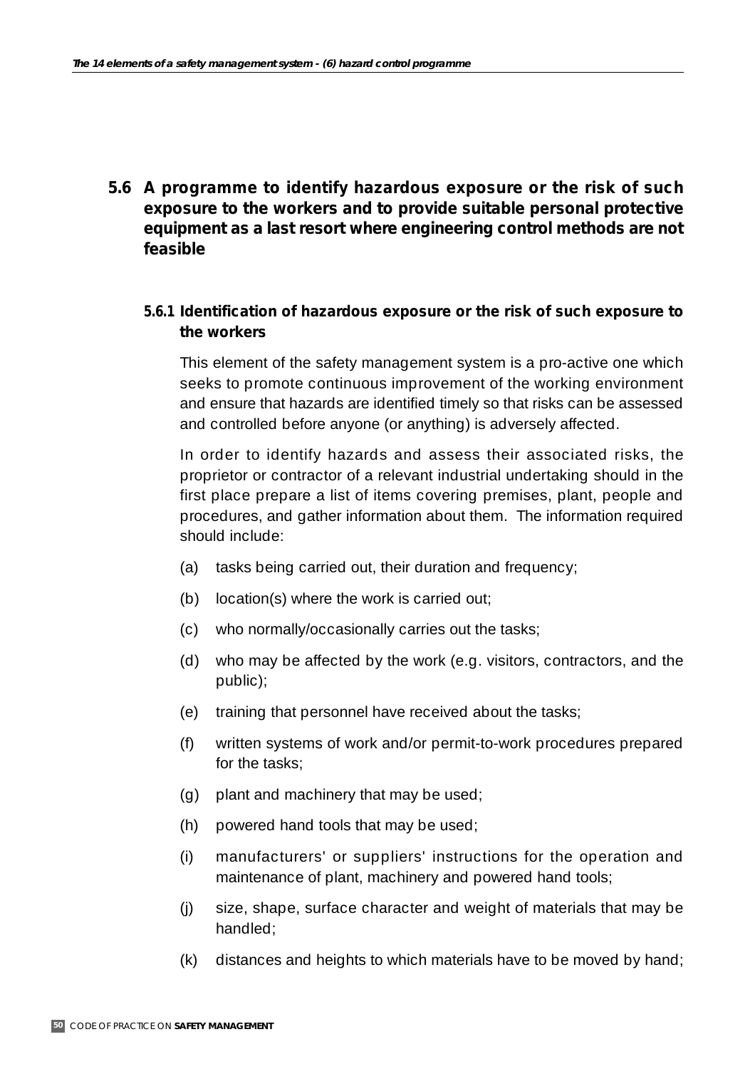## 5.6 A programme to identify hazardous exposure or the risk of such exposure to the workers and to provide suitable personal protective equipment as a last resort where engineering control methods are not feasible

### 5.6.1 Identification of hazardous exposure or the risk of such exposure to the workers

This element of the safety management system is a pro-active one which seeks to promote continuous improvement of the working environment and ensure that hazards are identified timely so that risks can be assessed and controlled before anyone (or anything) is adversely affected.

In order to identify hazards and assess their associated risks, the proprietor or contractor of a relevant industrial undertaking should in the first place prepare a list of items covering premises, plant, people and procedures, and gather information about them. The information required should include:

(a) tasks being carried out, their duration and frequency;

(b) location(s) where the work is carried out;

(c) who normally/occasionally carries out the tasks;

(d) who may be affected by the work (e.g. visitors, contractors, and the public);

(e) training that personnel have received about the tasks;

(f) written systems of work and/or permit-to-work procedures prepared for the tasks;

(g) plant and machinery that may be used;

(h) powered hand tools that may be used;

(i) manufacturers' or suppliers' instructions for the operation and maintenance of plant, machinery and powered hand tools;

(j) size, shape, surface character and weight of materials that may be handled;

(k) distances and heights to which materials have to be moved by hand;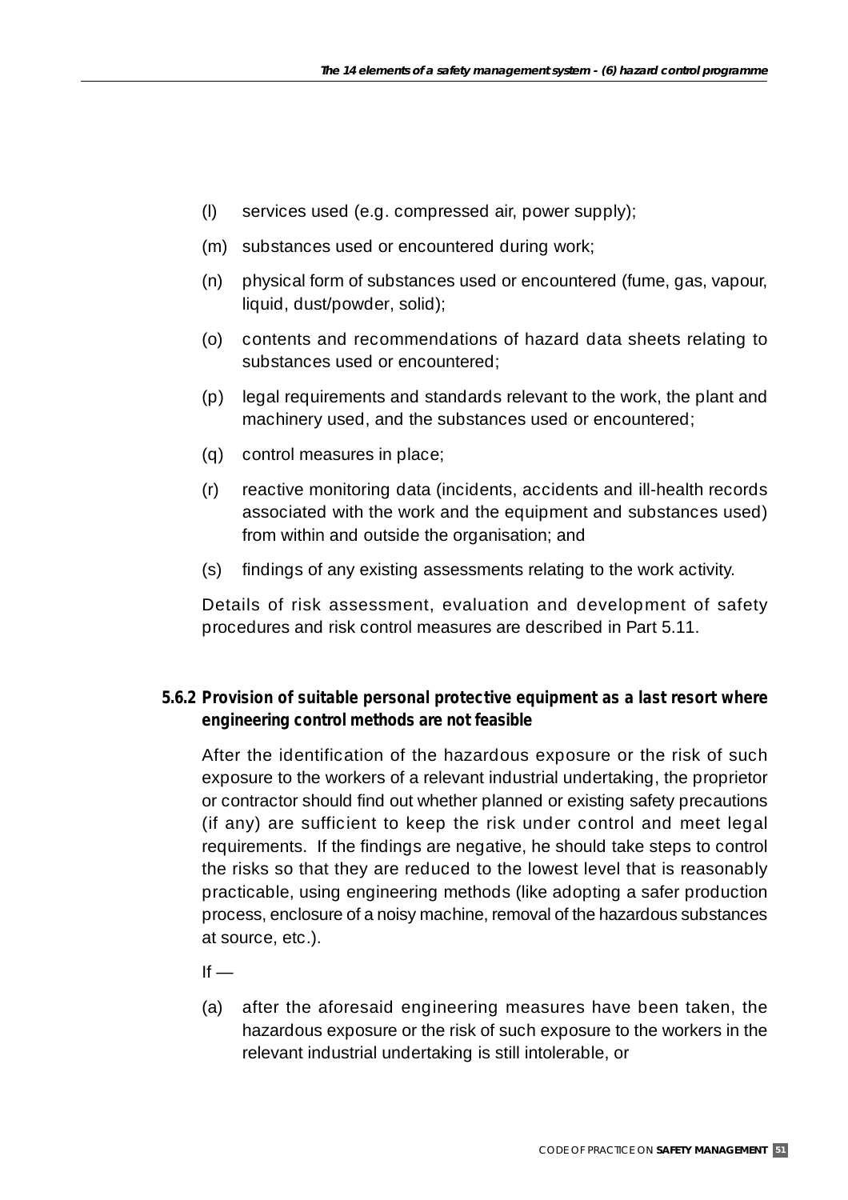(l) services used (e.g. compressed air, power supply);

(m) substances used or encountered during work;

(n) physical form of substances used or encountered (fume, gas, vapour, liquid, dust/powder, solid);

(o) contents and recommendations of hazard data sheets relating to substances used or encountered;

(p) legal requirements and standards relevant to the work, the plant and machinery used, and the substances used or encountered;

(q) control measures in place;

(r) reactive monitoring data (incidents, accidents and ill-health records associated with the work and the equipment and substances used) from within and outside the organisation; and

(s) findings of any existing assessments relating to the work activity.

Details of risk assessment, evaluation and development of safety procedures and risk control measures are described in Part 5.11.

### 5.6.2 Provision of suitable personal protective equipment as a last resort where engineering control methods are not feasible

After the identification of the hazardous exposure or the risk of such exposure to the workers of a relevant industrial undertaking, the proprietor or contractor should find out whether planned or existing safety precautions (if any) are sufficient to keep the risk under control and meet legal requirements. If the findings are negative, he should take steps to control the risks so that they are reduced to the lowest level that is reasonably practicable, using engineering methods (like adopting a safer production process, enclosure of a noisy machine, removal of the hazardous substances at source, etc.).

If —

(a) after the aforesaid engineering measures have been taken, the hazardous exposure or the risk of such exposure to the workers in the relevant industrial undertaking is still intolerable, or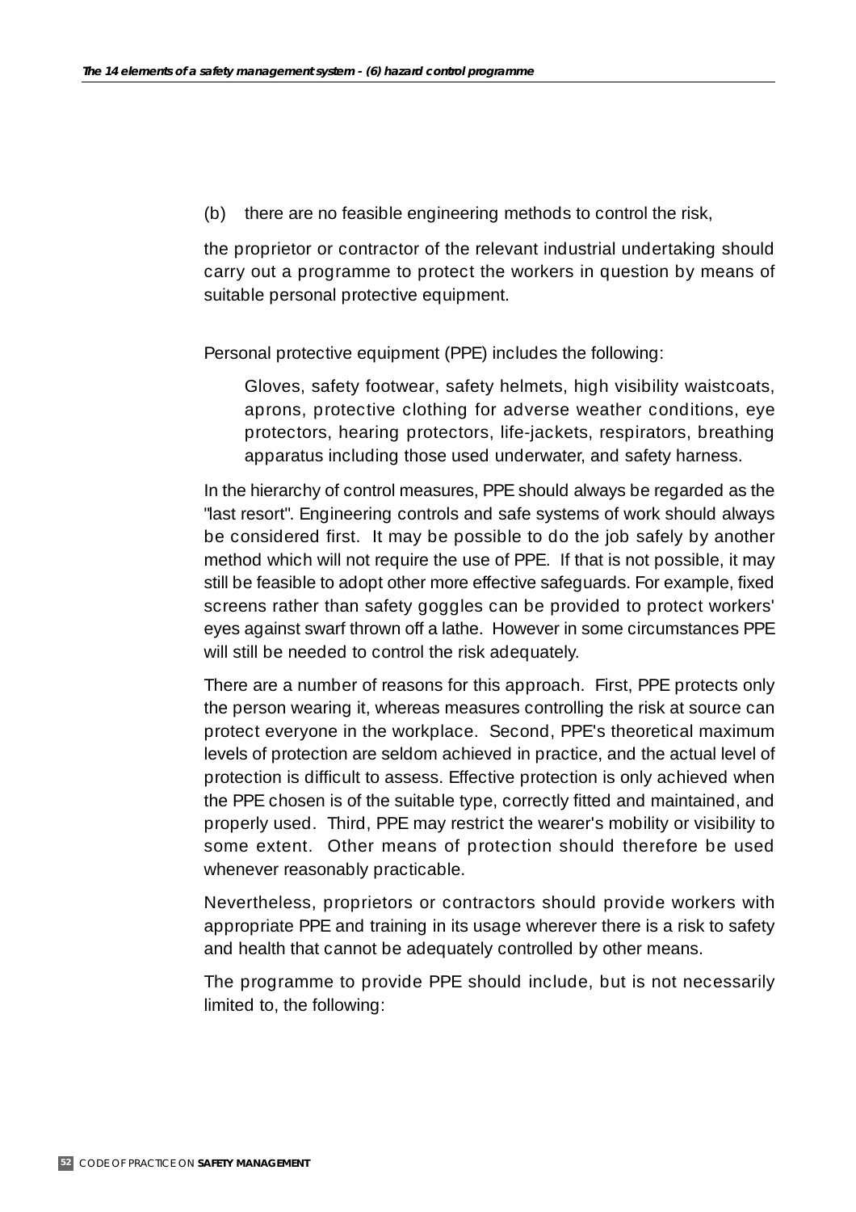(b) there are no feasible engineering methods to control the risk,

the proprietor or contractor of the relevant industrial undertaking should carry out a programme to protect the workers in question by means of suitable personal protective equipment.

Personal protective equipment (PPE) includes the following:

> Gloves, safety footwear, safety helmets, high visibility waistcoats, aprons, protective clothing for adverse weather conditions, eye protectors, hearing protectors, life-jackets, respirators, breathing apparatus including those used underwater, and safety harness.

In the hierarchy of control measures, PPE should always be regarded as the "last resort". Engineering controls and safe systems of work should always be considered first. It may be possible to do the job safely by another method which will not require the use of PPE. If that is not possible, it may still be feasible to adopt other more effective safeguards. For example, fixed screens rather than safety goggles can be provided to protect workers' eyes against swarf thrown off a lathe. However in some circumstances PPE will still be needed to control the risk adequately.

There are a number of reasons for this approach. First, PPE protects only the person wearing it, whereas measures controlling the risk at source can protect everyone in the workplace. Second, PPE's theoretical maximum levels of protection are seldom achieved in practice, and the actual level of protection is difficult to assess. Effective protection is only achieved when the PPE chosen is of the suitable type, correctly fitted and maintained, and properly used. Third, PPE may restrict the wearer's mobility or visibility to some extent. Other means of protection should therefore be used whenever reasonably practicable.

Nevertheless, proprietors or contractors should provide workers with appropriate PPE and training in its usage wherever there is a risk to safety and health that cannot be adequately controlled by other means.

The programme to provide PPE should include, but is not necessarily limited to, the following: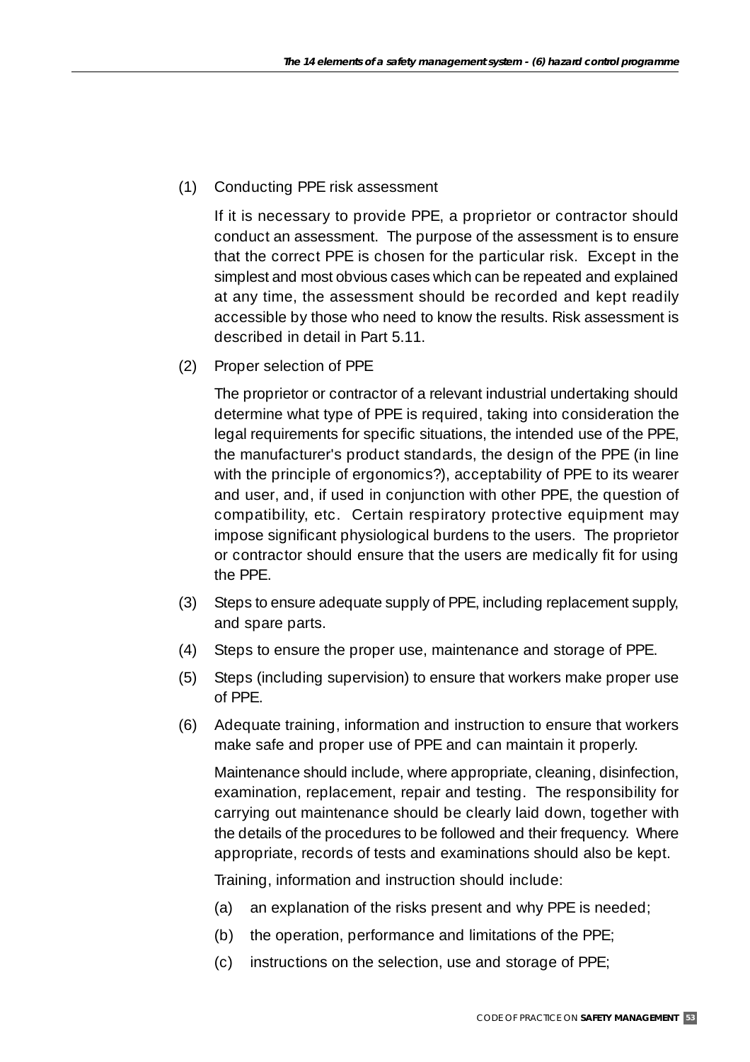(1) Conducting PPE risk assessment

If it is necessary to provide PPE, a proprietor or contractor should conduct an assessment. The purpose of the assessment is to ensure that the correct PPE is chosen for the particular risk. Except in the simplest and most obvious cases which can be repeated and explained at any time, the assessment should be recorded and kept readily accessible by those who need to know the results. Risk assessment is described in detail in Part 5.11.

(2) Proper selection of PPE

The proprietor or contractor of a relevant industrial undertaking should determine what type of PPE is required, taking into consideration the legal requirements for specific situations, the intended use of the PPE, the manufacturer's product standards, the design of the PPE (in line with the principle of ergonomics?), acceptability of PPE to its wearer and user, and, if used in conjunction with other PPE, the question of compatibility, etc. Certain respiratory protective equipment may impose significant physiological burdens to the users. The proprietor or contractor should ensure that the users are medically fit for using the PPE.

(3) Steps to ensure adequate supply of PPE, including replacement supply, and spare parts.

(4) Steps to ensure the proper use, maintenance and storage of PPE.

(5) Steps (including supervision) to ensure that workers make proper use of PPE.

(6) Adequate training, information and instruction to ensure that workers make safe and proper use of PPE and can maintain it properly.

Maintenance should include, where appropriate, cleaning, disinfection, examination, replacement, repair and testing. The responsibility for carrying out maintenance should be clearly laid down, together with the details of the procedures to be followed and their frequency. Where appropriate, records of tests and examinations should also be kept.

Training, information and instruction should include:

(a) an explanation of the risks present and why PPE is needed;

(b) the operation, performance and limitations of the PPE;

(c) instructions on the selection, use and storage of PPE;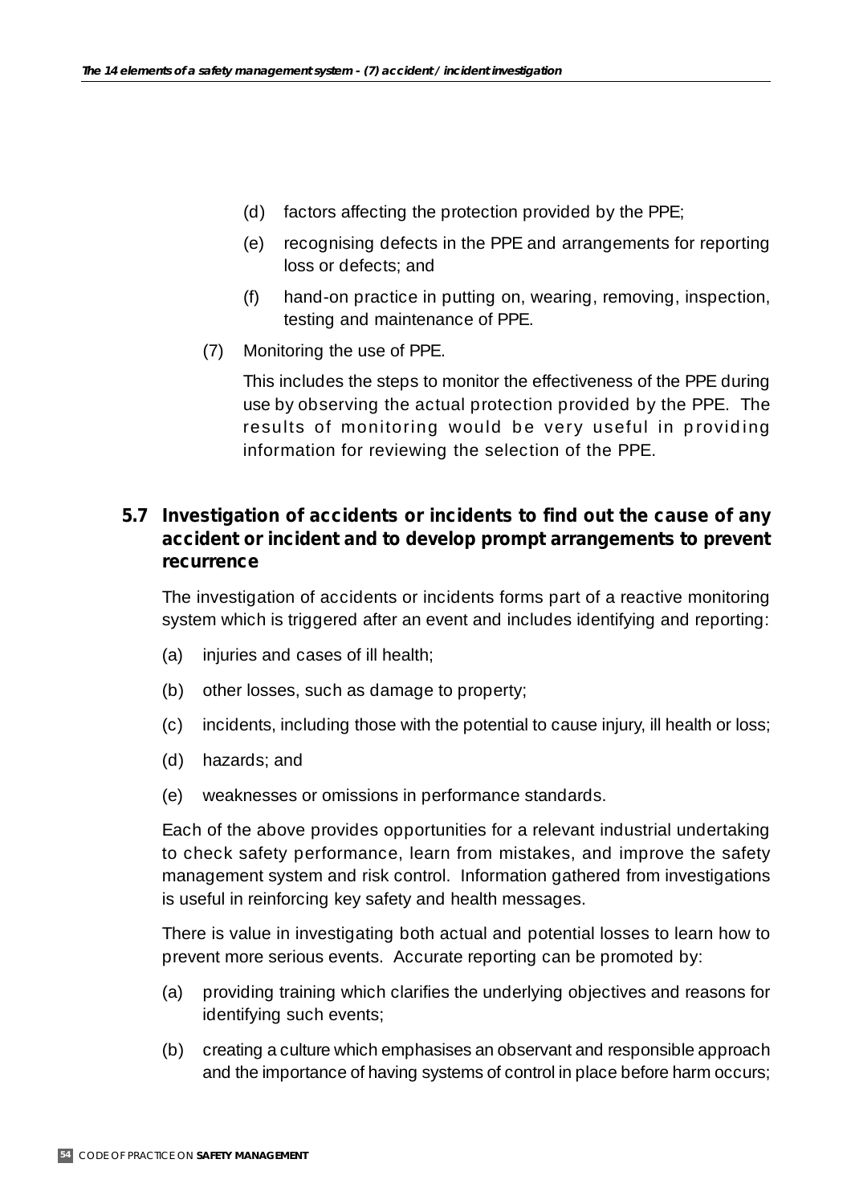(d) factors affecting the protection provided by the PPE;

(e) recognising defects in the PPE and arrangements for reporting loss or defects; and

(f) hand-on practice in putting on, wearing, removing, inspection, testing and maintenance of PPE.

(7) Monitoring the use of PPE.

This includes the steps to monitor the effectiveness of the PPE during use by observing the actual protection provided by the PPE. The results of monitoring would be very useful in providing information for reviewing the selection of the PPE.

## 5.7 Investigation of accidents or incidents to find out the cause of any accident or incident and to develop prompt arrangements to prevent recurrence

The investigation of accidents or incidents forms part of a reactive monitoring system which is triggered after an event and includes identifying and reporting:

(a) injuries and cases of ill health;

(b) other losses, such as damage to property;

(c) incidents, including those with the potential to cause injury, ill health or loss;

(d) hazards; and

(e) weaknesses or omissions in performance standards.

Each of the above provides opportunities for a relevant industrial undertaking to check safety performance, learn from mistakes, and improve the safety management system and risk control. Information gathered from investigations is useful in reinforcing key safety and health messages.

There is value in investigating both actual and potential losses to learn how to prevent more serious events. Accurate reporting can be promoted by:

(a) providing training which clarifies the underlying objectives and reasons for identifying such events;

(b) creating a culture which emphasises an observant and responsible approach and the importance of having systems of control in place before harm occurs;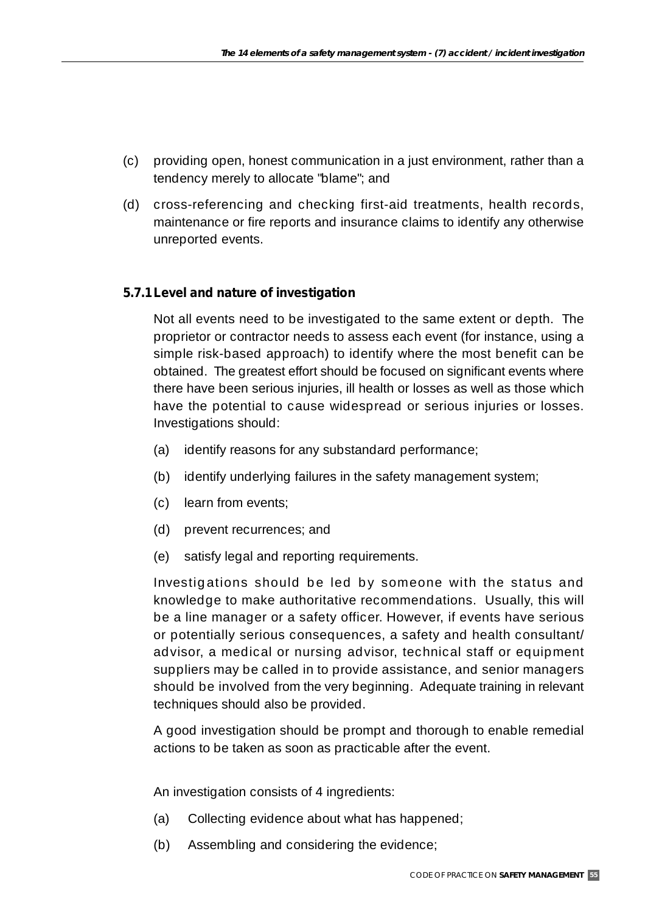(c) providing open, honest communication in a just environment, rather than a tendency merely to allocate "blame"; and

(d) cross-referencing and checking first-aid treatments, health records, maintenance or fire reports and insurance claims to identify any otherwise unreported events.

### 5.7.1 Level and nature of investigation

Not all events need to be investigated to the same extent or depth. The proprietor or contractor needs to assess each event (for instance, using a simple risk-based approach) to identify where the most benefit can be obtained. The greatest effort should be focused on significant events where there have been serious injuries, ill health or losses as well as those which have the potential to cause widespread or serious injuries or losses. Investigations should:

(a) identify reasons for any substandard performance;

(b) identify underlying failures in the safety management system;

(c) learn from events;

(d) prevent recurrences; and

(e) satisfy legal and reporting requirements.

Investigations should be led by someone with the status and knowledge to make authoritative recommendations. Usually, this will be a line manager or a safety officer. However, if events have serious or potentially serious consequences, a safety and health consultant/ advisor, a medical or nursing advisor, technical staff or equipment suppliers may be called in to provide assistance, and senior managers should be involved from the very beginning. Adequate training in relevant techniques should also be provided.

A good investigation should be prompt and thorough to enable remedial actions to be taken as soon as practicable after the event.

An investigation consists of 4 ingredients:

(a) Collecting evidence about what has happened;

(b) Assembling and considering the evidence;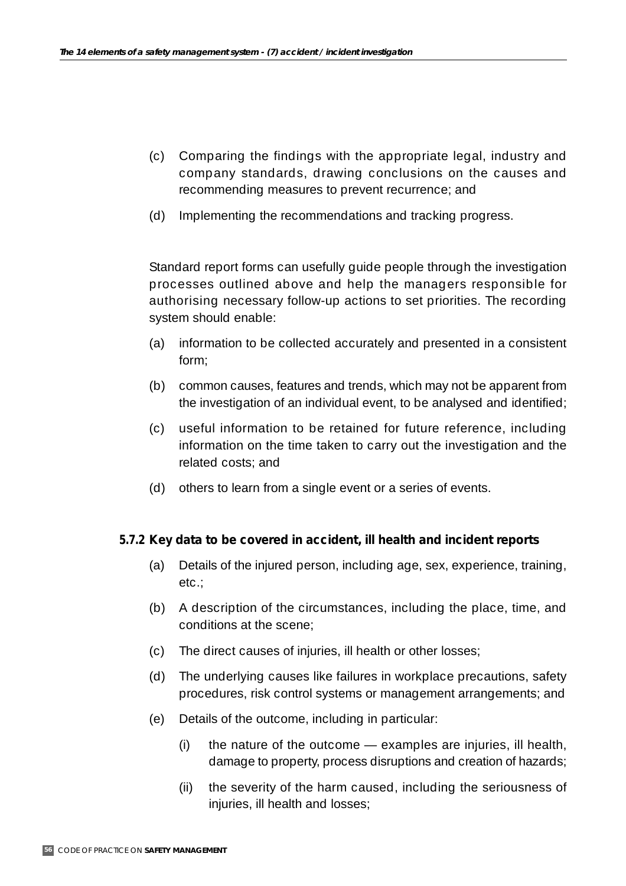(c) Comparing the findings with the appropriate legal, industry and company standards, drawing conclusions on the causes and recommending measures to prevent recurrence; and

(d) Implementing the recommendations and tracking progress.

Standard report forms can usefully guide people through the investigation processes outlined above and help the managers responsible for authorising necessary follow-up actions to set priorities. The recording system should enable:

(a) information to be collected accurately and presented in a consistent form;

(b) common causes, features and trends, which may not be apparent from the investigation of an individual event, to be analysed and identified;

(c) useful information to be retained for future reference, including information on the time taken to carry out the investigation and the related costs; and

(d) others to learn from a single event or a series of events.

### 5.7.2 Key data to be covered in accident, ill health and incident reports

(a) Details of the injured person, including age, sex, experience, training, etc.;

(b) A description of the circumstances, including the place, time, and conditions at the scene;

(c) The direct causes of injuries, ill health or other losses;

(d) The underlying causes like failures in workplace precautions, safety procedures, risk control systems or management arrangements; and

(e) Details of the outcome, including in particular:

  (i) the nature of the outcome — examples are injuries, ill health, damage to property, process disruptions and creation of hazards;

  (ii) the severity of the harm caused, including the seriousness of injuries, ill health and losses;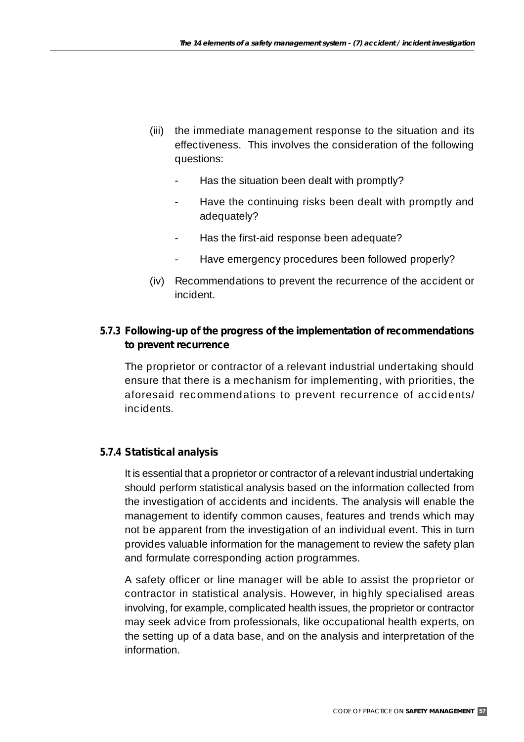(iii) the immediate management response to the situation and its effectiveness. This involves the consideration of the following questions:

- Has the situation been dealt with promptly?
- Have the continuing risks been dealt with promptly and adequately?
- Has the first-aid response been adequate?
- Have emergency procedures been followed properly?

(iv) Recommendations to prevent the recurrence of the accident or incident.

### 5.7.3 Following-up of the progress of the implementation of recommendations to prevent recurrence

The proprietor or contractor of a relevant industrial undertaking should ensure that there is a mechanism for implementing, with priorities, the aforesaid recommendations to prevent recurrence of accidents/ incidents.

### 5.7.4 Statistical analysis

It is essential that a proprietor or contractor of a relevant industrial undertaking should perform statistical analysis based on the information collected from the investigation of accidents and incidents. The analysis will enable the management to identify common causes, features and trends which may not be apparent from the investigation of an individual event. This in turn provides valuable information for the management to review the safety plan and formulate corresponding action programmes.

A safety officer or line manager will be able to assist the proprietor or contractor in statistical analysis. However, in highly specialised areas involving, for example, complicated health issues, the proprietor or contractor may seek advice from professionals, like occupational health experts, on the setting up of a data base, and on the analysis and interpretation of the information.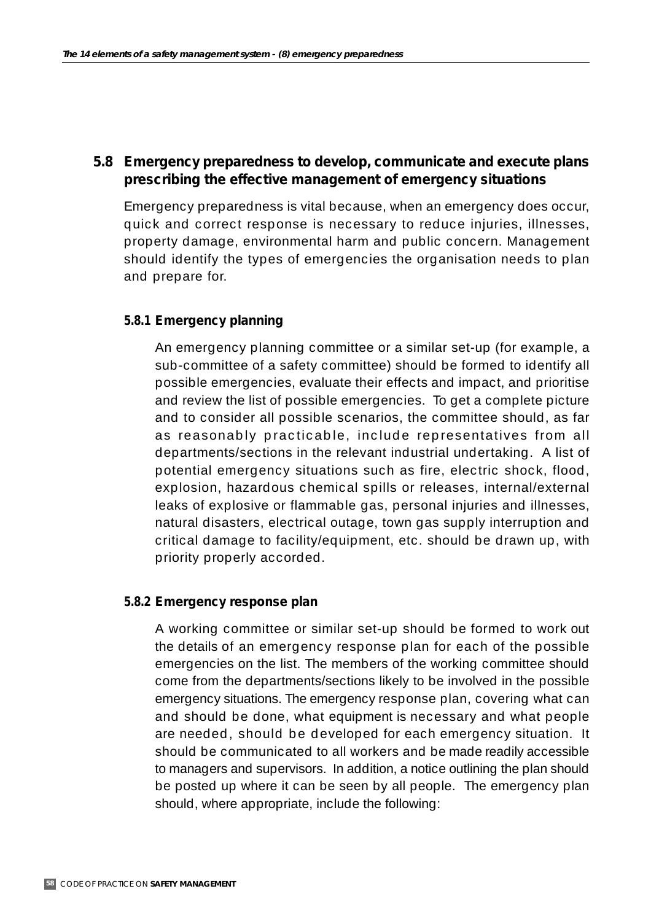## 5.8 Emergency preparedness to develop, communicate and execute plans prescribing the effective management of emergency situations

Emergency preparedness is vital because, when an emergency does occur, quick and correct response is necessary to reduce injuries, illnesses, property damage, environmental harm and public concern. Management should identify the types of emergencies the organisation needs to plan and prepare for.

### 5.8.1 Emergency planning

An emergency planning committee or a similar set-up (for example, a sub-committee of a safety committee) should be formed to identify all possible emergencies, evaluate their effects and impact, and prioritise and review the list of possible emergencies. To get a complete picture and to consider all possible scenarios, the committee should, as far as reasonably practicable, include representatives from all departments/sections in the relevant industrial undertaking. A list of potential emergency situations such as fire, electric shock, flood, explosion, hazardous chemical spills or releases, internal/external leaks of explosive or flammable gas, personal injuries and illnesses, natural disasters, electrical outage, town gas supply interruption and critical damage to facility/equipment, etc. should be drawn up, with priority properly accorded.

### 5.8.2 Emergency response plan

A working committee or similar set-up should be formed to work out the details of an emergency response plan for each of the possible emergencies on the list. The members of the working committee should come from the departments/sections likely to be involved in the possible emergency situations. The emergency response plan, covering what can and should be done, what equipment is necessary and what people are needed, should be developed for each emergency situation. It should be communicated to all workers and be made readily accessible to managers and supervisors. In addition, a notice outlining the plan should be posted up where it can be seen by all people. The emergency plan should, where appropriate, include the following: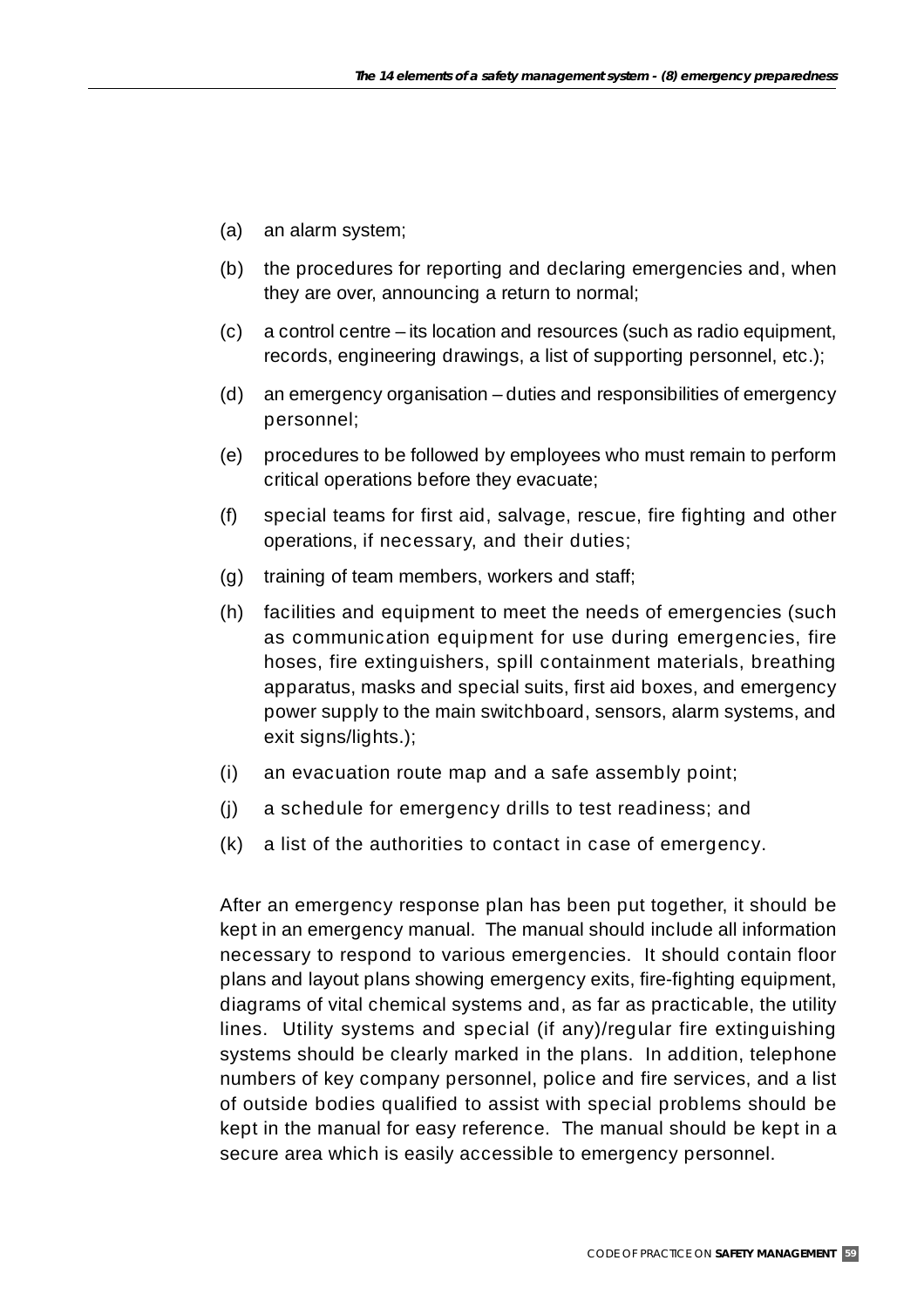(a) an alarm system;

(b) the procedures for reporting and declaring emergencies and, when they are over, announcing a return to normal;

(c) a control centre – its location and resources (such as radio equipment, records, engineering drawings, a list of supporting personnel, etc.);

(d) an emergency organisation – duties and responsibilities of emergency personnel;

(e) procedures to be followed by employees who must remain to perform critical operations before they evacuate;

(f) special teams for first aid, salvage, rescue, fire fighting and other operations, if necessary, and their duties;

(g) training of team members, workers and staff;

(h) facilities and equipment to meet the needs of emergencies (such as communication equipment for use during emergencies, fire hoses, fire extinguishers, spill containment materials, breathing apparatus, masks and special suits, first aid boxes, and emergency power supply to the main switchboard, sensors, alarm systems, and exit signs/lights.);

(i) an evacuation route map and a safe assembly point;

(j) a schedule for emergency drills to test readiness; and

(k) a list of the authorities to contact in case of emergency.

After an emergency response plan has been put together, it should be kept in an emergency manual. The manual should include all information necessary to respond to various emergencies. It should contain floor plans and layout plans showing emergency exits, fire-fighting equipment, diagrams of vital chemical systems and, as far as practicable, the utility lines. Utility systems and special (if any)/regular fire extinguishing systems should be clearly marked in the plans. In addition, telephone numbers of key company personnel, police and fire services, and a list of outside bodies qualified to assist with special problems should be kept in the manual for easy reference. The manual should be kept in a secure area which is easily accessible to emergency personnel.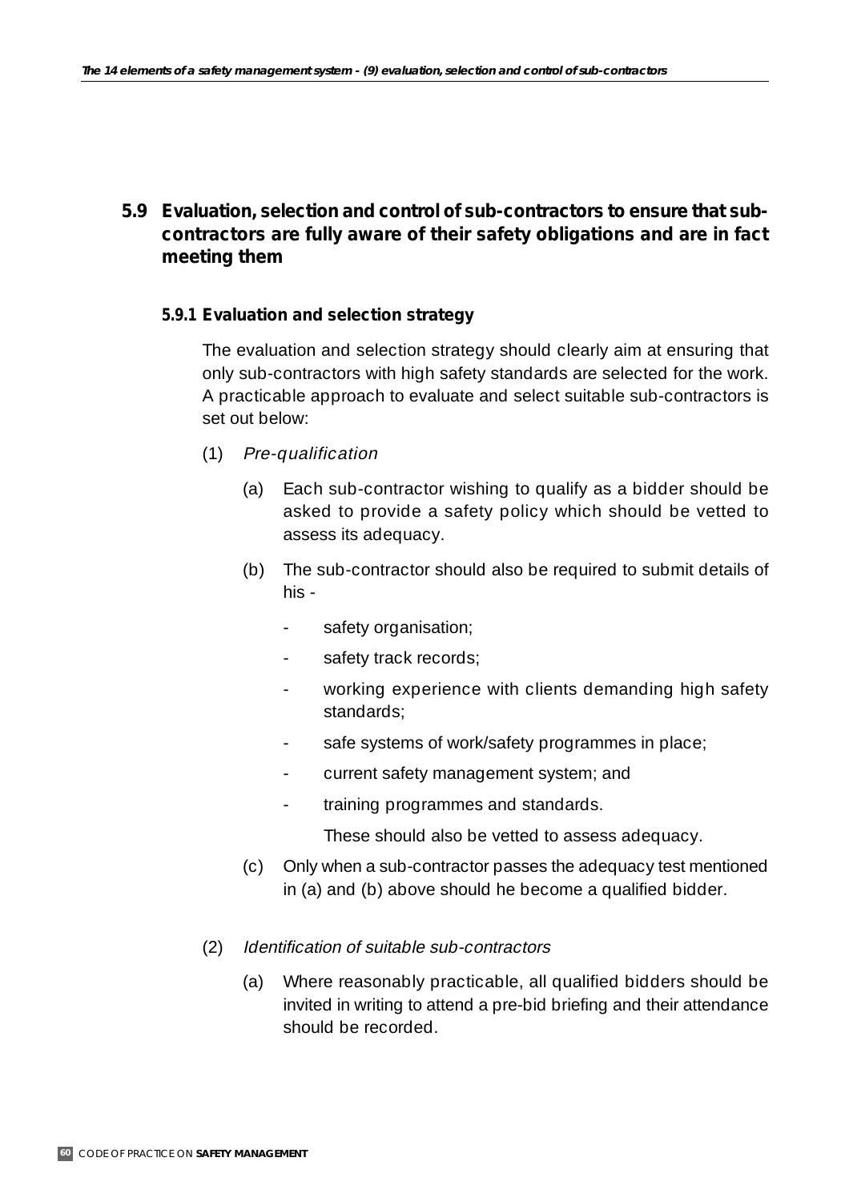## 5.9 Evaluation, selection and control of sub-contractors to ensure that sub-contractors are fully aware of their safety obligations and are in fact meeting them

### 5.9.1 Evaluation and selection strategy

The evaluation and selection strategy should clearly aim at ensuring that only sub-contractors with high safety standards are selected for the work. A practicable approach to evaluate and select suitable sub-contractors is set out below:

(1) *Pre-qualification*

(a) Each sub-contractor wishing to qualify as a bidder should be asked to provide a safety policy which should be vetted to assess its adequacy.

(b) The sub-contractor should also be required to submit details of his -

- safety organisation;
- safety track records;
- working experience with clients demanding high safety standards;
- safe systems of work/safety programmes in place;
- current safety management system; and
- training programmes and standards.

These should also be vetted to assess adequacy.

(c) Only when a sub-contractor passes the adequacy test mentioned in (a) and (b) above should he become a qualified bidder.

(2) *Identification of suitable sub-contractors*

(a) Where reasonably practicable, all qualified bidders should be invited in writing to attend a pre-bid briefing and their attendance should be recorded.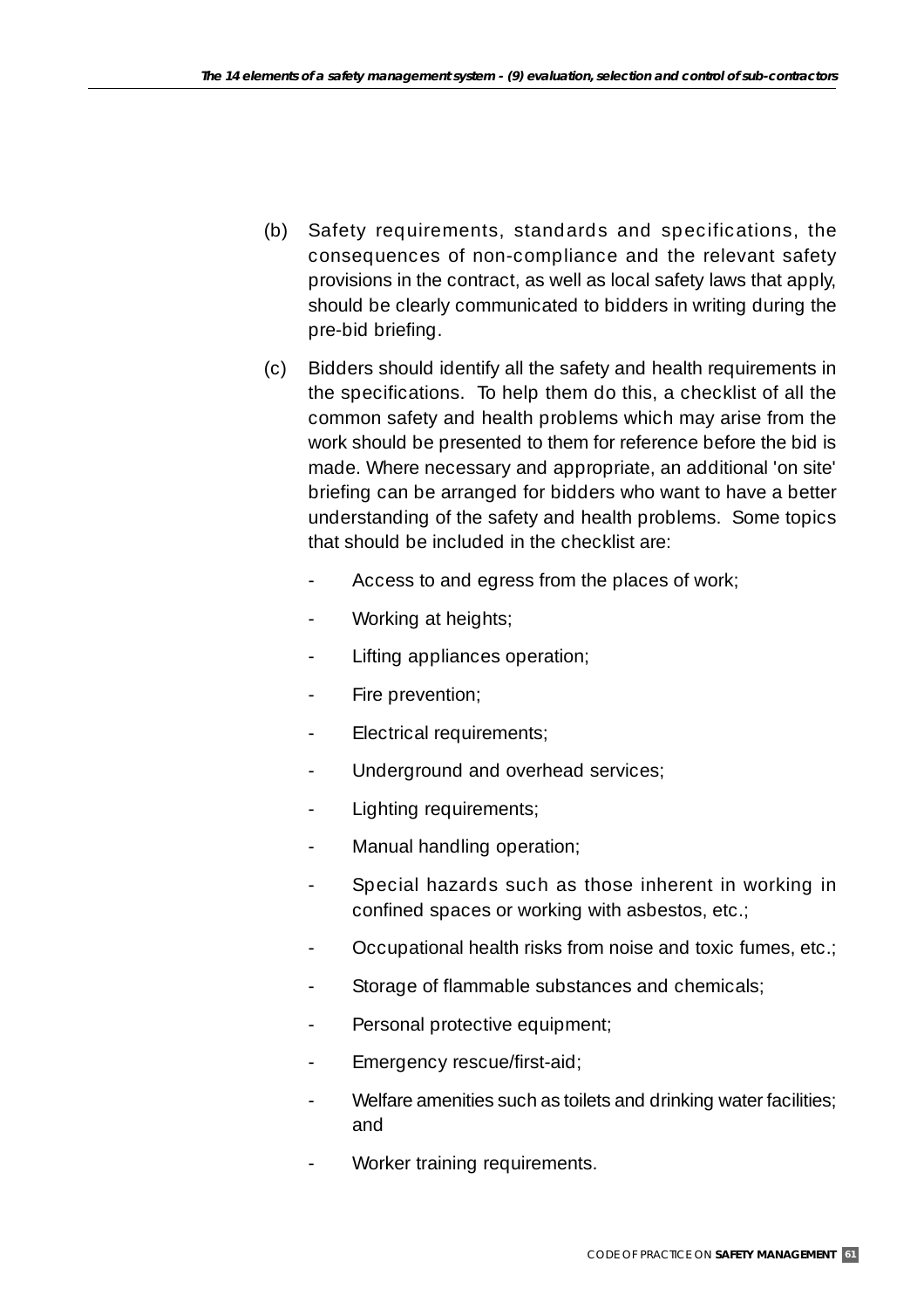(b) Safety requirements, standards and specifications, the consequences of non-compliance and the relevant safety provisions in the contract, as well as local safety laws that apply, should be clearly communicated to bidders in writing during the pre-bid briefing.

(c) Bidders should identify all the safety and health requirements in the specifications. To help them do this, a checklist of all the common safety and health problems which may arise from the work should be presented to them for reference before the bid is made. Where necessary and appropriate, an additional 'on site' briefing can be arranged for bidders who want to have a better understanding of the safety and health problems. Some topics that should be included in the checklist are:

- Access to and egress from the places of work;
- Working at heights;
- Lifting appliances operation;
- Fire prevention;
- Electrical requirements;
- Underground and overhead services;
- Lighting requirements;
- Manual handling operation;
- Special hazards such as those inherent in working in confined spaces or working with asbestos, etc.;
- Occupational health risks from noise and toxic fumes, etc.;
- Storage of flammable substances and chemicals;
- Personal protective equipment;
- Emergency rescue/first-aid;
- Welfare amenities such as toilets and drinking water facilities; and
- Worker training requirements.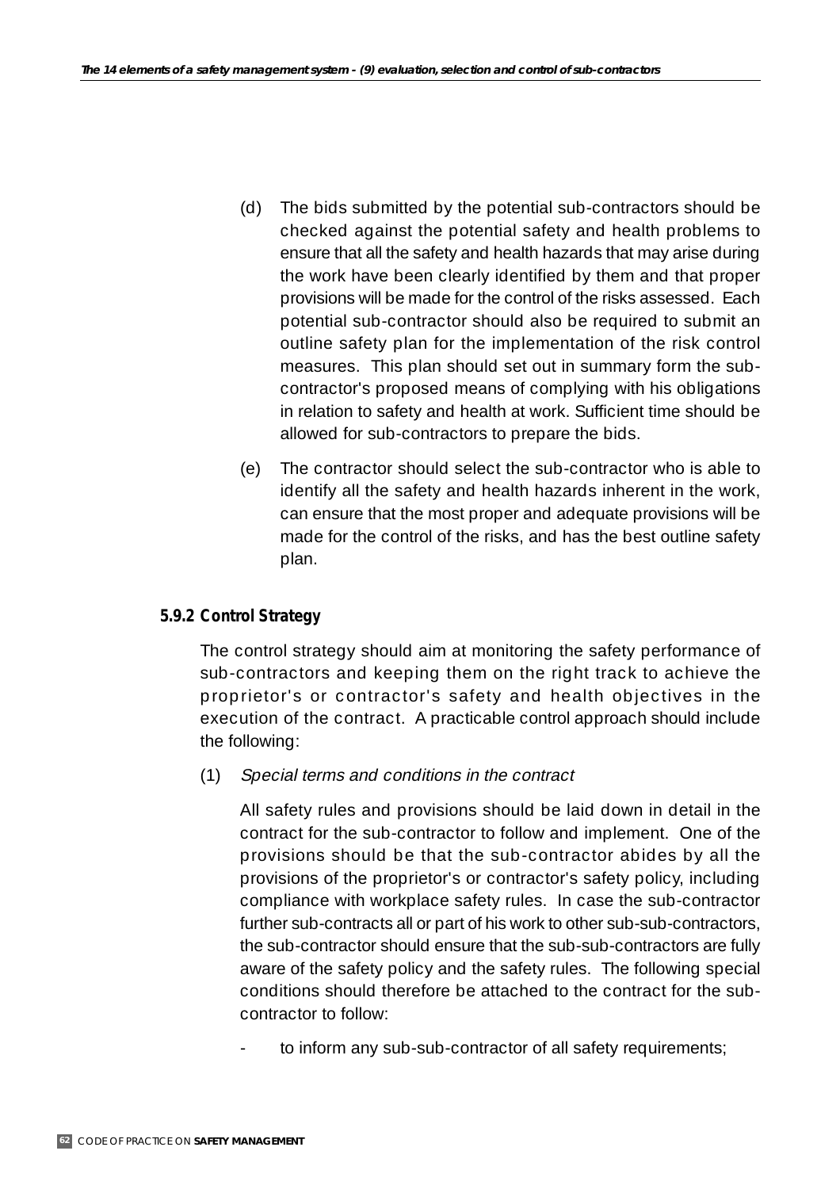(d) The bids submitted by the potential sub-contractors should be checked against the potential safety and health problems to ensure that all the safety and health hazards that may arise during the work have been clearly identified by them and that proper provisions will be made for the control of the risks assessed. Each potential sub-contractor should also be required to submit an outline safety plan for the implementation of the risk control measures. This plan should set out in summary form the sub-contractor's proposed means of complying with his obligations in relation to safety and health at work. Sufficient time should be allowed for sub-contractors to prepare the bids.

(e) The contractor should select the sub-contractor who is able to identify all the safety and health hazards inherent in the work, can ensure that the most proper and adequate provisions will be made for the control of the risks, and has the best outline safety plan.

### 5.9.2 Control Strategy

The control strategy should aim at monitoring the safety performance of sub-contractors and keeping them on the right track to achieve the proprietor's or contractor's safety and health objectives in the execution of the contract. A practicable control approach should include the following:

(1) *Special terms and conditions in the contract*

All safety rules and provisions should be laid down in detail in the contract for the sub-contractor to follow and implement. One of the provisions should be that the sub-contractor abides by all the provisions of the proprietor's or contractor's safety policy, including compliance with workplace safety rules. In case the sub-contractor further sub-contracts all or part of his work to other sub-sub-contractors, the sub-contractor should ensure that the sub-sub-contractors are fully aware of the safety policy and the safety rules. The following special conditions should therefore be attached to the contract for the sub-contractor to follow:

- to inform any sub-sub-contractor of all safety requirements;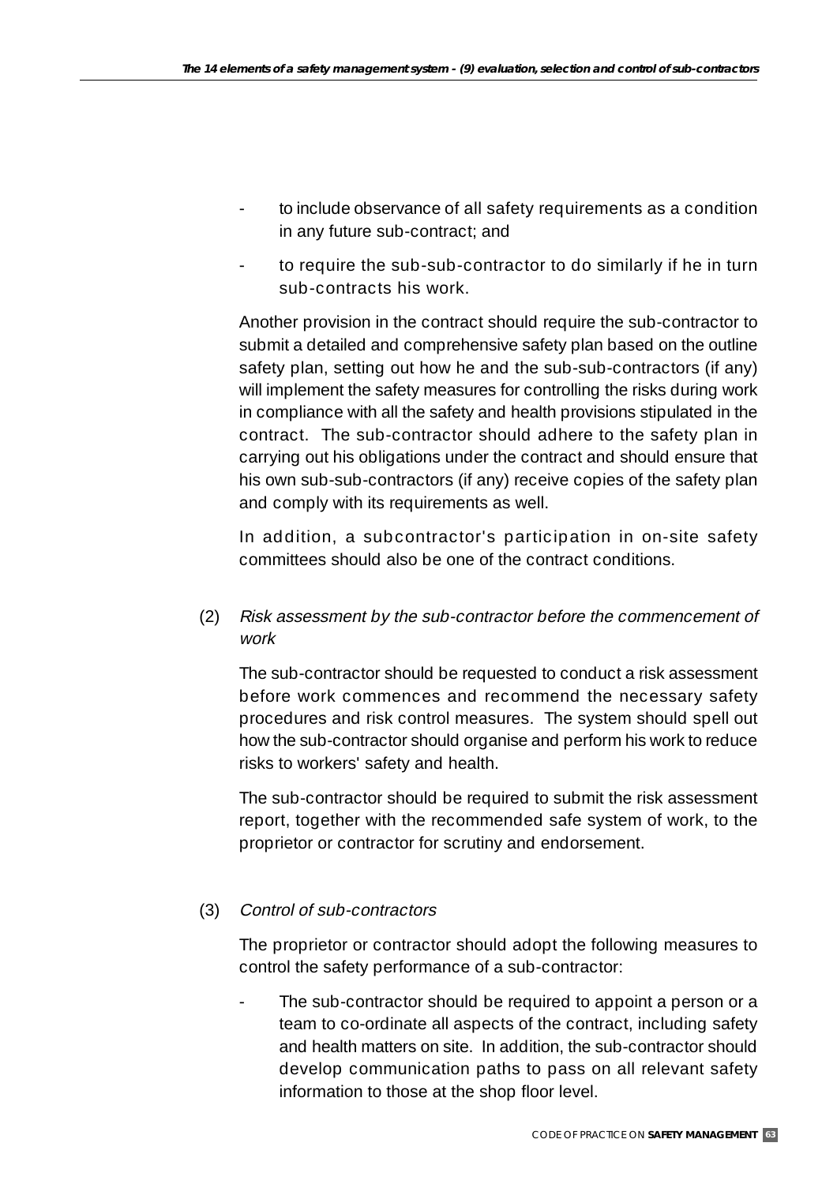- to include observance of all safety requirements as a condition in any future sub-contract; and
- to require the sub-sub-contractor to do similarly if he in turn sub-contracts his work.

Another provision in the contract should require the sub-contractor to submit a detailed and comprehensive safety plan based on the outline safety plan, setting out how he and the sub-sub-contractors (if any) will implement the safety measures for controlling the risks during work in compliance with all the safety and health provisions stipulated in the contract. The sub-contractor should adhere to the safety plan in carrying out his obligations under the contract and should ensure that his own sub-sub-contractors (if any) receive copies of the safety plan and comply with its requirements as well.

In addition, a subcontractor's participation in on-site safety committees should also be one of the contract conditions.

(2) *Risk assessment by the sub-contractor before the commencement of work*

The sub-contractor should be requested to conduct a risk assessment before work commences and recommend the necessary safety procedures and risk control measures. The system should spell out how the sub-contractor should organise and perform his work to reduce risks to workers' safety and health.

The sub-contractor should be required to submit the risk assessment report, together with the recommended safe system of work, to the proprietor or contractor for scrutiny and endorsement.

(3) *Control of sub-contractors*

The proprietor or contractor should adopt the following measures to control the safety performance of a sub-contractor:

- The sub-contractor should be required to appoint a person or a team to co-ordinate all aspects of the contract, including safety and health matters on site. In addition, the sub-contractor should develop communication paths to pass on all relevant safety information to those at the shop floor level.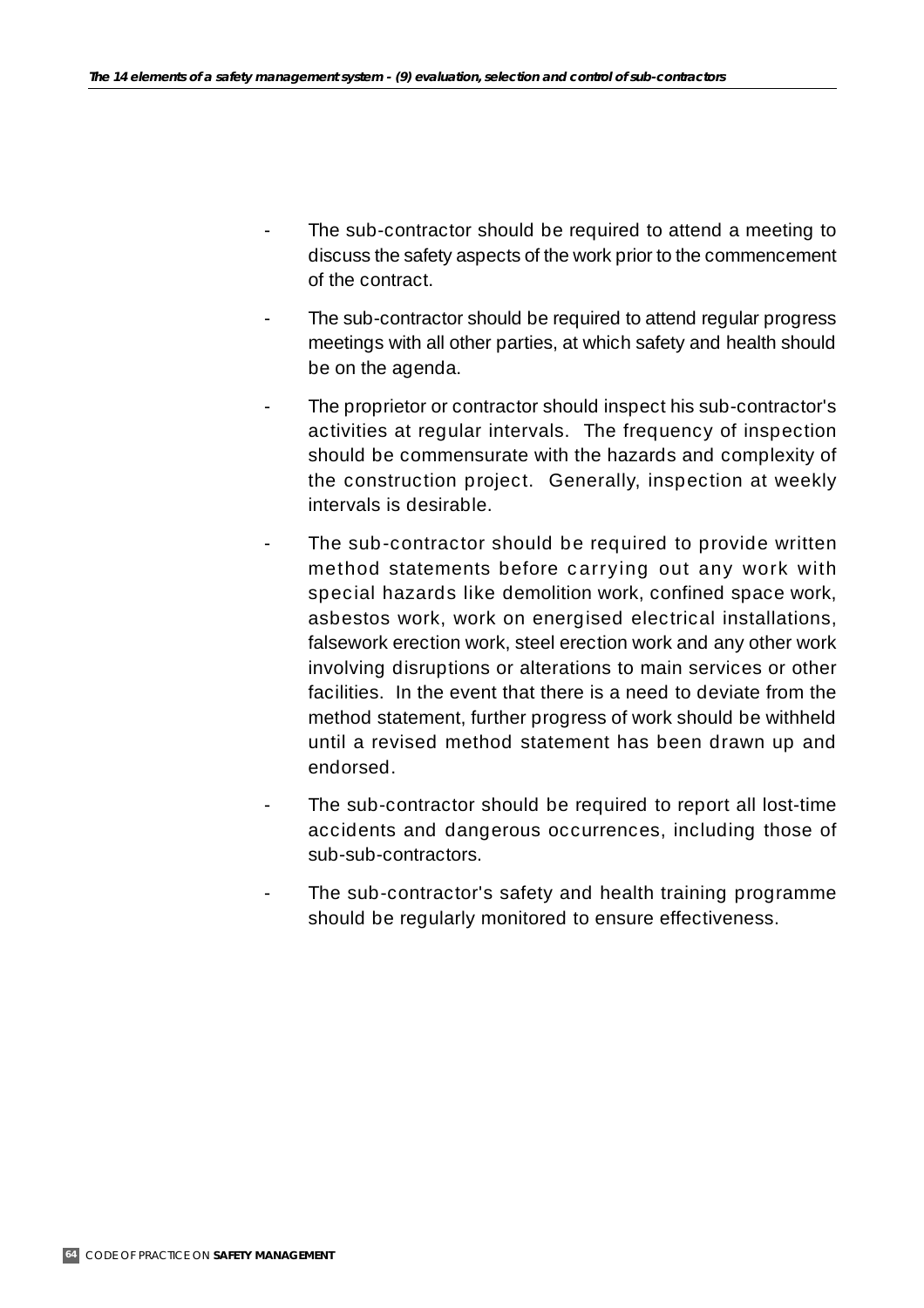- The sub-contractor should be required to attend a meeting to discuss the safety aspects of the work prior to the commencement of the contract.
- The sub-contractor should be required to attend regular progress meetings with all other parties, at which safety and health should be on the agenda.
- The proprietor or contractor should inspect his sub-contractor's activities at regular intervals. The frequency of inspection should be commensurate with the hazards and complexity of the construction project. Generally, inspection at weekly intervals is desirable.
- The sub-contractor should be required to provide written method statements before carrying out any work with special hazards like demolition work, confined space work, asbestos work, work on energised electrical installations, falsework erection work, steel erection work and any other work involving disruptions or alterations to main services or other facilities. In the event that there is a need to deviate from the method statement, further progress of work should be withheld until a revised method statement has been drawn up and endorsed.
- The sub-contractor should be required to report all lost-time accidents and dangerous occurrences, including those of sub-sub-contractors.
- The sub-contractor's safety and health training programme should be regularly monitored to ensure effectiveness.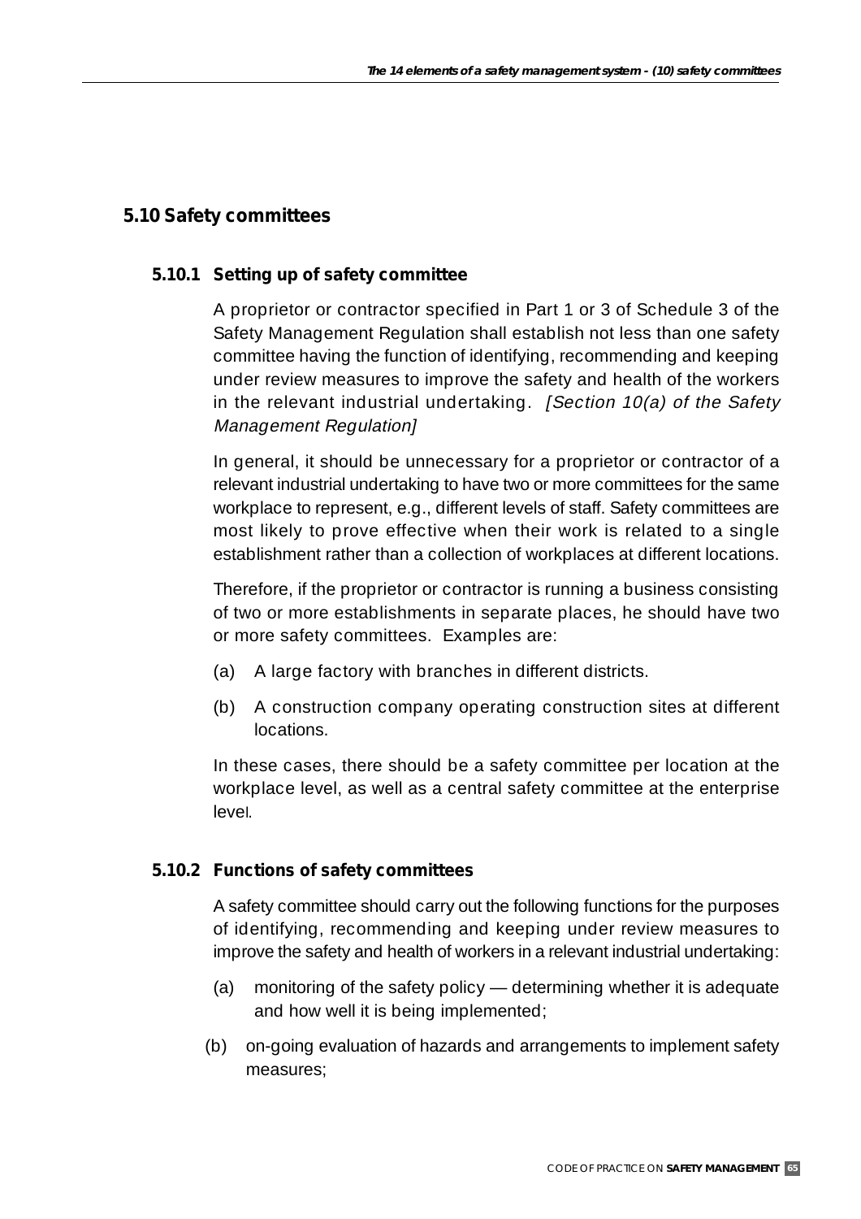## 5.10 Safety committees

### 5.10.1 Setting up of safety committee

A proprietor or contractor specified in Part 1 or 3 of Schedule 3 of the Safety Management Regulation shall establish not less than one safety committee having the function of identifying, recommending and keeping under review measures to improve the safety and health of the workers in the relevant industrial undertaking. *[Section 10(a) of the Safety Management Regulation]*

In general, it should be unnecessary for a proprietor or contractor of a relevant industrial undertaking to have two or more committees for the same workplace to represent, e.g., different levels of staff. Safety committees are most likely to prove effective when their work is related to a single establishment rather than a collection of workplaces at different locations.

Therefore, if the proprietor or contractor is running a business consisting of two or more establishments in separate places, he should have two or more safety committees. Examples are:

(a) A large factory with branches in different districts.

(b) A construction company operating construction sites at different locations.

In these cases, there should be a safety committee per location at the workplace level, as well as a central safety committee at the enterprise level.

### 5.10.2 Functions of safety committees

A safety committee should carry out the following functions for the purposes of identifying, recommending and keeping under review measures to improve the safety and health of workers in a relevant industrial undertaking:

(a) monitoring of the safety policy — determining whether it is adequate and how well it is being implemented;

(b) on-going evaluation of hazards and arrangements to implement safety measures;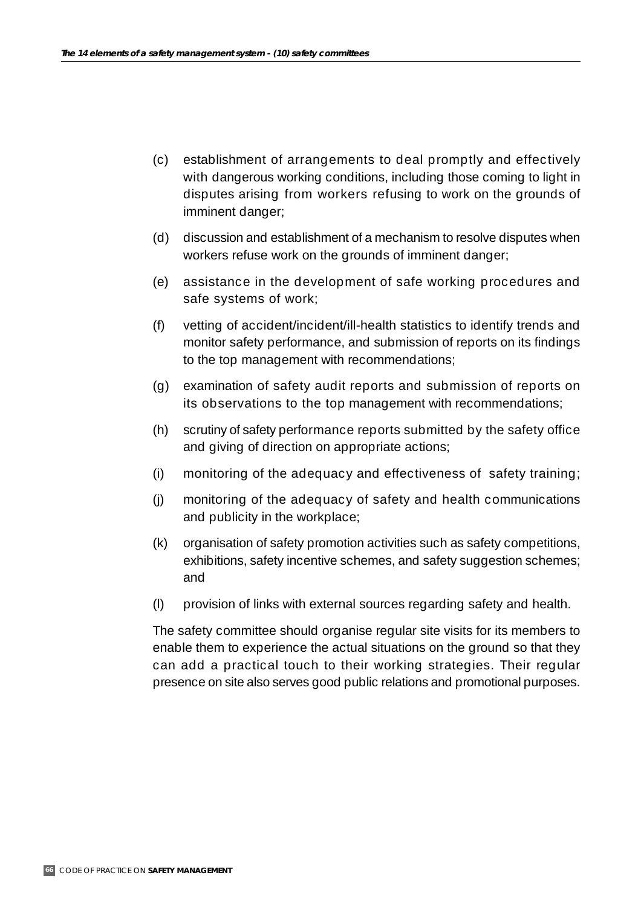(c) establishment of arrangements to deal promptly and effectively with dangerous working conditions, including those coming to light in disputes arising from workers refusing to work on the grounds of imminent danger;

(d) discussion and establishment of a mechanism to resolve disputes when workers refuse work on the grounds of imminent danger;

(e) assistance in the development of safe working procedures and safe systems of work;

(f) vetting of accident/incident/ill-health statistics to identify trends and monitor safety performance, and submission of reports on its findings to the top management with recommendations;

(g) examination of safety audit reports and submission of reports on its observations to the top management with recommendations;

(h) scrutiny of safety performance reports submitted by the safety office and giving of direction on appropriate actions;

(i) monitoring of the adequacy and effectiveness of safety training;

(j) monitoring of the adequacy of safety and health communications and publicity in the workplace;

(k) organisation of safety promotion activities such as safety competitions, exhibitions, safety incentive schemes, and safety suggestion schemes; and

(l) provision of links with external sources regarding safety and health.

The safety committee should organise regular site visits for its members to enable them to experience the actual situations on the ground so that they can add a practical touch to their working strategies. Their regular presence on site also serves good public relations and promotional purposes.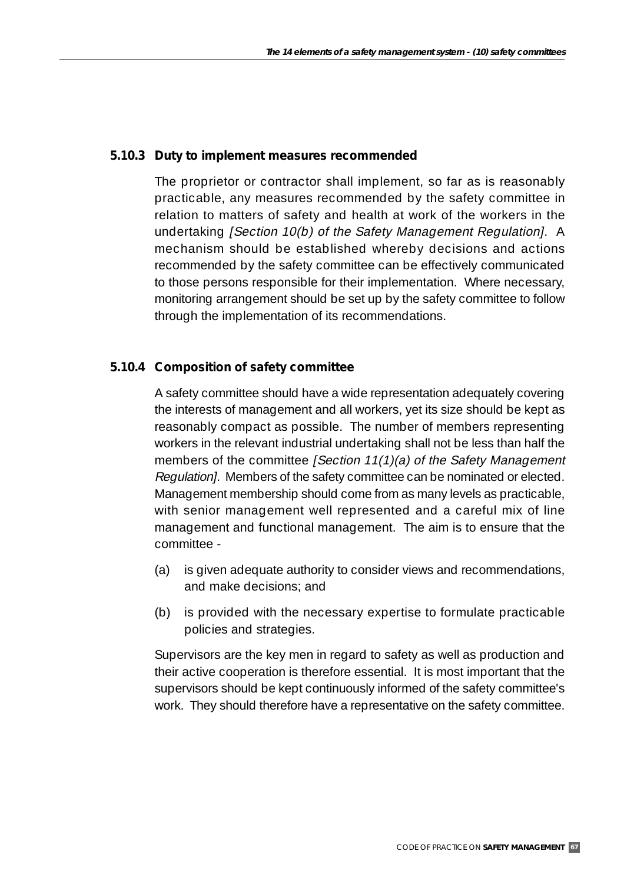### 5.10.3 Duty to implement measures recommended

The proprietor or contractor shall implement, so far as is reasonably practicable, any measures recommended by the safety committee in relation to matters of safety and health at work of the workers in the undertaking *[Section 10(b) of the Safety Management Regulation]*. A mechanism should be established whereby decisions and actions recommended by the safety committee can be effectively communicated to those persons responsible for their implementation. Where necessary, monitoring arrangement should be set up by the safety committee to follow through the implementation of its recommendations.

### 5.10.4 Composition of safety committee

A safety committee should have a wide representation adequately covering the interests of management and all workers, yet its size should be kept as reasonably compact as possible. The number of members representing workers in the relevant industrial undertaking shall not be less than half the members of the committee *[Section 11(1)(a) of the Safety Management Regulation].* Members of the safety committee can be nominated or elected. Management membership should come from as many levels as practicable, with senior management well represented and a careful mix of line management and functional management. The aim is to ensure that the committee -

(a) is given adequate authority to consider views and recommendations, and make decisions; and

(b) is provided with the necessary expertise to formulate practicable policies and strategies.

Supervisors are the key men in regard to safety as well as production and their active cooperation is therefore essential. It is most important that the supervisors should be kept continuously informed of the safety committee's work. They should therefore have a representative on the safety committee.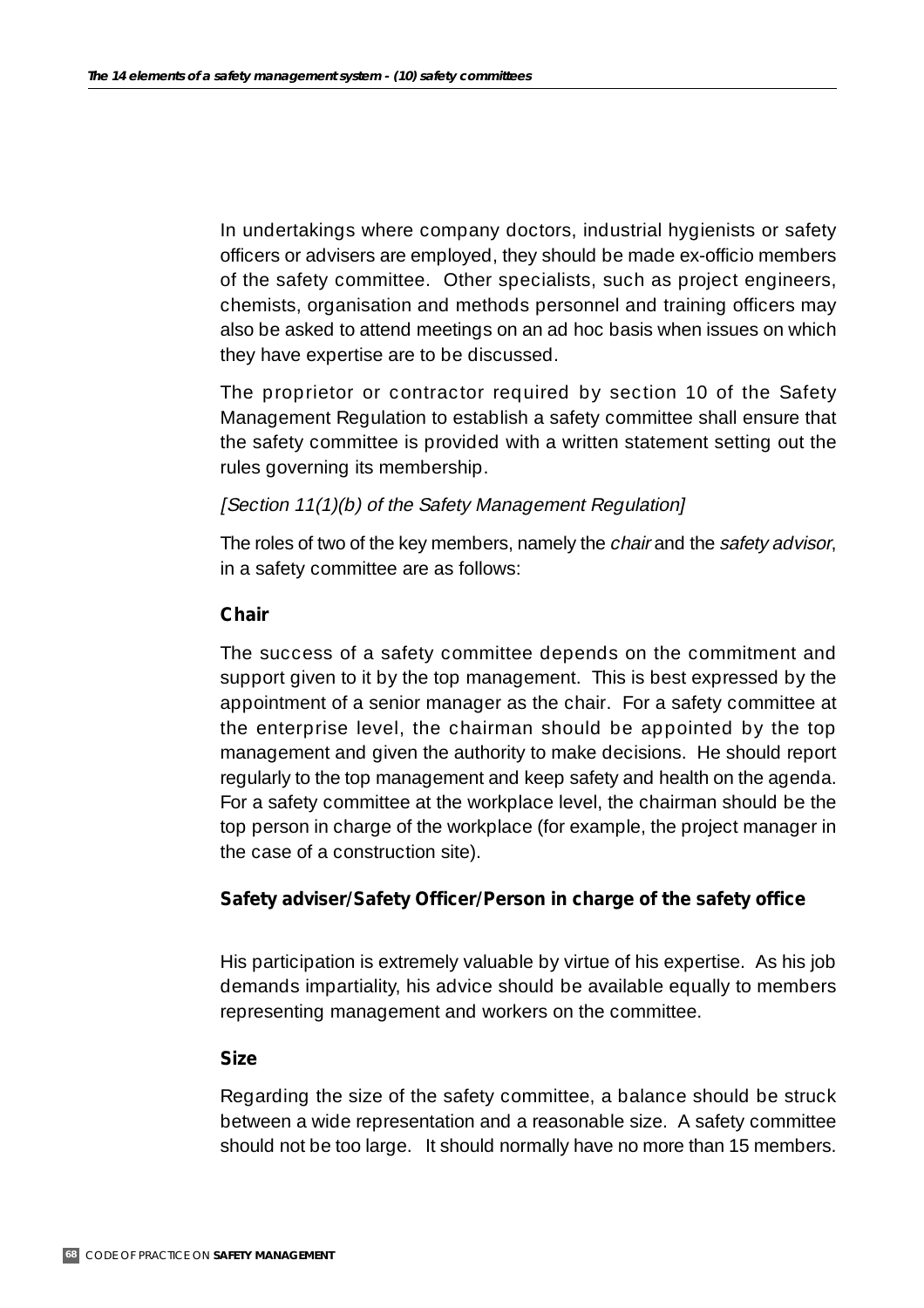In undertakings where company doctors, industrial hygienists or safety officers or advisers are employed, they should be made ex-officio members of the safety committee. Other specialists, such as project engineers, chemists, organisation and methods personnel and training officers may also be asked to attend meetings on an ad hoc basis when issues on which they have expertise are to be discussed.

The proprietor or contractor required by section 10 of the Safety Management Regulation to establish a safety committee shall ensure that the safety committee is provided with a written statement setting out the rules governing its membership.

*[Section 11(1)(b) of the Safety Management Regulation]*

The roles of two of the key members, namely the *chair* and the *safety advisor*, in a safety committee are as follows:

### Chair

The success of a safety committee depends on the commitment and support given to it by the top management. This is best expressed by the appointment of a senior manager as the chair. For a safety committee at the enterprise level, the chairman should be appointed by the top management and given the authority to make decisions. He should report regularly to the top management and keep safety and health on the agenda. For a safety committee at the workplace level, the chairman should be the top person in charge of the workplace (for example, the project manager in the case of a construction site).

### Safety adviser/Safety Officer/Person in charge of the safety office

His participation is extremely valuable by virtue of his expertise. As his job demands impartiality, his advice should be available equally to members representing management and workers on the committee.

### Size

Regarding the size of the safety committee, a balance should be struck between a wide representation and a reasonable size. A safety committee should not be too large. It should normally have no more than 15 members.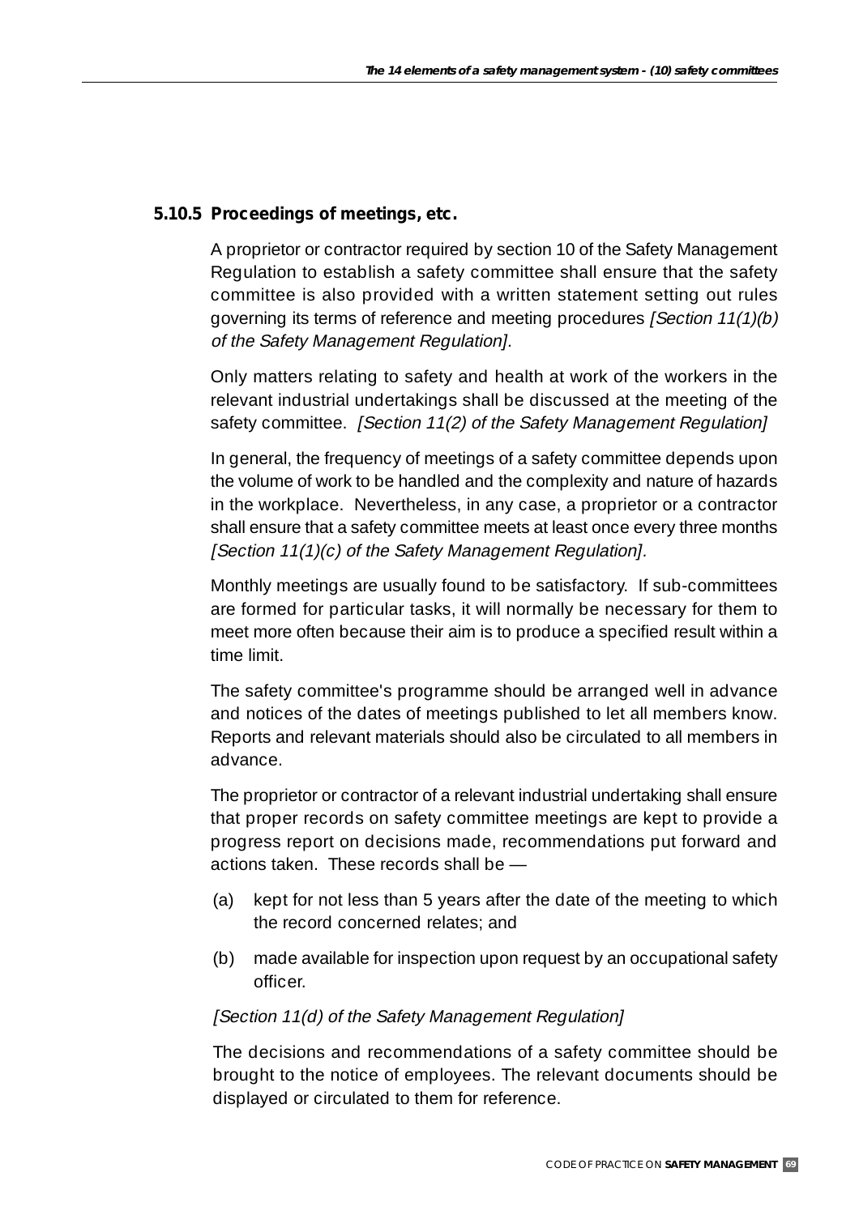### 5.10.5 Proceedings of meetings, etc.

A proprietor or contractor required by section 10 of the Safety Management Regulation to establish a safety committee shall ensure that the safety committee is also provided with a written statement setting out rules governing its terms of reference and meeting procedures *[Section 11(1)(b) of the Safety Management Regulation].*

Only matters relating to safety and health at work of the workers in the relevant industrial undertakings shall be discussed at the meeting of the safety committee. *[Section 11(2) of the Safety Management Regulation]*

In general, the frequency of meetings of a safety committee depends upon the volume of work to be handled and the complexity and nature of hazards in the workplace. Nevertheless, in any case, a proprietor or a contractor shall ensure that a safety committee meets at least once every three months *[Section 11(1)(c) of the Safety Management Regulation].*

Monthly meetings are usually found to be satisfactory. If sub-committees are formed for particular tasks, it will normally be necessary for them to meet more often because their aim is to produce a specified result within a time limit.

The safety committee's programme should be arranged well in advance and notices of the dates of meetings published to let all members know. Reports and relevant materials should also be circulated to all members in advance.

The proprietor or contractor of a relevant industrial undertaking shall ensure that proper records on safety committee meetings are kept to provide a progress report on decisions made, recommendations put forward and actions taken. These records shall be —

(a) kept for not less than 5 years after the date of the meeting to which the record concerned relates; and

(b) made available for inspection upon request by an occupational safety officer.

*[Section 11(d) of the Safety Management Regulation]*

The decisions and recommendations of a safety committee should be brought to the notice of employees. The relevant documents should be displayed or circulated to them for reference.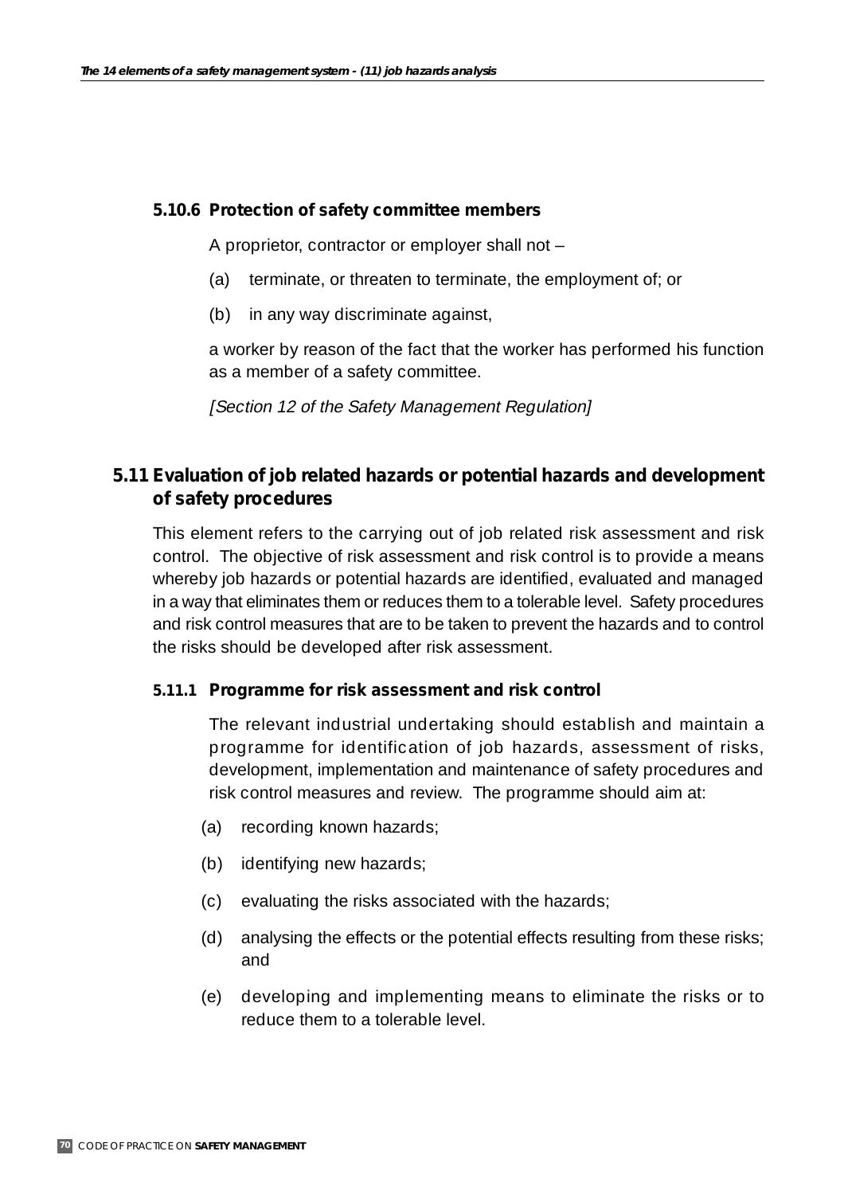#### 5.10.6 Protection of safety committee members

A proprietor, contractor or employer shall not –

(a) terminate, or threaten to terminate, the employment of; or

(b) in any way discriminate against,

a worker by reason of the fact that the worker has performed his function as a member of a safety committee.

*[Section 12 of the Safety Management Regulation]*

### 5.11 Evaluation of job related hazards or potential hazards and development of safety procedures

This element refers to the carrying out of job related risk assessment and risk control. The objective of risk assessment and risk control is to provide a means whereby job hazards or potential hazards are identified, evaluated and managed in a way that eliminates them or reduces them to a tolerable level. Safety procedures and risk control measures that are to be taken to prevent the hazards and to control the risks should be developed after risk assessment.

#### 5.11.1 Programme for risk assessment and risk control

The relevant industrial undertaking should establish and maintain a programme for identification of job hazards, assessment of risks, development, implementation and maintenance of safety procedures and risk control measures and review. The programme should aim at:

(a) recording known hazards;

(b) identifying new hazards;

(c) evaluating the risks associated with the hazards;

(d) analysing the effects or the potential effects resulting from these risks; and

(e) developing and implementing means to eliminate the risks or to reduce them to a tolerable level.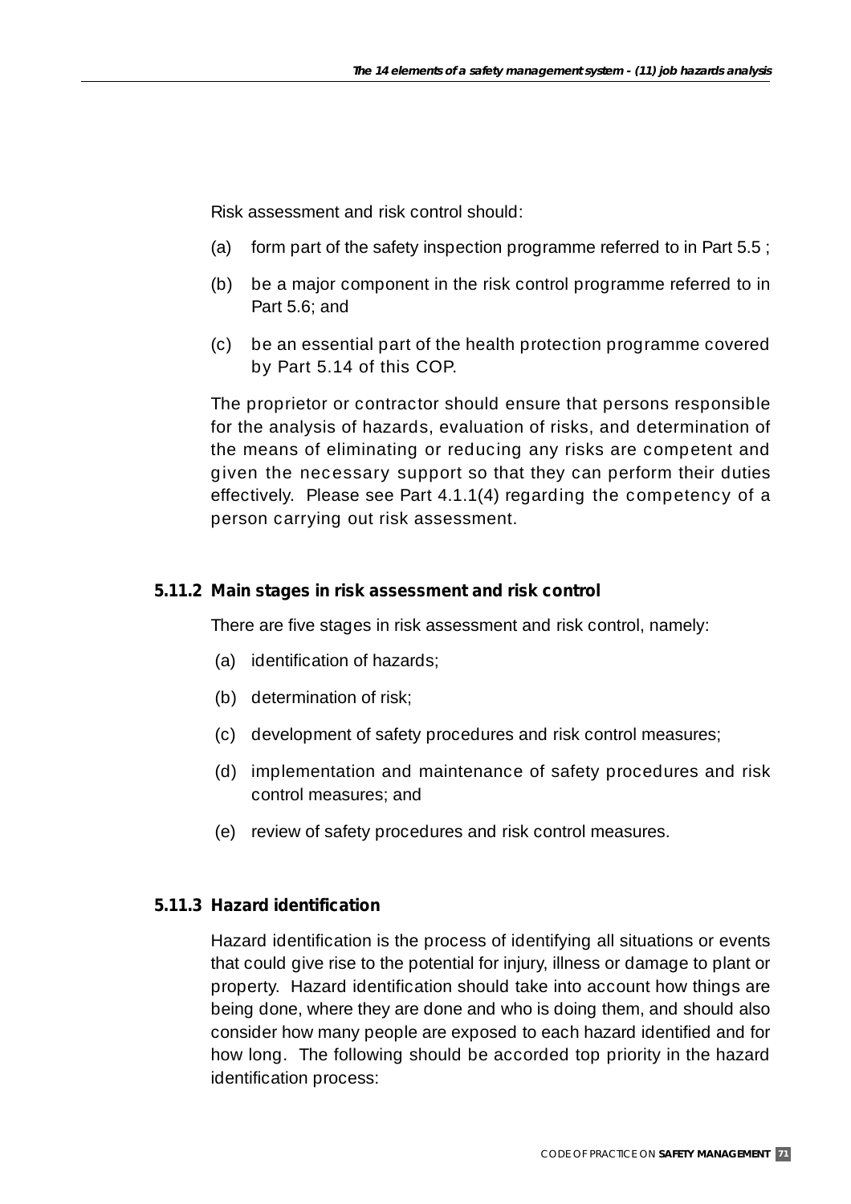Risk assessment and risk control should:

(a) form part of the safety inspection programme referred to in Part 5.5 ;

(b) be a major component in the risk control programme referred to in Part 5.6; and

(c) be an essential part of the health protection programme covered by Part 5.14 of this COP.

The proprietor or contractor should ensure that persons responsible for the analysis of hazards, evaluation of risks, and determination of the means of eliminating or reducing any risks are competent and given the necessary support so that they can perform their duties effectively. Please see Part 4.1.1(4) regarding the competency of a person carrying out risk assessment.

### 5.11.2 Main stages in risk assessment and risk control

There are five stages in risk assessment and risk control, namely:

(a) identification of hazards;

(b) determination of risk;

(c) development of safety procedures and risk control measures;

(d) implementation and maintenance of safety procedures and risk control measures; and

(e) review of safety procedures and risk control measures.

### 5.11.3 Hazard identification

Hazard identification is the process of identifying all situations or events that could give rise to the potential for injury, illness or damage to plant or property. Hazard identification should take into account how things are being done, where they are done and who is doing them, and should also consider how many people are exposed to each hazard identified and for how long. The following should be accorded top priority in the hazard identification process: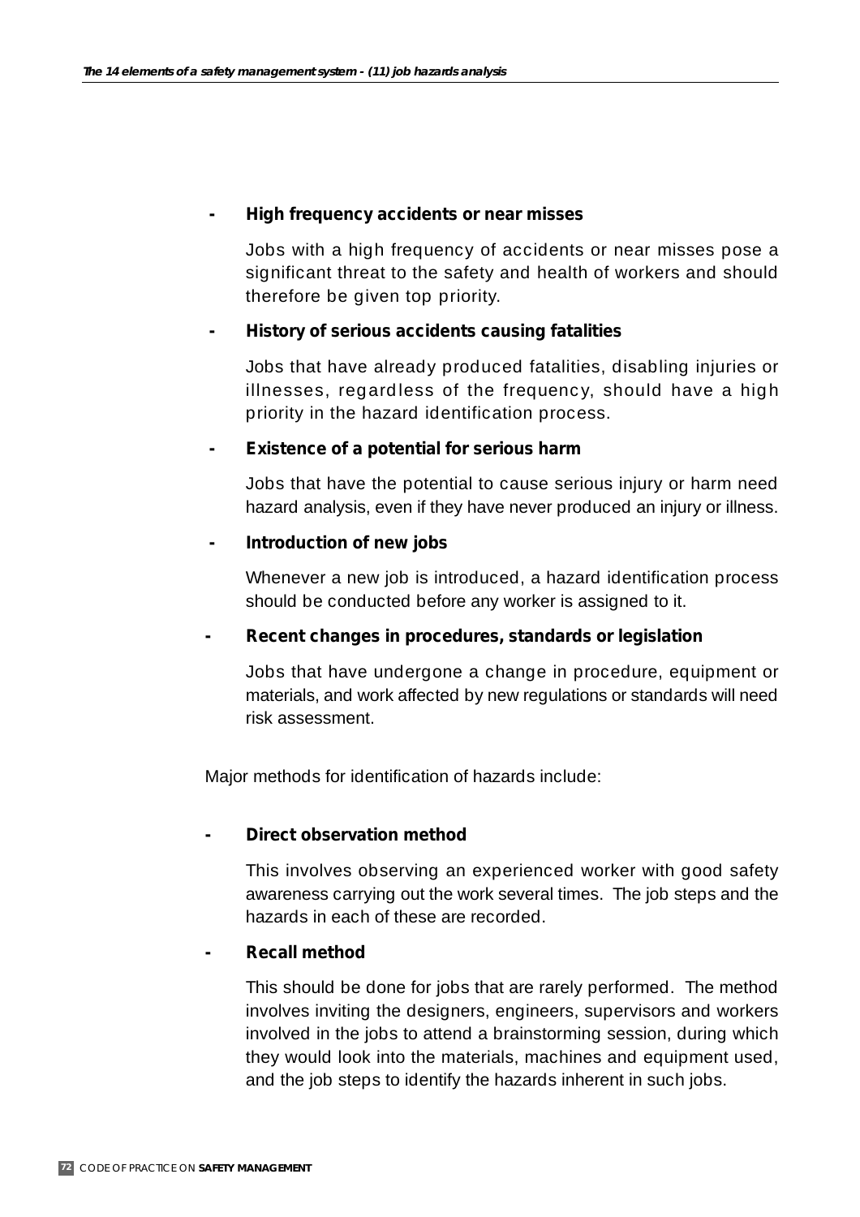- **High frequency accidents or near misses**

  Jobs with a high frequency of accidents or near misses pose a significant threat to the safety and health of workers and should therefore be given top priority.

- **History of serious accidents causing fatalities**

  Jobs that have already produced fatalities, disabling injuries or illnesses, regardless of the frequency, should have a high priority in the hazard identification process.

- **Existence of a potential for serious harm**

  Jobs that have the potential to cause serious injury or harm need hazard analysis, even if they have never produced an injury or illness.

- **Introduction of new jobs**

  Whenever a new job is introduced, a hazard identification process should be conducted before any worker is assigned to it.

- **Recent changes in procedures, standards or legislation**

  Jobs that have undergone a change in procedure, equipment or materials, and work affected by new regulations or standards will need risk assessment.

Major methods for identification of hazards include:

- **Direct observation method**

  This involves observing an experienced worker with good safety awareness carrying out the work several times. The job steps and the hazards in each of these are recorded.

- **Recall method**

  This should be done for jobs that are rarely performed. The method involves inviting the designers, engineers, supervisors and workers involved in the jobs to attend a brainstorming session, during which they would look into the materials, machines and equipment used, and the job steps to identify the hazards inherent in such jobs.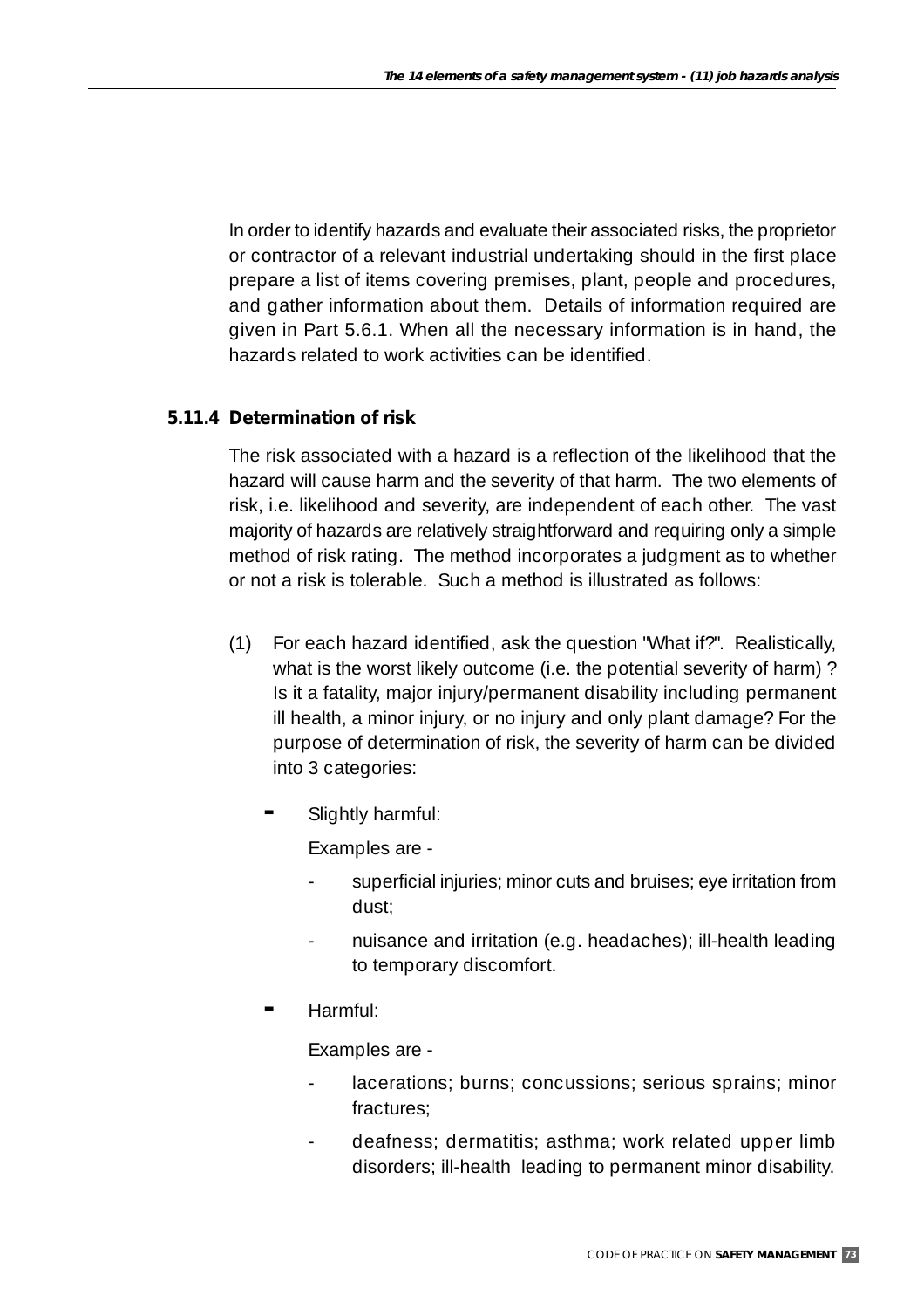In order to identify hazards and evaluate their associated risks, the proprietor or contractor of a relevant industrial undertaking should in the first place prepare a list of items covering premises, plant, people and procedures, and gather information about them. Details of information required are given in Part 5.6.1. When all the necessary information is in hand, the hazards related to work activities can be identified.

### 5.11.4 Determination of risk

The risk associated with a hazard is a reflection of the likelihood that the hazard will cause harm and the severity of that harm. The two elements of risk, i.e. likelihood and severity, are independent of each other. The vast majority of hazards are relatively straightforward and requiring only a simple method of risk rating. The method incorporates a judgment as to whether or not a risk is tolerable. Such a method is illustrated as follows:

(1) For each hazard identified, ask the question "What if?". Realistically, what is the worst likely outcome (i.e. the potential severity of harm) ? Is it a fatality, major injury/permanent disability including permanent ill health, a minor injury, or no injury and only plant damage? For the purpose of determination of risk, the severity of harm can be divided into 3 categories:

- Slightly harmful:

  Examples are -

  - superficial injuries; minor cuts and bruises; eye irritation from dust;
  - nuisance and irritation (e.g. headaches); ill-health leading to temporary discomfort.

- Harmful:

  Examples are -

  - lacerations; burns; concussions; serious sprains; minor fractures;
  - deafness; dermatitis; asthma; work related upper limb disorders; ill-health leading to permanent minor disability.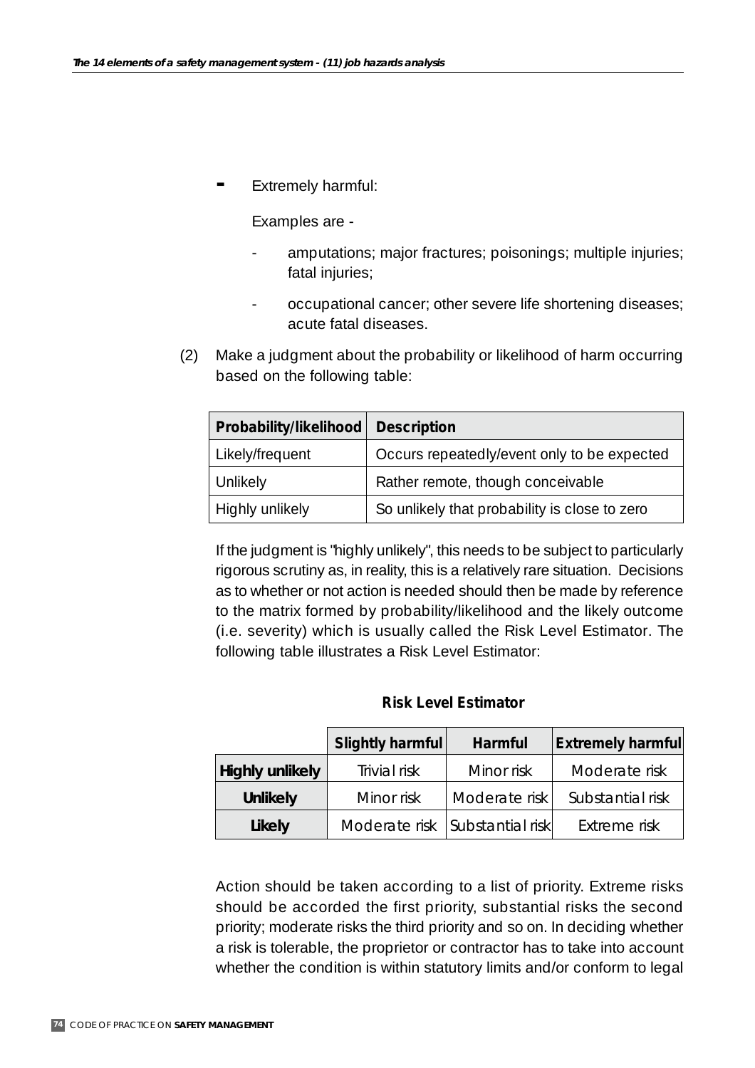- Extremely harmful:

  Examples are -

  - amputations; major fractures; poisonings; multiple injuries; fatal injuries;
  - occupational cancer; other severe life shortening diseases; acute fatal diseases.

(2) Make a judgment about the probability or likelihood of harm occurring based on the following table:

| **Probability/likelihood** | **Description** |
|---|---|
| Likely/frequent | Occurs repeatedly/event only to be expected |
| Unlikely | Rather remote, though conceivable |
| Highly unlikely | So unlikely that probability is close to zero |

If the judgment is "highly unlikely", this needs to be subject to particularly rigorous scrutiny as, in reality, this is a relatively rare situation. Decisions as to whether or not action is needed should then be made by reference to the matrix formed by probability/likelihood and the likely outcome (i.e. severity) which is usually called the Risk Level Estimator. The following table illustrates a Risk Level Estimator:

**Risk Level Estimator**

| | **Slightly harmful** | **Harmful** | **Extremely harmful** |
|---|---|---|---|
| **Highly unlikely** | Trivial risk | Minor risk | Moderate risk |
| **Unlikely** | Minor risk | Moderate risk | Substantial risk |
| **Likely** | Moderate risk | Substantial risk | Extreme risk |

Action should be taken according to a list of priority. Extreme risks should be accorded the first priority, substantial risks the second priority; moderate risks the third priority and so on. In deciding whether a risk is tolerable, the proprietor or contractor has to take into account whether the condition is within statutory limits and/or conform to legal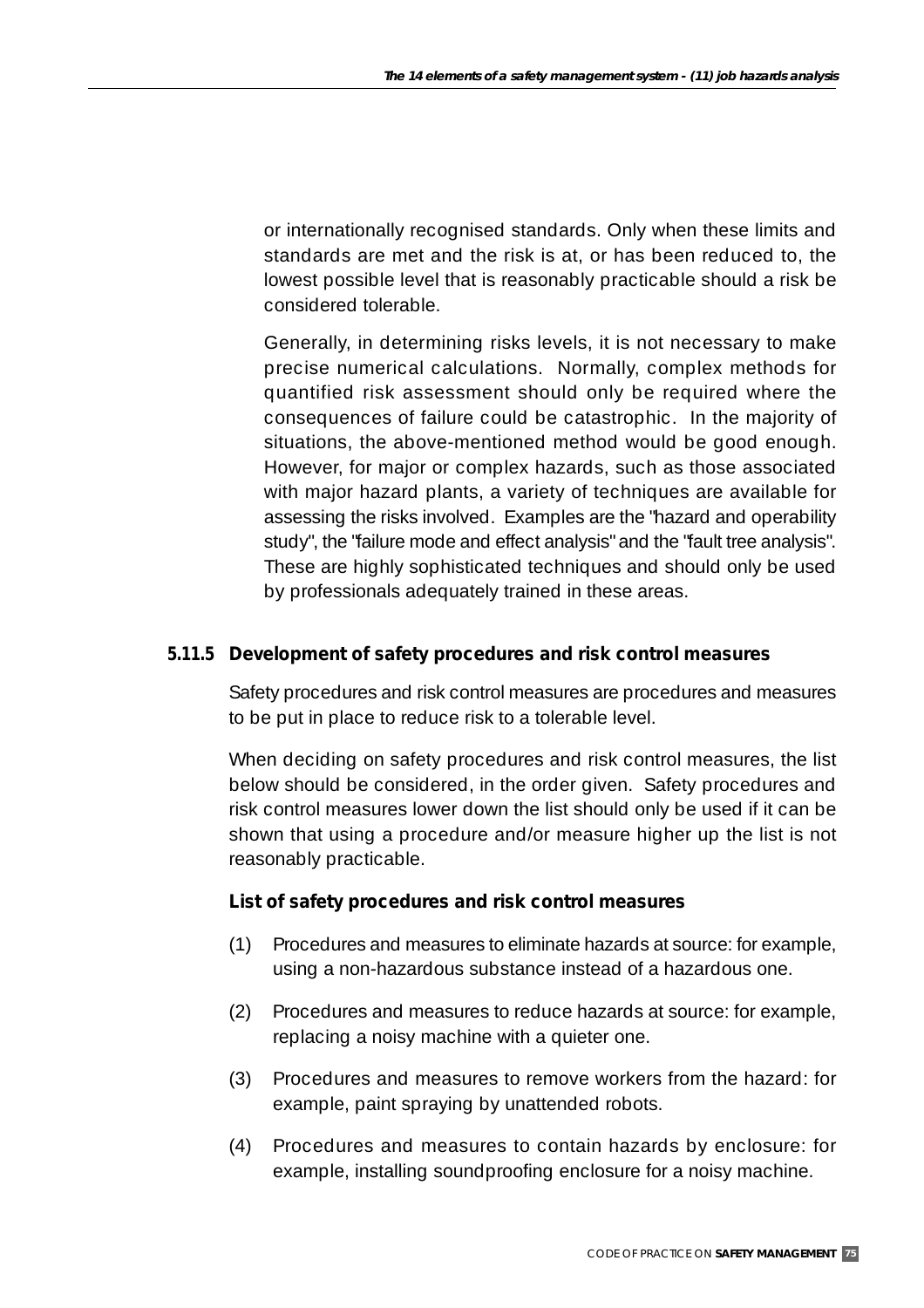or internationally recognised standards. Only when these limits and standards are met and the risk is at, or has been reduced to, the lowest possible level that is reasonably practicable should a risk be considered tolerable.

Generally, in determining risks levels, it is not necessary to make precise numerical calculations. Normally, complex methods for quantified risk assessment should only be required where the consequences of failure could be catastrophic. In the majority of situations, the above-mentioned method would be good enough. However, for major or complex hazards, such as those associated with major hazard plants, a variety of techniques are available for assessing the risks involved. Examples are the "hazard and operability study", the "failure mode and effect analysis" and the "fault tree analysis". These are highly sophisticated techniques and should only be used by professionals adequately trained in these areas.

### 5.11.5 Development of safety procedures and risk control measures

Safety procedures and risk control measures are procedures and measures to be put in place to reduce risk to a tolerable level.

When deciding on safety procedures and risk control measures, the list below should be considered, in the order given. Safety procedures and risk control measures lower down the list should only be used if it can be shown that using a procedure and/or measure higher up the list is not reasonably practicable.

**List of safety procedures and risk control measures**

(1) Procedures and measures to eliminate hazards at source: for example, using a non-hazardous substance instead of a hazardous one.

(2) Procedures and measures to reduce hazards at source: for example, replacing a noisy machine with a quieter one.

(3) Procedures and measures to remove workers from the hazard: for example, paint spraying by unattended robots.

(4) Procedures and measures to contain hazards by enclosure: for example, installing soundproofing enclosure for a noisy machine.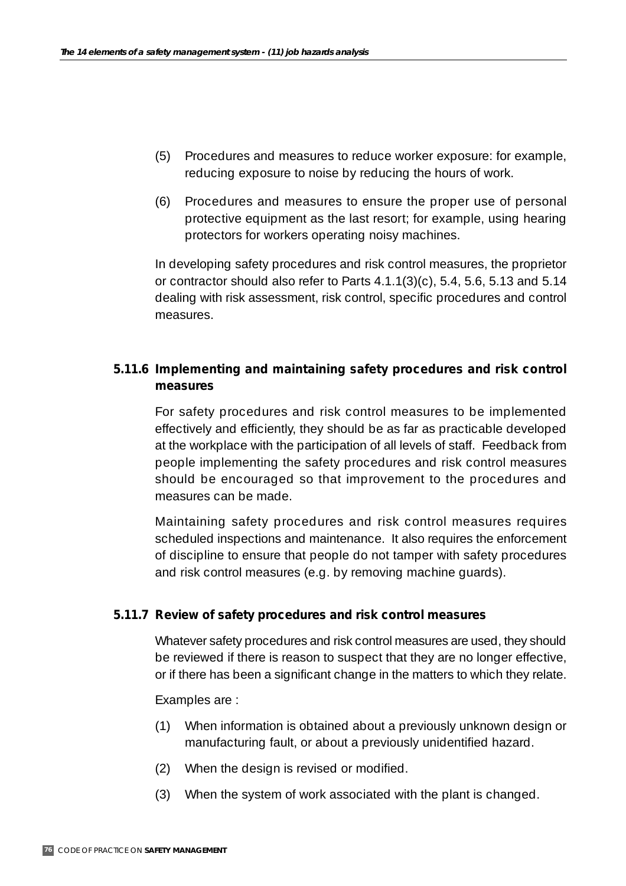(5) Procedures and measures to reduce worker exposure: for example, reducing exposure to noise by reducing the hours of work.

(6) Procedures and measures to ensure the proper use of personal protective equipment as the last resort; for example, using hearing protectors for workers operating noisy machines.

In developing safety procedures and risk control measures, the proprietor or contractor should also refer to Parts 4.1.1(3)(c), 5.4, 5.6, 5.13 and 5.14 dealing with risk assessment, risk control, specific procedures and control measures.

### 5.11.6 Implementing and maintaining safety procedures and risk control measures

For safety procedures and risk control measures to be implemented effectively and efficiently, they should be as far as practicable developed at the workplace with the participation of all levels of staff. Feedback from people implementing the safety procedures and risk control measures should be encouraged so that improvement to the procedures and measures can be made.

Maintaining safety procedures and risk control measures requires scheduled inspections and maintenance. It also requires the enforcement of discipline to ensure that people do not tamper with safety procedures and risk control measures (e.g. by removing machine guards).

### 5.11.7 Review of safety procedures and risk control measures

Whatever safety procedures and risk control measures are used, they should be reviewed if there is reason to suspect that they are no longer effective, or if there has been a significant change in the matters to which they relate.

Examples are :

(1) When information is obtained about a previously unknown design or manufacturing fault, or about a previously unidentified hazard.

(2) When the design is revised or modified.

(3) When the system of work associated with the plant is changed.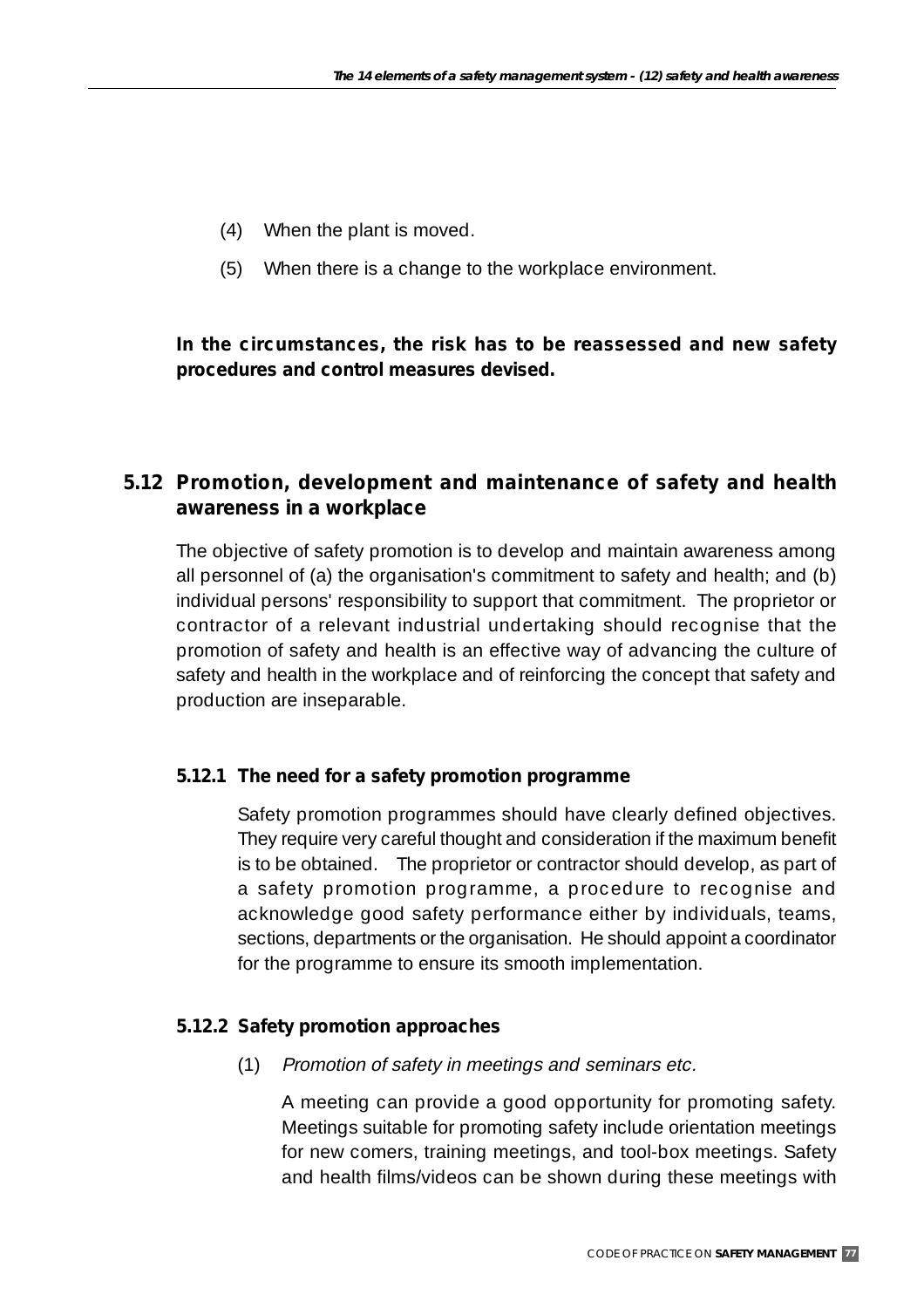(4) When the plant is moved.

(5) When there is a change to the workplace environment.

**In the circumstances, the risk has to be reassessed and new safety procedures and control measures devised.**

## 5.12 Promotion, development and maintenance of safety and health awareness in a workplace

The objective of safety promotion is to develop and maintain awareness among all personnel of (a) the organisation's commitment to safety and health; and (b) individual persons' responsibility to support that commitment. The proprietor or contractor of a relevant industrial undertaking should recognise that the promotion of safety and health is an effective way of advancing the culture of safety and health in the workplace and of reinforcing the concept that safety and production are inseparable.

### 5.12.1 The need for a safety promotion programme

Safety promotion programmes should have clearly defined objectives. They require very careful thought and consideration if the maximum benefit is to be obtained. The proprietor or contractor should develop, as part of a safety promotion programme, a procedure to recognise and acknowledge good safety performance either by individuals, teams, sections, departments or the organisation. He should appoint a coordinator for the programme to ensure its smooth implementation.

### 5.12.2 Safety promotion approaches

(1) *Promotion of safety in meetings and seminars etc.*

A meeting can provide a good opportunity for promoting safety. Meetings suitable for promoting safety include orientation meetings for new comers, training meetings, and tool-box meetings. Safety and health films/videos can be shown during these meetings with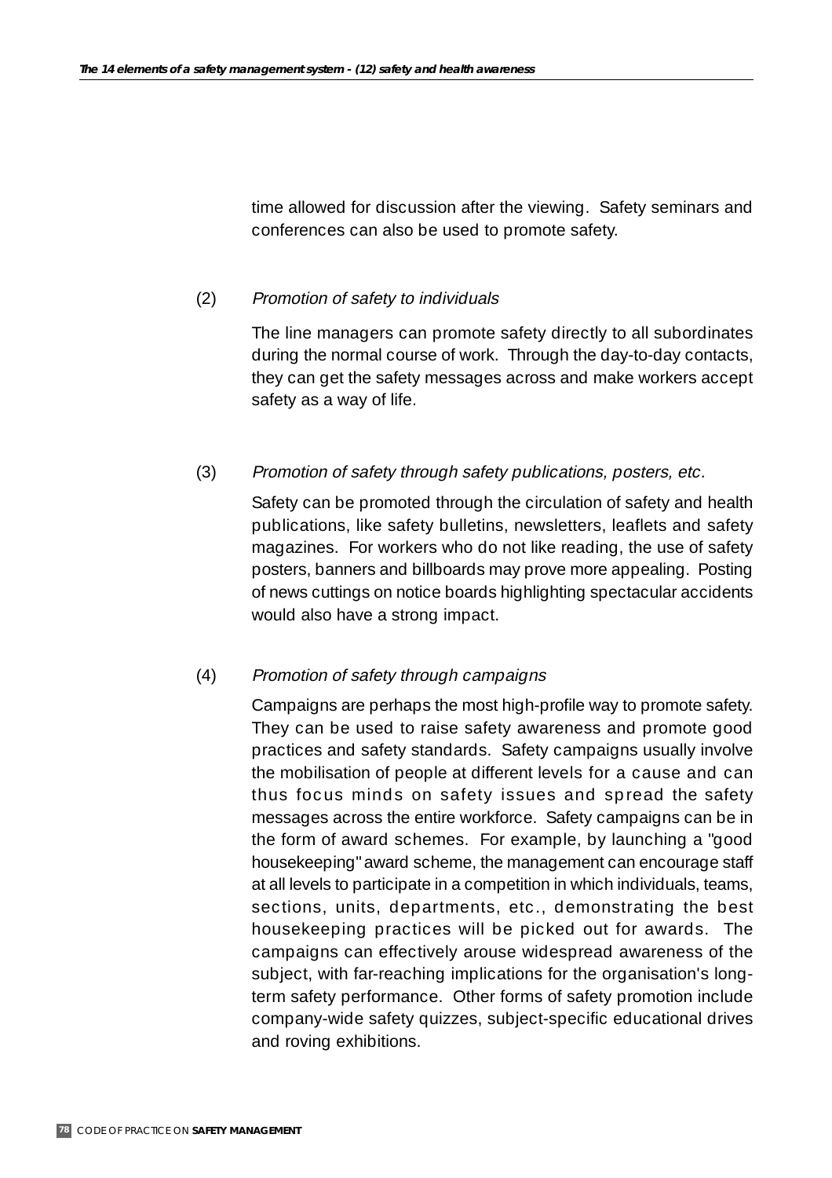time allowed for discussion after the viewing. Safety seminars and conferences can also be used to promote safety.

(2) *Promotion of safety to individuals*

The line managers can promote safety directly to all subordinates during the normal course of work. Through the day-to-day contacts, they can get the safety messages across and make workers accept safety as a way of life.

(3) *Promotion of safety through safety publications, posters, etc.*

Safety can be promoted through the circulation of safety and health publications, like safety bulletins, newsletters, leaflets and safety magazines. For workers who do not like reading, the use of safety posters, banners and billboards may prove more appealing. Posting of news cuttings on notice boards highlighting spectacular accidents would also have a strong impact.

(4) *Promotion of safety through campaigns*

Campaigns are perhaps the most high-profile way to promote safety. They can be used to raise safety awareness and promote good practices and safety standards. Safety campaigns usually involve the mobilisation of people at different levels for a cause and can thus focus minds on safety issues and spread the safety messages across the entire workforce. Safety campaigns can be in the form of award schemes. For example, by launching a "good housekeeping" award scheme, the management can encourage staff at all levels to participate in a competition in which individuals, teams, sections, units, departments, etc., demonstrating the best housekeeping practices will be picked out for awards. The campaigns can effectively arouse widespread awareness of the subject, with far-reaching implications for the organisation's long-term safety performance. Other forms of safety promotion include company-wide safety quizzes, subject-specific educational drives and roving exhibitions.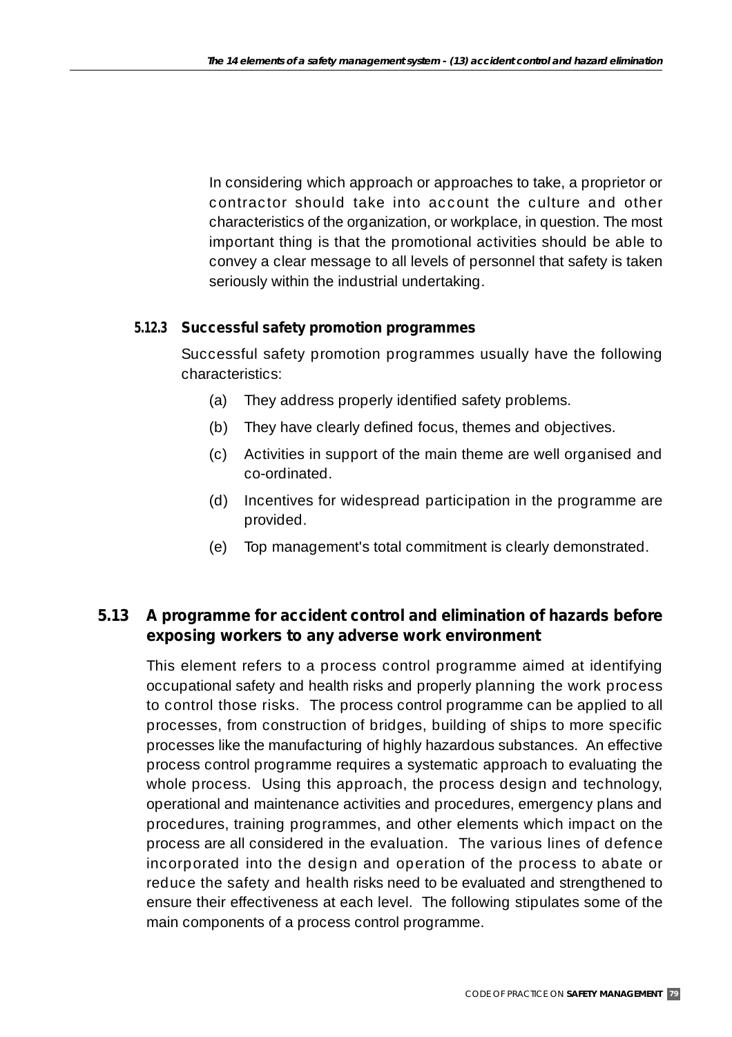In considering which approach or approaches to take, a proprietor or contractor should take into account the culture and other characteristics of the organization, or workplace, in question. The most important thing is that the promotional activities should be able to convey a clear message to all levels of personnel that safety is taken seriously within the industrial undertaking.

#### 5.12.3 Successful safety promotion programmes

Successful safety promotion programmes usually have the following characteristics:

(a) They address properly identified safety problems.

(b) They have clearly defined focus, themes and objectives.

(c) Activities in support of the main theme are well organised and co-ordinated.

(d) Incentives for widespread participation in the programme are provided.

(e) Top management's total commitment is clearly demonstrated.

### 5.13 A programme for accident control and elimination of hazards before exposing workers to any adverse work environment

This element refers to a process control programme aimed at identifying occupational safety and health risks and properly planning the work process to control those risks. The process control programme can be applied to all processes, from construction of bridges, building of ships to more specific processes like the manufacturing of highly hazardous substances. An effective process control programme requires a systematic approach to evaluating the whole process. Using this approach, the process design and technology, operational and maintenance activities and procedures, emergency plans and procedures, training programmes, and other elements which impact on the process are all considered in the evaluation. The various lines of defence incorporated into the design and operation of the process to abate or reduce the safety and health risks need to be evaluated and strengthened to ensure their effectiveness at each level. The following stipulates some of the main components of a process control programme.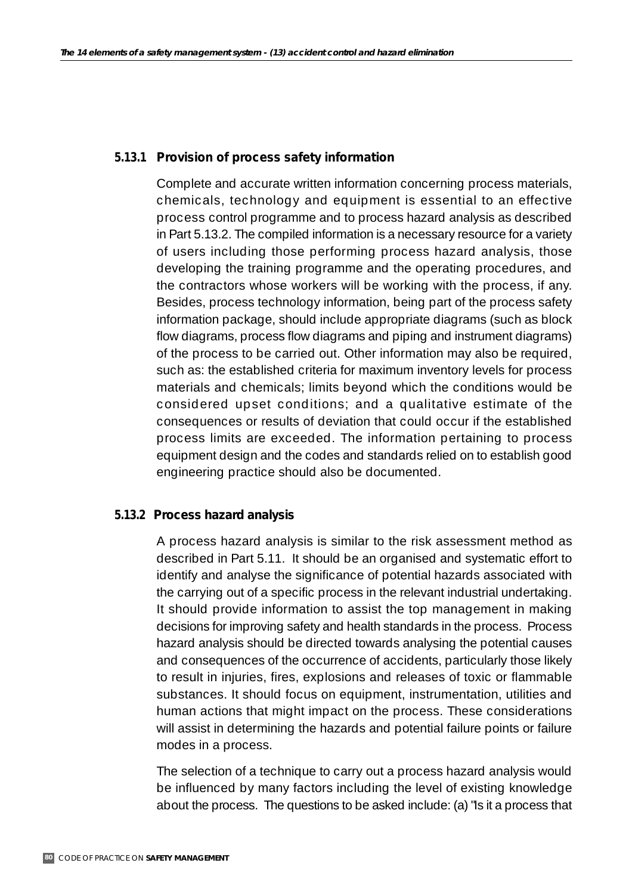### 5.13.1 Provision of process safety information

Complete and accurate written information concerning process materials, chemicals, technology and equipment is essential to an effective process control programme and to process hazard analysis as described in Part 5.13.2. The compiled information is a necessary resource for a variety of users including those performing process hazard analysis, those developing the training programme and the operating procedures, and the contractors whose workers will be working with the process, if any. Besides, process technology information, being part of the process safety information package, should include appropriate diagrams (such as block flow diagrams, process flow diagrams and piping and instrument diagrams) of the process to be carried out. Other information may also be required, such as: the established criteria for maximum inventory levels for process materials and chemicals; limits beyond which the conditions would be considered upset conditions; and a qualitative estimate of the consequences or results of deviation that could occur if the established process limits are exceeded. The information pertaining to process equipment design and the codes and standards relied on to establish good engineering practice should also be documented.

### 5.13.2 Process hazard analysis

A process hazard analysis is similar to the risk assessment method as described in Part 5.11. It should be an organised and systematic effort to identify and analyse the significance of potential hazards associated with the carrying out of a specific process in the relevant industrial undertaking. It should provide information to assist the top management in making decisions for improving safety and health standards in the process. Process hazard analysis should be directed towards analysing the potential causes and consequences of the occurrence of accidents, particularly those likely to result in injuries, fires, explosions and releases of toxic or flammable substances. It should focus on equipment, instrumentation, utilities and human actions that might impact on the process. These considerations will assist in determining the hazards and potential failure points or failure modes in a process.

The selection of a technique to carry out a process hazard analysis would be influenced by many factors including the level of existing knowledge about the process. The questions to be asked include: (a) "Is it a process that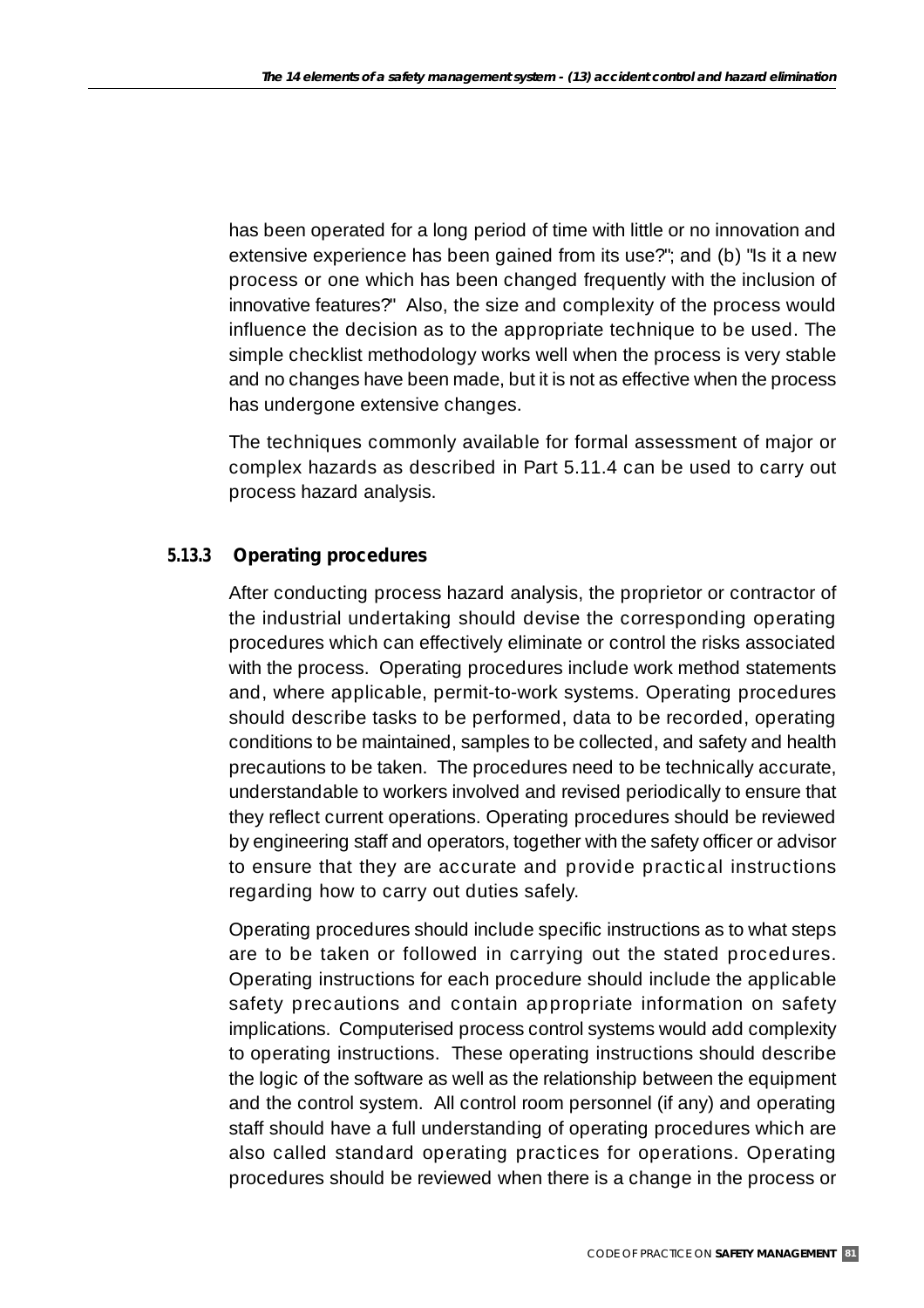has been operated for a long period of time with little or no innovation and extensive experience has been gained from its use?"; and (b) "Is it a new process or one which has been changed frequently with the inclusion of innovative features?" Also, the size and complexity of the process would influence the decision as to the appropriate technique to be used. The simple checklist methodology works well when the process is very stable and no changes have been made, but it is not as effective when the process has undergone extensive changes.

The techniques commonly available for formal assessment of major or complex hazards as described in Part 5.11.4 can be used to carry out process hazard analysis.

### 5.13.3 Operating procedures

After conducting process hazard analysis, the proprietor or contractor of the industrial undertaking should devise the corresponding operating procedures which can effectively eliminate or control the risks associated with the process. Operating procedures include work method statements and, where applicable, permit-to-work systems. Operating procedures should describe tasks to be performed, data to be recorded, operating conditions to be maintained, samples to be collected, and safety and health precautions to be taken. The procedures need to be technically accurate, understandable to workers involved and revised periodically to ensure that they reflect current operations. Operating procedures should be reviewed by engineering staff and operators, together with the safety officer or advisor to ensure that they are accurate and provide practical instructions regarding how to carry out duties safely.

Operating procedures should include specific instructions as to what steps are to be taken or followed in carrying out the stated procedures. Operating instructions for each procedure should include the applicable safety precautions and contain appropriate information on safety implications. Computerised process control systems would add complexity to operating instructions. These operating instructions should describe the logic of the software as well as the relationship between the equipment and the control system. All control room personnel (if any) and operating staff should have a full understanding of operating procedures which are also called standard operating practices for operations. Operating procedures should be reviewed when there is a change in the process or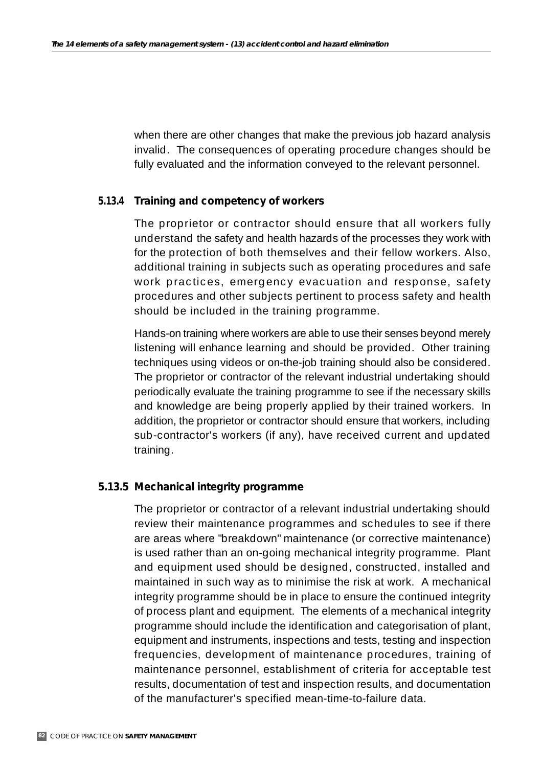when there are other changes that make the previous job hazard analysis invalid. The consequences of operating procedure changes should be fully evaluated and the information conveyed to the relevant personnel.

### 5.13.4 Training and competency of workers

The proprietor or contractor should ensure that all workers fully understand the safety and health hazards of the processes they work with for the protection of both themselves and their fellow workers. Also, additional training in subjects such as operating procedures and safe work practices, emergency evacuation and response, safety procedures and other subjects pertinent to process safety and health should be included in the training programme.

Hands-on training where workers are able to use their senses beyond merely listening will enhance learning and should be provided. Other training techniques using videos or on-the-job training should also be considered. The proprietor or contractor of the relevant industrial undertaking should periodically evaluate the training programme to see if the necessary skills and knowledge are being properly applied by their trained workers. In addition, the proprietor or contractor should ensure that workers, including sub-contractor's workers (if any), have received current and updated training.

### 5.13.5 Mechanical integrity programme

The proprietor or contractor of a relevant industrial undertaking should review their maintenance programmes and schedules to see if there are areas where "breakdown" maintenance (or corrective maintenance) is used rather than an on-going mechanical integrity programme. Plant and equipment used should be designed, constructed, installed and maintained in such way as to minimise the risk at work. A mechanical integrity programme should be in place to ensure the continued integrity of process plant and equipment. The elements of a mechanical integrity programme should include the identification and categorisation of plant, equipment and instruments, inspections and tests, testing and inspection frequencies, development of maintenance procedures, training of maintenance personnel, establishment of criteria for acceptable test results, documentation of test and inspection results, and documentation of the manufacturer's specified mean-time-to-failure data.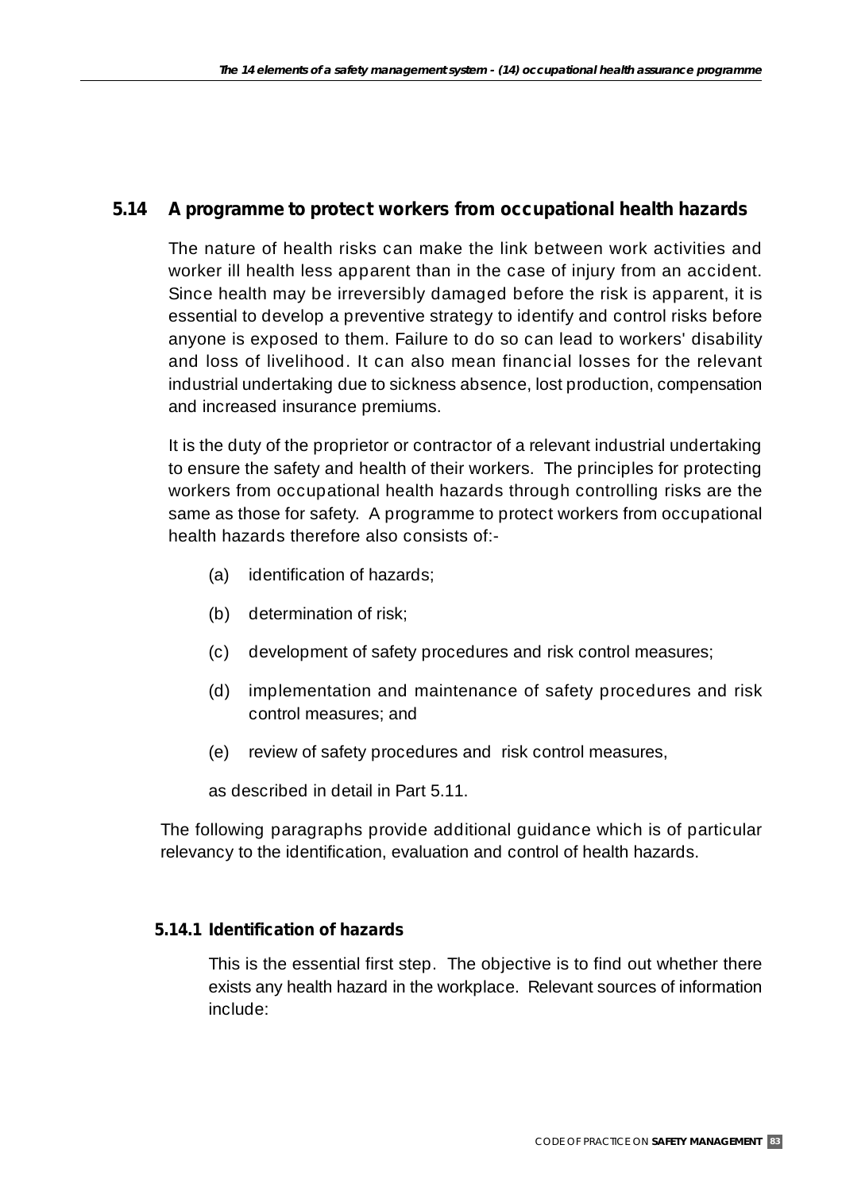## 5.14 A programme to protect workers from occupational health hazards

The nature of health risks can make the link between work activities and worker ill health less apparent than in the case of injury from an accident. Since health may be irreversibly damaged before the risk is apparent, it is essential to develop a preventive strategy to identify and control risks before anyone is exposed to them. Failure to do so can lead to workers' disability and loss of livelihood. It can also mean financial losses for the relevant industrial undertaking due to sickness absence, lost production, compensation and increased insurance premiums.

It is the duty of the proprietor or contractor of a relevant industrial undertaking to ensure the safety and health of their workers. The principles for protecting workers from occupational health hazards through controlling risks are the same as those for safety. A programme to protect workers from occupational health hazards therefore also consists of:-

(a) identification of hazards;

(b) determination of risk;

(c) development of safety procedures and risk control measures;

(d) implementation and maintenance of safety procedures and risk control measures; and

(e) review of safety procedures and risk control measures,

as described in detail in Part 5.11.

The following paragraphs provide additional guidance which is of particular relevancy to the identification, evaluation and control of health hazards.

### 5.14.1 Identification of hazards

This is the essential first step. The objective is to find out whether there exists any health hazard in the workplace. Relevant sources of information include: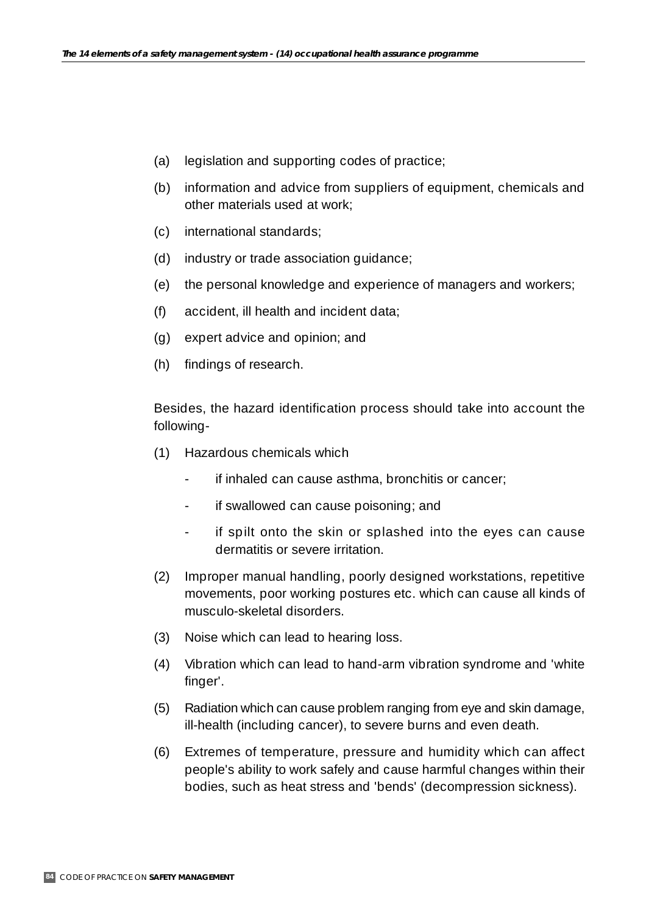(a) legislation and supporting codes of practice;

(b) information and advice from suppliers of equipment, chemicals and other materials used at work;

(c) international standards;

(d) industry or trade association guidance;

(e) the personal knowledge and experience of managers and workers;

(f) accident, ill health and incident data;

(g) expert advice and opinion; and

(h) findings of research.

Besides, the hazard identification process should take into account the following-

(1) Hazardous chemicals which

- if inhaled can cause asthma, bronchitis or cancer;
- if swallowed can cause poisoning; and
- if spilt onto the skin or splashed into the eyes can cause dermatitis or severe irritation.

(2) Improper manual handling, poorly designed workstations, repetitive movements, poor working postures etc. which can cause all kinds of musculo-skeletal disorders.

(3) Noise which can lead to hearing loss.

(4) Vibration which can lead to hand-arm vibration syndrome and 'white finger'.

(5) Radiation which can cause problem ranging from eye and skin damage, ill-health (including cancer), to severe burns and even death.

(6) Extremes of temperature, pressure and humidity which can affect people's ability to work safely and cause harmful changes within their bodies, such as heat stress and 'bends' (decompression sickness).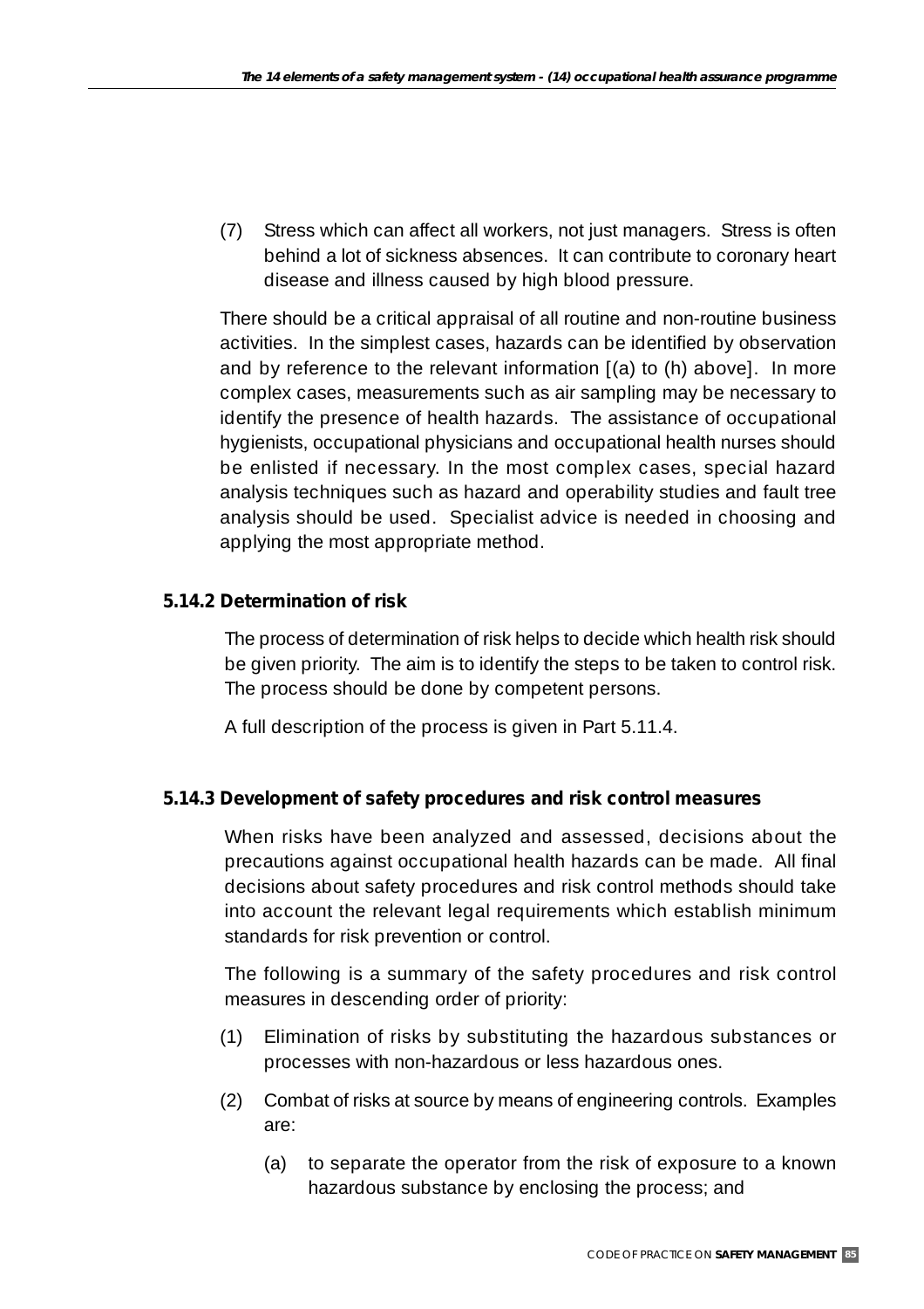(7) Stress which can affect all workers, not just managers. Stress is often behind a lot of sickness absences. It can contribute to coronary heart disease and illness caused by high blood pressure.

There should be a critical appraisal of all routine and non-routine business activities. In the simplest cases, hazards can be identified by observation and by reference to the relevant information [(a) to (h) above]. In more complex cases, measurements such as air sampling may be necessary to identify the presence of health hazards. The assistance of occupational hygienists, occupational physicians and occupational health nurses should be enlisted if necessary. In the most complex cases, special hazard analysis techniques such as hazard and operability studies and fault tree analysis should be used. Specialist advice is needed in choosing and applying the most appropriate method.

### 5.14.2 Determination of risk

The process of determination of risk helps to decide which health risk should be given priority. The aim is to identify the steps to be taken to control risk. The process should be done by competent persons.

A full description of the process is given in Part 5.11.4.

### 5.14.3 Development of safety procedures and risk control measures

When risks have been analyzed and assessed, decisions about the precautions against occupational health hazards can be made. All final decisions about safety procedures and risk control methods should take into account the relevant legal requirements which establish minimum standards for risk prevention or control.

The following is a summary of the safety procedures and risk control measures in descending order of priority:

(1) Elimination of risks by substituting the hazardous substances or processes with non-hazardous or less hazardous ones.

(2) Combat of risks at source by means of engineering controls. Examples are:

   (a) to separate the operator from the risk of exposure to a known hazardous substance by enclosing the process; and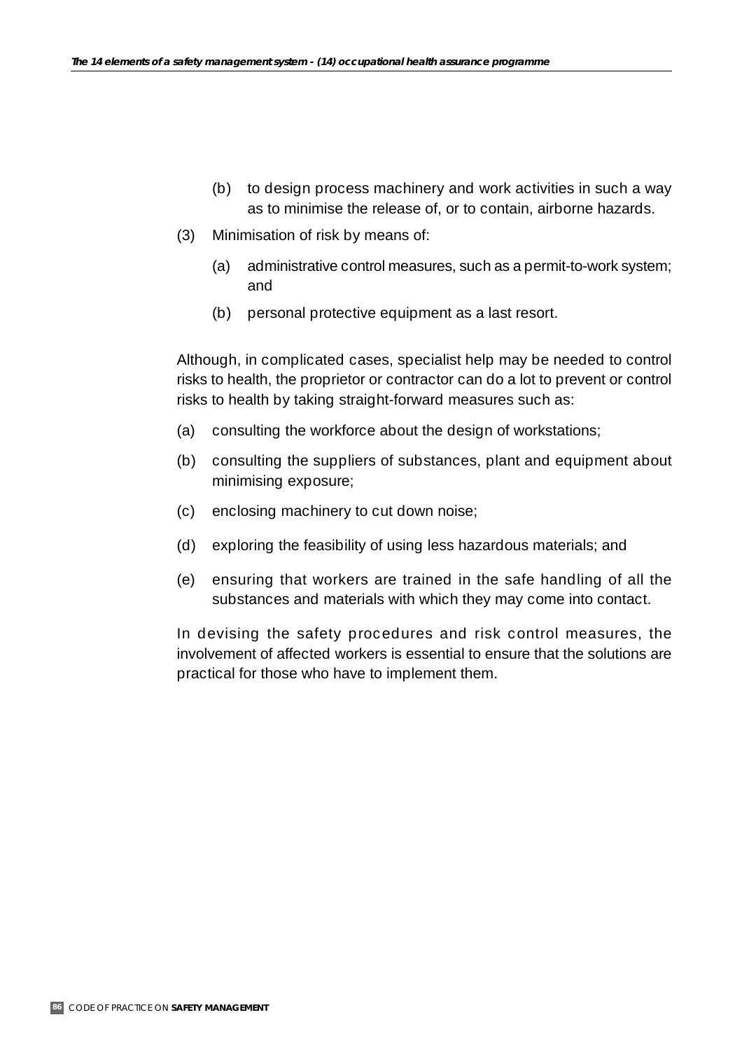(b) to design process machinery and work activities in such a way as to minimise the release of, or to contain, airborne hazards.

(3) Minimisation of risk by means of:

   (a) administrative control measures, such as a permit-to-work system; and

   (b) personal protective equipment as a last resort.

Although, in complicated cases, specialist help may be needed to control risks to health, the proprietor or contractor can do a lot to prevent or control risks to health by taking straight-forward measures such as:

(a) consulting the workforce about the design of workstations;

(b) consulting the suppliers of substances, plant and equipment about minimising exposure;

(c) enclosing machinery to cut down noise;

(d) exploring the feasibility of using less hazardous materials; and

(e) ensuring that workers are trained in the safe handling of all the substances and materials with which they may come into contact.

In devising the safety procedures and risk control measures, the involvement of affected workers is essential to ensure that the solutions are practical for those who have to implement them.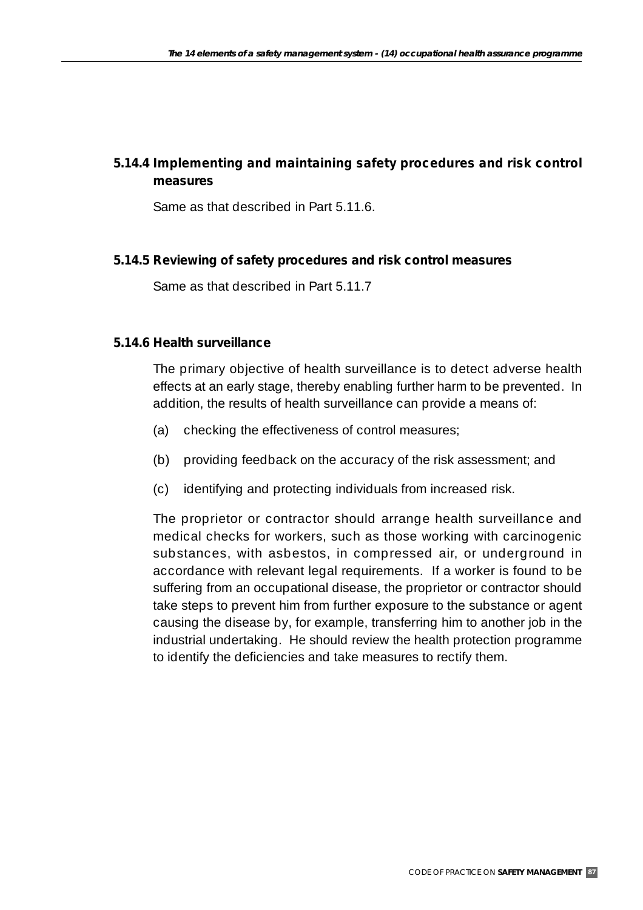### 5.14.4 Implementing and maintaining safety procedures and risk control measures

Same as that described in Part 5.11.6.

### 5.14.5 Reviewing of safety procedures and risk control measures

Same as that described in Part 5.11.7

### 5.14.6 Health surveillance

The primary objective of health surveillance is to detect adverse health effects at an early stage, thereby enabling further harm to be prevented. In addition, the results of health surveillance can provide a means of:

(a) checking the effectiveness of control measures;

(b) providing feedback on the accuracy of the risk assessment; and

(c) identifying and protecting individuals from increased risk.

The proprietor or contractor should arrange health surveillance and medical checks for workers, such as those working with carcinogenic substances, with asbestos, in compressed air, or underground in accordance with relevant legal requirements. If a worker is found to be suffering from an occupational disease, the proprietor or contractor should take steps to prevent him from further exposure to the substance or agent causing the disease by, for example, transferring him to another job in the industrial undertaking. He should review the health protection programme to identify the deficiencies and take measures to rectify them.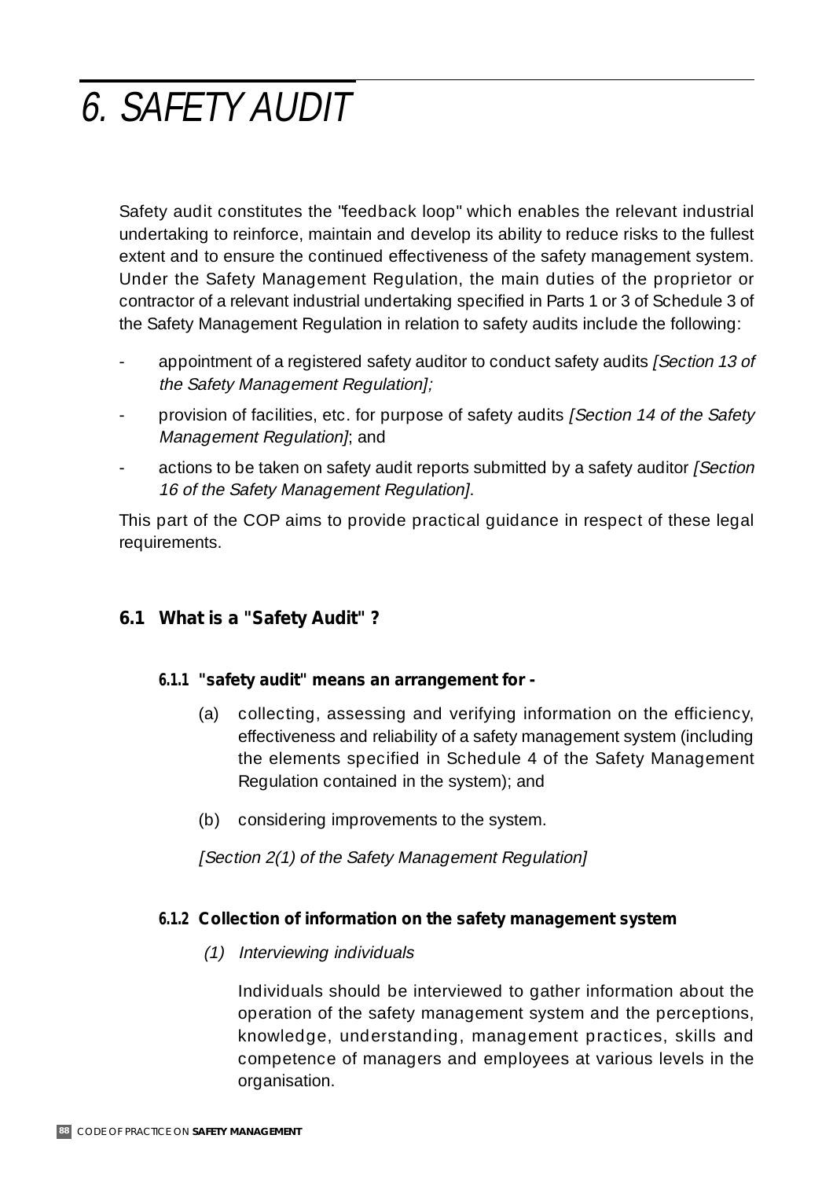# 6. SAFETY AUDIT

Safety audit constitutes the "feedback loop" which enables the relevant industrial undertaking to reinforce, maintain and develop its ability to reduce risks to the fullest extent and to ensure the continued effectiveness of the safety management system. Under the Safety Management Regulation, the main duties of the proprietor or contractor of a relevant industrial undertaking specified in Parts 1 or 3 of Schedule 3 of the Safety Management Regulation in relation to safety audits include the following:

- appointment of a registered safety auditor to conduct safety audits *[Section 13 of the Safety Management Regulation];*
- provision of facilities, etc. for purpose of safety audits *[Section 14 of the Safety Management Regulation]*; and
- actions to be taken on safety audit reports submitted by a safety auditor *[Section 16 of the Safety Management Regulation]*.

This part of the COP aims to provide practical guidance in respect of these legal requirements.

## 6.1 What is a "Safety Audit" ?

### 6.1.1 "safety audit" means an arrangement for -

(a) collecting, assessing and verifying information on the efficiency, effectiveness and reliability of a safety management system (including the elements specified in Schedule 4 of the Safety Management Regulation contained in the system); and

(b) considering improvements to the system.

*[Section 2(1) of the Safety Management Regulation]*

### 6.1.2 Collection of information on the safety management system

*(1) Interviewing individuals*

Individuals should be interviewed to gather information about the operation of the safety management system and the perceptions, knowledge, understanding, management practices, skills and competence of managers and employees at various levels in the organisation.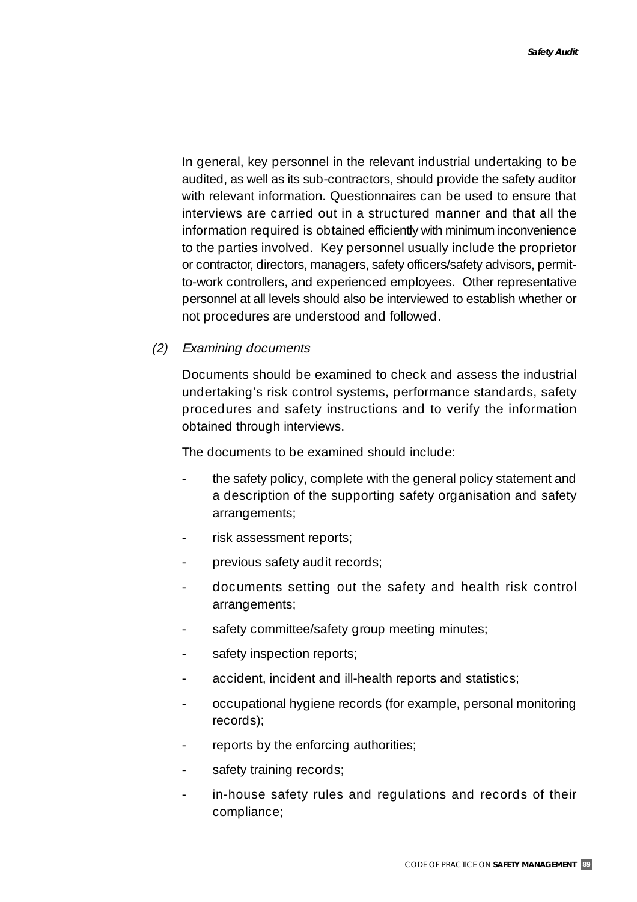In general, key personnel in the relevant industrial undertaking to be audited, as well as its sub-contractors, should provide the safety auditor with relevant information. Questionnaires can be used to ensure that interviews are carried out in a structured manner and that all the information required is obtained efficiently with minimum inconvenience to the parties involved. Key personnel usually include the proprietor or contractor, directors, managers, safety officers/safety advisors, permit-to-work controllers, and experienced employees. Other representative personnel at all levels should also be interviewed to establish whether or not procedures are understood and followed.

(2) *Examining documents*

Documents should be examined to check and assess the industrial undertaking's risk control systems, performance standards, safety procedures and safety instructions and to verify the information obtained through interviews.

The documents to be examined should include:

- the safety policy, complete with the general policy statement and a description of the supporting safety organisation and safety arrangements;
- risk assessment reports;
- previous safety audit records;
- documents setting out the safety and health risk control arrangements;
- safety committee/safety group meeting minutes;
- safety inspection reports;
- accident, incident and ill-health reports and statistics;
- occupational hygiene records (for example, personal monitoring records);
- reports by the enforcing authorities;
- safety training records;
- in-house safety rules and regulations and records of their compliance;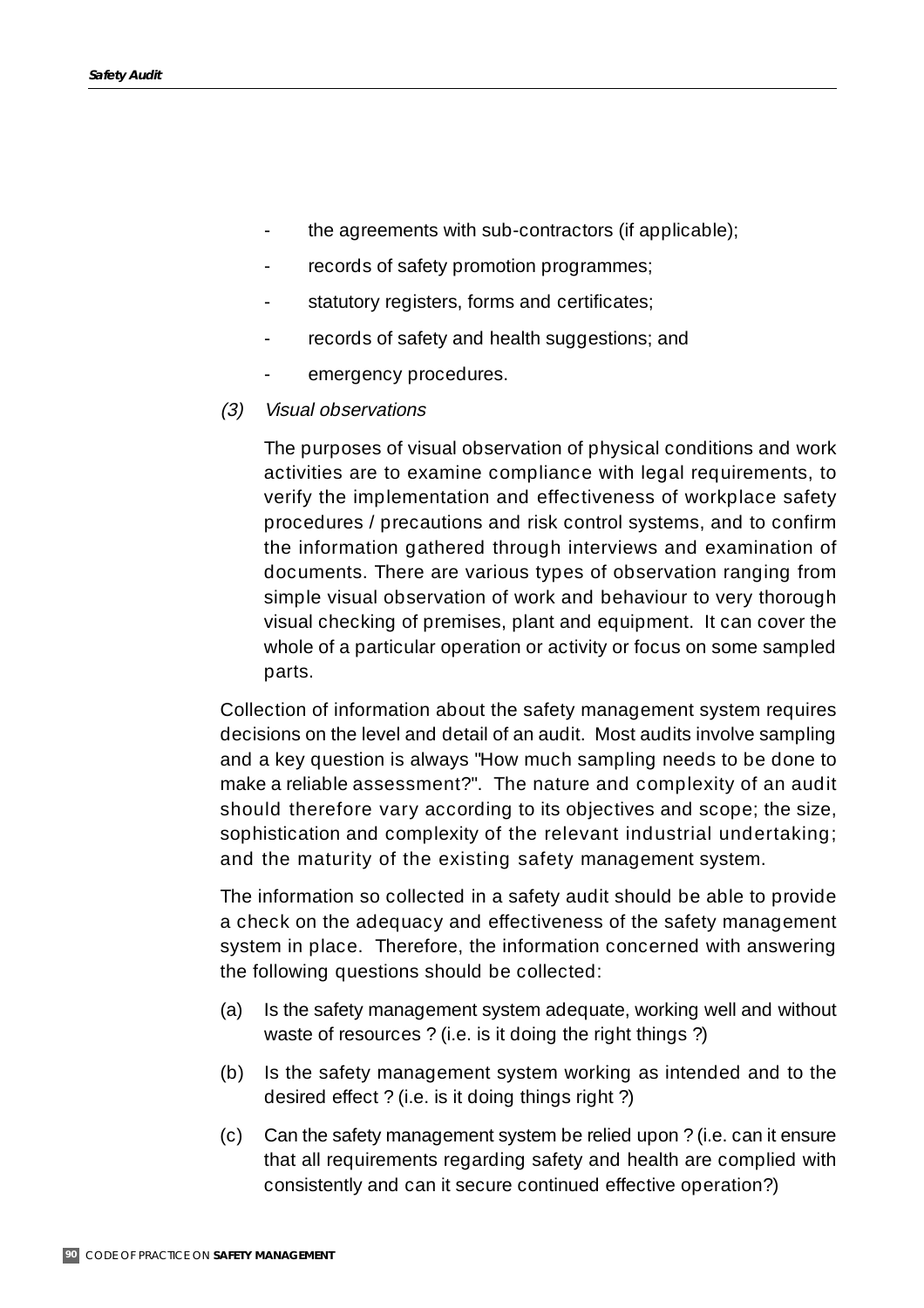- the agreements with sub-contractors (if applicable);
- records of safety promotion programmes;
- statutory registers, forms and certificates;
- records of safety and health suggestions; and
- emergency procedures.

*(3) Visual observations*

The purposes of visual observation of physical conditions and work activities are to examine compliance with legal requirements, to verify the implementation and effectiveness of workplace safety procedures / precautions and risk control systems, and to confirm the information gathered through interviews and examination of documents. There are various types of observation ranging from simple visual observation of work and behaviour to very thorough visual checking of premises, plant and equipment. It can cover the whole of a particular operation or activity or focus on some sampled parts.

Collection of information about the safety management system requires decisions on the level and detail of an audit. Most audits involve sampling and a key question is always "How much sampling needs to be done to make a reliable assessment?". The nature and complexity of an audit should therefore vary according to its objectives and scope; the size, sophistication and complexity of the relevant industrial undertaking; and the maturity of the existing safety management system.

The information so collected in a safety audit should be able to provide a check on the adequacy and effectiveness of the safety management system in place. Therefore, the information concerned with answering the following questions should be collected:

(a) Is the safety management system adequate, working well and without waste of resources ? (i.e. is it doing the right things ?)

(b) Is the safety management system working as intended and to the desired effect ? (i.e. is it doing things right ?)

(c) Can the safety management system be relied upon ? (i.e. can it ensure that all requirements regarding safety and health are complied with consistently and can it secure continued effective operation?)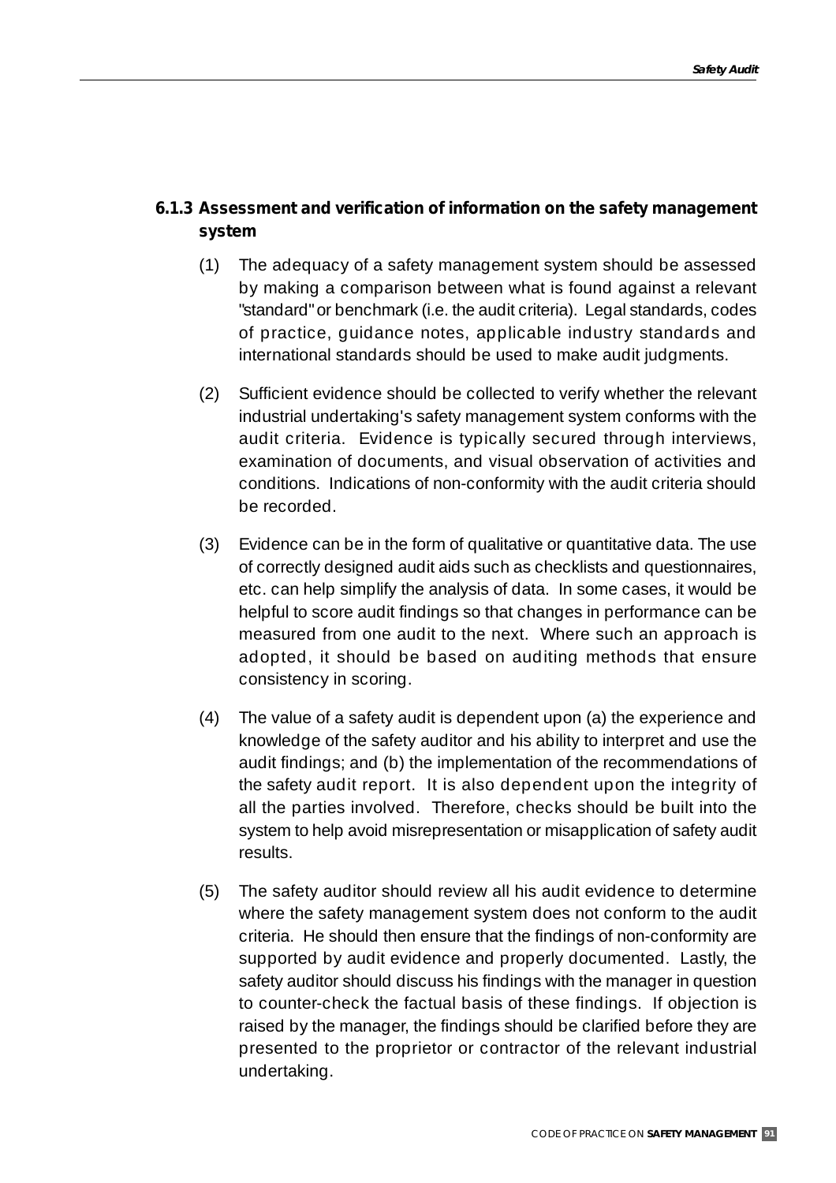### 6.1.3 Assessment and verification of information on the safety management system

(1) The adequacy of a safety management system should be assessed by making a comparison between what is found against a relevant "standard" or benchmark (i.e. the audit criteria). Legal standards, codes of practice, guidance notes, applicable industry standards and international standards should be used to make audit judgments.

(2) Sufficient evidence should be collected to verify whether the relevant industrial undertaking's safety management system conforms with the audit criteria. Evidence is typically secured through interviews, examination of documents, and visual observation of activities and conditions. Indications of non-conformity with the audit criteria should be recorded.

(3) Evidence can be in the form of qualitative or quantitative data. The use of correctly designed audit aids such as checklists and questionnaires, etc. can help simplify the analysis of data. In some cases, it would be helpful to score audit findings so that changes in performance can be measured from one audit to the next. Where such an approach is adopted, it should be based on auditing methods that ensure consistency in scoring.

(4) The value of a safety audit is dependent upon (a) the experience and knowledge of the safety auditor and his ability to interpret and use the audit findings; and (b) the implementation of the recommendations of the safety audit report. It is also dependent upon the integrity of all the parties involved. Therefore, checks should be built into the system to help avoid misrepresentation or misapplication of safety audit results.

(5) The safety auditor should review all his audit evidence to determine where the safety management system does not conform to the audit criteria. He should then ensure that the findings of non-conformity are supported by audit evidence and properly documented. Lastly, the safety auditor should discuss his findings with the manager in question to counter-check the factual basis of these findings. If objection is raised by the manager, the findings should be clarified before they are presented to the proprietor or contractor of the relevant industrial undertaking.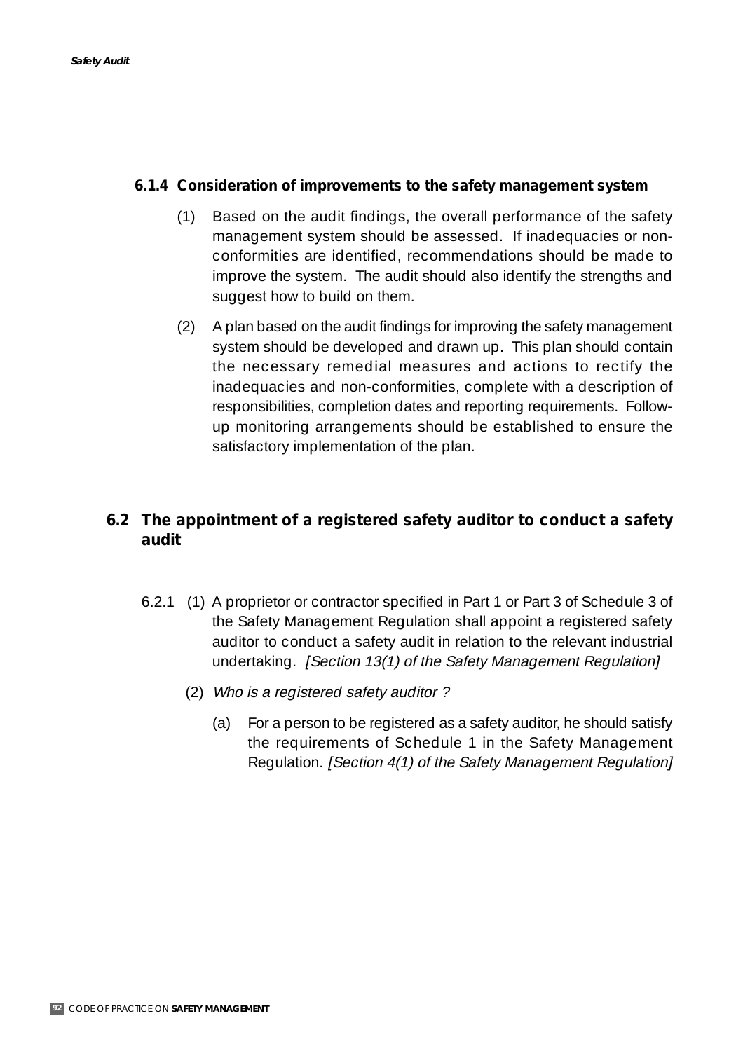### 6.1.4 Consideration of improvements to the safety management system

(1) Based on the audit findings, the overall performance of the safety management system should be assessed. If inadequacies or non-conformities are identified, recommendations should be made to improve the system. The audit should also identify the strengths and suggest how to build on them.

(2) A plan based on the audit findings for improving the safety management system should be developed and drawn up. This plan should contain the necessary remedial measures and actions to rectify the inadequacies and non-conformities, complete with a description of responsibilities, completion dates and reporting requirements. Follow-up monitoring arrangements should be established to ensure the satisfactory implementation of the plan.

## 6.2 The appointment of a registered safety auditor to conduct a safety audit

6.2.1 (1) A proprietor or contractor specified in Part 1 or Part 3 of Schedule 3 of the Safety Management Regulation shall appoint a registered safety auditor to conduct a safety audit in relation to the relevant industrial undertaking. *[Section 13(1) of the Safety Management Regulation]*

(2) *Who is a registered safety auditor ?*

(a) For a person to be registered as a safety auditor, he should satisfy the requirements of Schedule 1 in the Safety Management Regulation. *[Section 4(1) of the Safety Management Regulation]*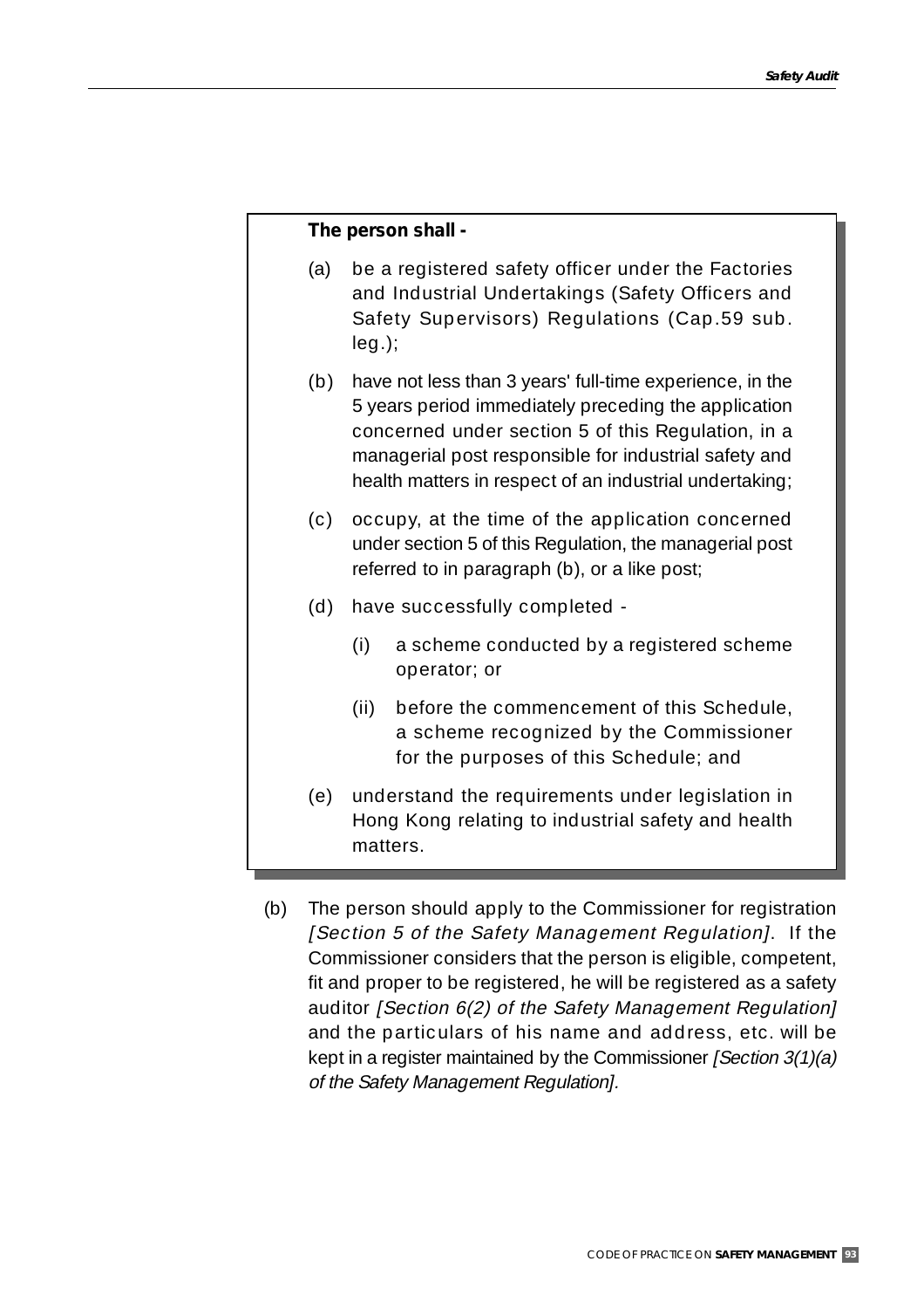**The person shall -**

(a) be a registered safety officer under the Factories and Industrial Undertakings (Safety Officers and Safety Supervisors) Regulations (Cap.59 sub. leg.);

(b) have not less than 3 years' full-time experience, in the 5 years period immediately preceding the application concerned under section 5 of this Regulation, in a managerial post responsible for industrial safety and health matters in respect of an industrial undertaking;

(c) occupy, at the time of the application concerned under section 5 of this Regulation, the managerial post referred to in paragraph (b), or a like post;

(d) have successfully completed -

   (i) a scheme conducted by a registered scheme operator; or

   (ii) before the commencement of this Schedule, a scheme recognized by the Commissioner for the purposes of this Schedule; and

(e) understand the requirements under legislation in Hong Kong relating to industrial safety and health matters.

(b) The person should apply to the Commissioner for registration *[Section 5 of the Safety Management Regulation]*. If the Commissioner considers that the person is eligible, competent, fit and proper to be registered, he will be registered as a safety auditor *[Section 6(2) of the Safety Management Regulation]* and the particulars of his name and address, etc. will be kept in a register maintained by the Commissioner *[Section 3(1)(a) of the Safety Management Regulation]*.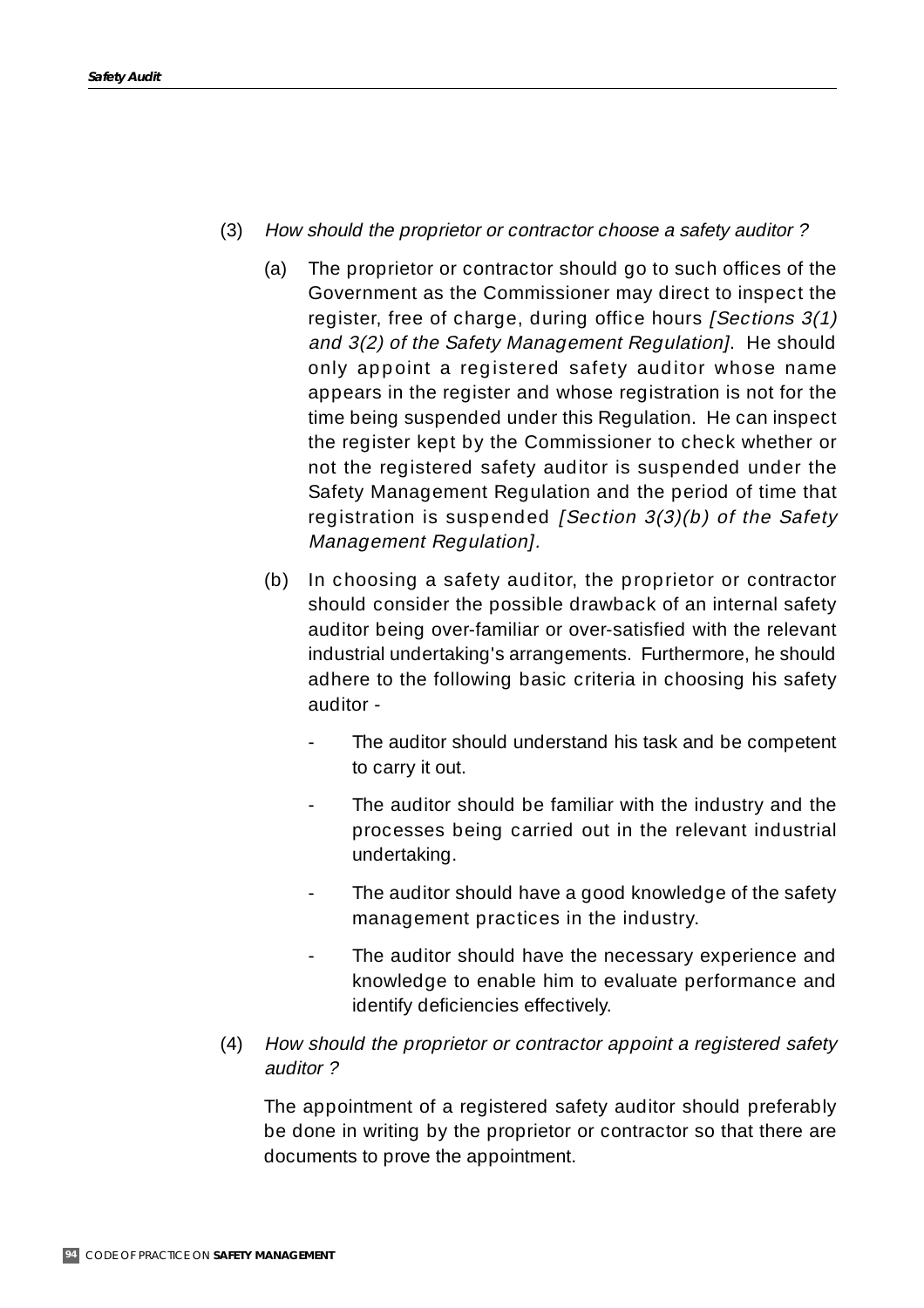(3) *How should the proprietor or contractor choose a safety auditor ?*

   (a) The proprietor or contractor should go to such offices of the Government as the Commissioner may direct to inspect the register, free of charge, during office hours *[Sections 3(1) and 3(2) of the Safety Management Regulation]*. He should only appoint a registered safety auditor whose name appears in the register and whose registration is not for the time being suspended under this Regulation. He can inspect the register kept by the Commissioner to check whether or not the registered safety auditor is suspended under the Safety Management Regulation and the period of time that registration is suspended *[Section 3(3)(b) of the Safety Management Regulation]*.

   (b) In choosing a safety auditor, the proprietor or contractor should consider the possible drawback of an internal safety auditor being over-familiar or over-satisfied with the relevant industrial undertaking's arrangements. Furthermore, he should adhere to the following basic criteria in choosing his safety auditor -

   - The auditor should understand his task and be competent to carry it out.
   - The auditor should be familiar with the industry and the processes being carried out in the relevant industrial undertaking.
   - The auditor should have a good knowledge of the safety management practices in the industry.
   - The auditor should have the necessary experience and knowledge to enable him to evaluate performance and identify deficiencies effectively.

(4) *How should the proprietor or contractor appoint a registered safety auditor ?*

   The appointment of a registered safety auditor should preferably be done in writing by the proprietor or contractor so that there are documents to prove the appointment.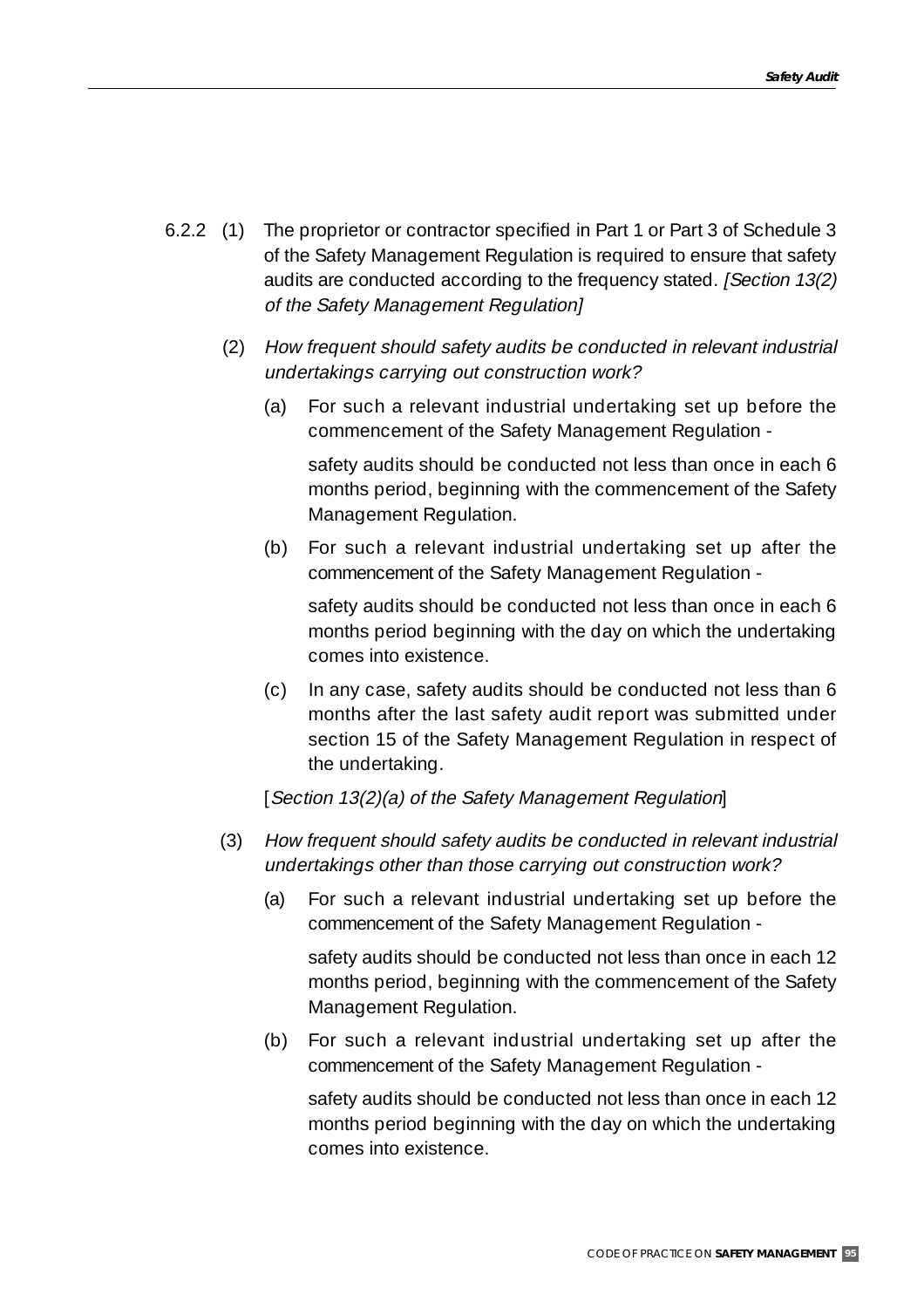6.2.2 (1) The proprietor or contractor specified in Part 1 or Part 3 of Schedule 3 of the Safety Management Regulation is required to ensure that safety audits are conducted according to the frequency stated. *[Section 13(2) of the Safety Management Regulation]*

(2) *How frequent should safety audits be conducted in relevant industrial undertakings carrying out construction work?*

(a) For such a relevant industrial undertaking set up before the commencement of the Safety Management Regulation -

safety audits should be conducted not less than once in each 6 months period, beginning with the commencement of the Safety Management Regulation.

(b) For such a relevant industrial undertaking set up after the commencement of the Safety Management Regulation -

safety audits should be conducted not less than once in each 6 months period beginning with the day on which the undertaking comes into existence.

(c) In any case, safety audits should be conducted not less than 6 months after the last safety audit report was submitted under section 15 of the Safety Management Regulation in respect of the undertaking.

[*Section 13(2)(a) of the Safety Management Regulation*]

(3) *How frequent should safety audits be conducted in relevant industrial undertakings other than those carrying out construction work?*

(a) For such a relevant industrial undertaking set up before the commencement of the Safety Management Regulation -

safety audits should be conducted not less than once in each 12 months period, beginning with the commencement of the Safety Management Regulation.

(b) For such a relevant industrial undertaking set up after the commencement of the Safety Management Regulation -

safety audits should be conducted not less than once in each 12 months period beginning with the day on which the undertaking comes into existence.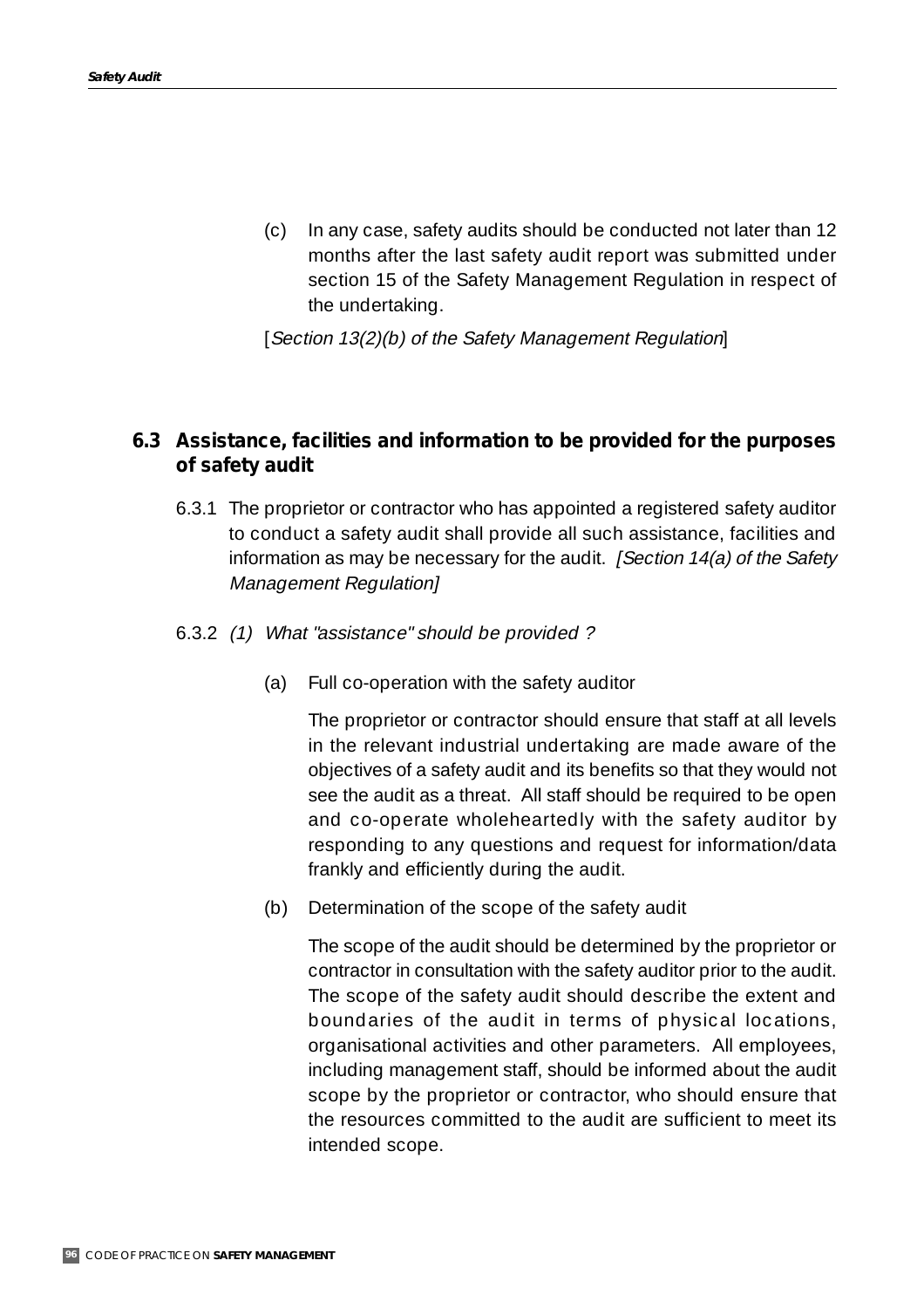(c) In any case, safety audits should be conducted not later than 12 months after the last safety audit report was submitted under section 15 of the Safety Management Regulation in respect of the undertaking.

[*Section 13(2)(b) of the Safety Management Regulation*]

## 6.3 Assistance, facilities and information to be provided for the purposes of safety audit

6.3.1 The proprietor or contractor who has appointed a registered safety auditor to conduct a safety audit shall provide all such assistance, facilities and information as may be necessary for the audit. *[Section 14(a) of the Safety Management Regulation]*

6.3.2 *(1) What "assistance" should be provided ?*

(a) Full co-operation with the safety auditor

The proprietor or contractor should ensure that staff at all levels in the relevant industrial undertaking are made aware of the objectives of a safety audit and its benefits so that they would not see the audit as a threat. All staff should be required to be open and co-operate wholeheartedly with the safety auditor by responding to any questions and request for information/data frankly and efficiently during the audit.

(b) Determination of the scope of the safety audit

The scope of the audit should be determined by the proprietor or contractor in consultation with the safety auditor prior to the audit. The scope of the safety audit should describe the extent and boundaries of the audit in terms of physical locations, organisational activities and other parameters. All employees, including management staff, should be informed about the audit scope by the proprietor or contractor, who should ensure that the resources committed to the audit are sufficient to meet its intended scope.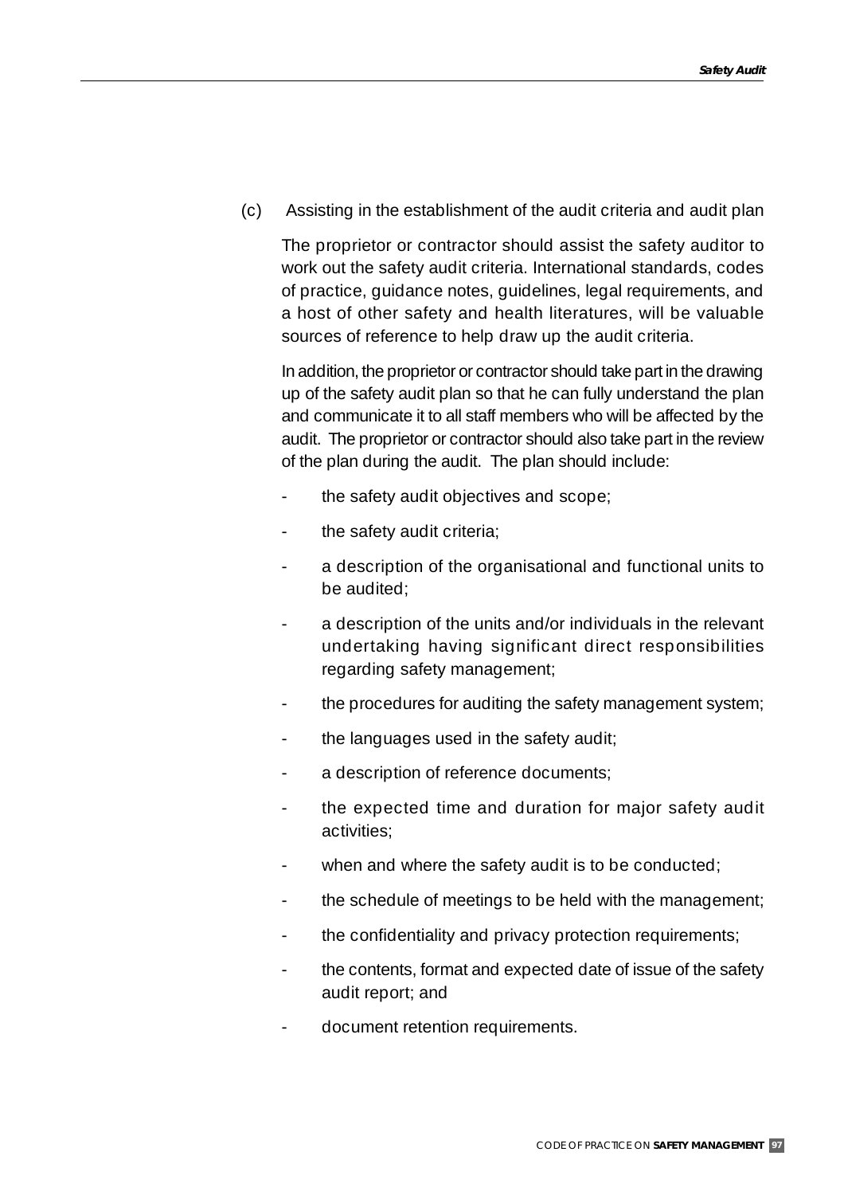(c) Assisting in the establishment of the audit criteria and audit plan

The proprietor or contractor should assist the safety auditor to work out the safety audit criteria. International standards, codes of practice, guidance notes, guidelines, legal requirements, and a host of other safety and health literatures, will be valuable sources of reference to help draw up the audit criteria.

In addition, the proprietor or contractor should take part in the drawing up of the safety audit plan so that he can fully understand the plan and communicate it to all staff members who will be affected by the audit. The proprietor or contractor should also take part in the review of the plan during the audit. The plan should include:

- the safety audit objectives and scope;
- the safety audit criteria;
- a description of the organisational and functional units to be audited;
- a description of the units and/or individuals in the relevant undertaking having significant direct responsibilities regarding safety management;
- the procedures for auditing the safety management system;
- the languages used in the safety audit;
- a description of reference documents;
- the expected time and duration for major safety audit activities;
- when and where the safety audit is to be conducted;
- the schedule of meetings to be held with the management;
- the confidentiality and privacy protection requirements;
- the contents, format and expected date of issue of the safety audit report; and
- document retention requirements.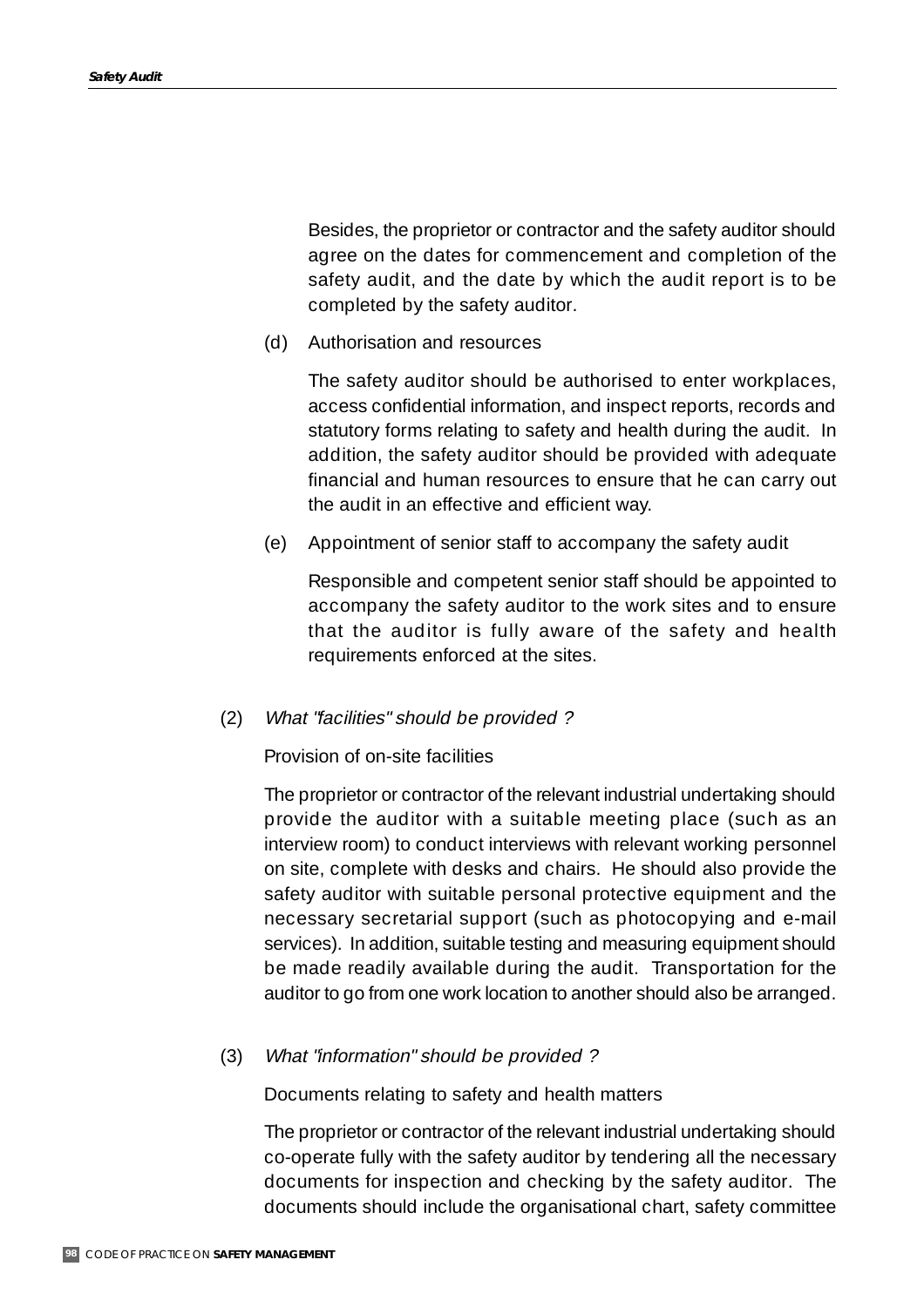Besides, the proprietor or contractor and the safety auditor should agree on the dates for commencement and completion of the safety audit, and the date by which the audit report is to be completed by the safety auditor.

(d) Authorisation and resources

The safety auditor should be authorised to enter workplaces, access confidential information, and inspect reports, records and statutory forms relating to safety and health during the audit. In addition, the safety auditor should be provided with adequate financial and human resources to ensure that he can carry out the audit in an effective and efficient way.

(e) Appointment of senior staff to accompany the safety audit

Responsible and competent senior staff should be appointed to accompany the safety auditor to the work sites and to ensure that the auditor is fully aware of the safety and health requirements enforced at the sites.

(2) *What "facilities" should be provided ?*

Provision of on-site facilities

The proprietor or contractor of the relevant industrial undertaking should provide the auditor with a suitable meeting place (such as an interview room) to conduct interviews with relevant working personnel on site, complete with desks and chairs. He should also provide the safety auditor with suitable personal protective equipment and the necessary secretarial support (such as photocopying and e-mail services). In addition, suitable testing and measuring equipment should be made readily available during the audit. Transportation for the auditor to go from one work location to another should also be arranged.

(3) *What "information" should be provided ?*

Documents relating to safety and health matters

The proprietor or contractor of the relevant industrial undertaking should co-operate fully with the safety auditor by tendering all the necessary documents for inspection and checking by the safety auditor. The documents should include the organisational chart, safety committee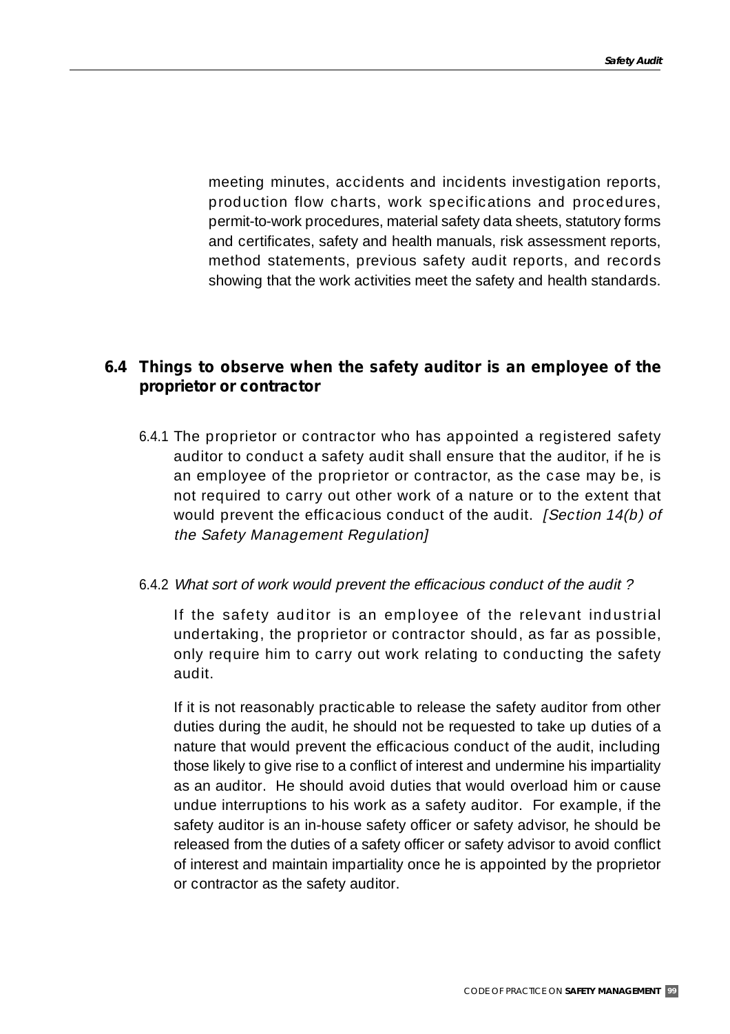meeting minutes, accidents and incidents investigation reports, production flow charts, work specifications and procedures, permit-to-work procedures, material safety data sheets, statutory forms and certificates, safety and health manuals, risk assessment reports, method statements, previous safety audit reports, and records showing that the work activities meet the safety and health standards.

## 6.4 Things to observe when the safety auditor is an employee of the proprietor or contractor

6.4.1 The proprietor or contractor who has appointed a registered safety auditor to conduct a safety audit shall ensure that the auditor, if he is an employee of the proprietor or contractor, as the case may be, is not required to carry out other work of a nature or to the extent that would prevent the efficacious conduct of the audit. *[Section 14(b) of the Safety Management Regulation]*

6.4.2 *What sort of work would prevent the efficacious conduct of the audit ?*

If the safety auditor is an employee of the relevant industrial undertaking, the proprietor or contractor should, as far as possible, only require him to carry out work relating to conducting the safety audit.

If it is not reasonably practicable to release the safety auditor from other duties during the audit, he should not be requested to take up duties of a nature that would prevent the efficacious conduct of the audit, including those likely to give rise to a conflict of interest and undermine his impartiality as an auditor. He should avoid duties that would overload him or cause undue interruptions to his work as a safety auditor. For example, if the safety auditor is an in-house safety officer or safety advisor, he should be released from the duties of a safety officer or safety advisor to avoid conflict of interest and maintain impartiality once he is appointed by the proprietor or contractor as the safety auditor.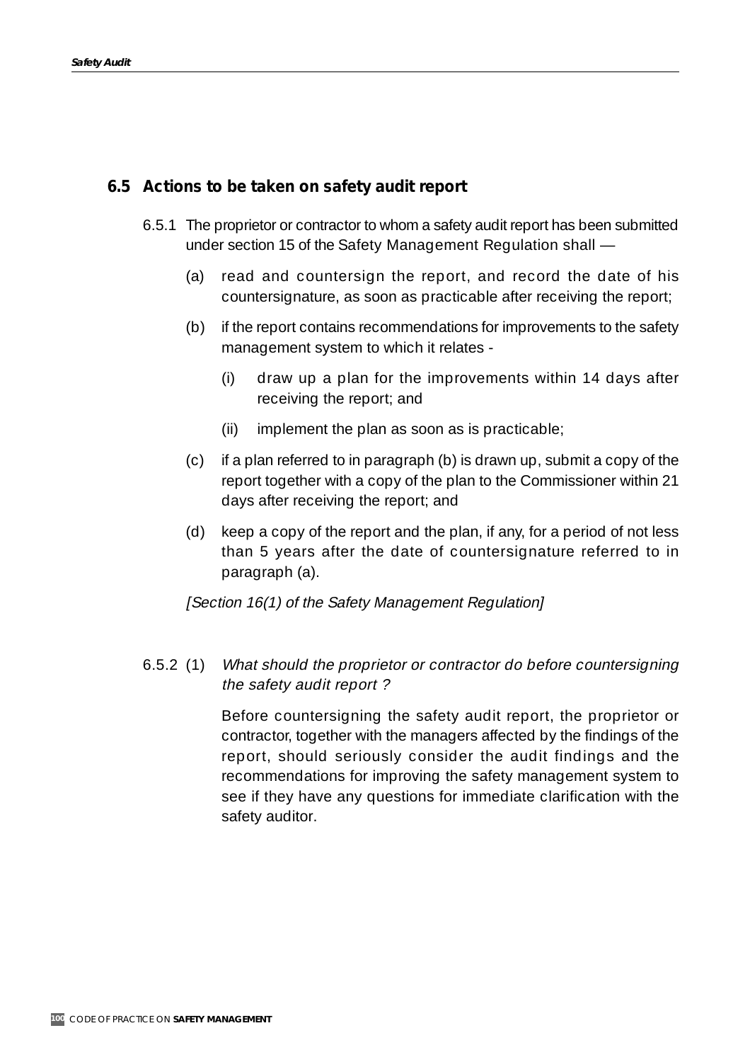## 6.5 Actions to be taken on safety audit report

6.5.1 The proprietor or contractor to whom a safety audit report has been submitted under section 15 of the Safety Management Regulation shall —

(a) read and countersign the report, and record the date of his countersignature, as soon as practicable after receiving the report;

(b) if the report contains recommendations for improvements to the safety management system to which it relates -

(i) draw up a plan for the improvements within 14 days after receiving the report; and

(ii) implement the plan as soon as is practicable;

(c) if a plan referred to in paragraph (b) is drawn up, submit a copy of the report together with a copy of the plan to the Commissioner within 21 days after receiving the report; and

(d) keep a copy of the report and the plan, if any, for a period of not less than 5 years after the date of countersignature referred to in paragraph (a).

*[Section 16(1) of the Safety Management Regulation]*

6.5.2 (1) *What should the proprietor or contractor do before countersigning the safety audit report ?*

Before countersigning the safety audit report, the proprietor or contractor, together with the managers affected by the findings of the report, should seriously consider the audit findings and the recommendations for improving the safety management system to see if they have any questions for immediate clarification with the safety auditor.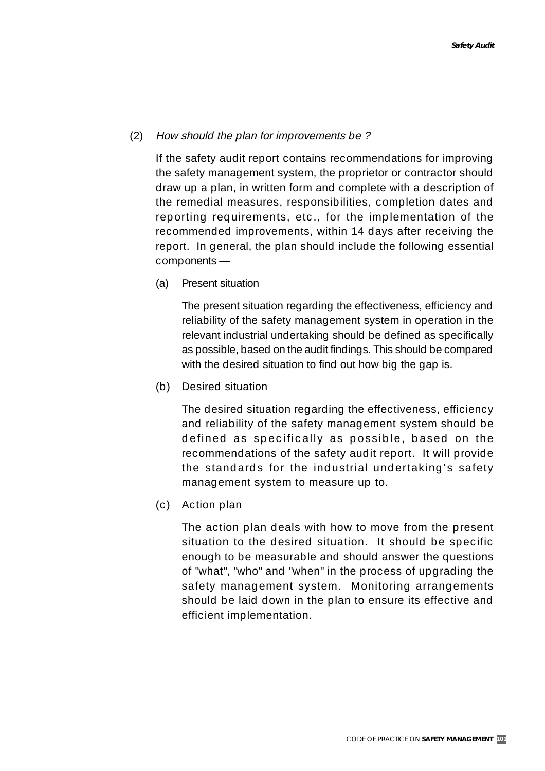(2) *How should the plan for improvements be ?*

If the safety audit report contains recommendations for improving the safety management system, the proprietor or contractor should draw up a plan, in written form and complete with a description of the remedial measures, responsibilities, completion dates and reporting requirements, etc., for the implementation of the recommended improvements, within 14 days after receiving the report. In general, the plan should include the following essential components —

(a) Present situation

The present situation regarding the effectiveness, efficiency and reliability of the safety management system in operation in the relevant industrial undertaking should be defined as specifically as possible, based on the audit findings. This should be compared with the desired situation to find out how big the gap is.

(b) Desired situation

The desired situation regarding the effectiveness, efficiency and reliability of the safety management system should be defined as specifically as possible, based on the recommendations of the safety audit report. It will provide the standards for the industrial undertaking's safety management system to measure up to.

(c) Action plan

The action plan deals with how to move from the present situation to the desired situation. It should be specific enough to be measurable and should answer the questions of "what", "who" and "when" in the process of upgrading the safety management system. Monitoring arrangements should be laid down in the plan to ensure its effective and efficient implementation.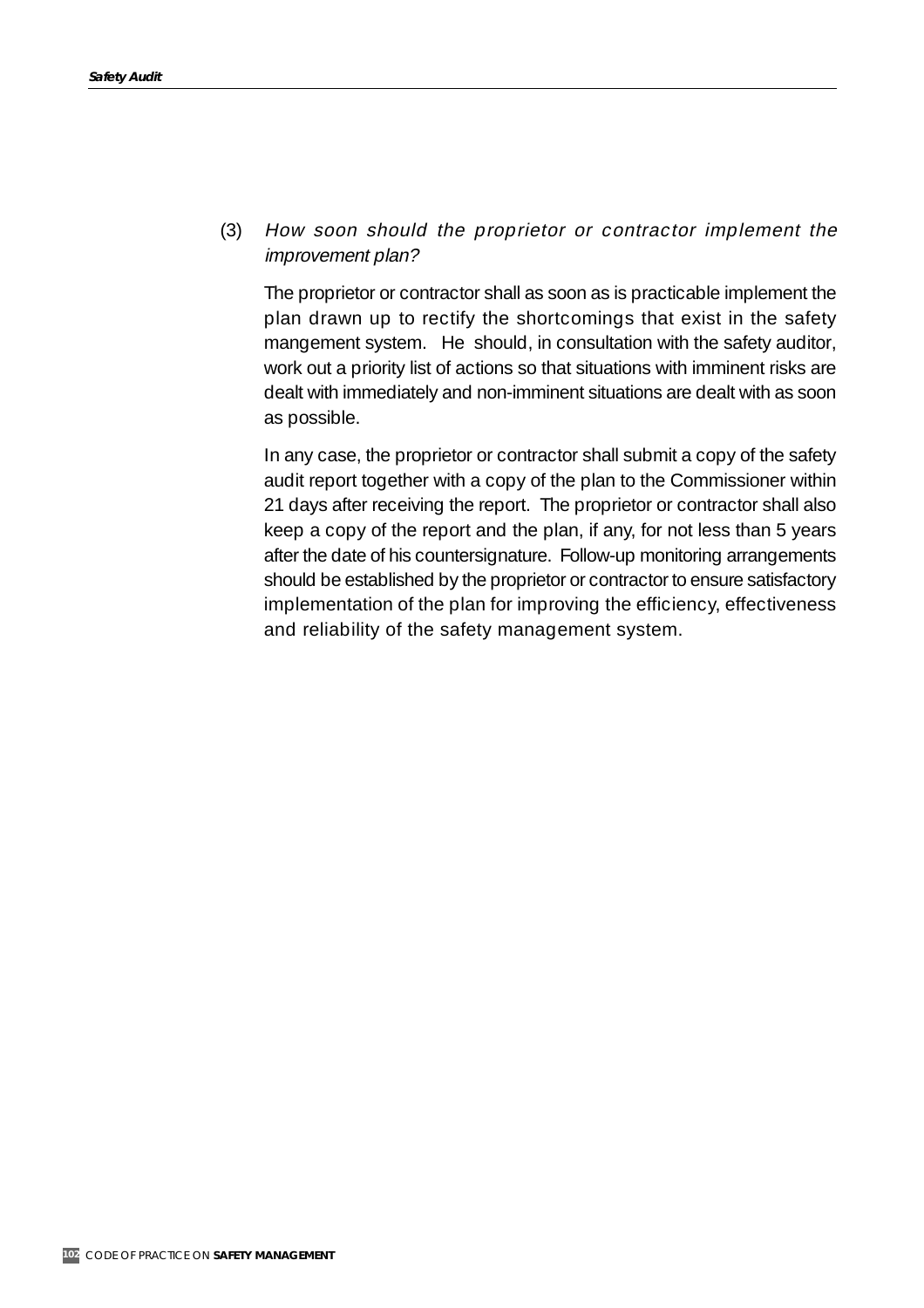(3) *How soon should the proprietor or contractor implement the improvement plan?*

The proprietor or contractor shall as soon as is practicable implement the plan drawn up to rectify the shortcomings that exist in the safety mangement system. He should, in consultation with the safety auditor, work out a priority list of actions so that situations with imminent risks are dealt with immediately and non-imminent situations are dealt with as soon as possible.

In any case, the proprietor or contractor shall submit a copy of the safety audit report together with a copy of the plan to the Commissioner within 21 days after receiving the report. The proprietor or contractor shall also keep a copy of the report and the plan, if any, for not less than 5 years after the date of his countersignature. Follow-up monitoring arrangements should be established by the proprietor or contractor to ensure satisfactory implementation of the plan for improving the efficiency, effectiveness and reliability of the safety management system.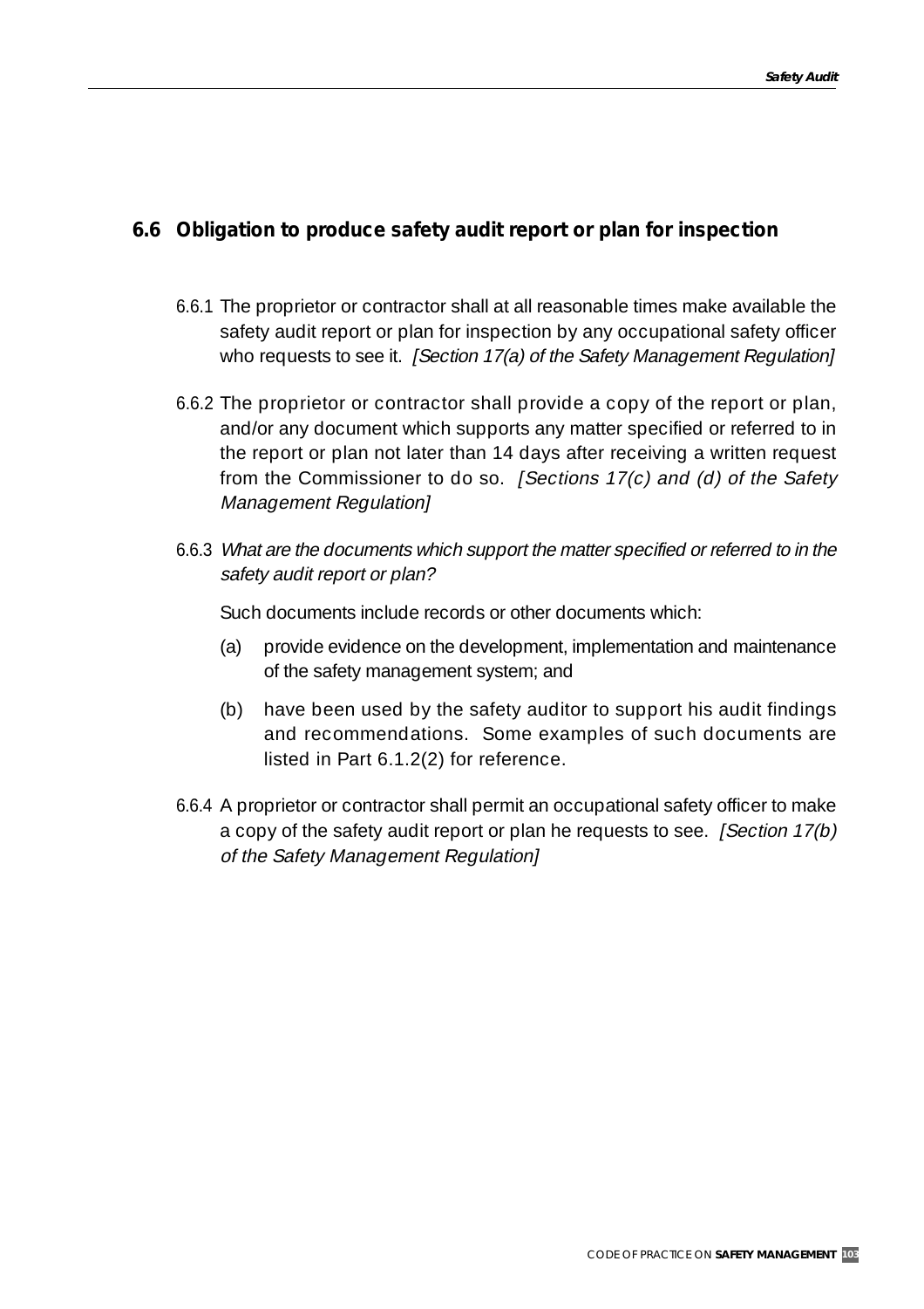## 6.6 Obligation to produce safety audit report or plan for inspection

6.6.1 The proprietor or contractor shall at all reasonable times make available the safety audit report or plan for inspection by any occupational safety officer who requests to see it. *[Section 17(a) of the Safety Management Regulation]*

6.6.2 The proprietor or contractor shall provide a copy of the report or plan, and/or any document which supports any matter specified or referred to in the report or plan not later than 14 days after receiving a written request from the Commissioner to do so. *[Sections 17(c) and (d) of the Safety Management Regulation]*

6.6.3 *What are the documents which support the matter specified or referred to in the safety audit report or plan?*

Such documents include records or other documents which:

(a) provide evidence on the development, implementation and maintenance of the safety management system; and

(b) have been used by the safety auditor to support his audit findings and recommendations. Some examples of such documents are listed in Part 6.1.2(2) for reference.

6.6.4 A proprietor or contractor shall permit an occupational safety officer to make a copy of the safety audit report or plan he requests to see. *[Section 17(b) of the Safety Management Regulation]*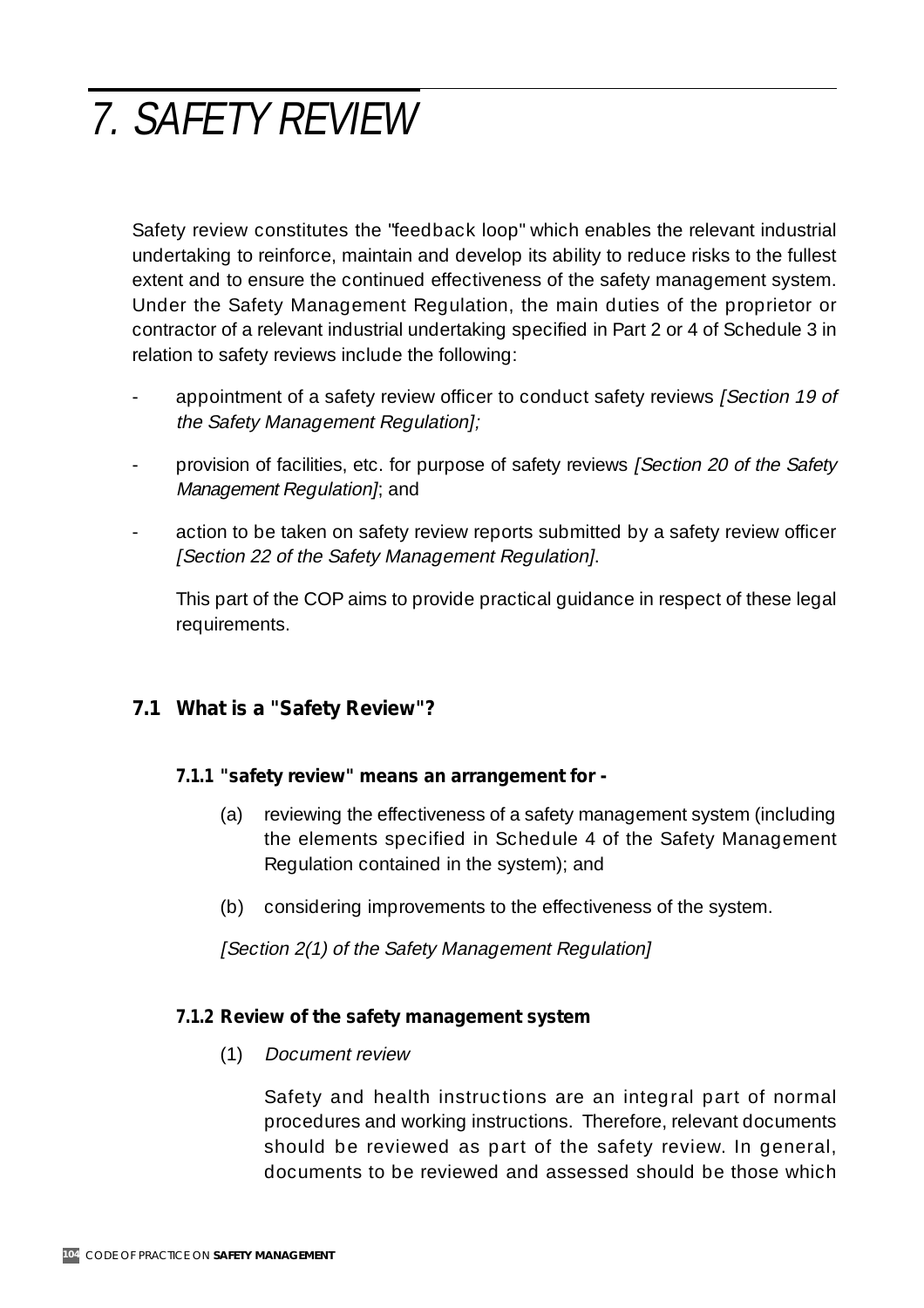# 7. SAFETY REVIEW

Safety review constitutes the "feedback loop" which enables the relevant industrial undertaking to reinforce, maintain and develop its ability to reduce risks to the fullest extent and to ensure the continued effectiveness of the safety management system. Under the Safety Management Regulation, the main duties of the proprietor or contractor of a relevant industrial undertaking specified in Part 2 or 4 of Schedule 3 in relation to safety reviews include the following:

- appointment of a safety review officer to conduct safety reviews *[Section 19 of the Safety Management Regulation];*
- provision of facilities, etc. for purpose of safety reviews *[Section 20 of the Safety Management Regulation]*; and
- action to be taken on safety review reports submitted by a safety review officer *[Section 22 of the Safety Management Regulation]*.

This part of the COP aims to provide practical guidance in respect of these legal requirements.

## 7.1 What is a "Safety Review"?

### 7.1.1 "safety review" means an arrangement for -

(a) reviewing the effectiveness of a safety management system (including the elements specified in Schedule 4 of the Safety Management Regulation contained in the system); and

(b) considering improvements to the effectiveness of the system.

*[Section 2(1) of the Safety Management Regulation]*

### 7.1.2 Review of the safety management system

(1) *Document review*

Safety and health instructions are an integral part of normal procedures and working instructions. Therefore, relevant documents should be reviewed as part of the safety review. In general, documents to be reviewed and assessed should be those which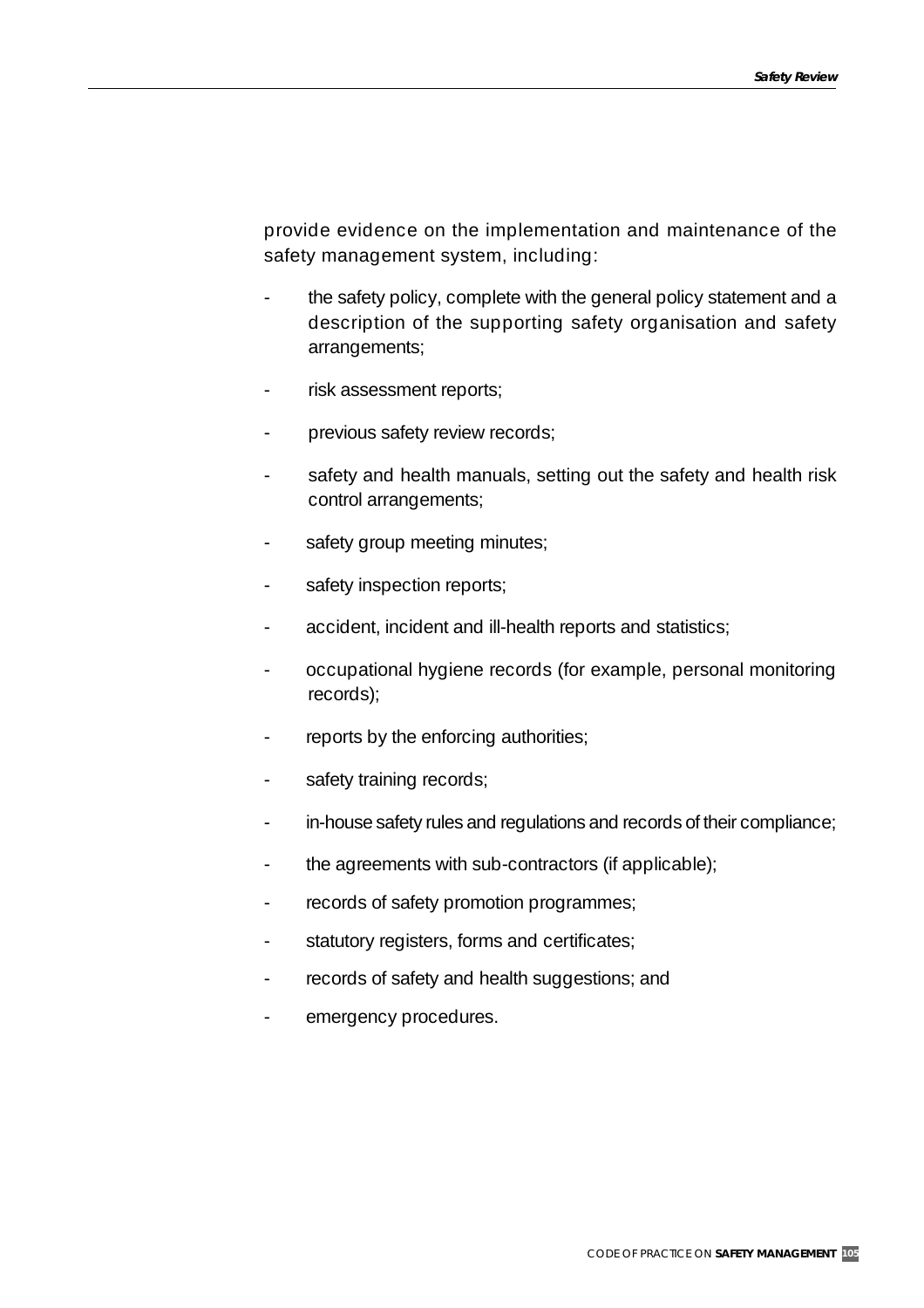provide evidence on the implementation and maintenance of the safety management system, including:

- the safety policy, complete with the general policy statement and a description of the supporting safety organisation and safety arrangements;
- risk assessment reports;
- previous safety review records;
- safety and health manuals, setting out the safety and health risk control arrangements;
- safety group meeting minutes;
- safety inspection reports;
- accident, incident and ill-health reports and statistics;
- occupational hygiene records (for example, personal monitoring records);
- reports by the enforcing authorities;
- safety training records;
- in-house safety rules and regulations and records of their compliance;
- the agreements with sub-contractors (if applicable);
- records of safety promotion programmes;
- statutory registers, forms and certificates;
- records of safety and health suggestions; and
- emergency procedures.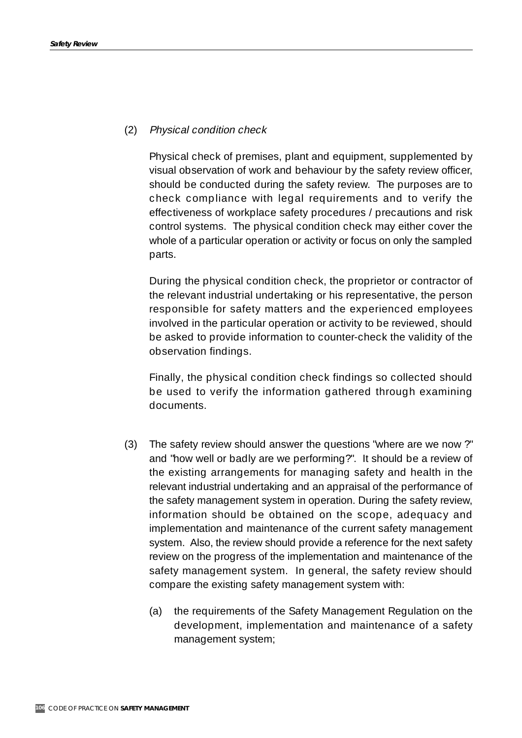(2) *Physical condition check*

Physical check of premises, plant and equipment, supplemented by visual observation of work and behaviour by the safety review officer, should be conducted during the safety review. The purposes are to check compliance with legal requirements and to verify the effectiveness of workplace safety procedures / precautions and risk control systems. The physical condition check may either cover the whole of a particular operation or activity or focus on only the sampled parts.

During the physical condition check, the proprietor or contractor of the relevant industrial undertaking or his representative, the person responsible for safety matters and the experienced employees involved in the particular operation or activity to be reviewed, should be asked to provide information to counter-check the validity of the observation findings.

Finally, the physical condition check findings so collected should be used to verify the information gathered through examining documents.

(3) The safety review should answer the questions "where are we now ?" and "how well or badly are we performing?". It should be a review of the existing arrangements for managing safety and health in the relevant industrial undertaking and an appraisal of the performance of the safety management system in operation. During the safety review, information should be obtained on the scope, adequacy and implementation and maintenance of the current safety management system. Also, the review should provide a reference for the next safety review on the progress of the implementation and maintenance of the safety management system. In general, the safety review should compare the existing safety management system with:

(a) the requirements of the Safety Management Regulation on the development, implementation and maintenance of a safety management system;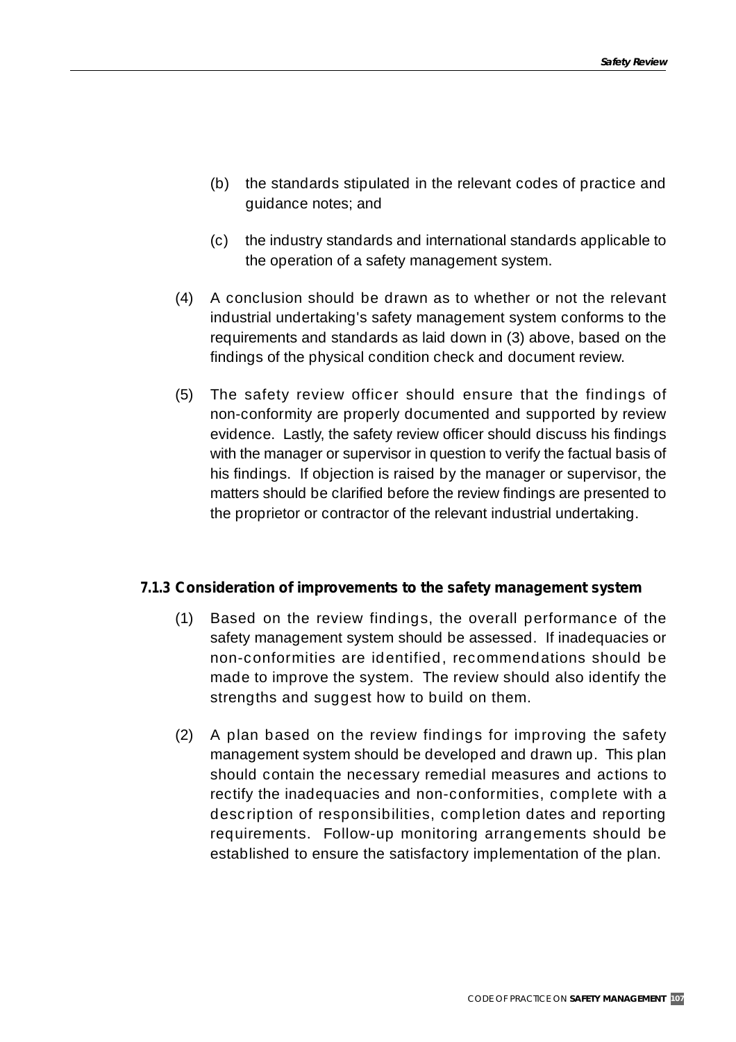(b) the standards stipulated in the relevant codes of practice and guidance notes; and

(c) the industry standards and international standards applicable to the operation of a safety management system.

(4) A conclusion should be drawn as to whether or not the relevant industrial undertaking's safety management system conforms to the requirements and standards as laid down in (3) above, based on the findings of the physical condition check and document review.

(5) The safety review officer should ensure that the findings of non-conformity are properly documented and supported by review evidence. Lastly, the safety review officer should discuss his findings with the manager or supervisor in question to verify the factual basis of his findings. If objection is raised by the manager or supervisor, the matters should be clarified before the review findings are presented to the proprietor or contractor of the relevant industrial undertaking.

### 7.1.3 Consideration of improvements to the safety management system

(1) Based on the review findings, the overall performance of the safety management system should be assessed. If inadequacies or non-conformities are identified, recommendations should be made to improve the system. The review should also identify the strengths and suggest how to build on them.

(2) A plan based on the review findings for improving the safety management system should be developed and drawn up. This plan should contain the necessary remedial measures and actions to rectify the inadequacies and non-conformities, complete with a description of responsibilities, completion dates and reporting requirements. Follow-up monitoring arrangements should be established to ensure the satisfactory implementation of the plan.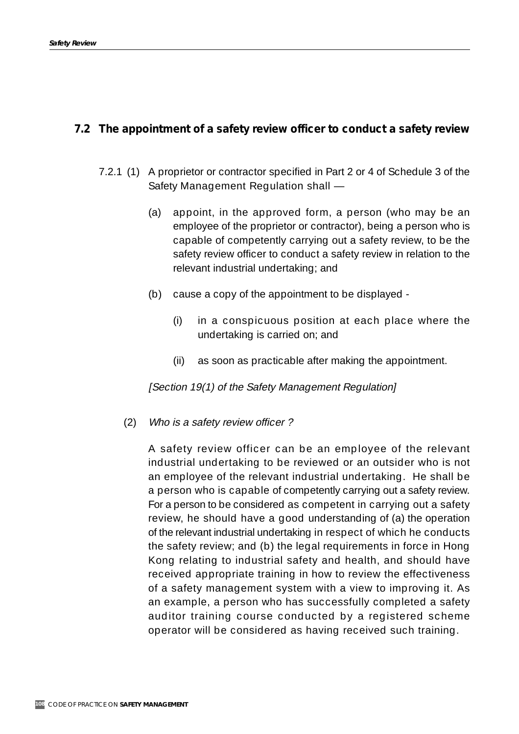## 7.2 The appointment of a safety review officer to conduct a safety review

7.2.1 (1) A proprietor or contractor specified in Part 2 or 4 of Schedule 3 of the Safety Management Regulation shall —

(a) appoint, in the approved form, a person (who may be an employee of the proprietor or contractor), being a person who is capable of competently carrying out a safety review, to be the safety review officer to conduct a safety review in relation to the relevant industrial undertaking; and

(b) cause a copy of the appointment to be displayed -

(i) in a conspicuous position at each place where the undertaking is carried on; and

(ii) as soon as practicable after making the appointment.

*[Section 19(1) of the Safety Management Regulation]*

(2) *Who is a safety review officer ?*

A safety review officer can be an employee of the relevant industrial undertaking to be reviewed or an outsider who is not an employee of the relevant industrial undertaking. He shall be a person who is capable of competently carrying out a safety review. For a person to be considered as competent in carrying out a safety review, he should have a good understanding of (a) the operation of the relevant industrial undertaking in respect of which he conducts the safety review; and (b) the legal requirements in force in Hong Kong relating to industrial safety and health, and should have received appropriate training in how to review the effectiveness of a safety management system with a view to improving it. As an example, a person who has successfully completed a safety auditor training course conducted by a registered scheme operator will be considered as having received such training.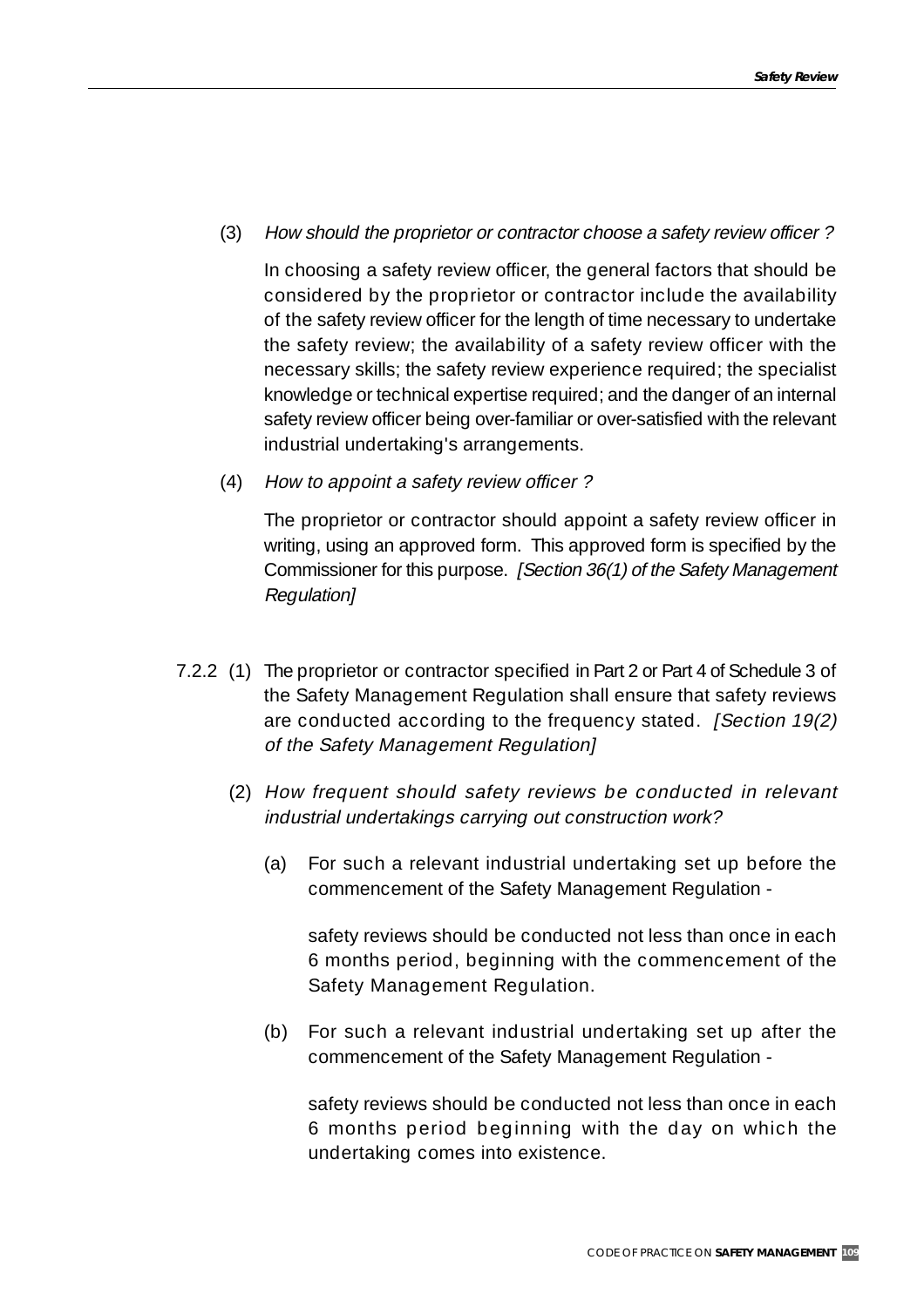(3) *How should the proprietor or contractor choose a safety review officer ?*

In choosing a safety review officer, the general factors that should be considered by the proprietor or contractor include the availability of the safety review officer for the length of time necessary to undertake the safety review; the availability of a safety review officer with the necessary skills; the safety review experience required; the specialist knowledge or technical expertise required; and the danger of an internal safety review officer being over-familiar or over-satisfied with the relevant industrial undertaking's arrangements.

(4) *How to appoint a safety review officer ?*

The proprietor or contractor should appoint a safety review officer in writing, using an approved form. This approved form is specified by the Commissioner for this purpose. *[Section 36(1) of the Safety Management Regulation]*

7.2.2 (1) The proprietor or contractor specified in Part 2 or Part 4 of Schedule 3 of the Safety Management Regulation shall ensure that safety reviews are conducted according to the frequency stated. *[Section 19(2) of the Safety Management Regulation]*

(2) *How frequent should safety reviews be conducted in relevant industrial undertakings carrying out construction work?*

(a) For such a relevant industrial undertaking set up before the commencement of the Safety Management Regulation -

safety reviews should be conducted not less than once in each 6 months period, beginning with the commencement of the Safety Management Regulation.

(b) For such a relevant industrial undertaking set up after the commencement of the Safety Management Regulation -

safety reviews should be conducted not less than once in each 6 months period beginning with the day on which the undertaking comes into existence.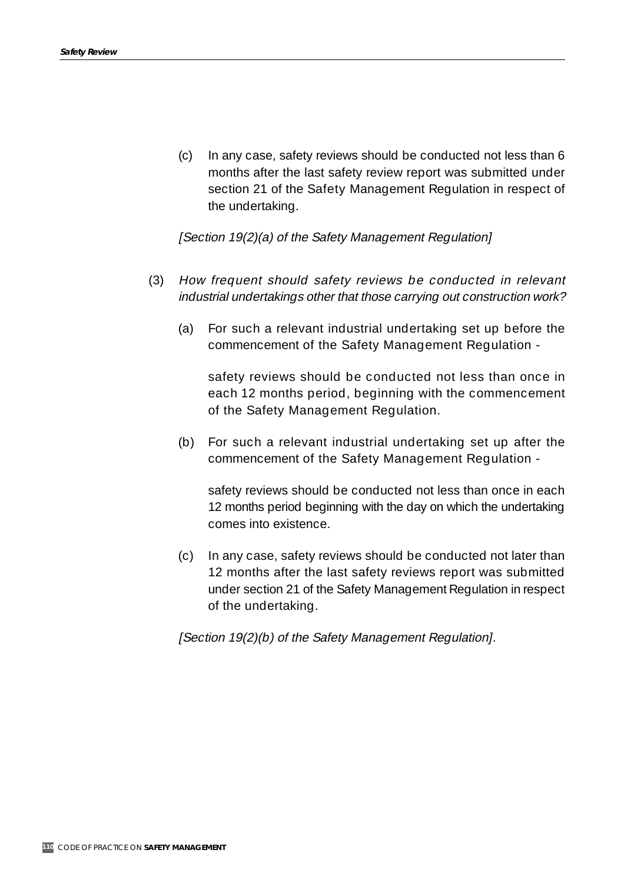(c) In any case, safety reviews should be conducted not less than 6 months after the last safety review report was submitted under section 21 of the Safety Management Regulation in respect of the undertaking.

*[Section 19(2)(a) of the Safety Management Regulation]*

(3) *How frequent should safety reviews be conducted in relevant industrial undertakings other that those carrying out construction work?*

(a) For such a relevant industrial undertaking set up before the commencement of the Safety Management Regulation -

safety reviews should be conducted not less than once in each 12 months period, beginning with the commencement of the Safety Management Regulation.

(b) For such a relevant industrial undertaking set up after the commencement of the Safety Management Regulation -

safety reviews should be conducted not less than once in each 12 months period beginning with the day on which the undertaking comes into existence.

(c) In any case, safety reviews should be conducted not later than 12 months after the last safety reviews report was submitted under section 21 of the Safety Management Regulation in respect of the undertaking.

*[Section 19(2)(b) of the Safety Management Regulation].*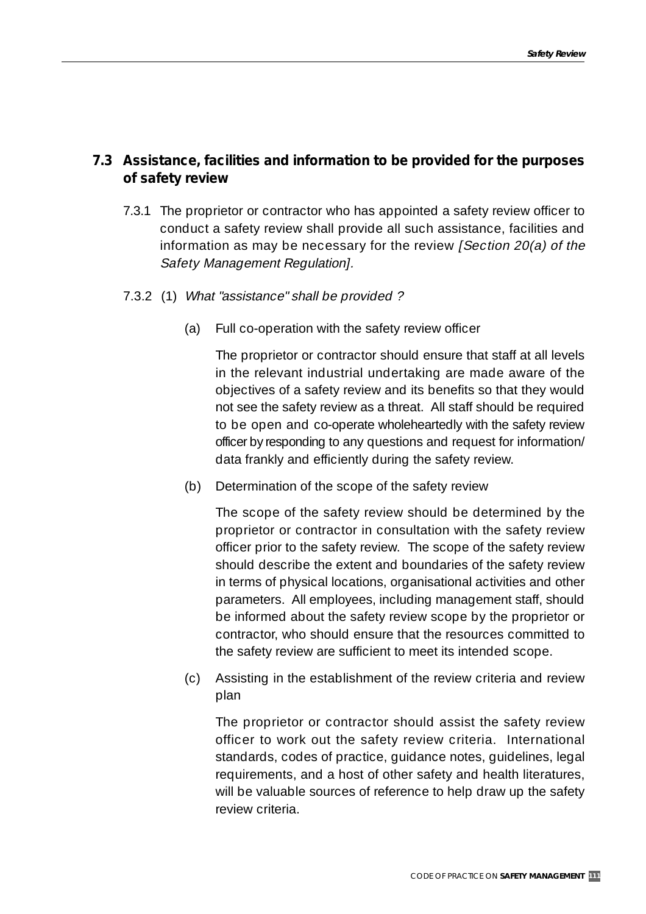## 7.3 Assistance, facilities and information to be provided for the purposes of safety review

7.3.1 The proprietor or contractor who has appointed a safety review officer to conduct a safety review shall provide all such assistance, facilities and information as may be necessary for the review *[Section 20(a) of the Safety Management Regulation].*

7.3.2 (1) *What "assistance" shall be provided ?*

(a) Full co-operation with the safety review officer

The proprietor or contractor should ensure that staff at all levels in the relevant industrial undertaking are made aware of the objectives of a safety review and its benefits so that they would not see the safety review as a threat. All staff should be required to be open and co-operate wholeheartedly with the safety review officer by responding to any questions and request for information/ data frankly and efficiently during the safety review.

(b) Determination of the scope of the safety review

The scope of the safety review should be determined by the proprietor or contractor in consultation with the safety review officer prior to the safety review. The scope of the safety review should describe the extent and boundaries of the safety review in terms of physical locations, organisational activities and other parameters. All employees, including management staff, should be informed about the safety review scope by the proprietor or contractor, who should ensure that the resources committed to the safety review are sufficient to meet its intended scope.

(c) Assisting in the establishment of the review criteria and review plan

The proprietor or contractor should assist the safety review officer to work out the safety review criteria. International standards, codes of practice, guidance notes, guidelines, legal requirements, and a host of other safety and health literatures, will be valuable sources of reference to help draw up the safety review criteria.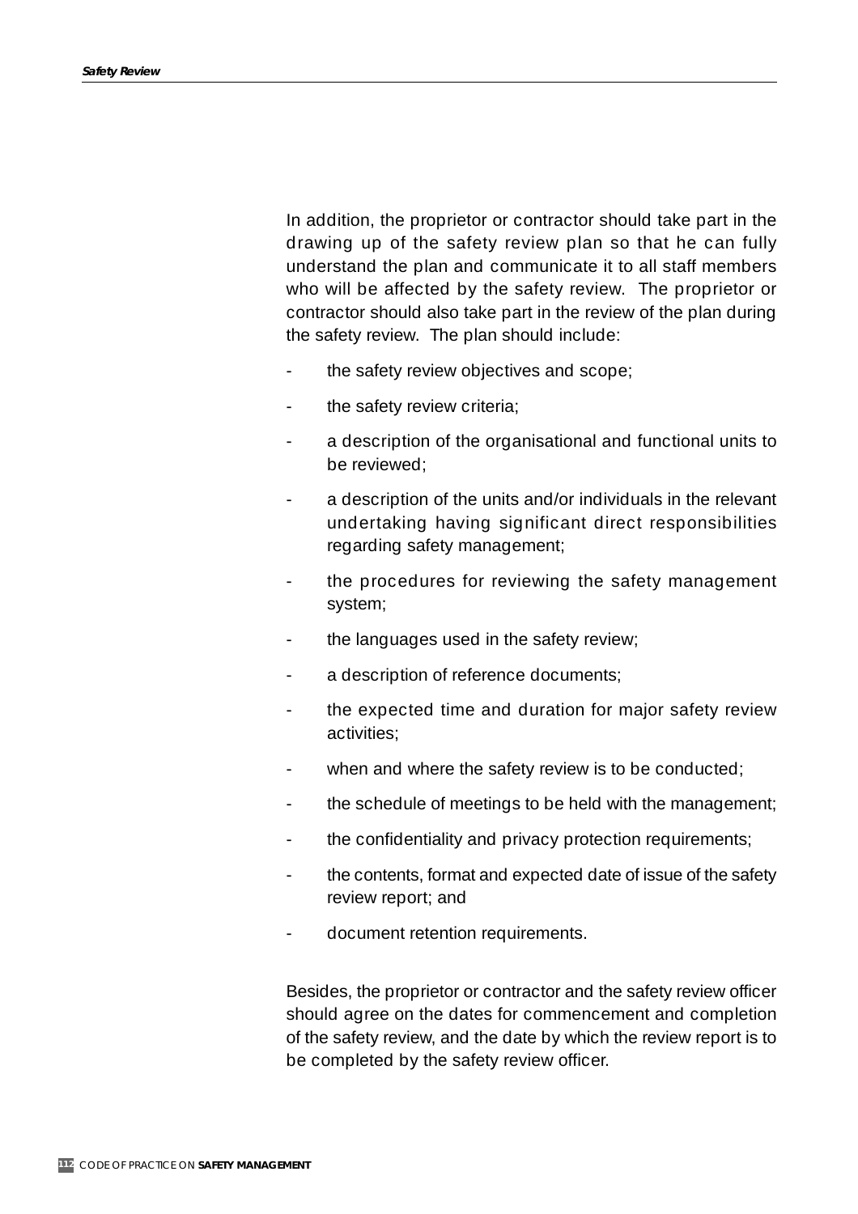In addition, the proprietor or contractor should take part in the drawing up of the safety review plan so that he can fully understand the plan and communicate it to all staff members who will be affected by the safety review. The proprietor or contractor should also take part in the review of the plan during the safety review. The plan should include:

- the safety review objectives and scope;
- the safety review criteria;
- a description of the organisational and functional units to be reviewed;
- a description of the units and/or individuals in the relevant undertaking having significant direct responsibilities regarding safety management;
- the procedures for reviewing the safety management system;
- the languages used in the safety review;
- a description of reference documents;
- the expected time and duration for major safety review activities;
- when and where the safety review is to be conducted;
- the schedule of meetings to be held with the management;
- the confidentiality and privacy protection requirements;
- the contents, format and expected date of issue of the safety review report; and
- document retention requirements.

Besides, the proprietor or contractor and the safety review officer should agree on the dates for commencement and completion of the safety review, and the date by which the review report is to be completed by the safety review officer.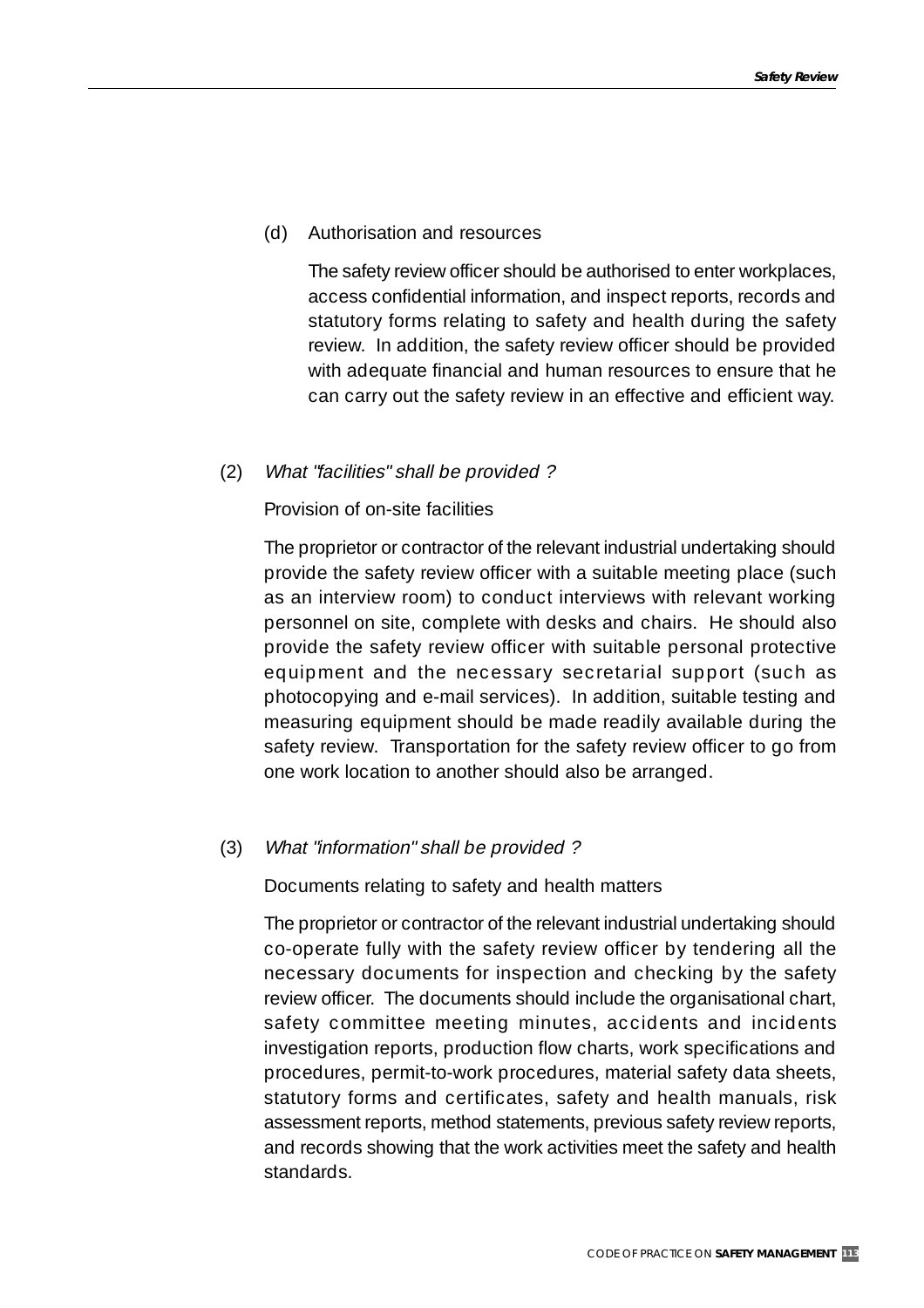(d) Authorisation and resources

The safety review officer should be authorised to enter workplaces, access confidential information, and inspect reports, records and statutory forms relating to safety and health during the safety review. In addition, the safety review officer should be provided with adequate financial and human resources to ensure that he can carry out the safety review in an effective and efficient way.

(2) *What "facilities" shall be provided ?*

Provision of on-site facilities

The proprietor or contractor of the relevant industrial undertaking should provide the safety review officer with a suitable meeting place (such as an interview room) to conduct interviews with relevant working personnel on site, complete with desks and chairs. He should also provide the safety review officer with suitable personal protective equipment and the necessary secretarial support (such as photocopying and e-mail services). In addition, suitable testing and measuring equipment should be made readily available during the safety review. Transportation for the safety review officer to go from one work location to another should also be arranged.

(3) *What "information" shall be provided ?*

Documents relating to safety and health matters

The proprietor or contractor of the relevant industrial undertaking should co-operate fully with the safety review officer by tendering all the necessary documents for inspection and checking by the safety review officer. The documents should include the organisational chart, safety committee meeting minutes, accidents and incidents investigation reports, production flow charts, work specifications and procedures, permit-to-work procedures, material safety data sheets, statutory forms and certificates, safety and health manuals, risk assessment reports, method statements, previous safety review reports, and records showing that the work activities meet the safety and health standards.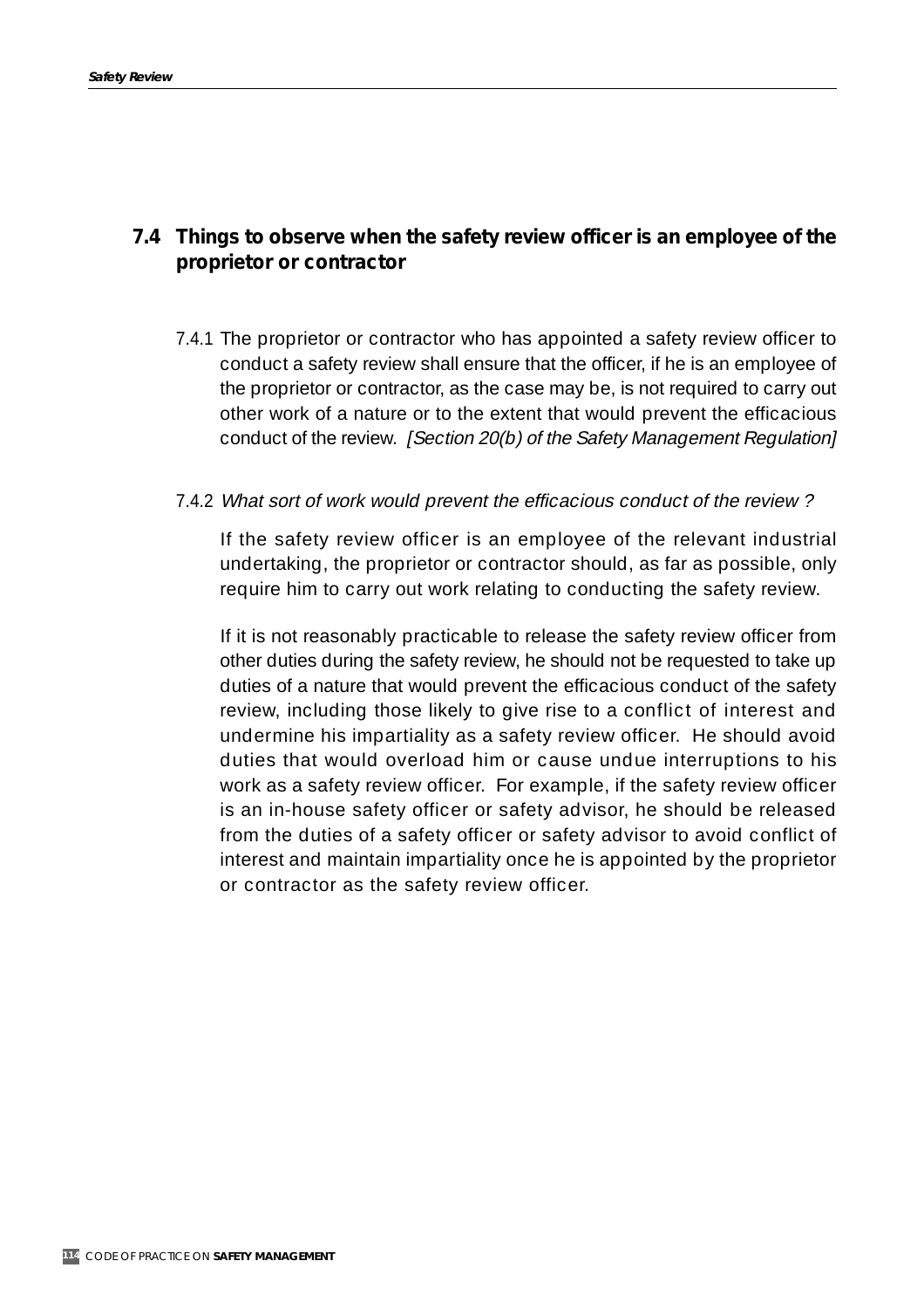## 7.4 Things to observe when the safety review officer is an employee of the proprietor or contractor

7.4.1 The proprietor or contractor who has appointed a safety review officer to conduct a safety review shall ensure that the officer, if he is an employee of the proprietor or contractor, as the case may be, is not required to carry out other work of a nature or to the extent that would prevent the efficacious conduct of the review. *[Section 20(b) of the Safety Management Regulation]*

7.4.2 *What sort of work would prevent the efficacious conduct of the review ?*

If the safety review officer is an employee of the relevant industrial undertaking, the proprietor or contractor should, as far as possible, only require him to carry out work relating to conducting the safety review.

If it is not reasonably practicable to release the safety review officer from other duties during the safety review, he should not be requested to take up duties of a nature that would prevent the efficacious conduct of the safety review, including those likely to give rise to a conflict of interest and undermine his impartiality as a safety review officer. He should avoid duties that would overload him or cause undue interruptions to his work as a safety review officer. For example, if the safety review officer is an in-house safety officer or safety advisor, he should be released from the duties of a safety officer or safety advisor to avoid conflict of interest and maintain impartiality once he is appointed by the proprietor or contractor as the safety review officer.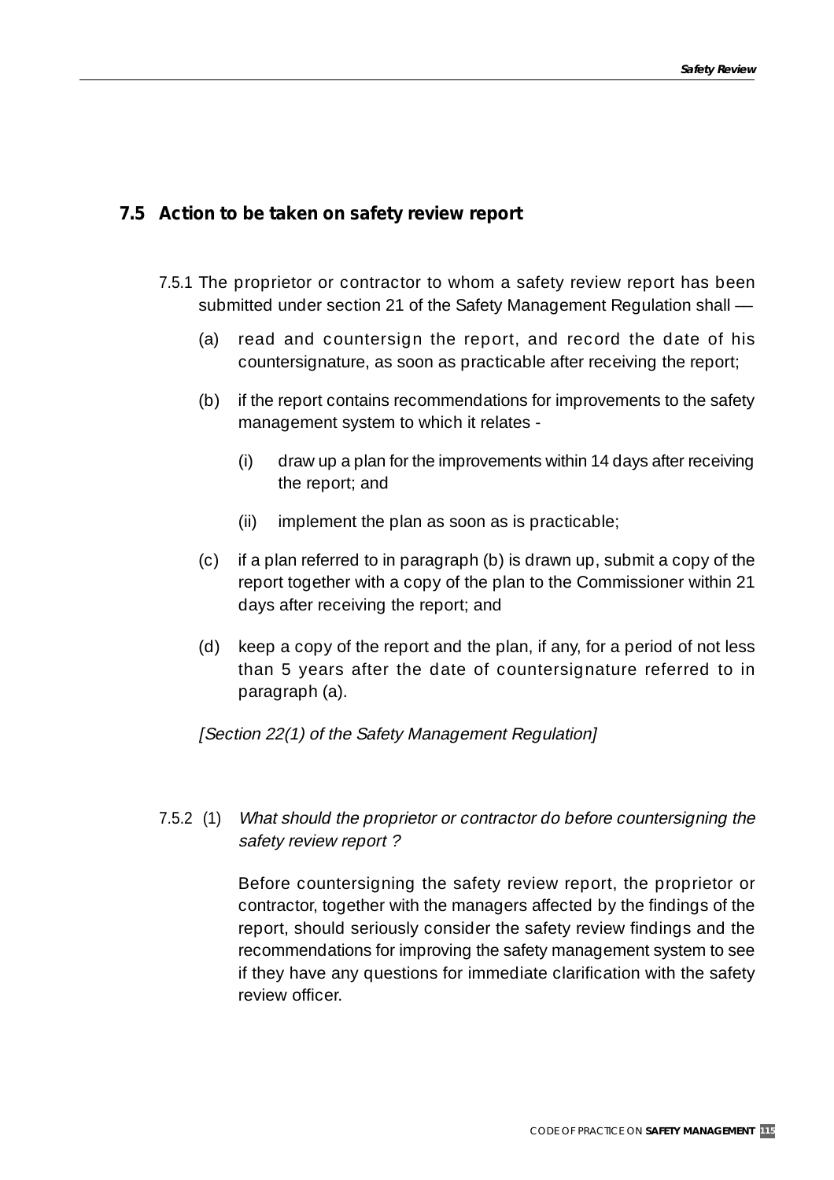## 7.5 Action to be taken on safety review report

7.5.1 The proprietor or contractor to whom a safety review report has been submitted under section 21 of the Safety Management Regulation shall —

(a) read and countersign the report, and record the date of his countersignature, as soon as practicable after receiving the report;

(b) if the report contains recommendations for improvements to the safety management system to which it relates -

  (i) draw up a plan for the improvements within 14 days after receiving the report; and

  (ii) implement the plan as soon as is practicable;

(c) if a plan referred to in paragraph (b) is drawn up, submit a copy of the report together with a copy of the plan to the Commissioner within 21 days after receiving the report; and

(d) keep a copy of the report and the plan, if any, for a period of not less than 5 years after the date of countersignature referred to in paragraph (a).

*[Section 22(1) of the Safety Management Regulation]*

7.5.2 (1) *What should the proprietor or contractor do before countersigning the safety review report ?*

Before countersigning the safety review report, the proprietor or contractor, together with the managers affected by the findings of the report, should seriously consider the safety review findings and the recommendations for improving the safety management system to see if they have any questions for immediate clarification with the safety review officer.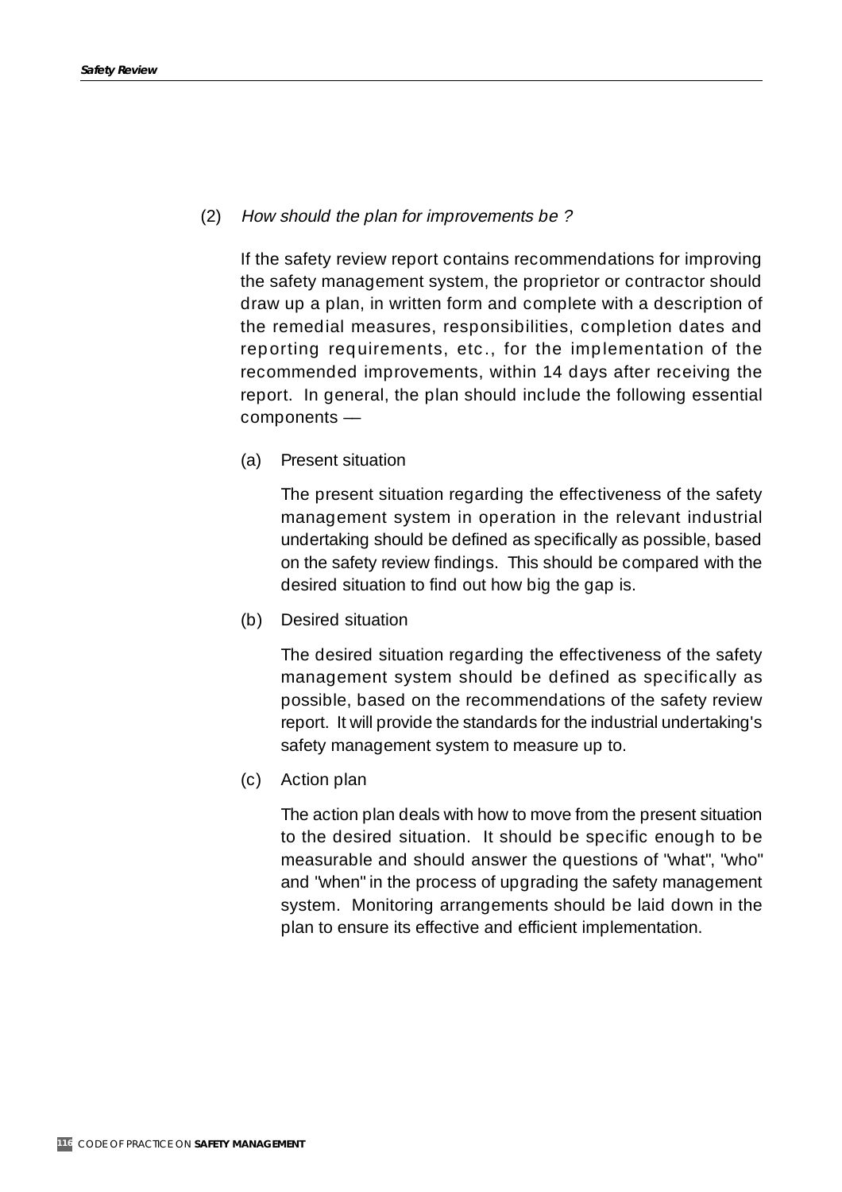(2) *How should the plan for improvements be ?*

If the safety review report contains recommendations for improving the safety management system, the proprietor or contractor should draw up a plan, in written form and complete with a description of the remedial measures, responsibilities, completion dates and reporting requirements, etc., for the implementation of the recommended improvements, within 14 days after receiving the report. In general, the plan should include the following essential components —

(a) Present situation

The present situation regarding the effectiveness of the safety management system in operation in the relevant industrial undertaking should be defined as specifically as possible, based on the safety review findings. This should be compared with the desired situation to find out how big the gap is.

(b) Desired situation

The desired situation regarding the effectiveness of the safety management system should be defined as specifically as possible, based on the recommendations of the safety review report. It will provide the standards for the industrial undertaking's safety management system to measure up to.

(c) Action plan

The action plan deals with how to move from the present situation to the desired situation. It should be specific enough to be measurable and should answer the questions of "what", "who" and "when" in the process of upgrading the safety management system. Monitoring arrangements should be laid down in the plan to ensure its effective and efficient implementation.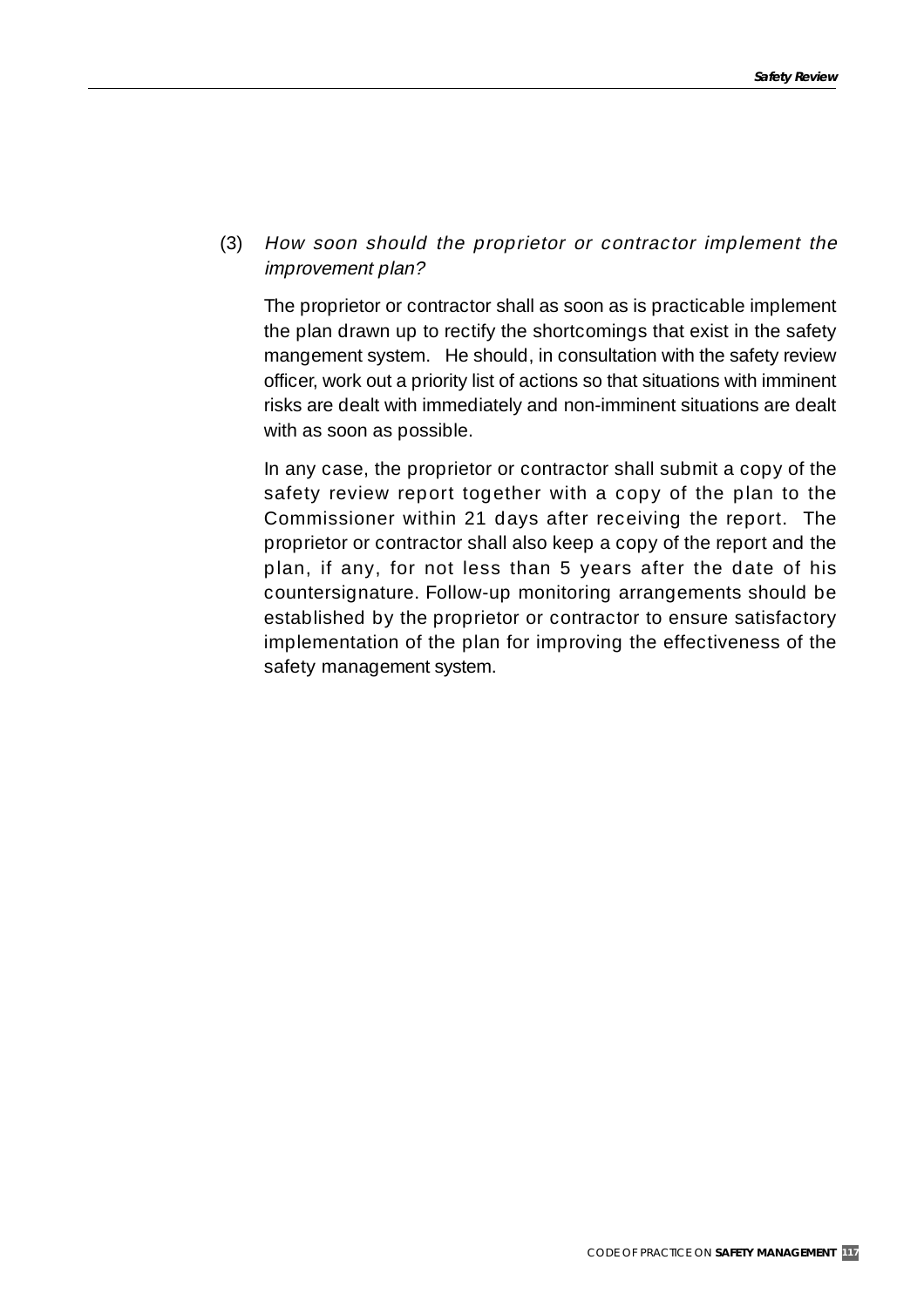(3) *How soon should the proprietor or contractor implement the improvement plan?*

The proprietor or contractor shall as soon as is practicable implement the plan drawn up to rectify the shortcomings that exist in the safety mangement system. He should, in consultation with the safety review officer, work out a priority list of actions so that situations with imminent risks are dealt with immediately and non-imminent situations are dealt with as soon as possible.

In any case, the proprietor or contractor shall submit a copy of the safety review report together with a copy of the plan to the Commissioner within 21 days after receiving the report. The proprietor or contractor shall also keep a copy of the report and the plan, if any, for not less than 5 years after the date of his countersignature. Follow-up monitoring arrangements should be established by the proprietor or contractor to ensure satisfactory implementation of the plan for improving the effectiveness of the safety management system.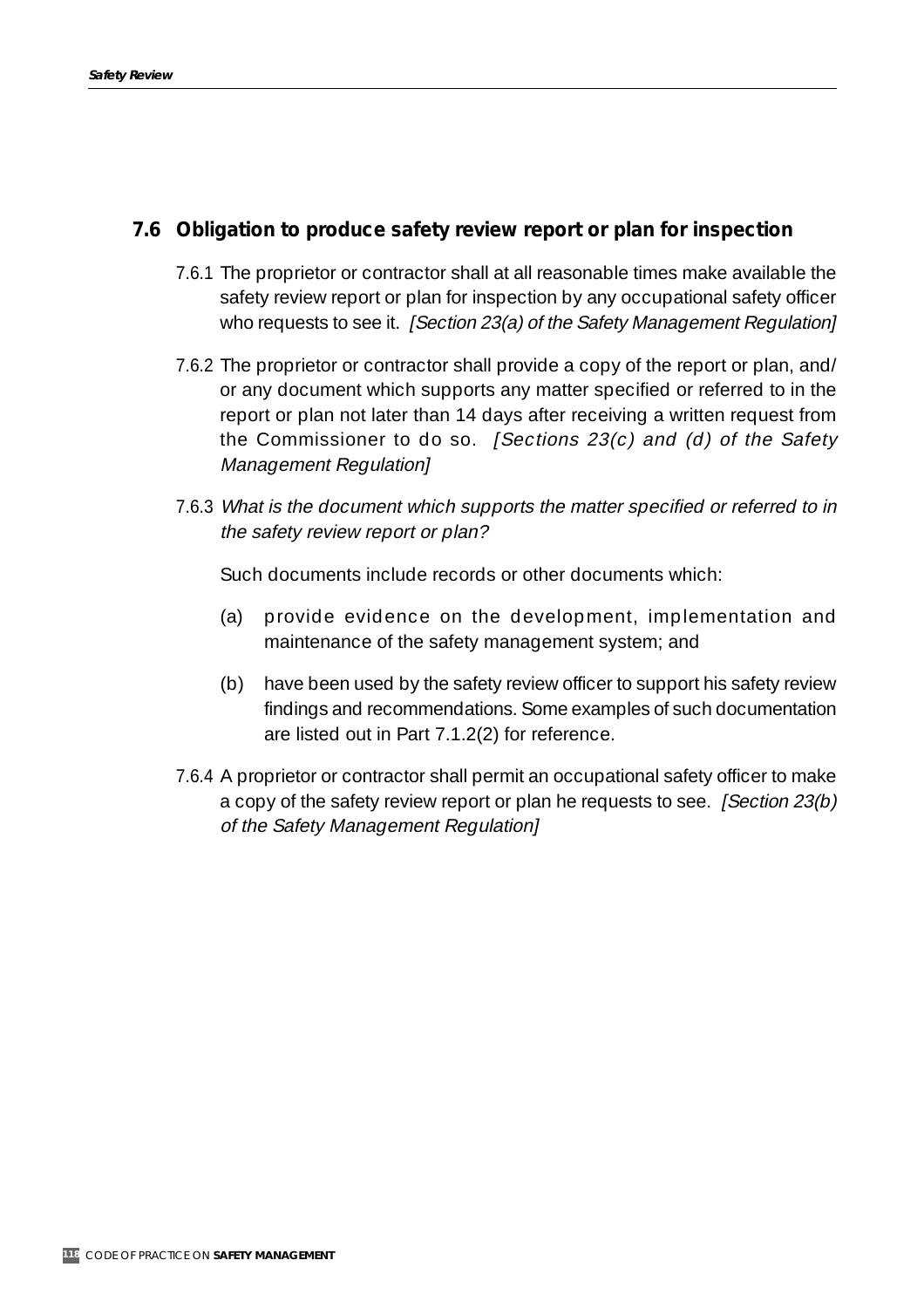## 7.6 Obligation to produce safety review report or plan for inspection

7.6.1 The proprietor or contractor shall at all reasonable times make available the safety review report or plan for inspection by any occupational safety officer who requests to see it. *[Section 23(a) of the Safety Management Regulation]*

7.6.2 The proprietor or contractor shall provide a copy of the report or plan, and/ or any document which supports any matter specified or referred to in the report or plan not later than 14 days after receiving a written request from the Commissioner to do so. *[Sections 23(c) and (d) of the Safety Management Regulation]*

7.6.3 *What is the document which supports the matter specified or referred to in the safety review report or plan?*

Such documents include records or other documents which:

(a) provide evidence on the development, implementation and maintenance of the safety management system; and

(b) have been used by the safety review officer to support his safety review findings and recommendations. Some examples of such documentation are listed out in Part 7.1.2(2) for reference.

7.6.4 A proprietor or contractor shall permit an occupational safety officer to make a copy of the safety review report or plan he requests to see. *[Section 23(b) of the Safety Management Regulation]*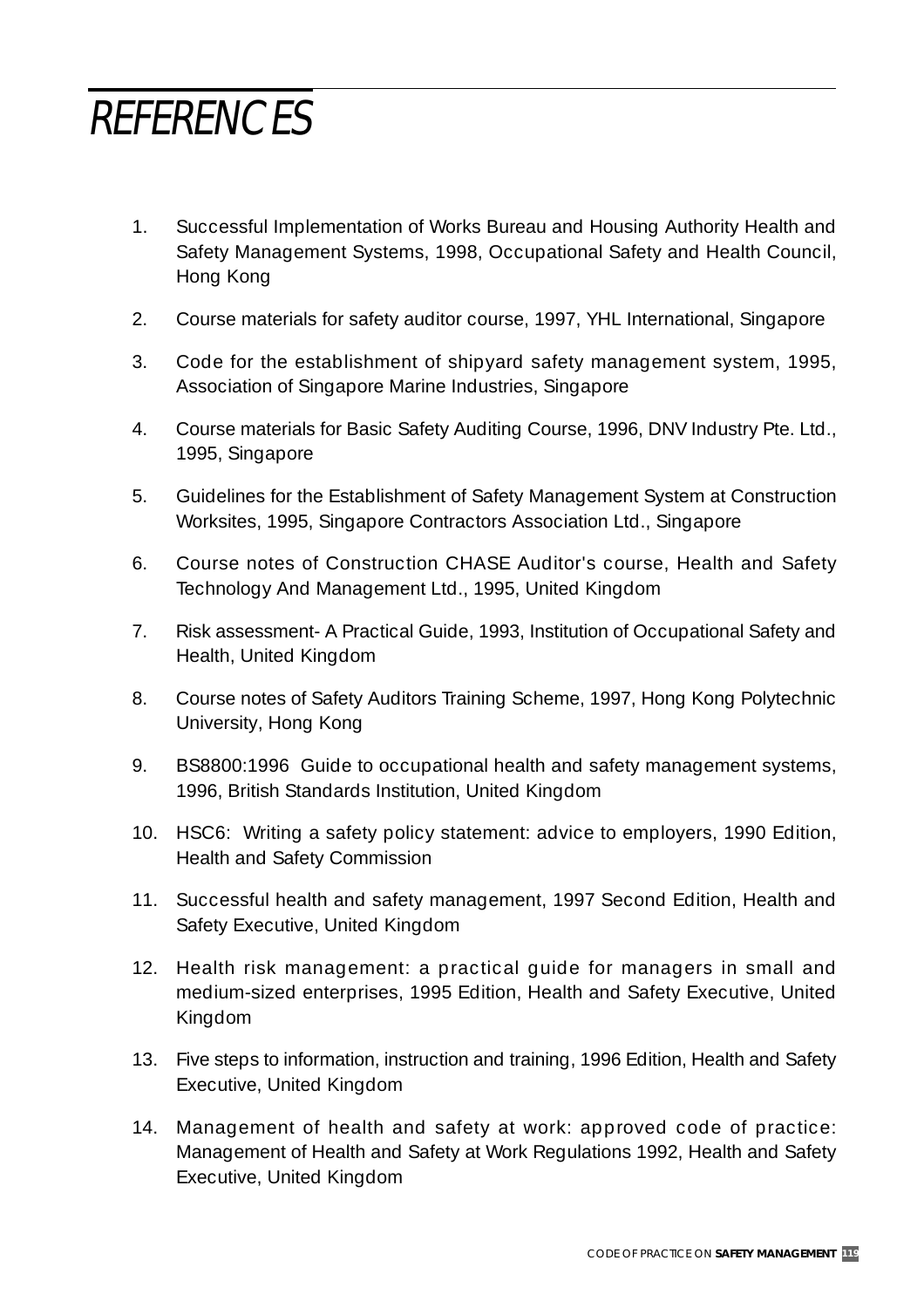# REFERENCES

1. Successful Implementation of Works Bureau and Housing Authority Health and Safety Management Systems, 1998, Occupational Safety and Health Council, Hong Kong
2. Course materials for safety auditor course, 1997, YHL International, Singapore
3. Code for the establishment of shipyard safety management system, 1995, Association of Singapore Marine Industries, Singapore
4. Course materials for Basic Safety Auditing Course, 1996, DNV Industry Pte. Ltd., 1995, Singapore
5. Guidelines for the Establishment of Safety Management System at Construction Worksites, 1995, Singapore Contractors Association Ltd., Singapore
6. Course notes of Construction CHASE Auditor's course, Health and Safety Technology And Management Ltd., 1995, United Kingdom
7. Risk assessment- A Practical Guide, 1993, Institution of Occupational Safety and Health, United Kingdom
8. Course notes of Safety Auditors Training Scheme, 1997, Hong Kong Polytechnic University, Hong Kong
9. BS8800:1996 Guide to occupational health and safety management systems, 1996, British Standards Institution, United Kingdom
10. HSC6: Writing a safety policy statement: advice to employers, 1990 Edition, Health and Safety Commission
11. Successful health and safety management, 1997 Second Edition, Health and Safety Executive, United Kingdom
12. Health risk management: a practical guide for managers in small and medium-sized enterprises, 1995 Edition, Health and Safety Executive, United Kingdom
13. Five steps to information, instruction and training, 1996 Edition, Health and Safety Executive, United Kingdom
14. Management of health and safety at work: approved code of practice: Management of Health and Safety at Work Regulations 1992, Health and Safety Executive, United Kingdom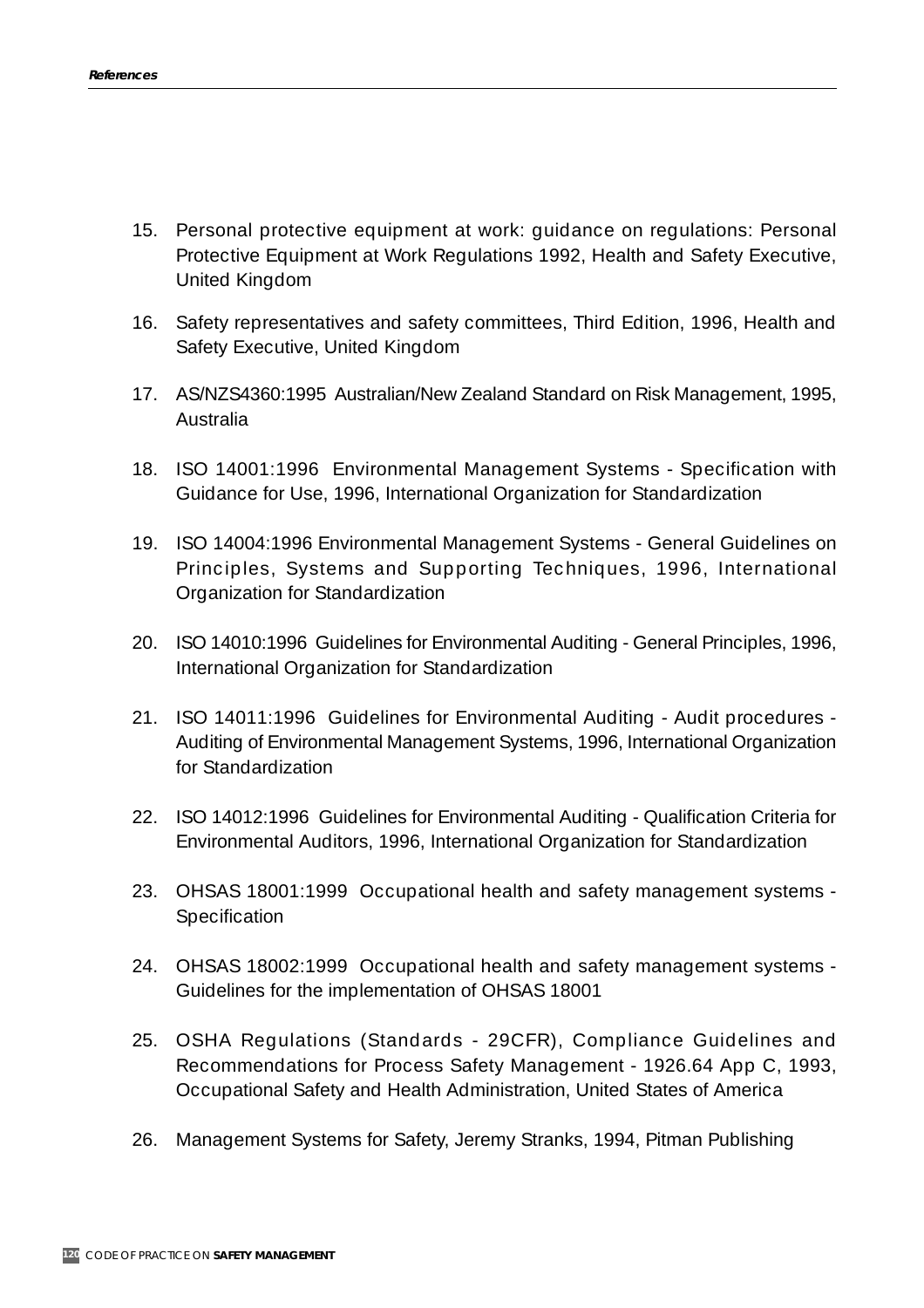15. Personal protective equipment at work: guidance on regulations: Personal Protective Equipment at Work Regulations 1992, Health and Safety Executive, United Kingdom

16. Safety representatives and safety committees, Third Edition, 1996, Health and Safety Executive, United Kingdom

17. AS/NZS4360:1995 Australian/New Zealand Standard on Risk Management, 1995, Australia

18. ISO 14001:1996 Environmental Management Systems - Specification with Guidance for Use, 1996, International Organization for Standardization

19. ISO 14004:1996 Environmental Management Systems - General Guidelines on Principles, Systems and Supporting Techniques, 1996, International Organization for Standardization

20. ISO 14010:1996 Guidelines for Environmental Auditing - General Principles, 1996, International Organization for Standardization

21. ISO 14011:1996 Guidelines for Environmental Auditing - Audit procedures - Auditing of Environmental Management Systems, 1996, International Organization for Standardization

22. ISO 14012:1996 Guidelines for Environmental Auditing - Qualification Criteria for Environmental Auditors, 1996, International Organization for Standardization

23. OHSAS 18001:1999 Occupational health and safety management systems - Specification

24. OHSAS 18002:1999 Occupational health and safety management systems - Guidelines for the implementation of OHSAS 18001

25. OSHA Regulations (Standards - 29CFR), Compliance Guidelines and Recommendations for Process Safety Management - 1926.64 App C, 1993, Occupational Safety and Health Administration, United States of America

26. Management Systems for Safety, Jeremy Stranks, 1994, Pitman Publishing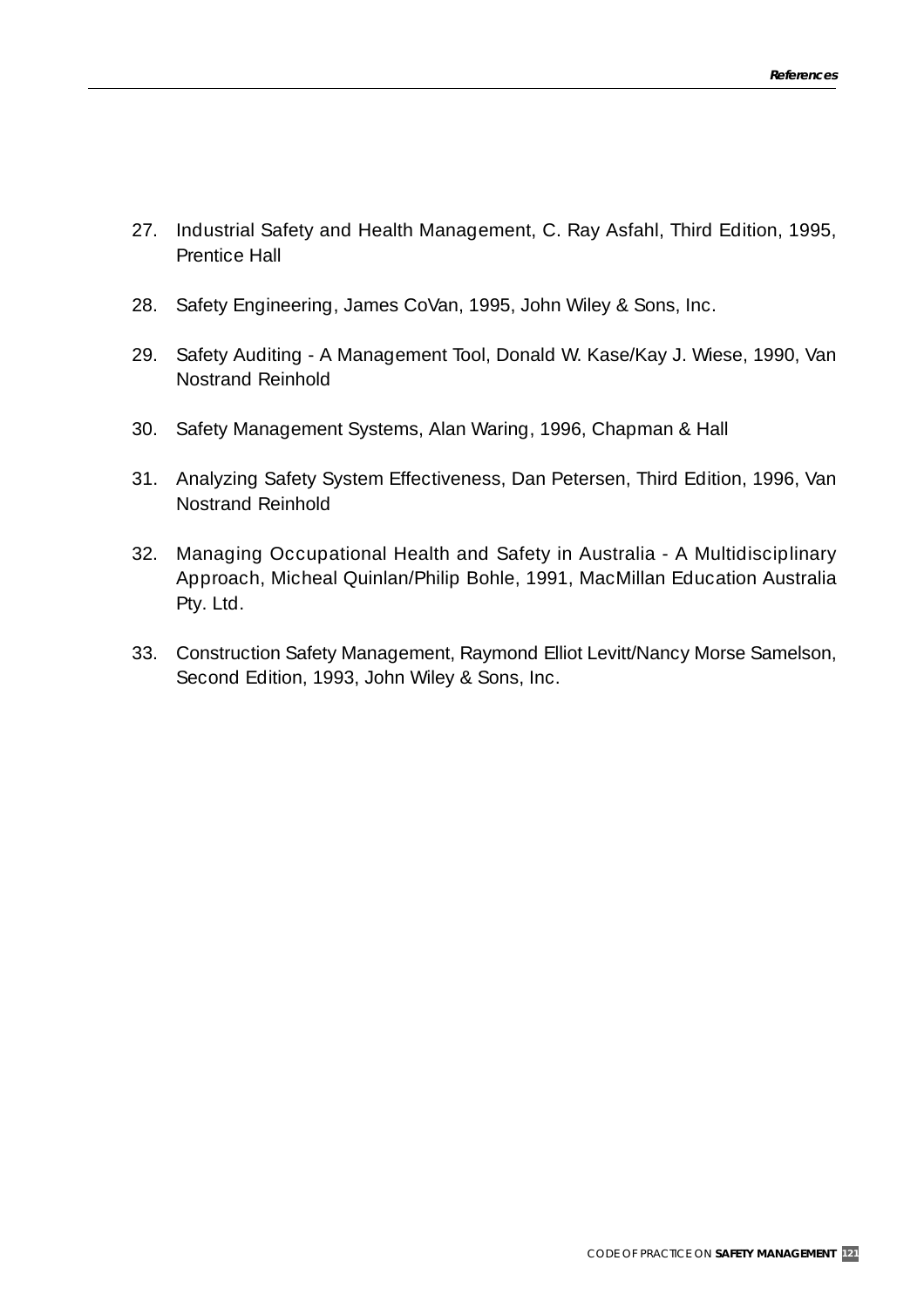27. Industrial Safety and Health Management, C. Ray Asfahl, Third Edition, 1995, Prentice Hall

28. Safety Engineering, James CoVan, 1995, John Wiley & Sons, Inc.

29. Safety Auditing - A Management Tool, Donald W. Kase/Kay J. Wiese, 1990, Van Nostrand Reinhold

30. Safety Management Systems, Alan Waring, 1996, Chapman & Hall

31. Analyzing Safety System Effectiveness, Dan Petersen, Third Edition, 1996, Van Nostrand Reinhold

32. Managing Occupational Health and Safety in Australia - A Multidisciplinary Approach, Micheal Quinlan/Philip Bohle, 1991, MacMillan Education Australia Pty. Ltd.

33. Construction Safety Management, Raymond Elliot Levitt/Nancy Morse Samelson, Second Edition, 1993, John Wiley & Sons, Inc.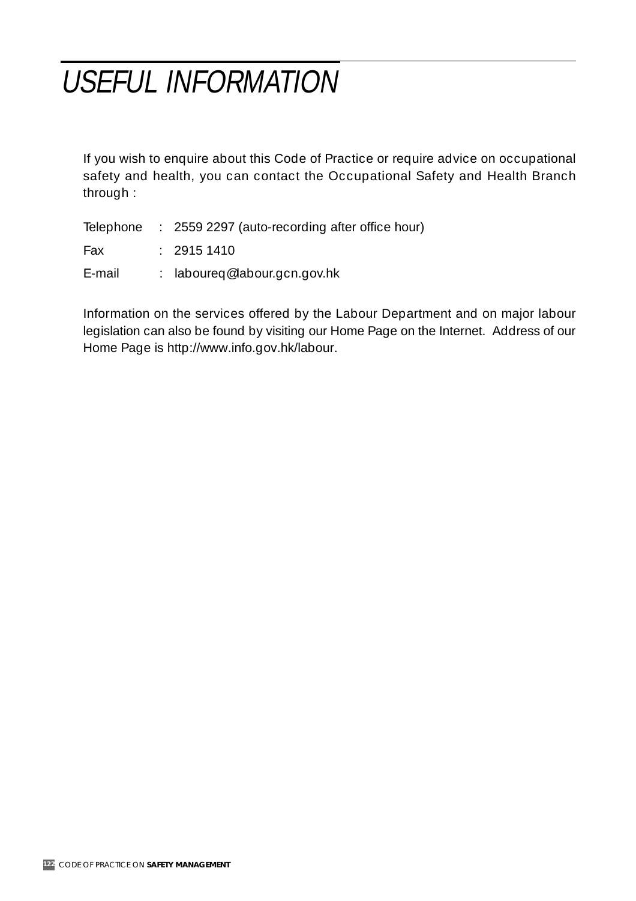# USEFUL INFORMATION

If you wish to enquire about this Code of Practice or require advice on occupational safety and health, you can contact the Occupational Safety and Health Branch through :

Telephone : 2559 2297 (auto-recording after office hour)

Fax : 2915 1410

E-mail : laboureq@labour.gcn.gov.hk

Information on the services offered by the Labour Department and on major labour legislation can also be found by visiting our Home Page on the Internet. Address of our Home Page is http://www.info.gov.hk/labour.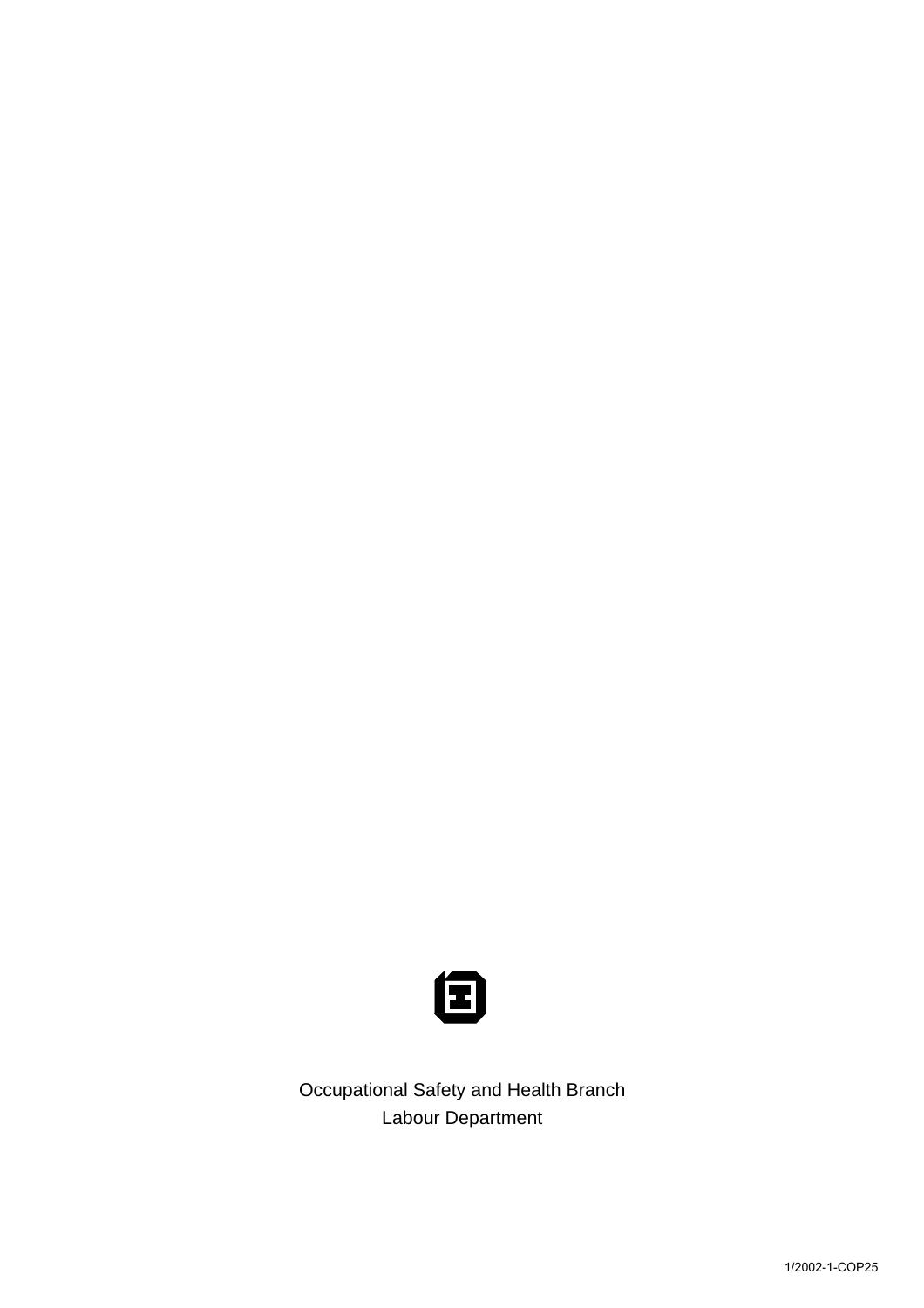Occupational Safety and Health Branch
Labour Department

1/2002-1-COP25